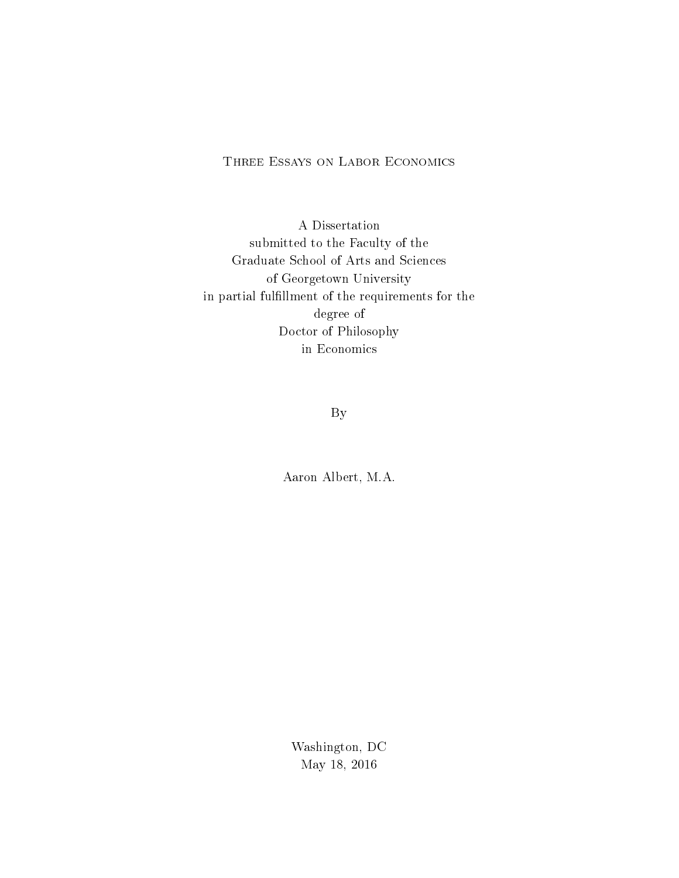# Three Essays on Labor Economics

A Dissertation
submitted to the Faculty of the
Graduate School of Arts and Sciences
of Georgetown University
in partial fulfillment of the requirements for the
degree of
Doctor of Philosophy
in Economics

By

Aaron Albert, M.A.

Washington, DC
May 18, 2016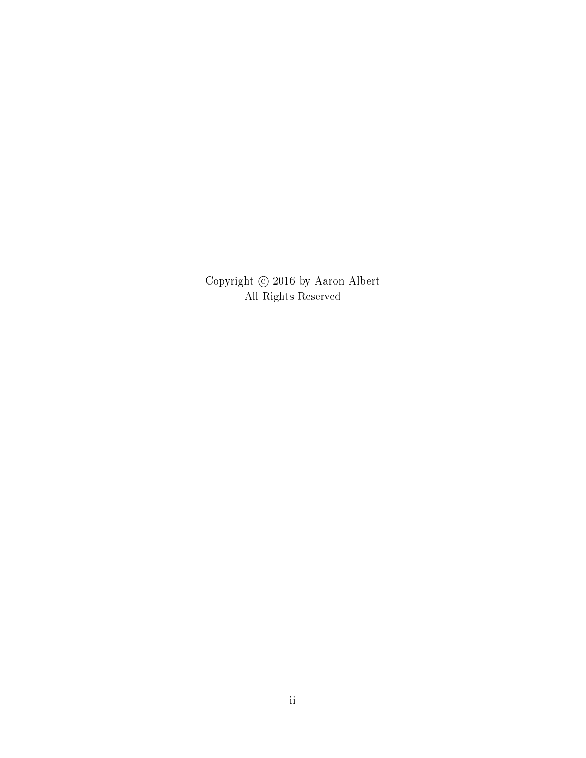Copyright © 2016 by Aaron Albert
All Rights Reserved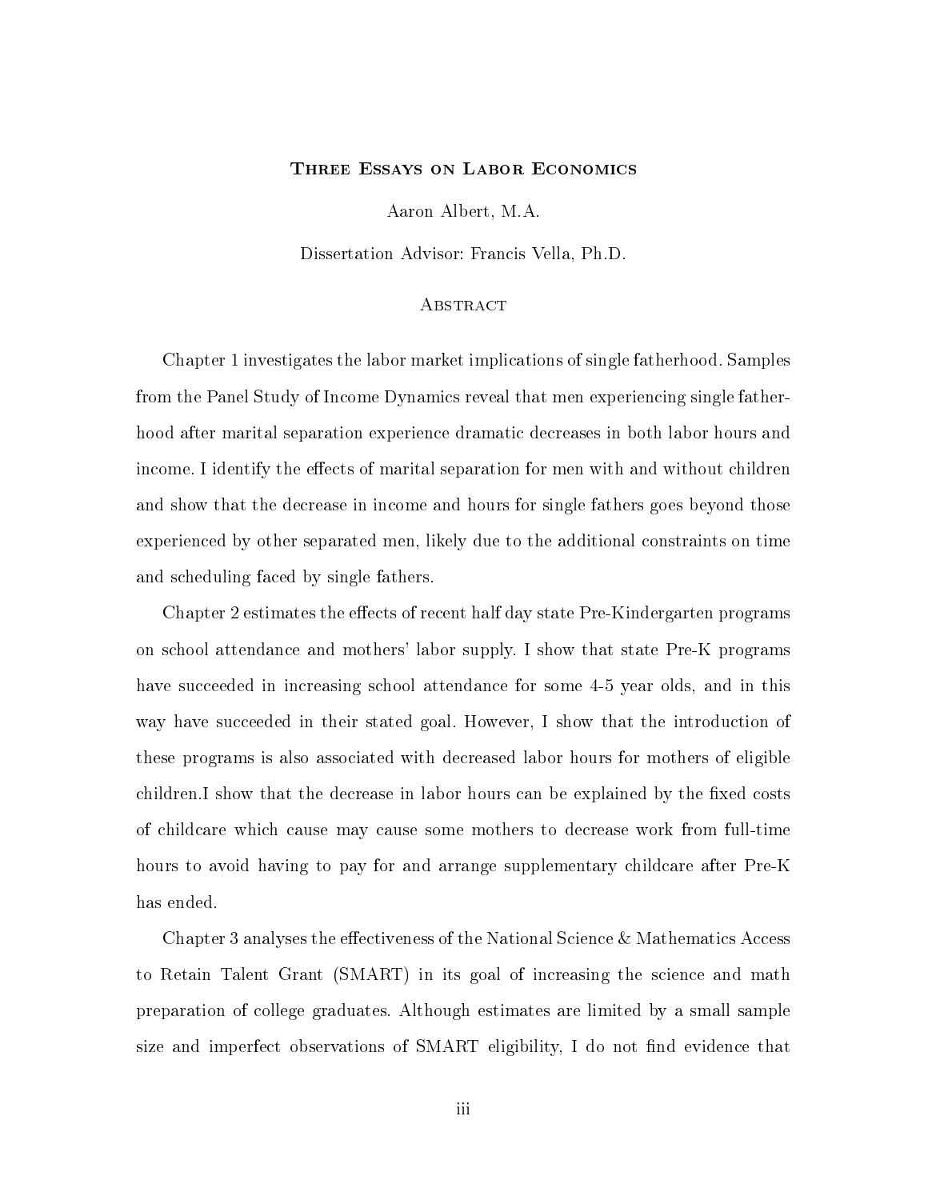# Three Essays on Labor Economics

Aaron Albert, M.A.

Dissertation Advisor: Francis Vella, Ph.D.

## Abstract

Chapter 1 investigates the labor market implications of single fatherhood. Samples from the Panel Study of Income Dynamics reveal that men experiencing single fatherhood after marital separation experience dramatic decreases in both labor hours and income. I identify the effects of marital separation for men with and without children and show that the decrease in income and hours for single fathers goes beyond those experienced by other separated men, likely due to the additional constraints on time and scheduling faced by single fathers.

Chapter 2 estimates the effects of recent half day state Pre-Kindergarten programs on school attendance and mothers' labor supply. I show that state Pre-K programs have succeeded in increasing school attendance for some 4-5 year olds, and in this way have succeeded in their stated goal. However, I show that the introduction of these programs is also associated with decreased labor hours for mothers of eligible children.I show that the decrease in labor hours can be explained by the fixed costs of childcare which cause may cause some mothers to decrease work from full-time hours to avoid having to pay for and arrange supplementary childcare after Pre-K has ended.

Chapter 3 analyses the effectiveness of the National Science & Mathematics Access to Retain Talent Grant (SMART) in its goal of increasing the science and math preparation of college graduates. Although estimates are limited by a small sample size and imperfect observations of SMART eligibility, I do not find evidence that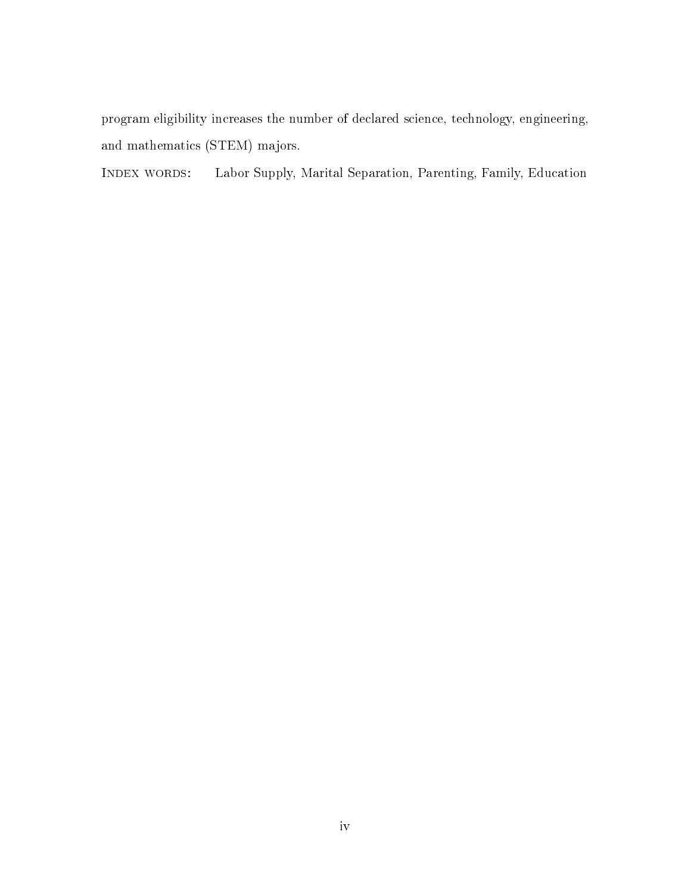program eligibility increases the number of declared science, technology, engineering, and mathematics (STEM) majors.

INDEX WORDS: Labor Supply, Marital Separation, Parenting, Family, Education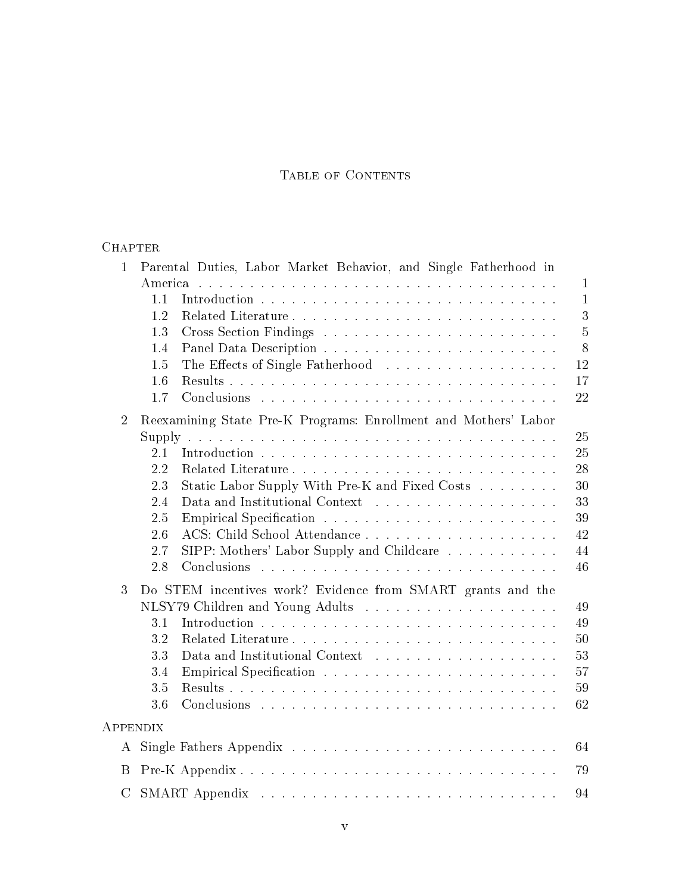# Table of Contents

Chapter

| | | |
|---|---|---|
| 1 | Parental Duties, Labor Market Behavior, and Single Fatherhood in America | 1 |
| | 1.1 Introduction | 1 |
| | 1.2 Related Literature | 3 |
| | 1.3 Cross Section Findings | 5 |
| | 1.4 Panel Data Description | 8 |
| | 1.5 The Effects of Single Fatherhood | 12 |
| | 1.6 Results | 17 |
| | 1.7 Conclusions | 22 |
| 2 | Reexamining State Pre-K Programs: Enrollment and Mothers' Labor Supply | 25 |
| | 2.1 Introduction | 25 |
| | 2.2 Related Literature | 28 |
| | 2.3 Static Labor Supply With Pre-K and Fixed Costs | 30 |
| | 2.4 Data and Institutional Context | 33 |
| | 2.5 Empirical Specification | 39 |
| | 2.6 ACS: Child School Attendance | 42 |
| | 2.7 SIPP: Mothers' Labor Supply and Childcare | 44 |
| | 2.8 Conclusions | 46 |
| 3 | Do STEM incentives work? Evidence from SMART grants and the NLSY79 Children and Young Adults | 49 |
| | 3.1 Introduction | 49 |
| | 3.2 Related Literature | 50 |
| | 3.3 Data and Institutional Context | 53 |
| | 3.4 Empirical Specification | 57 |
| | 3.5 Results | 59 |
| | 3.6 Conclusions | 62 |

Appendix

| | | |
|---|---|---|
| A | Single Fathers Appendix | 64 |
| B | Pre-K Appendix | 79 |
| C | SMART Appendix | 94 |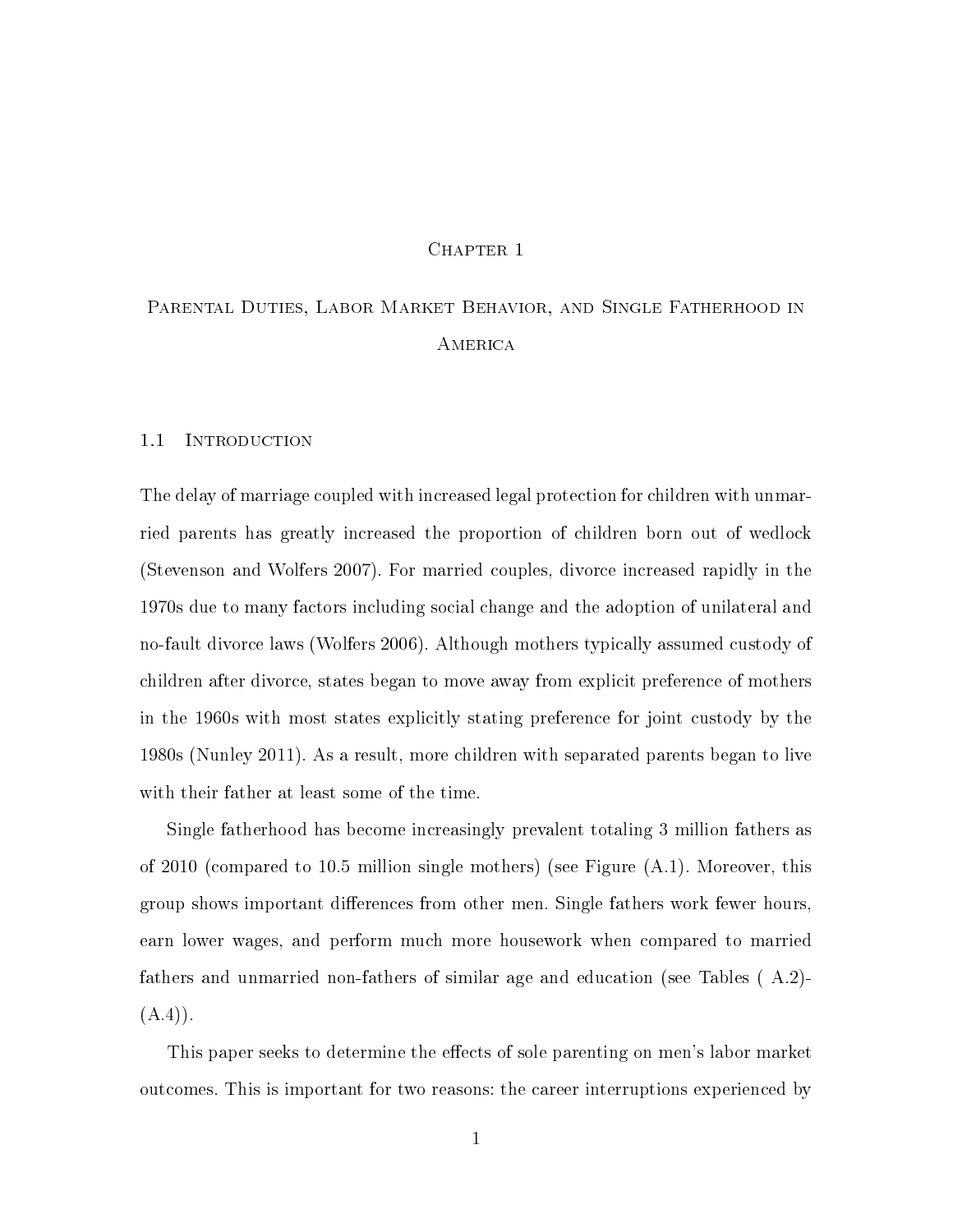# Chapter 1

# Parental Duties, Labor Market Behavior, and Single Fatherhood in America

## 1.1 Introduction

The delay of marriage coupled with increased legal protection for children with unmarried parents has greatly increased the proportion of children born out of wedlock (Stevenson and Wolfers 2007). For married couples, divorce increased rapidly in the 1970s due to many factors including social change and the adoption of unilateral and no-fault divorce laws (Wolfers 2006). Although mothers typically assumed custody of children after divorce, states began to move away from explicit preference of mothers in the 1960s with most states explicitly stating preference for joint custody by the 1980s (Nunley 2011). As a result, more children with separated parents began to live with their father at least some of the time.

Single fatherhood has become increasingly prevalent totaling 3 million fathers as of 2010 (compared to 10.5 million single mothers) (see Figure (A.1). Moreover, this group shows important differences from other men. Single fathers work fewer hours, earn lower wages, and perform much more housework when compared to married fathers and unmarried non-fathers of similar age and education (see Tables ( A.2)-(A.4)).

This paper seeks to determine the effects of sole parenting on men's labor market outcomes. This is important for two reasons: the career interruptions experienced by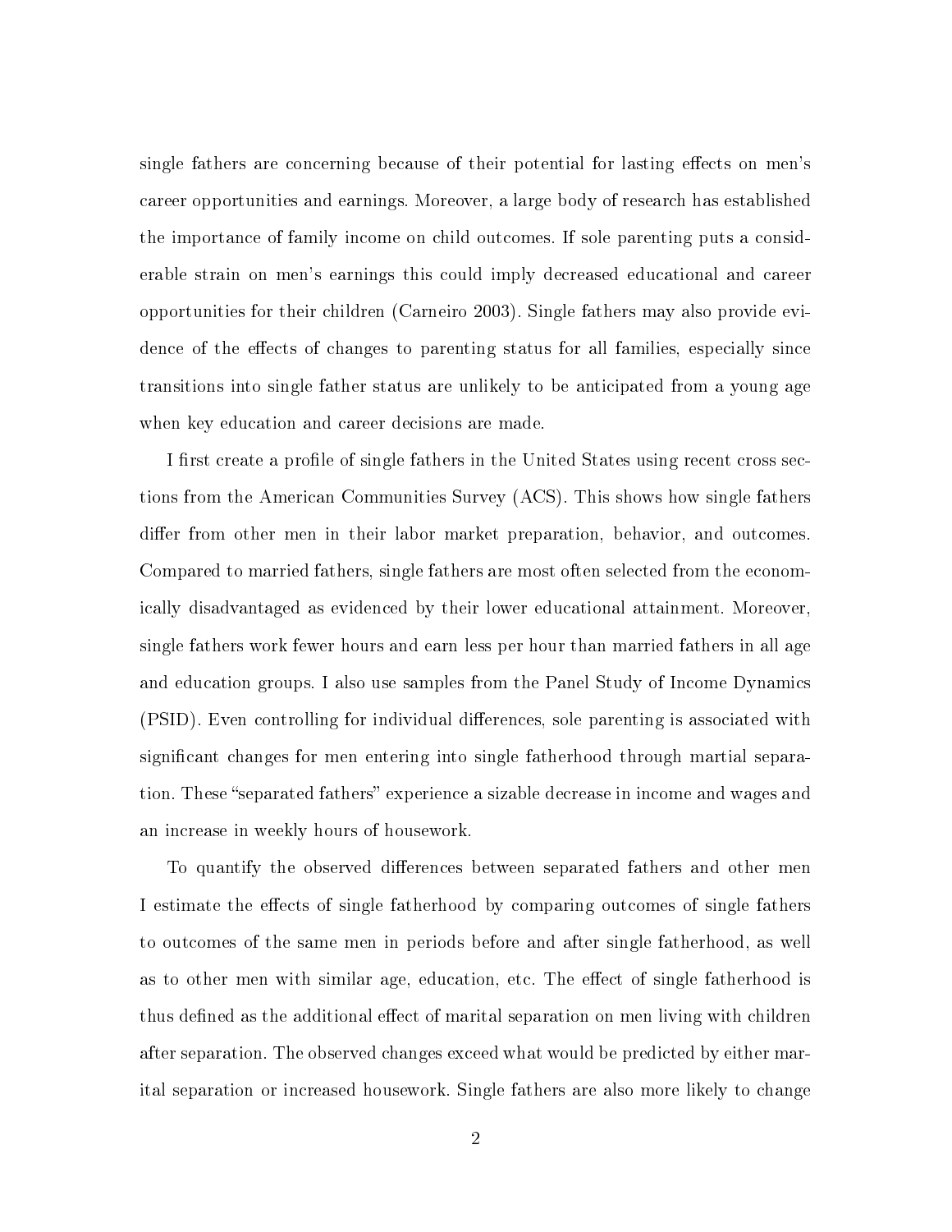single fathers are concerning because of their potential for lasting effects on men's career opportunities and earnings. Moreover, a large body of research has established the importance of family income on child outcomes. If sole parenting puts a considerable strain on men's earnings this could imply decreased educational and career opportunities for their children (Carneiro 2003). Single fathers may also provide evidence of the effects of changes to parenting status for all families, especially since transitions into single father status are unlikely to be anticipated from a young age when key education and career decisions are made.

I first create a profile of single fathers in the United States using recent cross sections from the American Communities Survey (ACS). This shows how single fathers differ from other men in their labor market preparation, behavior, and outcomes. Compared to married fathers, single fathers are most often selected from the economically disadvantaged as evidenced by their lower educational attainment. Moreover, single fathers work fewer hours and earn less per hour than married fathers in all age and education groups. I also use samples from the Panel Study of Income Dynamics (PSID). Even controlling for individual differences, sole parenting is associated with significant changes for men entering into single fatherhood through martial separation. These "separated fathers" experience a sizable decrease in income and wages and an increase in weekly hours of housework.

To quantify the observed differences between separated fathers and other men I estimate the effects of single fatherhood by comparing outcomes of single fathers to outcomes of the same men in periods before and after single fatherhood, as well as to other men with similar age, education, etc. The effect of single fatherhood is thus defined as the additional effect of marital separation on men living with children after separation. The observed changes exceed what would be predicted by either marital separation or increased housework. Single fathers are also more likely to change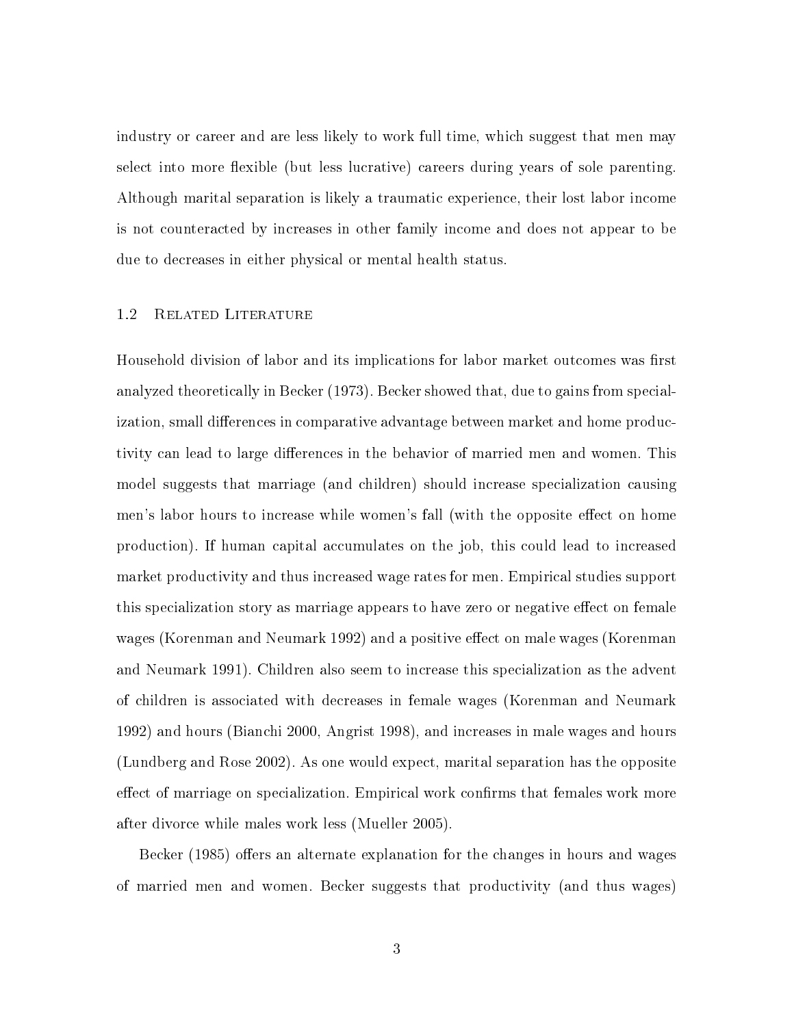industry or career and are less likely to work full time, which suggest that men may select into more flexible (but less lucrative) careers during years of sole parenting. Although marital separation is likely a traumatic experience, their lost labor income is not counteracted by increases in other family income and does not appear to be due to decreases in either physical or mental health status.

### 1.2 Related Literature

Household division of labor and its implications for labor market outcomes was first analyzed theoretically in Becker (1973). Becker showed that, due to gains from specialization, small differences in comparative advantage between market and home productivity can lead to large differences in the behavior of married men and women. This model suggests that marriage (and children) should increase specialization causing men's labor hours to increase while women's fall (with the opposite effect on home production). If human capital accumulates on the job, this could lead to increased market productivity and thus increased wage rates for men. Empirical studies support this specialization story as marriage appears to have zero or negative effect on female wages (Korenman and Neumark 1992) and a positive effect on male wages (Korenman and Neumark 1991). Children also seem to increase this specialization as the advent of children is associated with decreases in female wages (Korenman and Neumark 1992) and hours (Bianchi 2000, Angrist 1998), and increases in male wages and hours (Lundberg and Rose 2002). As one would expect, marital separation has the opposite effect of marriage on specialization. Empirical work confirms that females work more after divorce while males work less (Mueller 2005).

Becker (1985) offers an alternate explanation for the changes in hours and wages of married men and women. Becker suggests that productivity (and thus wages)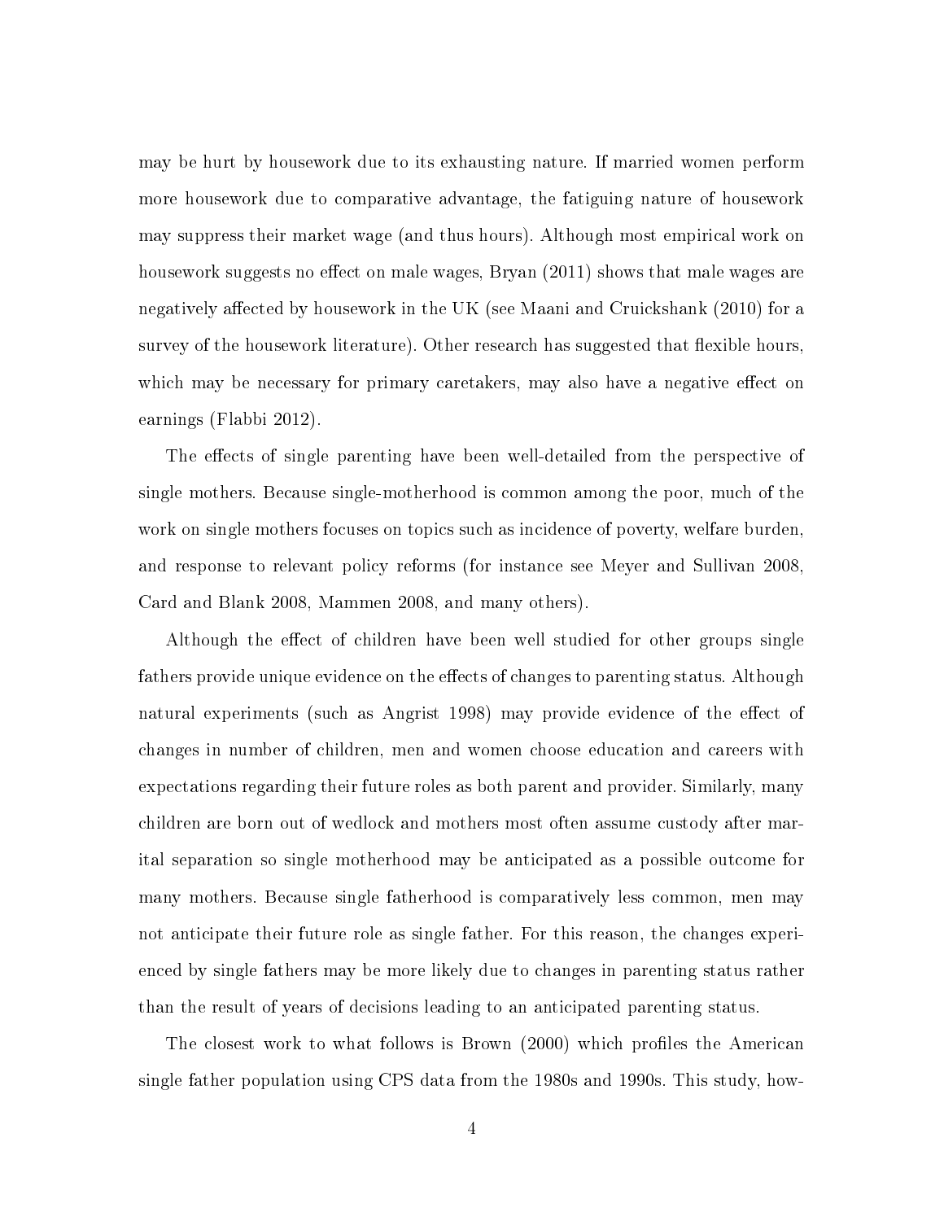may be hurt by housework due to its exhausting nature. If married women perform more housework due to comparative advantage, the fatiguing nature of housework may suppress their market wage (and thus hours). Although most empirical work on housework suggests no effect on male wages, Bryan (2011) shows that male wages are negatively affected by housework in the UK (see Maani and Cruickshank (2010) for a survey of the housework literature). Other research has suggested that flexible hours, which may be necessary for primary caretakers, may also have a negative effect on earnings (Flabbi 2012).

The effects of single parenting have been well-detailed from the perspective of single mothers. Because single-motherhood is common among the poor, much of the work on single mothers focuses on topics such as incidence of poverty, welfare burden, and response to relevant policy reforms (for instance see Meyer and Sullivan 2008, Card and Blank 2008, Mammen 2008, and many others).

Although the effect of children have been well studied for other groups single fathers provide unique evidence on the effects of changes to parenting status. Although natural experiments (such as Angrist 1998) may provide evidence of the effect of changes in number of children, men and women choose education and careers with expectations regarding their future roles as both parent and provider. Similarly, many children are born out of wedlock and mothers most often assume custody after marital separation so single motherhood may be anticipated as a possible outcome for many mothers. Because single fatherhood is comparatively less common, men may not anticipate their future role as single father. For this reason, the changes experienced by single fathers may be more likely due to changes in parenting status rather than the result of years of decisions leading to an anticipated parenting status.

The closest work to what follows is Brown (2000) which profiles the American single father population using CPS data from the 1980s and 1990s. This study, how-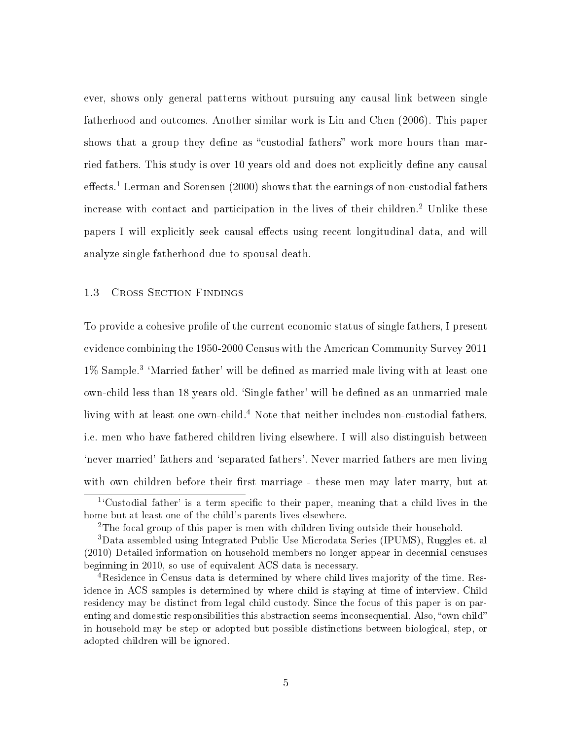ever, shows only general patterns without pursuing any causal link between single fatherhood and outcomes. Another similar work is Lin and Chen (2006). This paper shows that a group they define as "custodial fathers" work more hours than married fathers. This study is over 10 years old and does not explicitly define any causal effects.[1] Lerman and Sorensen (2000) shows that the earnings of non-custodial fathers increase with contact and participation in the lives of their children.[2] Unlike these papers I will explicitly seek causal effects using recent longitudinal data, and will analyze single fatherhood due to spousal death.

### 1.3 Cross Section Findings

To provide a cohesive profile of the current economic status of single fathers, I present evidence combining the 1950-2000 Census with the American Community Survey 2011 1% Sample.[3] 'Married father' will be defined as married male living with at least one own-child less than 18 years old. 'Single father' will be defined as an unmarried male living with at least one own-child.[4] Note that neither includes non-custodial fathers, i.e. men who have fathered children living elsewhere. I will also distinguish between 'never married' fathers and 'separated fathers'. Never married fathers are men living with own children before their first marriage - these men may later marry, but at

---

[1] 'Custodial father' is a term specific to their paper, meaning that a child lives in the home but at least one of the child's parents lives elsewhere.

[2] The focal group of this paper is men with children living outside their household.

[3] Data assembled using Integrated Public Use Microdata Series (IPUMS), Ruggles et. al (2010) Detailed information on household members no longer appear in decennial censuses beginning in 2010, so use of equivalent ACS data is necessary.

[4] Residence in Census data is determined by where child lives majority of the time. Residence in ACS samples is determined by where child is staying at time of interview. Child residency may be distinct from legal child custody. Since the focus of this paper is on parenting and domestic responsibilities this abstraction seems inconsequential. Also, "own child" in household may be step or adopted but possible distinctions between biological, step, or adopted children will be ignored.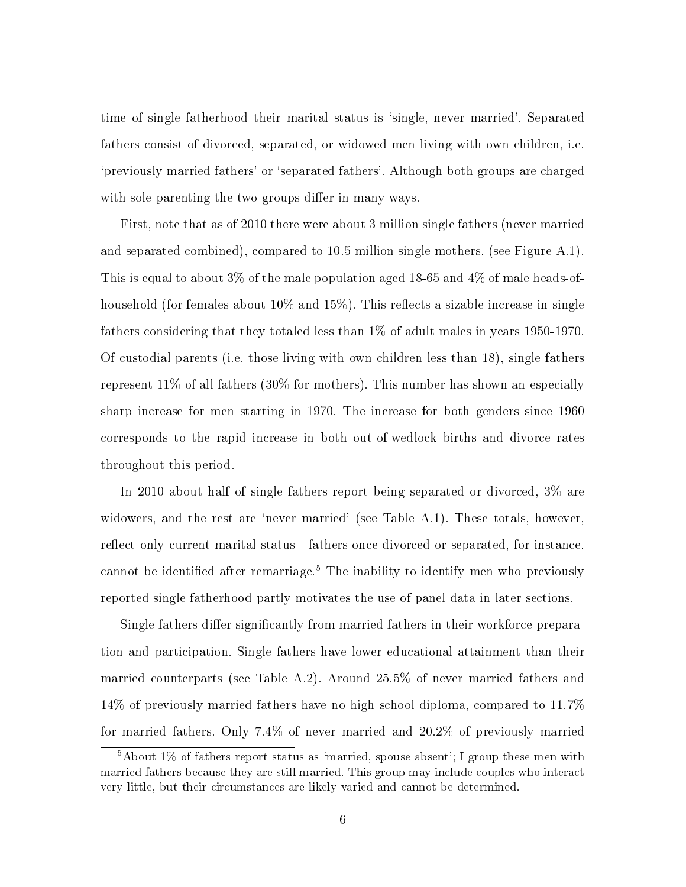time of single fatherhood their marital status is 'single, never married'. Separated fathers consist of divorced, separated, or widowed men living with own children, i.e. 'previously married fathers' or 'separated fathers'. Although both groups are charged with sole parenting the two groups differ in many ways.

First, note that as of 2010 there were about 3 million single fathers (never married and separated combined), compared to 10.5 million single mothers, (see Figure A.1). This is equal to about 3% of the male population aged 18-65 and 4% of male heads-of-household (for females about 10% and 15%). This reflects a sizable increase in single fathers considering that they totaled less than 1% of adult males in years 1950-1970. Of custodial parents (i.e. those living with own children less than 18), single fathers represent 11% of all fathers (30% for mothers). This number has shown an especially sharp increase for men starting in 1970. The increase for both genders since 1960 corresponds to the rapid increase in both out-of-wedlock births and divorce rates throughout this period.

In 2010 about half of single fathers report being separated or divorced, 3% are widowers, and the rest are 'never married' (see Table A.1). These totals, however, reflect only current marital status - fathers once divorced or separated, for instance, cannot be identified after remarriage.[5] The inability to identify men who previously reported single fatherhood partly motivates the use of panel data in later sections.

Single fathers differ significantly from married fathers in their workforce preparation and participation. Single fathers have lower educational attainment than their married counterparts (see Table A.2). Around 25.5% of never married fathers and 14% of previously married fathers have no high school diploma, compared to 11.7% for married fathers. Only 7.4% of never married and 20.2% of previously married

[5] About 1% of fathers report status as 'married, spouse absent'; I group these men with married fathers because they are still married. This group may include couples who interact very little, but their circumstances are likely varied and cannot be determined.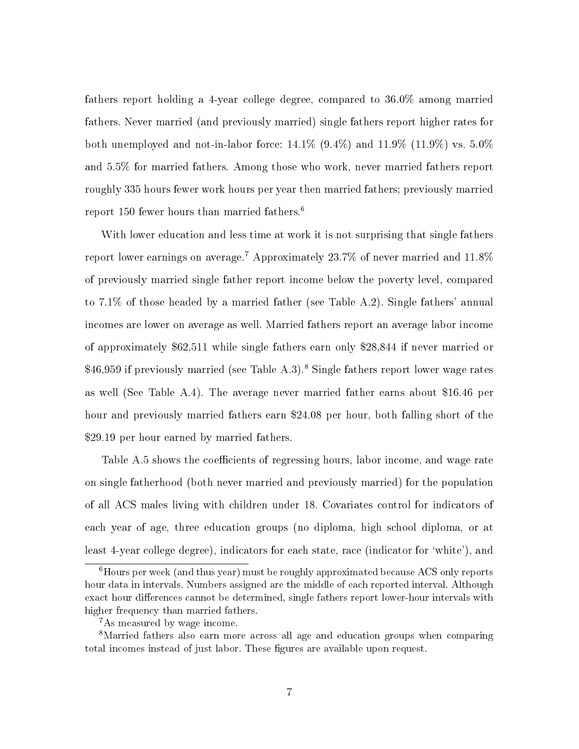fathers report holding a 4-year college degree, compared to 36.0% among married fathers. Never married (and previously married) single fathers report higher rates for both unemployed and not-in-labor force: 14.1% (9.4%) and 11.9% (11.9%) vs. 5.0% and 5.5% for married fathers. Among those who work, never married fathers report roughly 335 hours fewer work hours per year then married fathers; previously married report 150 fewer hours than married fathers.[6]

With lower education and less time at work it is not surprising that single fathers report lower earnings on average.[7] Approximately 23.7% of never married and 11.8% of previously married single father report income below the poverty level, compared to 7.1% of those headed by a married father (see Table A.2). Single fathers' annual incomes are lower on average as well. Married fathers report an average labor income of approximately $62,511 while single fathers earn only $28,844 if never married or $46,959 if previously married (see Table A.3).[8] Single fathers report lower wage rates as well (See Table A.4). The average never married father earns about $16.46 per hour and previously married fathers earn $24.08 per hour, both falling short of the $29.19 per hour earned by married fathers.

Table A.5 shows the coefficients of regressing hours, labor income, and wage rate on single fatherhood (both never married and previously married) for the population of all ACS males living with children under 18. Covariates control for indicators of each year of age, three education groups (no diploma, high school diploma, or at least 4-year college degree), indicators for each state, race (indicator for 'white'), and

---

[6] Hours per week (and thus year) must be roughly approximated because ACS only reports hour data in intervals. Numbers assigned are the middle of each reported interval. Although exact hour differences cannot be determined, single fathers report lower-hour intervals with higher frequency than married fathers.

[7] As measured by wage income.

[8] Married fathers also earn more across all age and education groups when comparing total incomes instead of just labor. These figures are available upon request.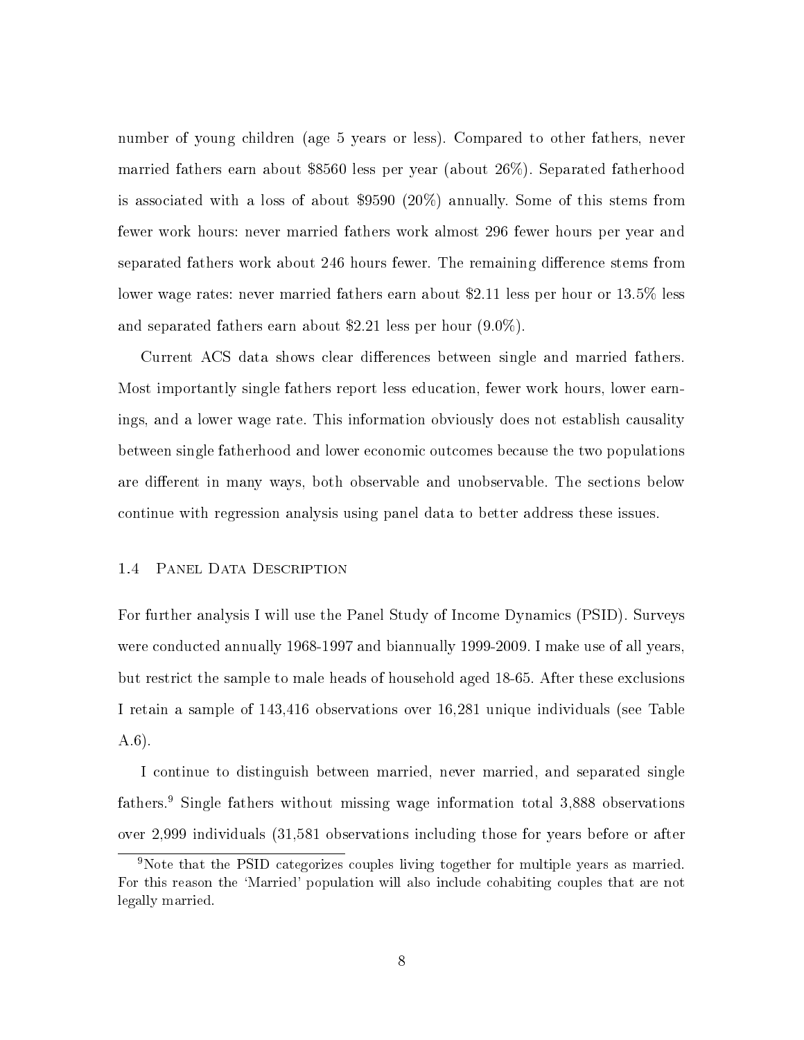number of young children (age 5 years or less). Compared to other fathers, never married fathers earn about \$8560 less per year (about 26%). Separated fatherhood is associated with a loss of about \$9590 (20%) annually. Some of this stems from fewer work hours: never married fathers work almost 296 fewer hours per year and separated fathers work about 246 hours fewer. The remaining difference stems from lower wage rates: never married fathers earn about \$2.11 less per hour or 13.5% less and separated fathers earn about \$2.21 less per hour (9.0%).

Current ACS data shows clear differences between single and married fathers. Most importantly single fathers report less education, fewer work hours, lower earnings, and a lower wage rate. This information obviously does not establish causality between single fatherhood and lower economic outcomes because the two populations are different in many ways, both observable and unobservable. The sections below continue with regression analysis using panel data to better address these issues.

### 1.4 Panel Data Description

For further analysis I will use the Panel Study of Income Dynamics (PSID). Surveys were conducted annually 1968-1997 and biannually 1999-2009. I make use of all years, but restrict the sample to male heads of household aged 18-65. After these exclusions I retain a sample of 143,416 observations over 16,281 unique individuals (see Table A.6).

I continue to distinguish between married, never married, and separated single fathers.[9] Single fathers without missing wage information total 3,888 observations over 2,999 individuals (31,581 observations including those for years before or after

[9] Note that the PSID categorizes couples living together for multiple years as married. For this reason the 'Married' population will also include cohabiting couples that are not legally married.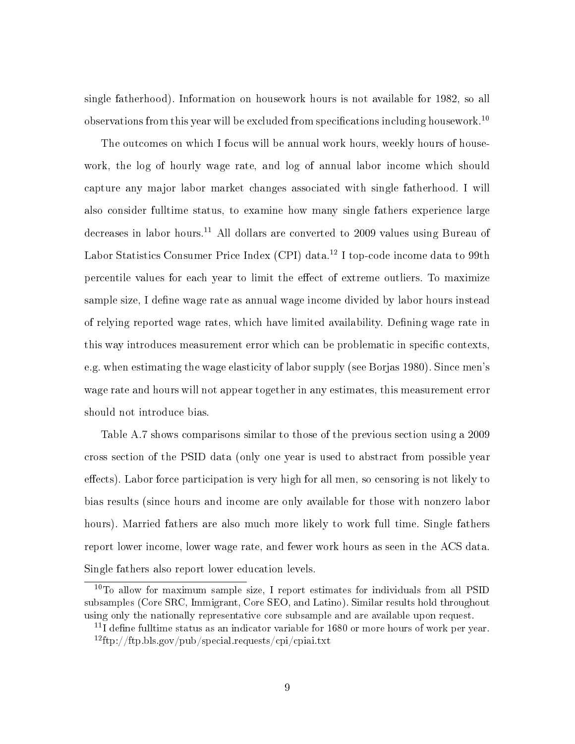single fatherhood). Information on housework hours is not available for 1982, so all observations from this year will be excluded from specifications including housework.[10]

The outcomes on which I focus will be annual work hours, weekly hours of housework, the log of hourly wage rate, and log of annual labor income which should capture any major labor market changes associated with single fatherhood. I will also consider fulltime status, to examine how many single fathers experience large decreases in labor hours.[11] All dollars are converted to 2009 values using Bureau of Labor Statistics Consumer Price Index (CPI) data.[12] I top-code income data to 99th percentile values for each year to limit the effect of extreme outliers. To maximize sample size, I define wage rate as annual wage income divided by labor hours instead of relying reported wage rates, which have limited availability. Defining wage rate in this way introduces measurement error which can be problematic in specific contexts, e.g. when estimating the wage elasticity of labor supply (see Borjas 1980). Since men's wage rate and hours will not appear together in any estimates, this measurement error should not introduce bias.

Table A.7 shows comparisons similar to those of the previous section using a 2009 cross section of the PSID data (only one year is used to abstract from possible year effects). Labor force participation is very high for all men, so censoring is not likely to bias results (since hours and income are only available for those with nonzero labor hours). Married fathers are also much more likely to work full time. Single fathers report lower income, lower wage rate, and fewer work hours as seen in the ACS data. Single fathers also report lower education levels.

---

[10] To allow for maximum sample size, I report estimates for individuals from all PSID subsamples (Core SRC, Immigrant, Core SEO, and Latino). Similar results hold throughout using only the nationally representative core subsample and are available upon request.

[11] I define fulltime status as an indicator variable for 1680 or more hours of work per year.

[12] ftp://ftp.bls.gov/pub/special.requests/cpi/cpiai.txt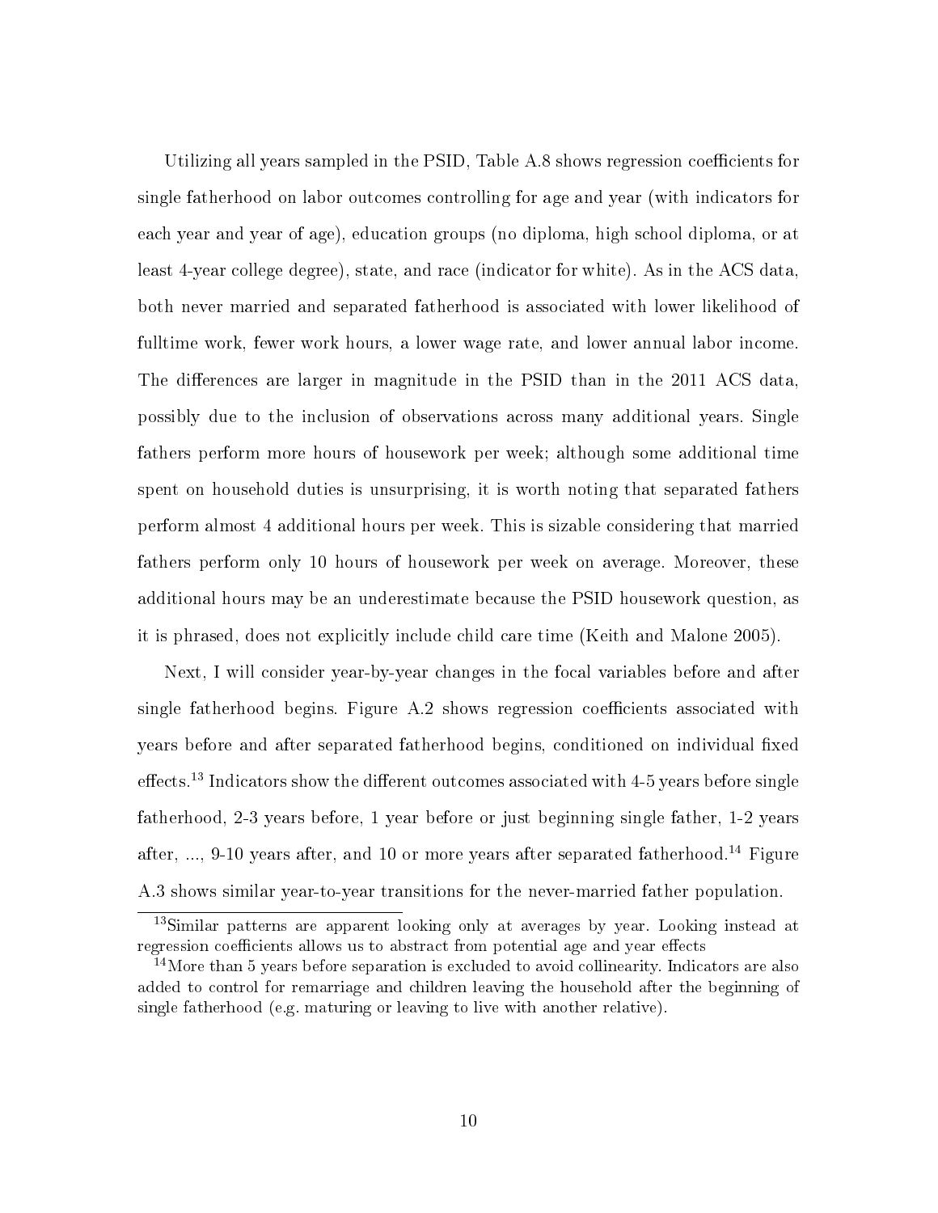Utilizing all years sampled in the PSID, Table A.8 shows regression coefficients for single fatherhood on labor outcomes controlling for age and year (with indicators for each year and year of age), education groups (no diploma, high school diploma, or at least 4-year college degree), state, and race (indicator for white). As in the ACS data, both never married and separated fatherhood is associated with lower likelihood of fulltime work, fewer work hours, a lower wage rate, and lower annual labor income. The differences are larger in magnitude in the PSID than in the 2011 ACS data, possibly due to the inclusion of observations across many additional years. Single fathers perform more hours of housework per week; although some additional time spent on household duties is unsurprising, it is worth noting that separated fathers perform almost 4 additional hours per week. This is sizable considering that married fathers perform only 10 hours of housework per week on average. Moreover, these additional hours may be an underestimate because the PSID housework question, as it is phrased, does not explicitly include child care time (Keith and Malone 2005).

Next, I will consider year-by-year changes in the focal variables before and after single fatherhood begins. Figure A.2 shows regression coefficients associated with years before and after separated fatherhood begins, conditioned on individual fixed effects.[13] Indicators show the different outcomes associated with 4-5 years before single fatherhood, 2-3 years before, 1 year before or just beginning single father, 1-2 years after, ..., 9-10 years after, and 10 or more years after separated fatherhood.[14] Figure A.3 shows similar year-to-year transitions for the never-married father population.

[13] Similar patterns are apparent looking only at averages by year. Looking instead at regression coefficients allows us to abstract from potential age and year effects

[14] More than 5 years before separation is excluded to avoid collinearity. Indicators are also added to control for remarriage and children leaving the household after the beginning of single fatherhood (e.g. maturing or leaving to live with another relative).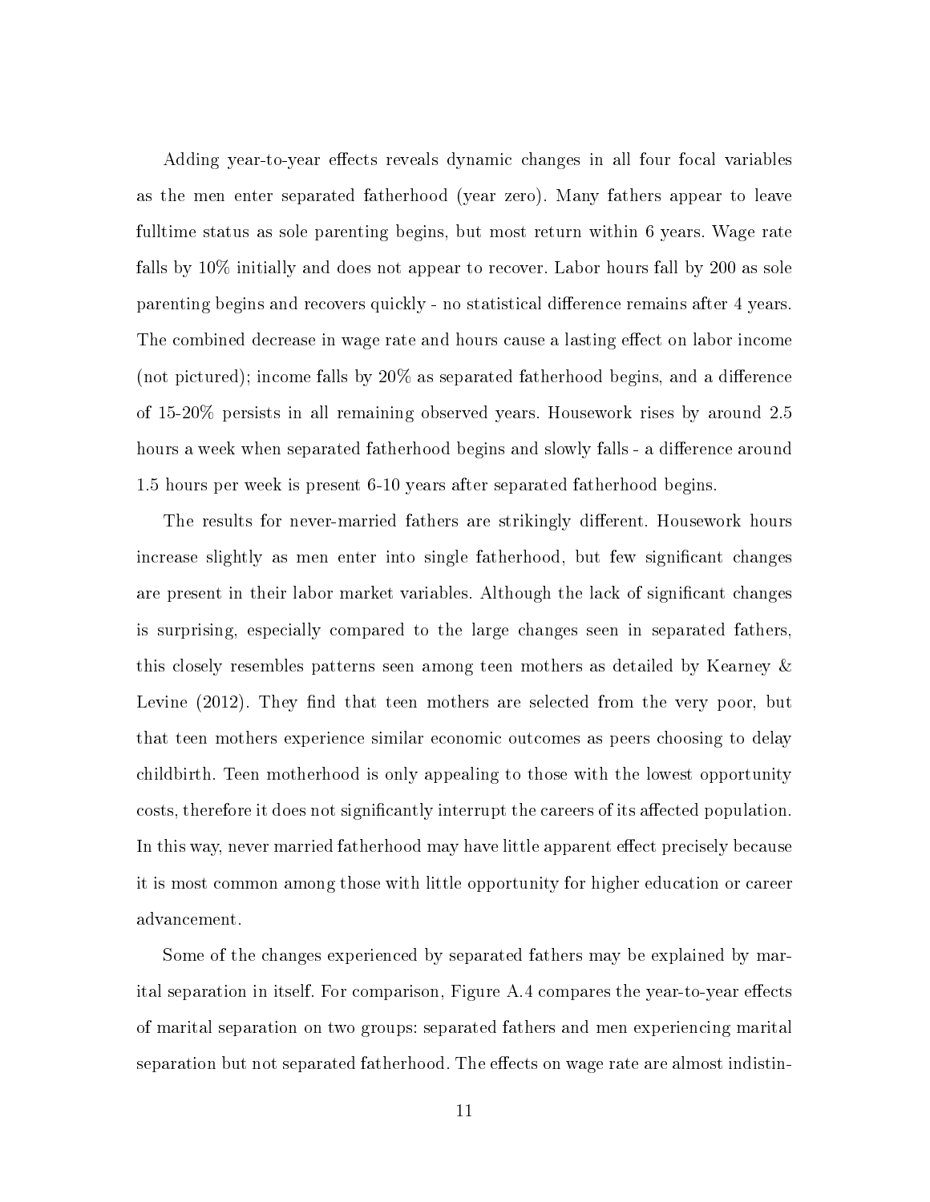Adding year-to-year effects reveals dynamic changes in all four focal variables as the men enter separated fatherhood (year zero). Many fathers appear to leave fulltime status as sole parenting begins, but most return within 6 years. Wage rate falls by 10% initially and does not appear to recover. Labor hours fall by 200 as sole parenting begins and recovers quickly - no statistical difference remains after 4 years. The combined decrease in wage rate and hours cause a lasting effect on labor income (not pictured); income falls by 20% as separated fatherhood begins, and a difference of 15-20% persists in all remaining observed years. Housework rises by around 2.5 hours a week when separated fatherhood begins and slowly falls - a difference around 1.5 hours per week is present 6-10 years after separated fatherhood begins.

The results for never-married fathers are strikingly different. Housework hours increase slightly as men enter into single fatherhood, but few significant changes are present in their labor market variables. Although the lack of significant changes is surprising, especially compared to the large changes seen in separated fathers, this closely resembles patterns seen among teen mothers as detailed by Kearney & Levine (2012). They find that teen mothers are selected from the very poor, but that teen mothers experience similar economic outcomes as peers choosing to delay childbirth. Teen motherhood is only appealing to those with the lowest opportunity costs, therefore it does not significantly interrupt the careers of its affected population. In this way, never married fatherhood may have little apparent effect precisely because it is most common among those with little opportunity for higher education or career advancement.

Some of the changes experienced by separated fathers may be explained by marital separation in itself. For comparison, Figure A.4 compares the year-to-year effects of marital separation on two groups: separated fathers and men experiencing marital separation but not separated fatherhood. The effects on wage rate are almost indistin-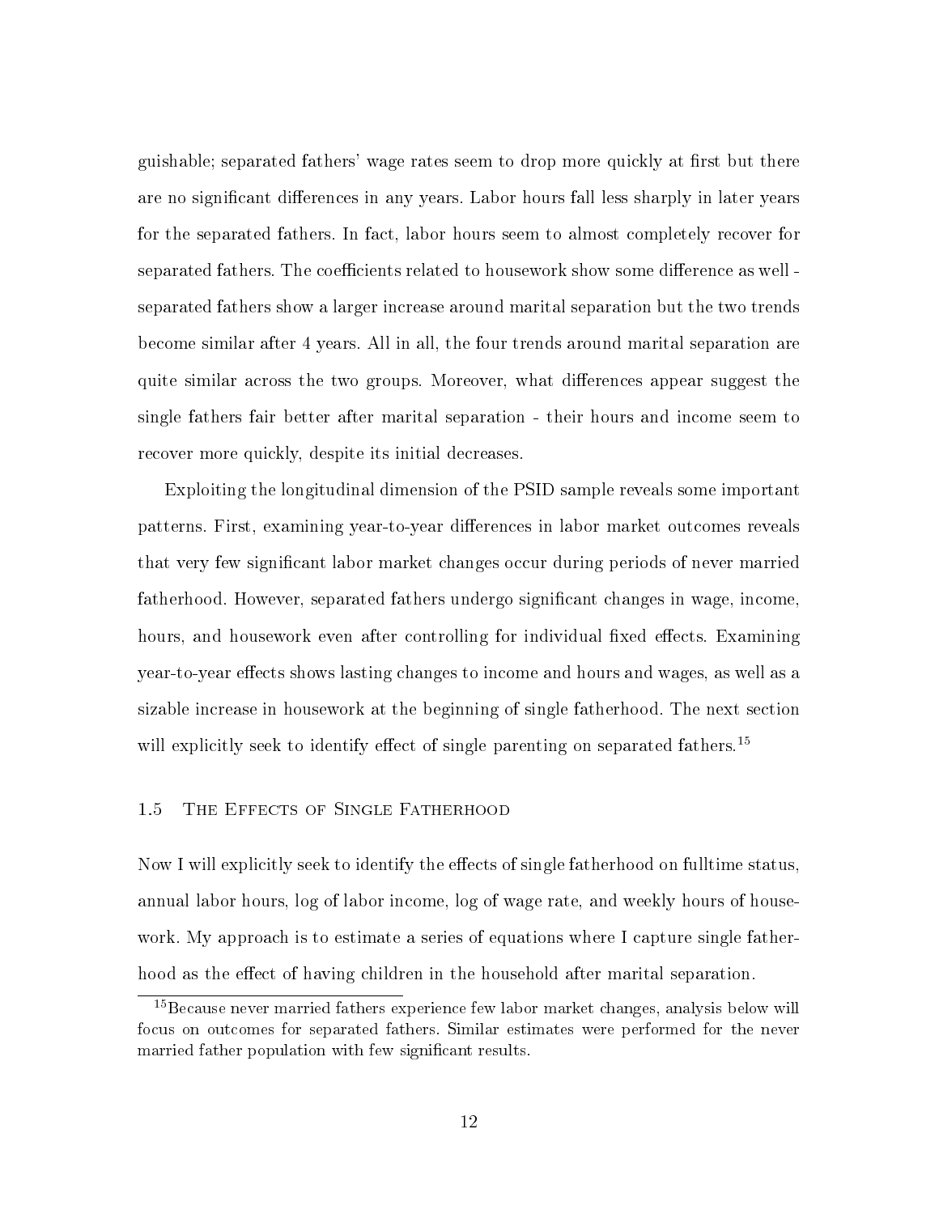guishable; separated fathers' wage rates seem to drop more quickly at first but there are no significant differences in any years. Labor hours fall less sharply in later years for the separated fathers. In fact, labor hours seem to almost completely recover for separated fathers. The coefficients related to housework show some difference as well - separated fathers show a larger increase around marital separation but the two trends become similar after 4 years. All in all, the four trends around marital separation are quite similar across the two groups. Moreover, what differences appear suggest the single fathers fair better after marital separation - their hours and income seem to recover more quickly, despite its initial decreases.

Exploiting the longitudinal dimension of the PSID sample reveals some important patterns. First, examining year-to-year differences in labor market outcomes reveals that very few significant labor market changes occur during periods of never married fatherhood. However, separated fathers undergo significant changes in wage, income, hours, and housework even after controlling for individual fixed effects. Examining year-to-year effects shows lasting changes to income and hours and wages, as well as a sizable increase in housework at the beginning of single fatherhood. The next section will explicitly seek to identify effect of single parenting on separated fathers.[15]

### 1.5 The Effects of Single Fatherhood

Now I will explicitly seek to identify the effects of single fatherhood on fulltime status, annual labor hours, log of labor income, log of wage rate, and weekly hours of housework. My approach is to estimate a series of equations where I capture single fatherhood as the effect of having children in the household after marital separation.

[15] Because never married fathers experience few labor market changes, analysis below will focus on outcomes for separated fathers. Similar estimates were performed for the never married father population with few significant results.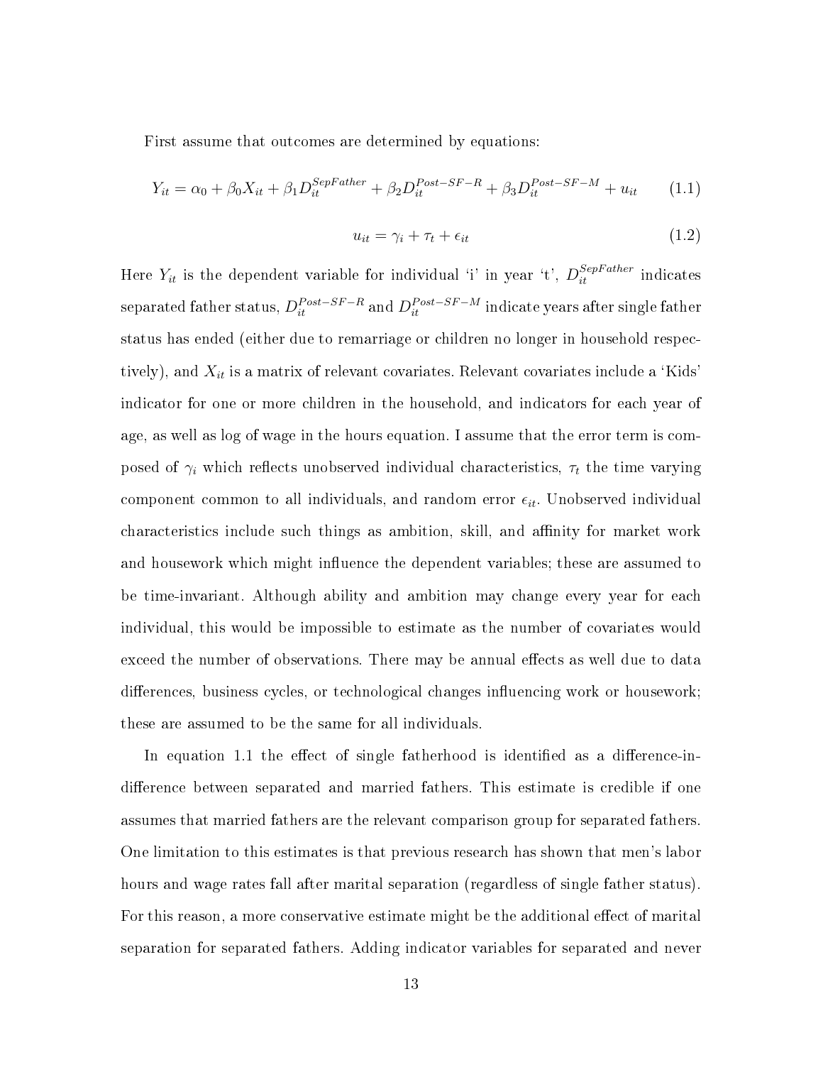First assume that outcomes are determined by equations:

$$Y_{it} = \alpha_0 + \beta_0 X_{it} + \beta_1 D_{it}^{SepFather} + \beta_2 D_{it}^{Post-SF-R} + \beta_3 D_{it}^{Post-SF-M} + u_{it} \tag{1.1}$$

$$u_{it} = \gamma_i + \tau_t + \epsilon_{it} \tag{1.2}$$

Here $Y_{it}$ is the dependent variable for individual 'i' in year 't', $D_{it}^{SepFather}$ indicates separated father status, $D_{it}^{Post-SF-R}$ and $D_{it}^{Post-SF-M}$ indicate years after single father status has ended (either due to remarriage or children no longer in household respectively), and $X_{it}$ is a matrix of relevant covariates. Relevant covariates include a 'Kids' indicator for one or more children in the household, and indicators for each year of age, as well as log of wage in the hours equation. I assume that the error term is composed of $\gamma_i$ which reflects unobserved individual characteristics, $\tau_t$ the time varying component common to all individuals, and random error $\epsilon_{it}$. Unobserved individual characteristics include such things as ambition, skill, and affinity for market work and housework which might influence the dependent variables; these are assumed to be time-invariant. Although ability and ambition may change every year for each individual, this would be impossible to estimate as the number of covariates would exceed the number of observations. There may be annual effects as well due to data differences, business cycles, or technological changes influencing work or housework; these are assumed to be the same for all individuals.

In equation 1.1 the effect of single fatherhood is identified as a difference-in-difference between separated and married fathers. This estimate is credible if one assumes that married fathers are the relevant comparison group for separated fathers. One limitation to this estimates is that previous research has shown that men's labor hours and wage rates fall after marital separation (regardless of single father status). For this reason, a more conservative estimate might be the additional effect of marital separation for separated fathers. Adding indicator variables for separated and never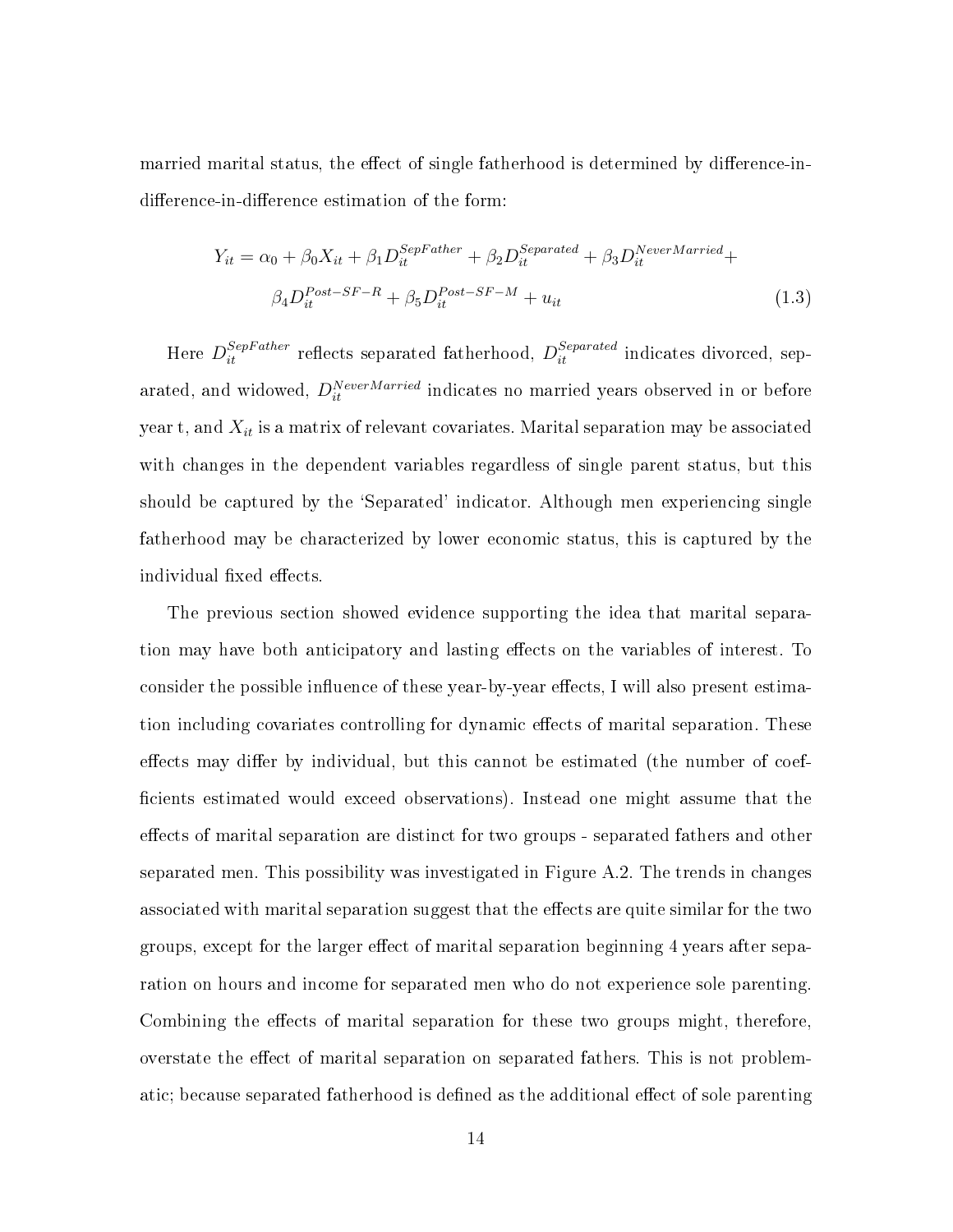married marital status, the effect of single fatherhood is determined by difference-in-difference-in-difference estimation of the form:

$$
\begin{aligned}
Y_{it} = \alpha_0 + \beta_0 X_{it} + \beta_1 D_{it}^{SepFather} + \beta_2 D_{it}^{Separated} + \beta_3 D_{it}^{NeverMarried} + \\
\beta_4 D_{it}^{Post-SF-R} + \beta_5 D_{it}^{Post-SF-M} + u_{it}
\end{aligned}
\tag{1.3}
$$

Here $D_{it}^{SepFather}$ reflects separated fatherhood, $D_{it}^{Separated}$ indicates divorced, separated, and widowed, $D_{it}^{NeverMarried}$ indicates no married years observed in or before year t, and $X_{it}$ is a matrix of relevant covariates. Marital separation may be associated with changes in the dependent variables regardless of single parent status, but this should be captured by the 'Separated' indicator. Although men experiencing single fatherhood may be characterized by lower economic status, this is captured by the individual fixed effects.

The previous section showed evidence supporting the idea that marital separation may have both anticipatory and lasting effects on the variables of interest. To consider the possible influence of these year-by-year effects, I will also present estimation including covariates controlling for dynamic effects of marital separation. These effects may differ by individual, but this cannot be estimated (the number of coefficients estimated would exceed observations). Instead one might assume that the effects of marital separation are distinct for two groups - separated fathers and other separated men. This possibility was investigated in Figure A.2. The trends in changes associated with marital separation suggest that the effects are quite similar for the two groups, except for the larger effect of marital separation beginning 4 years after separation on hours and income for separated men who do not experience sole parenting. Combining the effects of marital separation for these two groups might, therefore, overstate the effect of marital separation on separated fathers. This is not problematic; because separated fatherhood is defined as the additional effect of sole parenting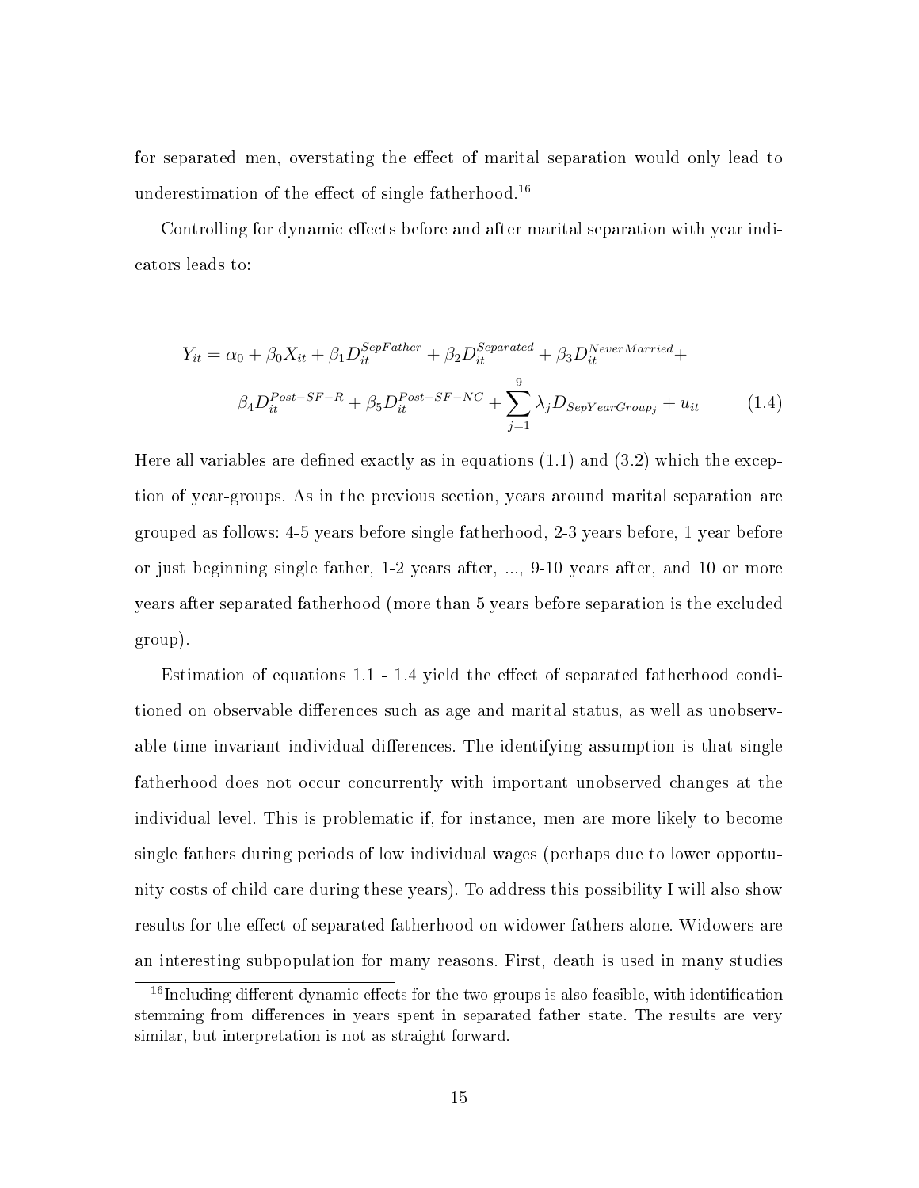for separated men, overstating the effect of marital separation would only lead to underestimation of the effect of single fatherhood.[16]

Controlling for dynamic effects before and after marital separation with year indicators leads to:

$$Y_{it} = \alpha_0 + \beta_0 X_{it} + \beta_1 D_{it}^{SepFather} + \beta_2 D_{it}^{Separated} + \beta_3 D_{it}^{NeverMarried} + \beta_4 D_{it}^{Post-SF-R} + \beta_5 D_{it}^{Post-SF-NC} + \sum_{j=1}^{9} \lambda_j D_{SepYearGroup_j} + u_{it} \tag{1.4}$$

Here all variables are defined exactly as in equations (1.1) and (3.2) which the exception of year-groups. As in the previous section, years around marital separation are grouped as follows: 4-5 years before single fatherhood, 2-3 years before, 1 year before or just beginning single father, 1-2 years after, ..., 9-10 years after, and 10 or more years after separated fatherhood (more than 5 years before separation is the excluded group).

Estimation of equations 1.1 - 1.4 yield the effect of separated fatherhood conditioned on observable differences such as age and marital status, as well as unobservable time invariant individual differences. The identifying assumption is that single fatherhood does not occur concurrently with important unobserved changes at the individual level. This is problematic if, for instance, men are more likely to become single fathers during periods of low individual wages (perhaps due to lower opportunity costs of child care during these years). To address this possibility I will also show results for the effect of separated fatherhood on widower-fathers alone. Widowers are an interesting subpopulation for many reasons. First, death is used in many studies

[16] Including different dynamic effects for the two groups is also feasible, with identification stemming from differences in years spent in separated father state. The results are very similar, but interpretation is not as straight forward.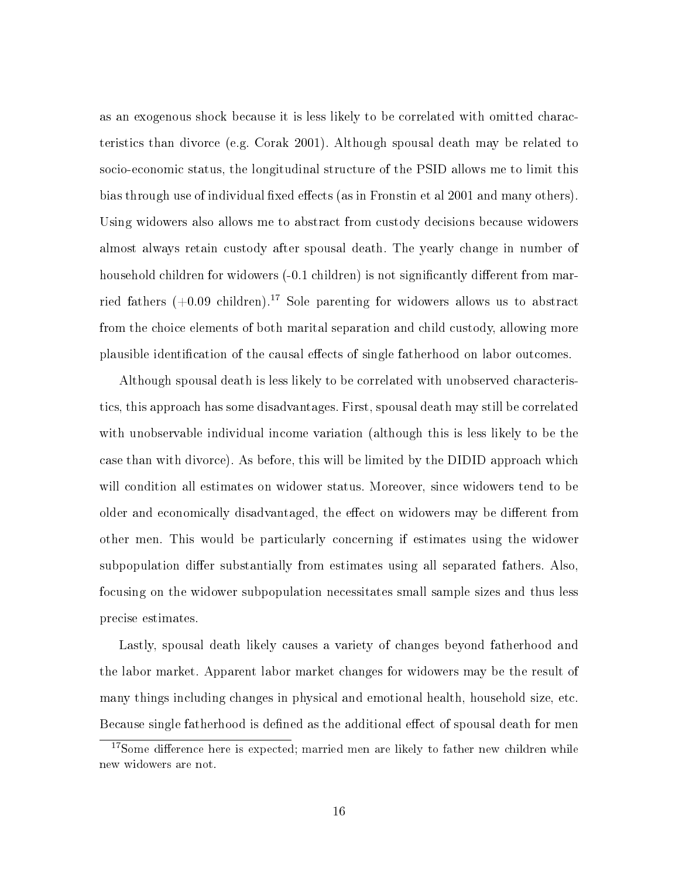as an exogenous shock because it is less likely to be correlated with omitted characteristics than divorce (e.g. Corak 2001). Although spousal death may be related to socio-economic status, the longitudinal structure of the PSID allows me to limit this bias through use of individual fixed effects (as in Fronstin et al 2001 and many others). Using widowers also allows me to abstract from custody decisions because widowers almost always retain custody after spousal death. The yearly change in number of household children for widowers (-0.1 children) is not significantly different from married fathers (+0.09 children).[17] Sole parenting for widowers allows us to abstract from the choice elements of both marital separation and child custody, allowing more plausible identification of the causal effects of single fatherhood on labor outcomes.

Although spousal death is less likely to be correlated with unobserved characteristics, this approach has some disadvantages. First, spousal death may still be correlated with unobservable individual income variation (although this is less likely to be the case than with divorce). As before, this will be limited by the DIDID approach which will condition all estimates on widower status. Moreover, since widowers tend to be older and economically disadvantaged, the effect on widowers may be different from other men. This would be particularly concerning if estimates using the widower subpopulation differ substantially from estimates using all separated fathers. Also, focusing on the widower subpopulation necessitates small sample sizes and thus less precise estimates.

Lastly, spousal death likely causes a variety of changes beyond fatherhood and the labor market. Apparent labor market changes for widowers may be the result of many things including changes in physical and emotional health, household size, etc. Because single fatherhood is defined as the additional effect of spousal death for men

[17] Some difference here is expected; married men are likely to father new children while new widowers are not.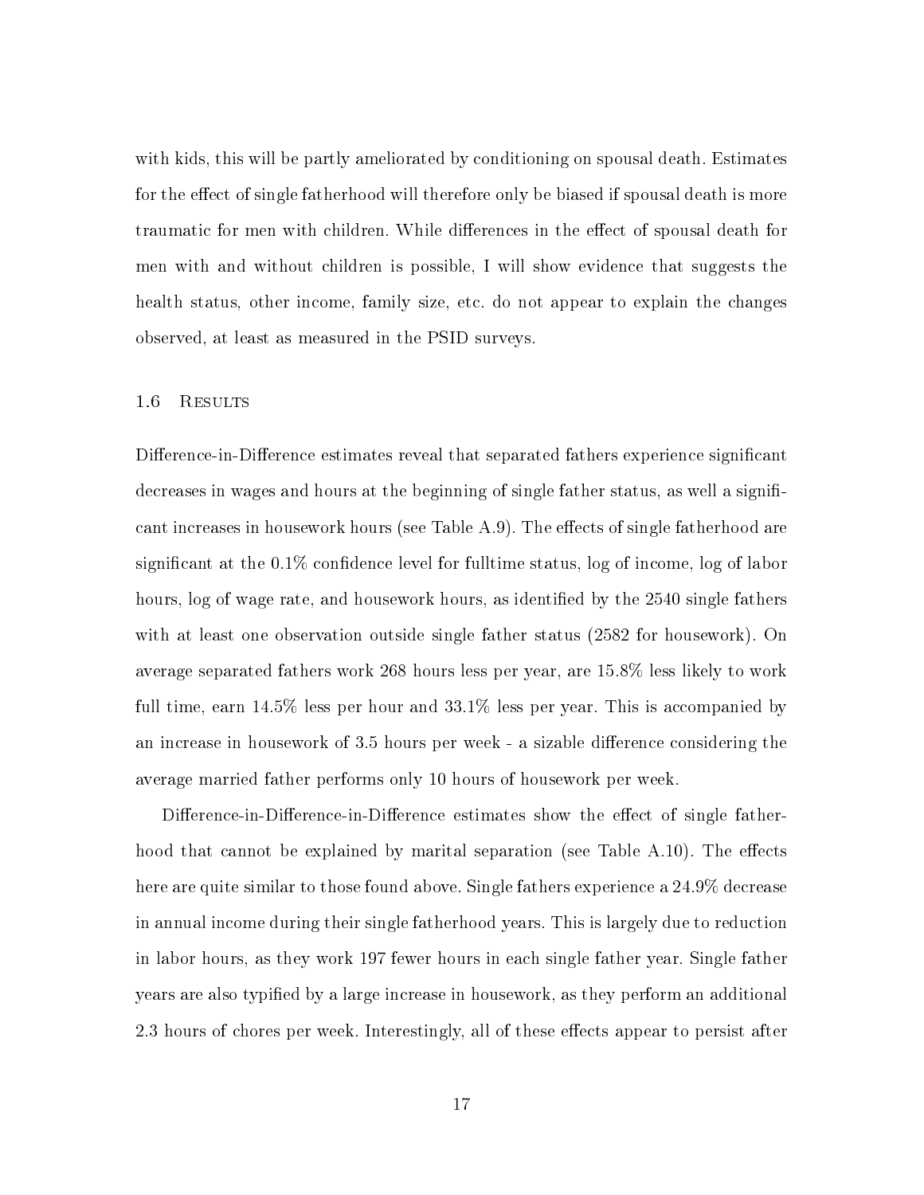with kids, this will be partly ameliorated by conditioning on spousal death. Estimates for the effect of single fatherhood will therefore only be biased if spousal death is more traumatic for men with children. While differences in the effect of spousal death for men with and without children is possible, I will show evidence that suggests the health status, other income, family size, etc. do not appear to explain the changes observed, at least as measured in the PSID surveys.

## 1.6 Results

Difference-in-Difference estimates reveal that separated fathers experience significant decreases in wages and hours at the beginning of single father status, as well a significant increases in housework hours (see Table A.9). The effects of single fatherhood are significant at the 0.1% confidence level for fulltime status, log of income, log of labor hours, log of wage rate, and housework hours, as identified by the 2540 single fathers with at least one observation outside single father status (2582 for housework). On average separated fathers work 268 hours less per year, are 15.8% less likely to work full time, earn 14.5% less per hour and 33.1% less per year. This is accompanied by an increase in housework of 3.5 hours per week - a sizable difference considering the average married father performs only 10 hours of housework per week.

Difference-in-Difference-in-Difference estimates show the effect of single fatherhood that cannot be explained by marital separation (see Table A.10). The effects here are quite similar to those found above. Single fathers experience a 24.9% decrease in annual income during their single fatherhood years. This is largely due to reduction in labor hours, as they work 197 fewer hours in each single father year. Single father years are also typified by a large increase in housework, as they perform an additional 2.3 hours of chores per week. Interestingly, all of these effects appear to persist after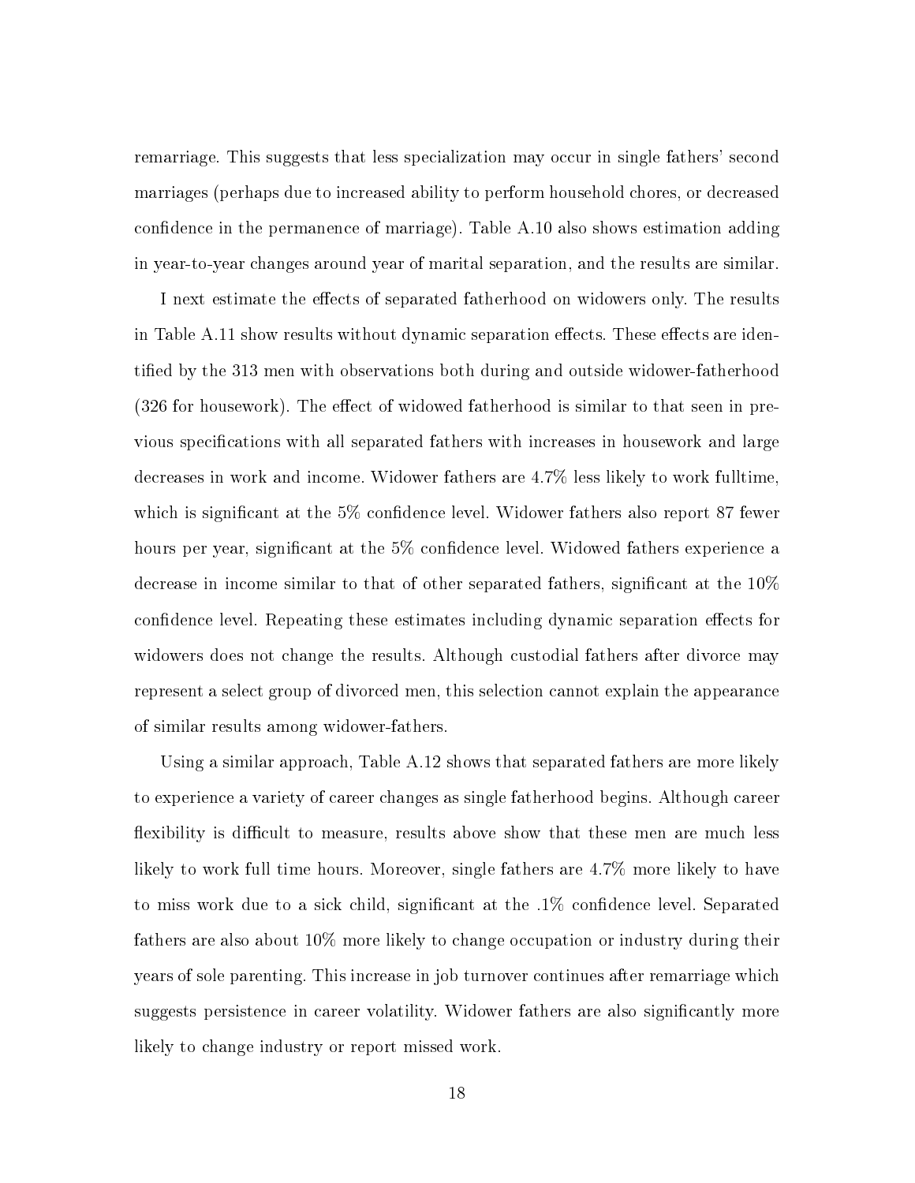remarriage. This suggests that less specialization may occur in single fathers' second marriages (perhaps due to increased ability to perform household chores, or decreased confidence in the permanence of marriage). Table A.10 also shows estimation adding in year-to-year changes around year of marital separation, and the results are similar.

I next estimate the effects of separated fatherhood on widowers only. The results in Table A.11 show results without dynamic separation effects. These effects are identified by the 313 men with observations both during and outside widower-fatherhood (326 for housework). The effect of widowed fatherhood is similar to that seen in previous specifications with all separated fathers with increases in housework and large decreases in work and income. Widower fathers are 4.7% less likely to work fulltime, which is significant at the 5% confidence level. Widower fathers also report 87 fewer hours per year, significant at the 5% confidence level. Widowed fathers experience a decrease in income similar to that of other separated fathers, significant at the 10% confidence level. Repeating these estimates including dynamic separation effects for widowers does not change the results. Although custodial fathers after divorce may represent a select group of divorced men, this selection cannot explain the appearance of similar results among widower-fathers.

Using a similar approach, Table A.12 shows that separated fathers are more likely to experience a variety of career changes as single fatherhood begins. Although career flexibility is difficult to measure, results above show that these men are much less likely to work full time hours. Moreover, single fathers are 4.7% more likely to have to miss work due to a sick child, significant at the .1% confidence level. Separated fathers are also about 10% more likely to change occupation or industry during their years of sole parenting. This increase in job turnover continues after remarriage which suggests persistence in career volatility. Widower fathers are also significantly more likely to change industry or report missed work.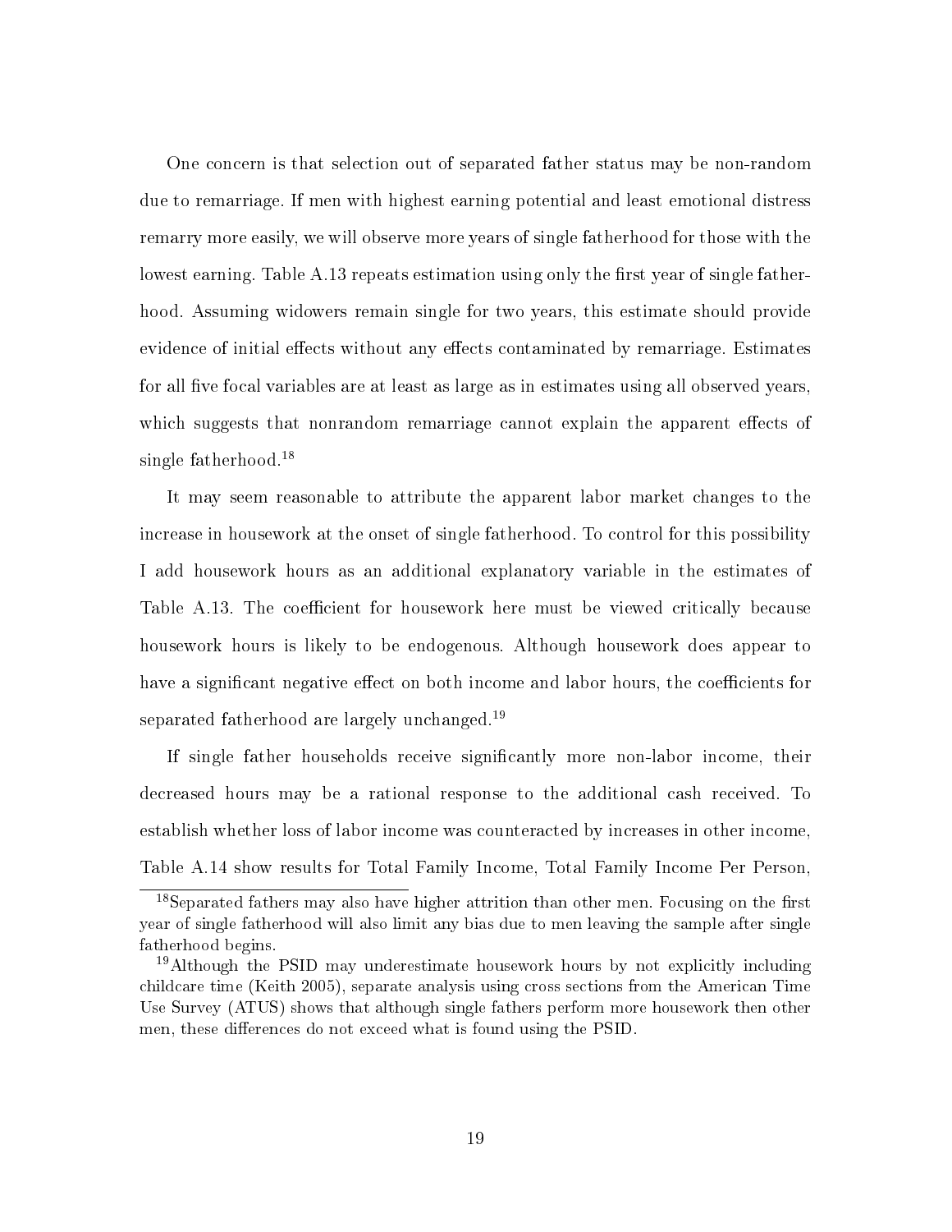One concern is that selection out of separated father status may be non-random due to remarriage. If men with highest earning potential and least emotional distress remarry more easily, we will observe more years of single fatherhood for those with the lowest earning. Table A.13 repeats estimation using only the first year of single fatherhood. Assuming widowers remain single for two years, this estimate should provide evidence of initial effects without any effects contaminated by remarriage. Estimates for all five focal variables are at least as large as in estimates using all observed years, which suggests that nonrandom remarriage cannot explain the apparent effects of single fatherhood.[18]

It may seem reasonable to attribute the apparent labor market changes to the increase in housework at the onset of single fatherhood. To control for this possibility I add housework hours as an additional explanatory variable in the estimates of Table A.13. The coefficient for housework here must be viewed critically because housework hours is likely to be endogenous. Although housework does appear to have a significant negative effect on both income and labor hours, the coefficients for separated fatherhood are largely unchanged.[19]

If single father households receive significantly more non-labor income, their decreased hours may be a rational response to the additional cash received. To establish whether loss of labor income was counteracted by increases in other income, Table A.14 show results for Total Family Income, Total Family Income Per Person,

[18] Separated fathers may also have higher attrition than other men. Focusing on the first year of single fatherhood will also limit any bias due to men leaving the sample after single fatherhood begins.

[19] Although the PSID may underestimate housework hours by not explicitly including childcare time (Keith 2005), separate analysis using cross sections from the American Time Use Survey (ATUS) shows that although single fathers perform more housework then other men, these differences do not exceed what is found using the PSID.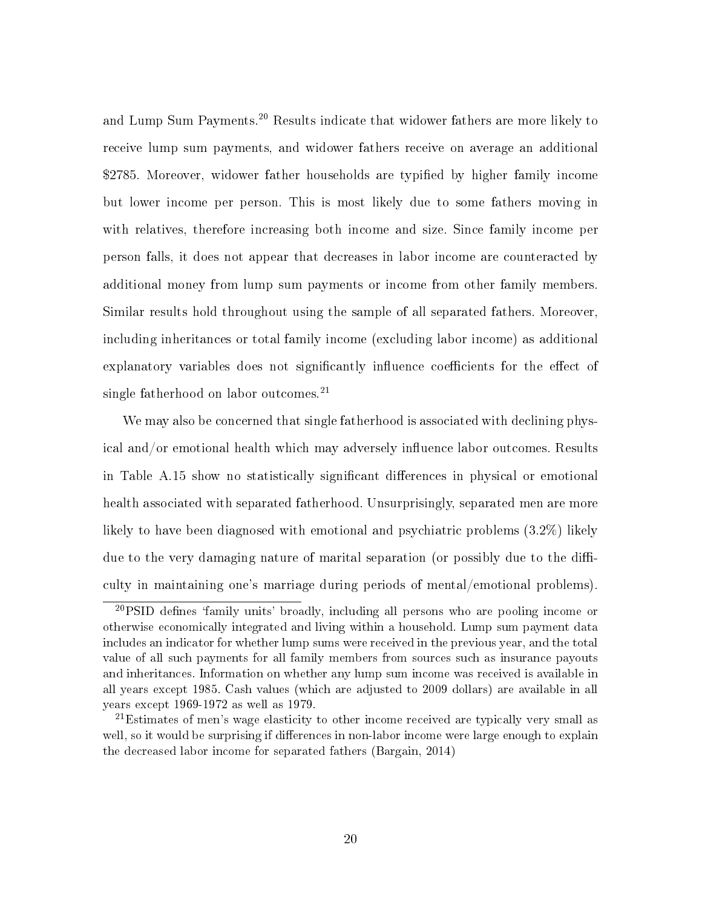and Lump Sum Payments.[20] Results indicate that widower fathers are more likely to receive lump sum payments, and widower fathers receive on average an additional $2785. Moreover, widower father households are typified by higher family income but lower income per person. This is most likely due to some fathers moving in with relatives, therefore increasing both income and size. Since family income per person falls, it does not appear that decreases in labor income are counteracted by additional money from lump sum payments or income from other family members. Similar results hold throughout using the sample of all separated fathers. Moreover, including inheritances or total family income (excluding labor income) as additional explanatory variables does not significantly influence coefficients for the effect of single fatherhood on labor outcomes.[21]

We may also be concerned that single fatherhood is associated with declining physical and/or emotional health which may adversely influence labor outcomes. Results in Table A.15 show no statistically significant differences in physical or emotional health associated with separated fatherhood. Unsurprisingly, separated men are more likely to have been diagnosed with emotional and psychiatric problems (3.2%) likely due to the very damaging nature of marital separation (or possibly due to the difficulty in maintaining one's marriage during periods of mental/emotional problems).

[20] PSID defines 'family units' broadly, including all persons who are pooling income or otherwise economically integrated and living within a household. Lump sum payment data includes an indicator for whether lump sums were received in the previous year, and the total value of all such payments for all family members from sources such as insurance payouts and inheritances. Information on whether any lump sum income was received is available in all years except 1985. Cash values (which are adjusted to 2009 dollars) are available in all years except 1969-1972 as well as 1979.

[21] Estimates of men's wage elasticity to other income received are typically very small as well, so it would be surprising if differences in non-labor income were large enough to explain the decreased labor income for separated fathers (Bargain, 2014)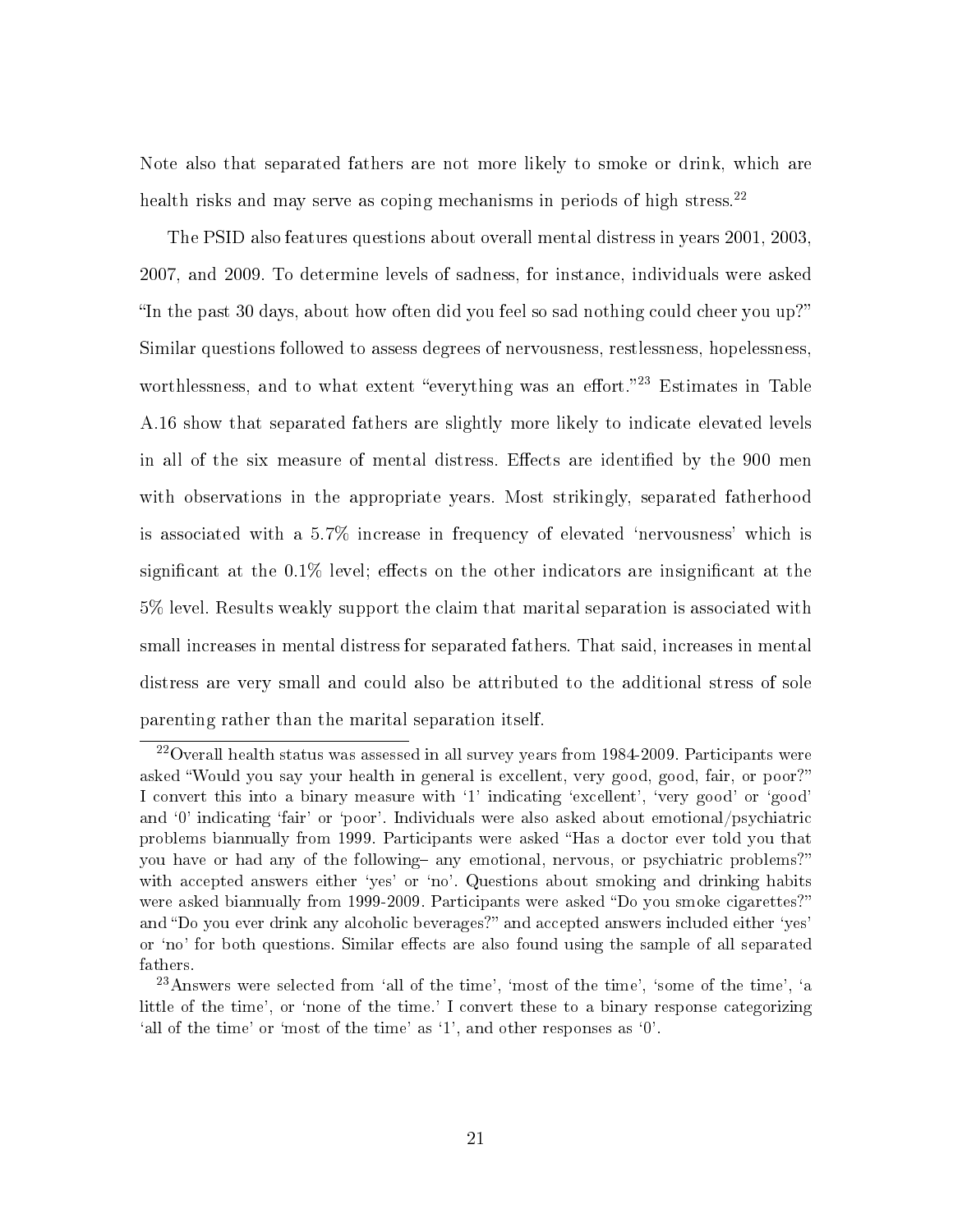Note also that separated fathers are not more likely to smoke or drink, which are health risks and may serve as coping mechanisms in periods of high stress.[22]

The PSID also features questions about overall mental distress in years 2001, 2003, 2007, and 2009. To determine levels of sadness, for instance, individuals were asked "In the past 30 days, about how often did you feel so sad nothing could cheer you up?" Similar questions followed to assess degrees of nervousness, restlessness, hopelessness, worthlessness, and to what extent "everything was an effort."[23] Estimates in Table A.16 show that separated fathers are slightly more likely to indicate elevated levels in all of the six measure of mental distress. Effects are identified by the 900 men with observations in the appropriate years. Most strikingly, separated fatherhood is associated with a 5.7% increase in frequency of elevated 'nervousness' which is significant at the 0.1% level; effects on the other indicators are insignificant at the 5% level. Results weakly support the claim that marital separation is associated with small increases in mental distress for separated fathers. That said, increases in mental distress are very small and could also be attributed to the additional stress of sole parenting rather than the marital separation itself.

[22] Overall health status was assessed in all survey years from 1984-2009. Participants were asked "Would you say your health in general is excellent, very good, good, fair, or poor?" I convert this into a binary measure with '1' indicating 'excellent', 'very good' or 'good' and '0' indicating 'fair' or 'poor'. Individuals were also asked about emotional/psychiatric problems biannually from 1999. Participants were asked "Has a doctor ever told you that you have or had any of the following– any emotional, nervous, or psychiatric problems?" with accepted answers either 'yes' or 'no'. Questions about smoking and drinking habits were asked biannually from 1999-2009. Participants were asked "Do you smoke cigarettes?" and "Do you ever drink any alcoholic beverages?" and accepted answers included either 'yes' or 'no' for both questions. Similar effects are also found using the sample of all separated fathers.

[23] Answers were selected from 'all of the time', 'most of the time', 'some of the time', 'a little of the time', or 'none of the time.' I convert these to a binary response categorizing 'all of the time' or 'most of the time' as '1', and other responses as '0'.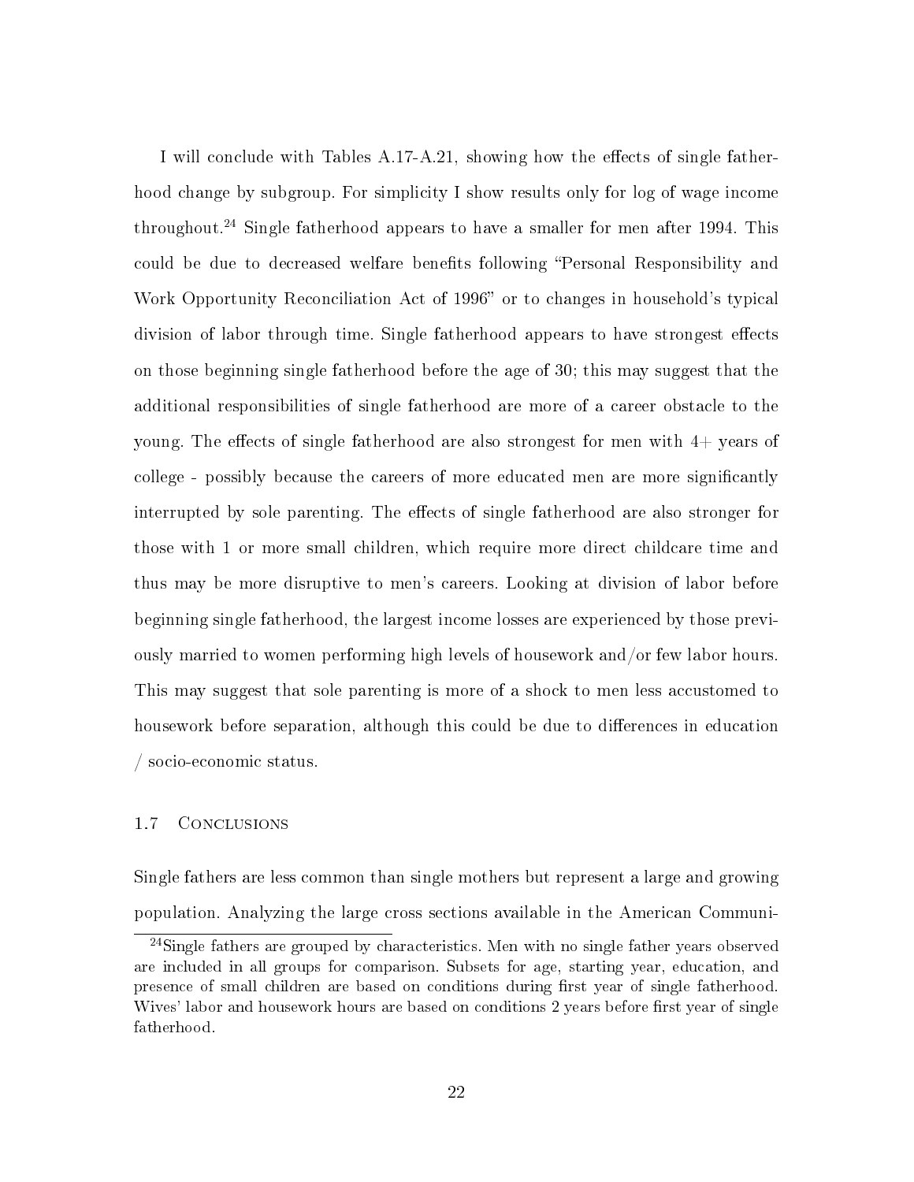I will conclude with Tables A.17-A.21, showing how the effects of single fatherhood change by subgroup. For simplicity I show results only for log of wage income throughout.[24] Single fatherhood appears to have a smaller for men after 1994. This could be due to decreased welfare benefits following "Personal Responsibility and Work Opportunity Reconciliation Act of 1996" or to changes in household's typical division of labor through time. Single fatherhood appears to have strongest effects on those beginning single fatherhood before the age of 30; this may suggest that the additional responsibilities of single fatherhood are more of a career obstacle to the young. The effects of single fatherhood are also strongest for men with 4+ years of college - possibly because the careers of more educated men are more significantly interrupted by sole parenting. The effects of single fatherhood are also stronger for those with 1 or more small children, which require more direct childcare time and thus may be more disruptive to men's careers. Looking at division of labor before beginning single fatherhood, the largest income losses are experienced by those previously married to women performing high levels of housework and/or few labor hours. This may suggest that sole parenting is more of a shock to men less accustomed to housework before separation, although this could be due to differences in education / socio-economic status.

### 1.7 Conclusions

Single fathers are less common than single mothers but represent a large and growing population. Analyzing the large cross sections available in the American Communi-

[24] Single fathers are grouped by characteristics. Men with no single father years observed are included in all groups for comparison. Subsets for age, starting year, education, and presence of small children are based on conditions during first year of single fatherhood. Wives' labor and housework hours are based on conditions 2 years before first year of single fatherhood.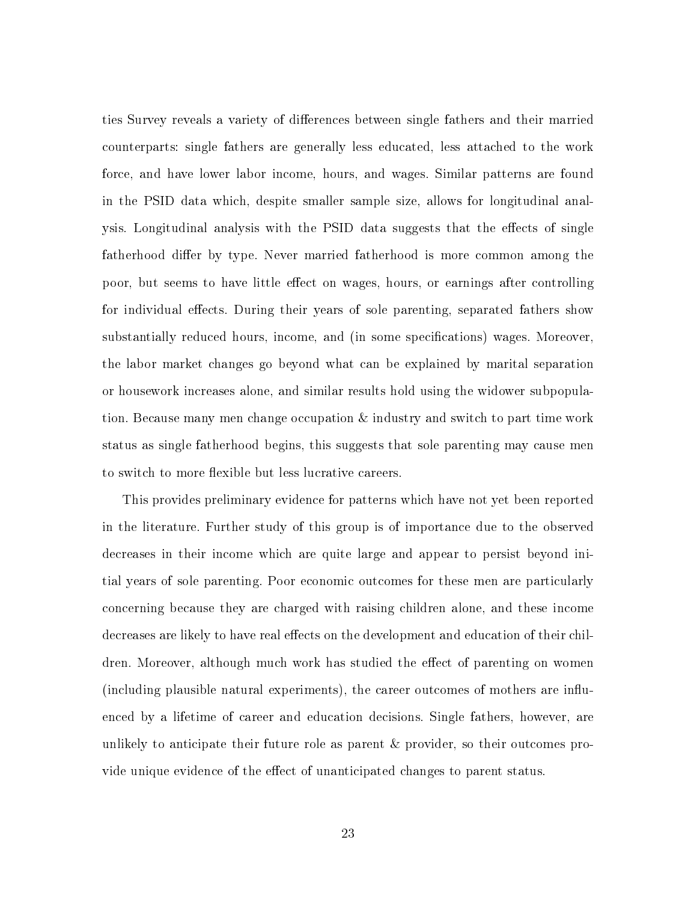ties Survey reveals a variety of differences between single fathers and their married counterparts: single fathers are generally less educated, less attached to the work force, and have lower labor income, hours, and wages. Similar patterns are found in the PSID data which, despite smaller sample size, allows for longitudinal analysis. Longitudinal analysis with the PSID data suggests that the effects of single fatherhood differ by type. Never married fatherhood is more common among the poor, but seems to have little effect on wages, hours, or earnings after controlling for individual effects. During their years of sole parenting, separated fathers show substantially reduced hours, income, and (in some specifications) wages. Moreover, the labor market changes go beyond what can be explained by marital separation or housework increases alone, and similar results hold using the widower subpopulation. Because many men change occupation & industry and switch to part time work status as single fatherhood begins, this suggests that sole parenting may cause men to switch to more flexible but less lucrative careers.

This provides preliminary evidence for patterns which have not yet been reported in the literature. Further study of this group is of importance due to the observed decreases in their income which are quite large and appear to persist beyond initial years of sole parenting. Poor economic outcomes for these men are particularly concerning because they are charged with raising children alone, and these income decreases are likely to have real effects on the development and education of their children. Moreover, although much work has studied the effect of parenting on women (including plausible natural experiments), the career outcomes of mothers are influenced by a lifetime of career and education decisions. Single fathers, however, are unlikely to anticipate their future role as parent & provider, so their outcomes provide unique evidence of the effect of unanticipated changes to parent status.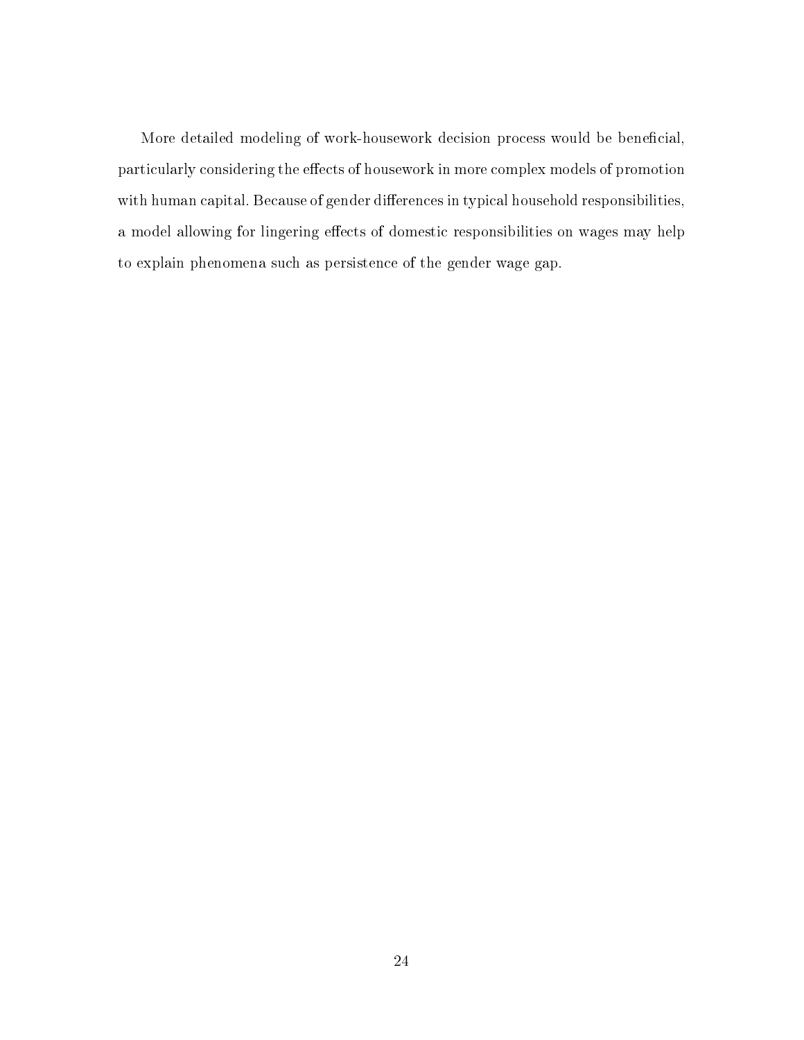More detailed modeling of work-housework decision process would be beneficial, particularly considering the effects of housework in more complex models of promotion with human capital. Because of gender differences in typical household responsibilities, a model allowing for lingering effects of domestic responsibilities on wages may help to explain phenomena such as persistence of the gender wage gap.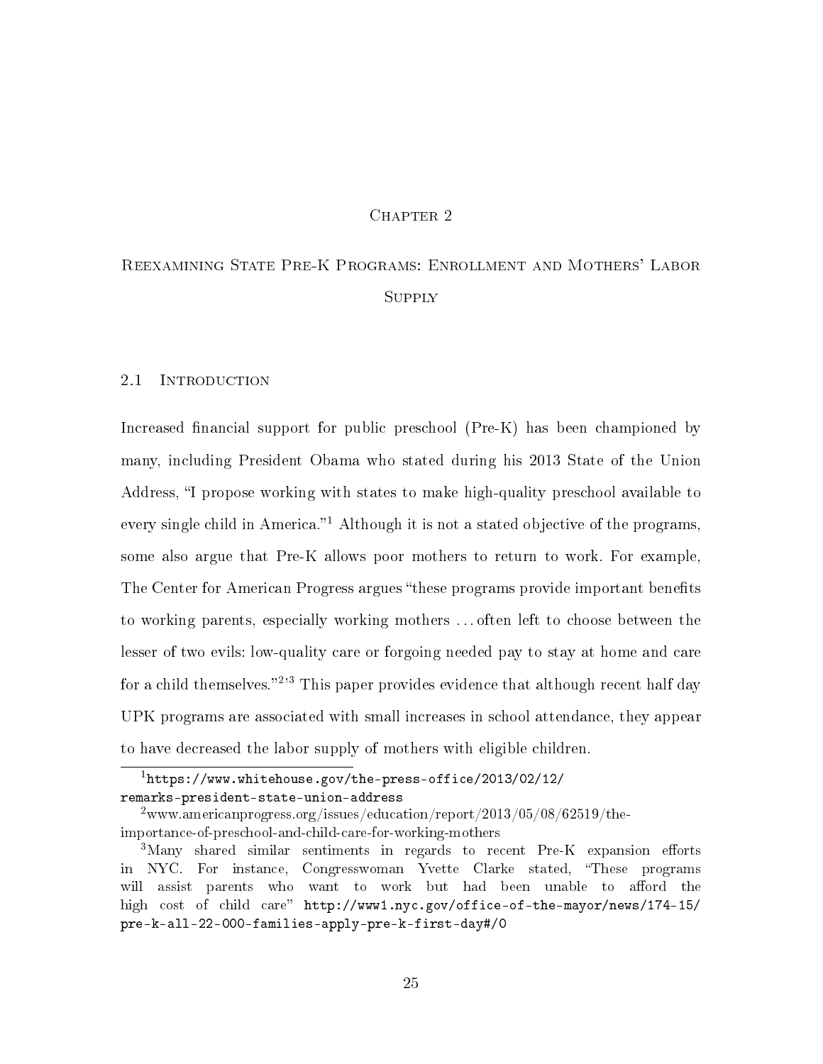# Chapter 2

# Reexamining State Pre-K Programs: Enrollment and Mothers' Labor Supply

## 2.1 Introduction

Increased financial support for public preschool (Pre-K) has been championed by many, including President Obama who stated during his 2013 State of the Union Address, "I propose working with states to make high-quality preschool available to every single child in America."[1] Although it is not a stated objective of the programs, some also argue that Pre-K allows poor mothers to return to work. For example, The Center for American Progress argues "these programs provide important benefits to working parents, especially working mothers ... often left to choose between the lesser of two evils: low-quality care or forgoing needed pay to stay at home and care for a child themselves."[2,3] This paper provides evidence that although recent half day UPK programs are associated with small increases in school attendance, they appear to have decreased the labor supply of mothers with eligible children.

---

[1] https://www.whitehouse.gov/the-press-office/2013/02/12/remarks-president-state-union-address

[2] www.americanprogress.org/issues/education/report/2013/05/08/62519/the-importance-of-preschool-and-child-care-for-working-mothers

[3] Many shared similar sentiments in regards to recent Pre-K expansion efforts in NYC. For instance, Congresswoman Yvette Clarke stated, "These programs will assist parents who want to work but had been unable to afford the high cost of child care" http://www1.nyc.gov/office-of-the-mayor/news/174-15/pre-k-all-22-000-families-apply-pre-k-first-day#/0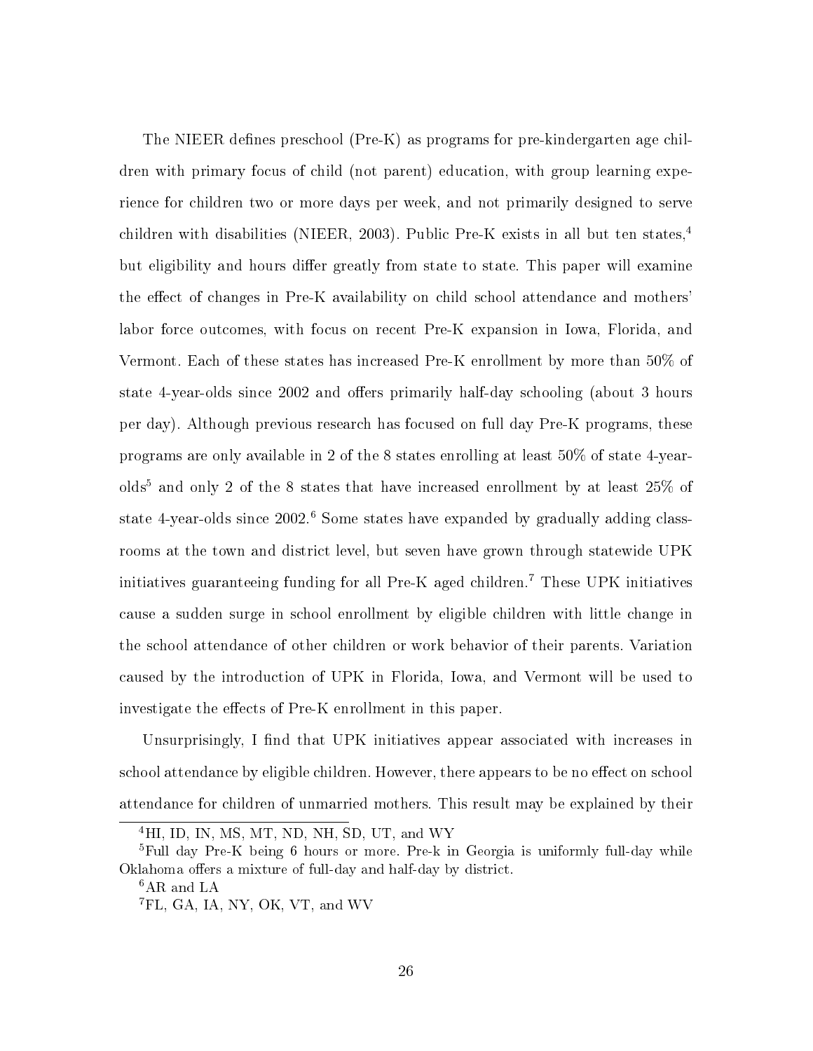The NIEER defines preschool (Pre-K) as programs for pre-kindergarten age children with primary focus of child (not parent) education, with group learning experience for children two or more days per week, and not primarily designed to serve children with disabilities (NIEER, 2003). Public Pre-K exists in all but ten states,[4] but eligibility and hours differ greatly from state to state. This paper will examine the effect of changes in Pre-K availability on child school attendance and mothers' labor force outcomes, with focus on recent Pre-K expansion in Iowa, Florida, and Vermont. Each of these states has increased Pre-K enrollment by more than 50% of state 4-year-olds since 2002 and offers primarily half-day schooling (about 3 hours per day). Although previous research has focused on full day Pre-K programs, these programs are only available in 2 of the 8 states enrolling at least 50% of state 4-year-olds[5] and only 2 of the 8 states that have increased enrollment by at least 25% of state 4-year-olds since 2002.[6] Some states have expanded by gradually adding classrooms at the town and district level, but seven have grown through statewide UPK initiatives guaranteeing funding for all Pre-K aged children.[7] These UPK initiatives cause a sudden surge in school enrollment by eligible children with little change in the school attendance of other children or work behavior of their parents. Variation caused by the introduction of UPK in Florida, Iowa, and Vermont will be used to investigate the effects of Pre-K enrollment in this paper.

Unsurprisingly, I find that UPK initiatives appear associated with increases in school attendance by eligible children. However, there appears to be no effect on school attendance for children of unmarried mothers. This result may be explained by their

[4] HI, ID, IN, MS, MT, ND, NH, SD, UT, and WY

[5] Full day Pre-K being 6 hours or more. Pre-k in Georgia is uniformly full-day while Oklahoma offers a mixture of full-day and half-day by district.

[6] AR and LA

[7] FL, GA, IA, NY, OK, VT, and WV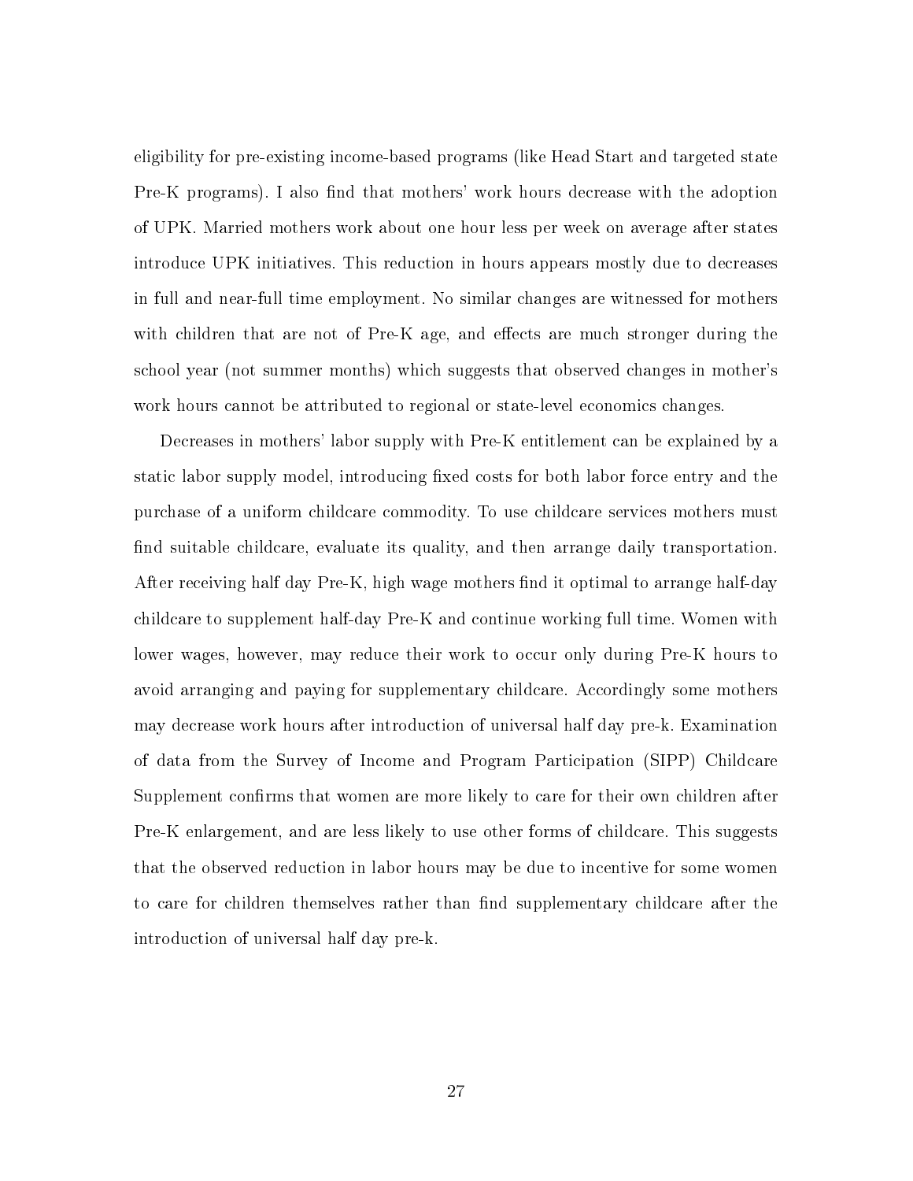eligibility for pre-existing income-based programs (like Head Start and targeted state Pre-K programs). I also find that mothers' work hours decrease with the adoption of UPK. Married mothers work about one hour less per week on average after states introduce UPK initiatives. This reduction in hours appears mostly due to decreases in full and near-full time employment. No similar changes are witnessed for mothers with children that are not of Pre-K age, and effects are much stronger during the school year (not summer months) which suggests that observed changes in mother's work hours cannot be attributed to regional or state-level economics changes.

Decreases in mothers' labor supply with Pre-K entitlement can be explained by a static labor supply model, introducing fixed costs for both labor force entry and the purchase of a uniform childcare commodity. To use childcare services mothers must find suitable childcare, evaluate its quality, and then arrange daily transportation. After receiving half day Pre-K, high wage mothers find it optimal to arrange half-day childcare to supplement half-day Pre-K and continue working full time. Women with lower wages, however, may reduce their work to occur only during Pre-K hours to avoid arranging and paying for supplementary childcare. Accordingly some mothers may decrease work hours after introduction of universal half day pre-k. Examination of data from the Survey of Income and Program Participation (SIPP) Childcare Supplement confirms that women are more likely to care for their own children after Pre-K enlargement, and are less likely to use other forms of childcare. This suggests that the observed reduction in labor hours may be due to incentive for some women to care for children themselves rather than find supplementary childcare after the introduction of universal half day pre-k.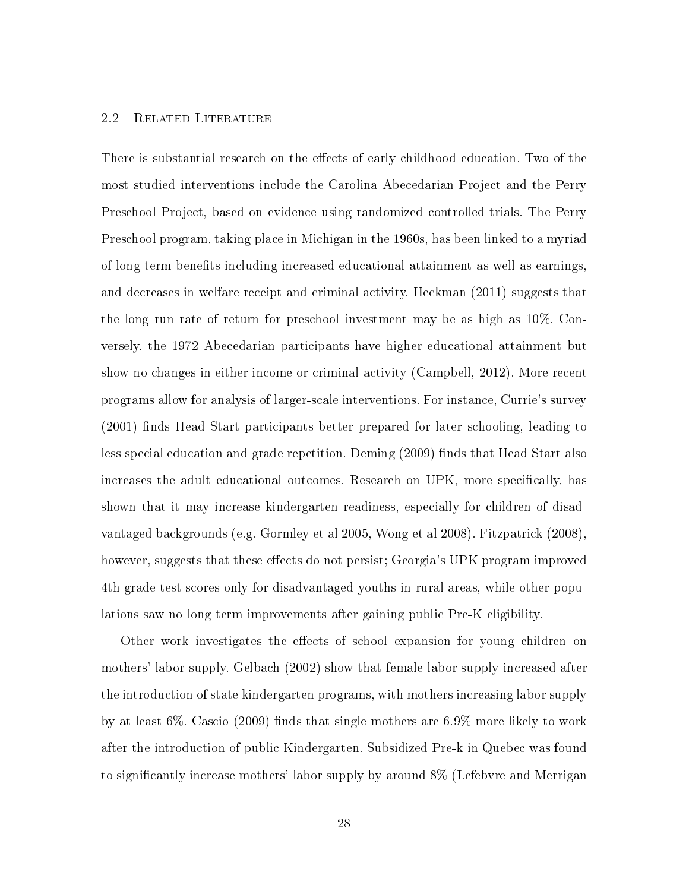### 2.2 Related Literature

There is substantial research on the effects of early childhood education. Two of the most studied interventions include the Carolina Abecedarian Project and the Perry Preschool Project, based on evidence using randomized controlled trials. The Perry Preschool program, taking place in Michigan in the 1960s, has been linked to a myriad of long term benefits including increased educational attainment as well as earnings, and decreases in welfare receipt and criminal activity. Heckman (2011) suggests that the long run rate of return for preschool investment may be as high as 10%. Conversely, the 1972 Abecedarian participants have higher educational attainment but show no changes in either income or criminal activity (Campbell, 2012). More recent programs allow for analysis of larger-scale interventions. For instance, Currie's survey (2001) finds Head Start participants better prepared for later schooling, leading to less special education and grade repetition. Deming (2009) finds that Head Start also increases the adult educational outcomes. Research on UPK, more specifically, has shown that it may increase kindergarten readiness, especially for children of disadvantaged backgrounds (e.g. Gormley et al 2005, Wong et al 2008). Fitzpatrick (2008), however, suggests that these effects do not persist; Georgia's UPK program improved 4th grade test scores only for disadvantaged youths in rural areas, while other populations saw no long term improvements after gaining public Pre-K eligibility.

Other work investigates the effects of school expansion for young children on mothers' labor supply. Gelbach (2002) show that female labor supply increased after the introduction of state kindergarten programs, with mothers increasing labor supply by at least 6%. Cascio (2009) finds that single mothers are 6.9% more likely to work after the introduction of public Kindergarten. Subsidized Pre-k in Quebec was found to significantly increase mothers' labor supply by around 8% (Lefebvre and Merrigan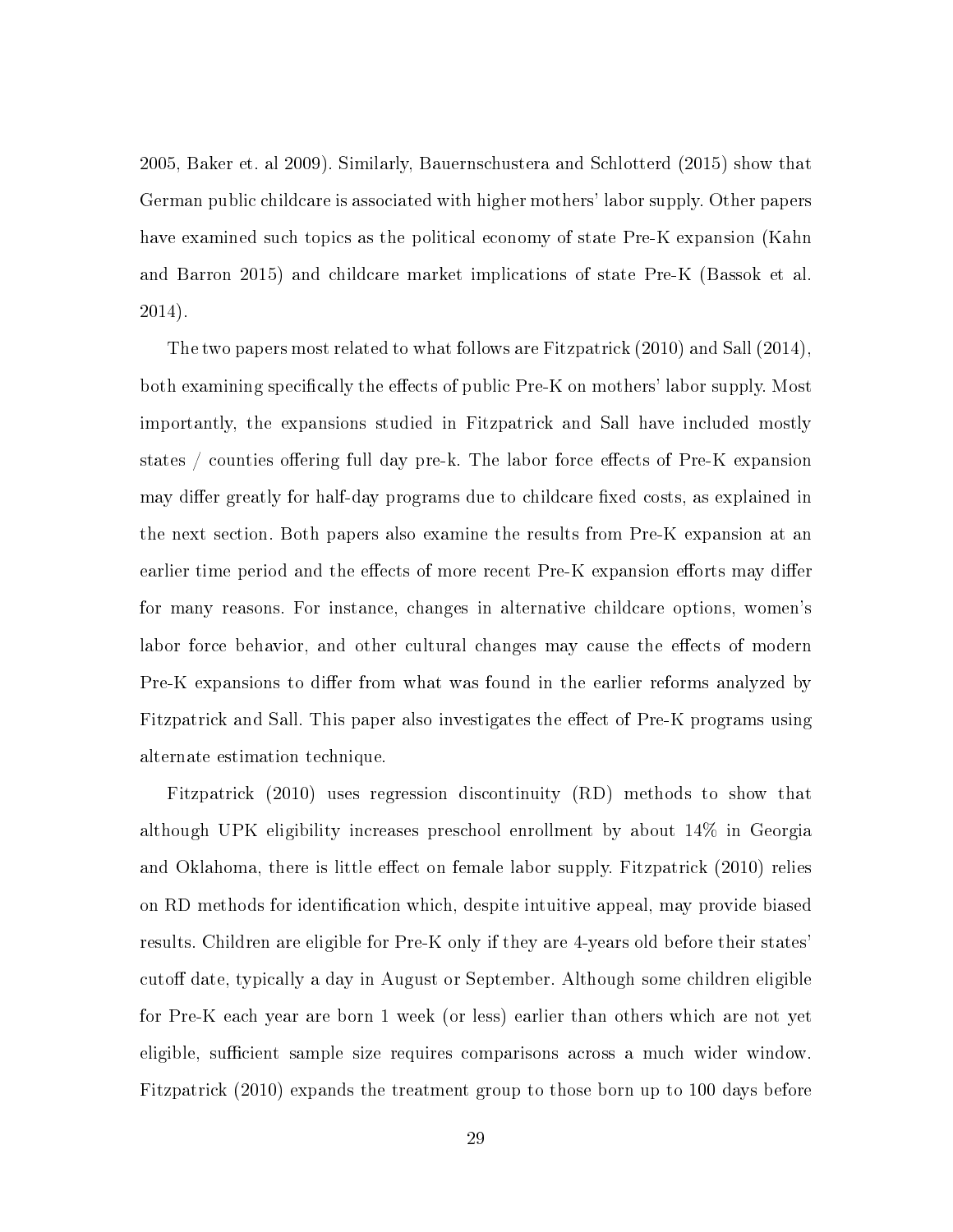2005, Baker et. al 2009). Similarly, Bauernschustera and Schlotterd (2015) show that German public childcare is associated with higher mothers' labor supply. Other papers have examined such topics as the political economy of state Pre-K expansion (Kahn and Barron 2015) and childcare market implications of state Pre-K (Bassok et al. 2014).

The two papers most related to what follows are Fitzpatrick (2010) and Sall (2014), both examining specifically the effects of public Pre-K on mothers' labor supply. Most importantly, the expansions studied in Fitzpatrick and Sall have included mostly states / counties offering full day pre-k. The labor force effects of Pre-K expansion may differ greatly for half-day programs due to childcare fixed costs, as explained in the next section. Both papers also examine the results from Pre-K expansion at an earlier time period and the effects of more recent Pre-K expansion efforts may differ for many reasons. For instance, changes in alternative childcare options, women's labor force behavior, and other cultural changes may cause the effects of modern Pre-K expansions to differ from what was found in the earlier reforms analyzed by Fitzpatrick and Sall. This paper also investigates the effect of Pre-K programs using alternate estimation technique.

Fitzpatrick (2010) uses regression discontinuity (RD) methods to show that although UPK eligibility increases preschool enrollment by about 14% in Georgia and Oklahoma, there is little effect on female labor supply. Fitzpatrick (2010) relies on RD methods for identification which, despite intuitive appeal, may provide biased results. Children are eligible for Pre-K only if they are 4-years old before their states' cutoff date, typically a day in August or September. Although some children eligible for Pre-K each year are born 1 week (or less) earlier than others which are not yet eligible, sufficient sample size requires comparisons across a much wider window. Fitzpatrick (2010) expands the treatment group to those born up to 100 days before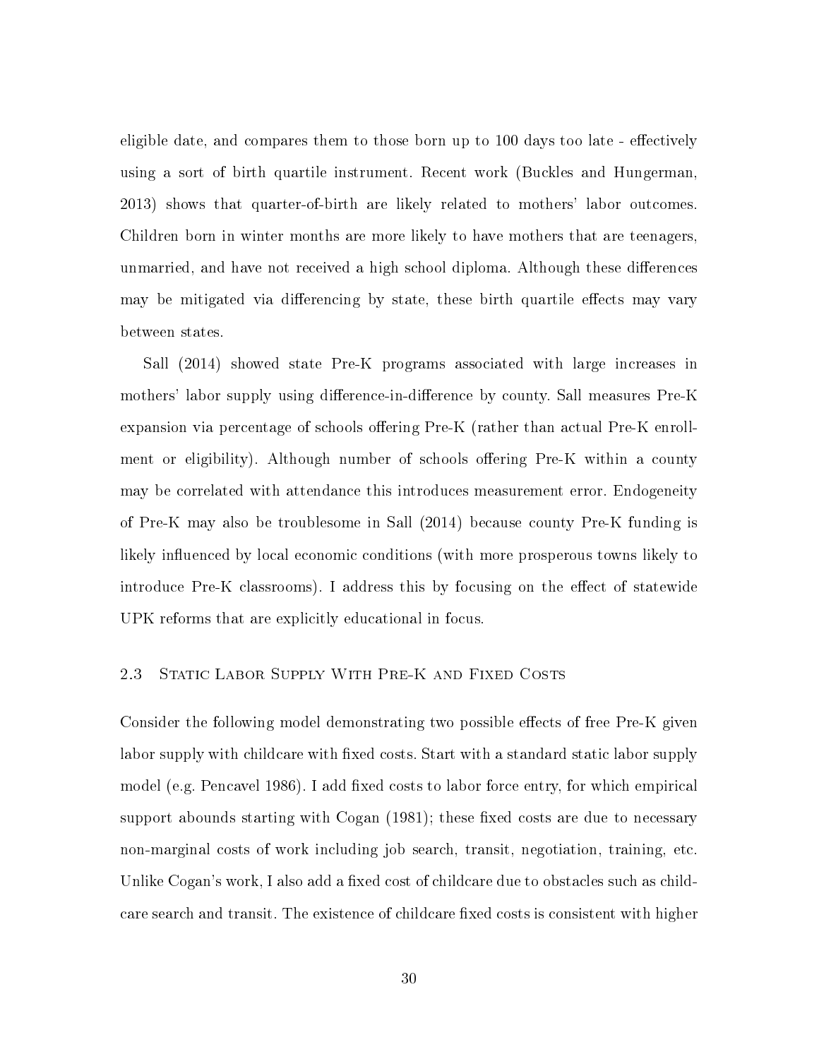eligible date, and compares them to those born up to 100 days too late - effectively using a sort of birth quartile instrument. Recent work (Buckles and Hungerman, 2013) shows that quarter-of-birth are likely related to mothers' labor outcomes. Children born in winter months are more likely to have mothers that are teenagers, unmarried, and have not received a high school diploma. Although these differences may be mitigated via differencing by state, these birth quartile effects may vary between states.

Sall (2014) showed state Pre-K programs associated with large increases in mothers' labor supply using difference-in-difference by county. Sall measures Pre-K expansion via percentage of schools offering Pre-K (rather than actual Pre-K enrollment or eligibility). Although number of schools offering Pre-K within a county may be correlated with attendance this introduces measurement error. Endogeneity of Pre-K may also be troublesome in Sall (2014) because county Pre-K funding is likely influenced by local economic conditions (with more prosperous towns likely to introduce Pre-K classrooms). I address this by focusing on the effect of statewide UPK reforms that are explicitly educational in focus.

### 2.3 Static Labor Supply With Pre-K and Fixed Costs

Consider the following model demonstrating two possible effects of free Pre-K given labor supply with childcare with fixed costs. Start with a standard static labor supply model (e.g. Pencavel 1986). I add fixed costs to labor force entry, for which empirical support abounds starting with Cogan (1981); these fixed costs are due to necessary non-marginal costs of work including job search, transit, negotiation, training, etc. Unlike Cogan's work, I also add a fixed cost of childcare due to obstacles such as childcare search and transit. The existence of childcare fixed costs is consistent with higher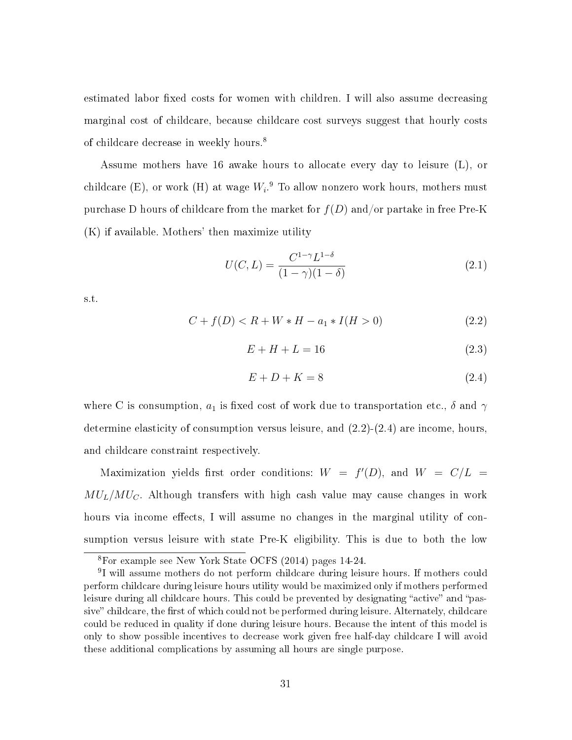estimated labor fixed costs for women with children. I will also assume decreasing marginal cost of childcare, because childcare cost surveys suggest that hourly costs of childcare decrease in weekly hours.[8]

Assume mothers have 16 awake hours to allocate every day to leisure (L), or childcare (E), or work (H) at wage $W_i$.[9] To allow nonzero work hours, mothers must purchase D hours of childcare from the market for $f(D)$ and/or partake in free Pre-K (K) if available. Mothers' then maximize utility

$$U(C, L) = \frac{C^{1-\gamma} L^{1-\delta}}{(1-\gamma)(1-\delta)} \tag{2.1}$$

s.t.

$$C + f(D) < R + W * H - a_1 * I(H > 0) \tag{2.2}$$

$$E + H + L = 16 \tag{2.3}$$

$$E + D + K = 8 \tag{2.4}$$

where C is consumption, $a_1$ is fixed cost of work due to transportation etc., $\delta$ and $\gamma$ determine elasticity of consumption versus leisure, and (2.2)-(2.4) are income, hours, and childcare constraint respectively.

Maximization yields first order conditions: $W = f'(D)$, and $W = C/L = MU_L/MU_C$. Although transfers with high cash value may cause changes in work hours via income effects, I will assume no changes in the marginal utility of consumption versus leisure with state Pre-K eligibility. This is due to both the low

[8] For example see New York State OCFS (2014) pages 14-24.

[9] I will assume mothers do not perform childcare during leisure hours. If mothers could perform childcare during leisure hours utility would be maximized only if mothers performed leisure during all childcare hours. This could be prevented by designating "active" and "passive" childcare, the first of which could not be performed during leisure. Alternately, childcare could be reduced in quality if done during leisure hours. Because the intent of this model is only to show possible incentives to decrease work given free half-day childcare I will avoid these additional complications by assuming all hours are single purpose.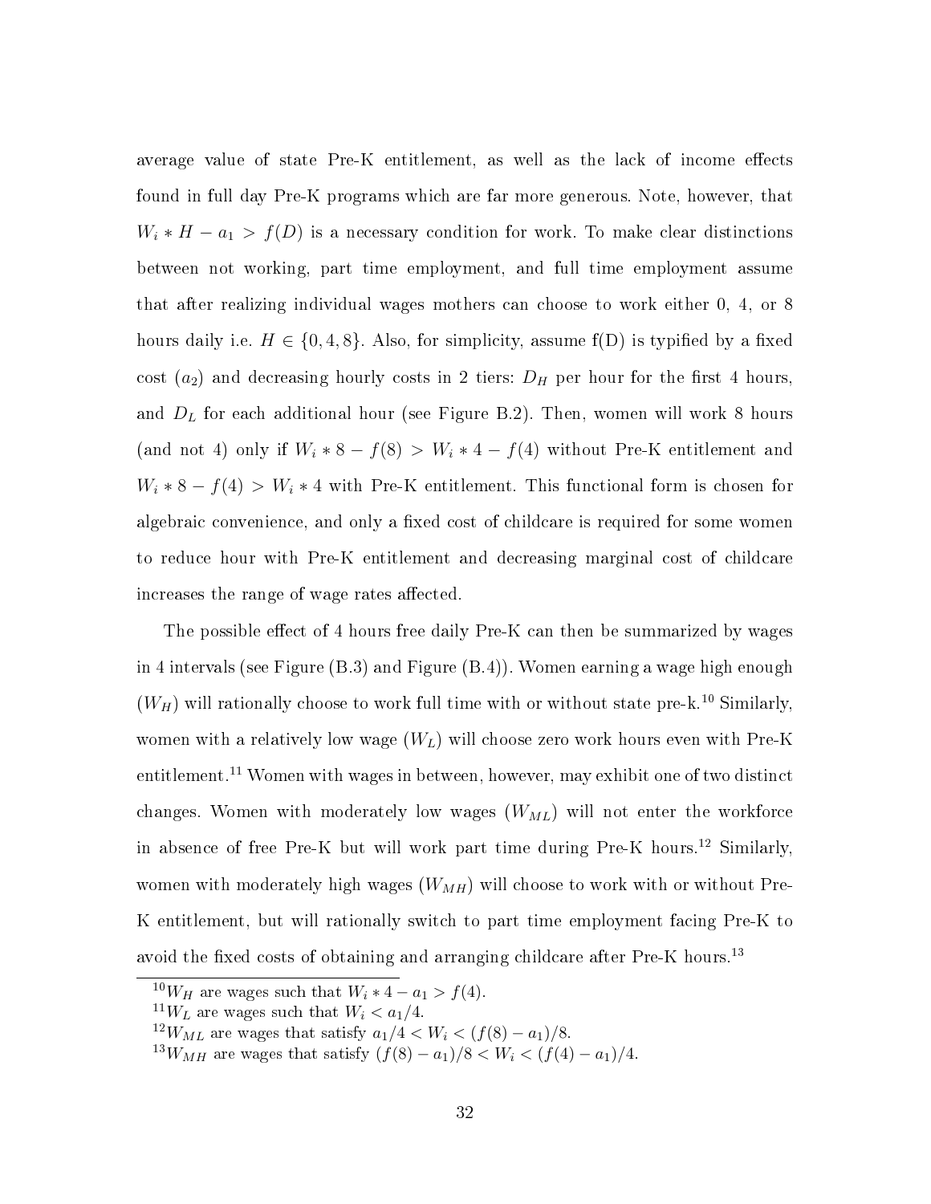average value of state Pre-K entitlement, as well as the lack of income effects found in full day Pre-K programs which are far more generous. Note, however, that $W_i * H - a_1 > f(D)$ is a necessary condition for work. To make clear distinctions between not working, part time employment, and full time employment assume that after realizing individual wages mothers can choose to work either 0, 4, or 8 hours daily i.e. $H \in \{0, 4, 8\}$. Also, for simplicity, assume f(D) is typified by a fixed cost ($a_2$) and decreasing hourly costs in 2 tiers: $D_H$ per hour for the first 4 hours, and $D_L$ for each additional hour (see Figure B.2). Then, women will work 8 hours (and not 4) only if $W_i * 8 - f(8) > W_i * 4 - f(4)$ without Pre-K entitlement and $W_i * 8 - f(4) > W_i * 4$ with Pre-K entitlement. This functional form is chosen for algebraic convenience, and only a fixed cost of childcare is required for some women to reduce hour with Pre-K entitlement and decreasing marginal cost of childcare increases the range of wage rates affected.

The possible effect of 4 hours free daily Pre-K can then be summarized by wages in 4 intervals (see Figure (B.3) and Figure (B.4)). Women earning a wage high enough ($W_H$) will rationally choose to work full time with or without state pre-k.[10] Similarly, women with a relatively low wage ($W_L$) will choose zero work hours even with Pre-K entitlement.[11] Women with wages in between, however, may exhibit one of two distinct changes. Women with moderately low wages ($W_{ML}$) will not enter the workforce in absence of free Pre-K but will work part time during Pre-K hours.[12] Similarly, women with moderately high wages ($W_{MH}$) will choose to work with or without Pre-K entitlement, but will rationally switch to part time employment facing Pre-K to avoid the fixed costs of obtaining and arranging childcare after Pre-K hours.[13]

---

[10] $W_H$ are wages such that $W_i * 4 - a_1 > f(4)$.

[11] $W_L$ are wages such that $W_i < a_1/4$.

[12] $W_{ML}$ are wages that satisfy $a_1/4 < W_i < (f(8) - a_1)/8$.

[13] $W_{MH}$ are wages that satisfy $(f(8) - a_1)/8 < W_i < (f(4) - a_1)/4$.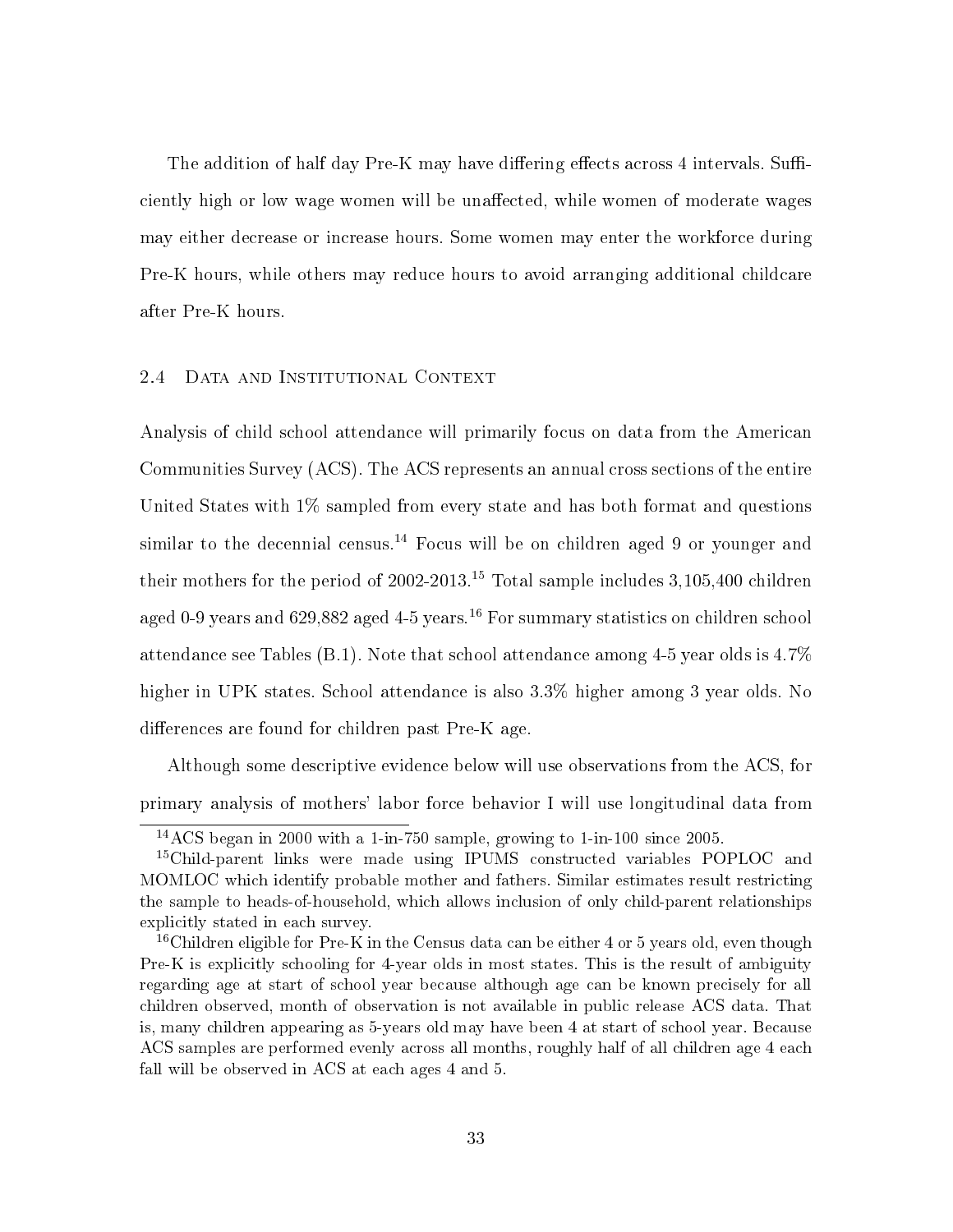The addition of half day Pre-K may have differing effects across 4 intervals. Sufficiently high or low wage women will be unaffected, while women of moderate wages may either decrease or increase hours. Some women may enter the workforce during Pre-K hours, while others may reduce hours to avoid arranging additional childcare after Pre-K hours.

## 2.4 Data and Institutional Context

Analysis of child school attendance will primarily focus on data from the American Communities Survey (ACS). The ACS represents an annual cross sections of the entire United States with 1% sampled from every state and has both format and questions similar to the decennial census.[14] Focus will be on children aged 9 or younger and their mothers for the period of 2002-2013.[15] Total sample includes 3,105,400 children aged 0-9 years and 629,882 aged 4-5 years.[16] For summary statistics on children school attendance see Tables (B.1). Note that school attendance among 4-5 year olds is 4.7% higher in UPK states. School attendance is also 3.3% higher among 3 year olds. No differences are found for children past Pre-K age.

Although some descriptive evidence below will use observations from the ACS, for primary analysis of mothers' labor force behavior I will use longitudinal data from

---

[14] ACS began in 2000 with a 1-in-750 sample, growing to 1-in-100 since 2005.

[15] Child-parent links were made using IPUMS constructed variables POPLOC and MOMLOC which identify probable mother and fathers. Similar estimates result restricting the sample to heads-of-household, which allows inclusion of only child-parent relationships explicitly stated in each survey.

[16] Children eligible for Pre-K in the Census data can be either 4 or 5 years old, even though Pre-K is explicitly schooling for 4-year olds in most states. This is the result of ambiguity regarding age at start of school year because although age can be known precisely for all children observed, month of observation is not available in public release ACS data. That is, many children appearing as 5-years old may have been 4 at start of school year. Because ACS samples are performed evenly across all months, roughly half of all children age 4 each fall will be observed in ACS at each ages 4 and 5.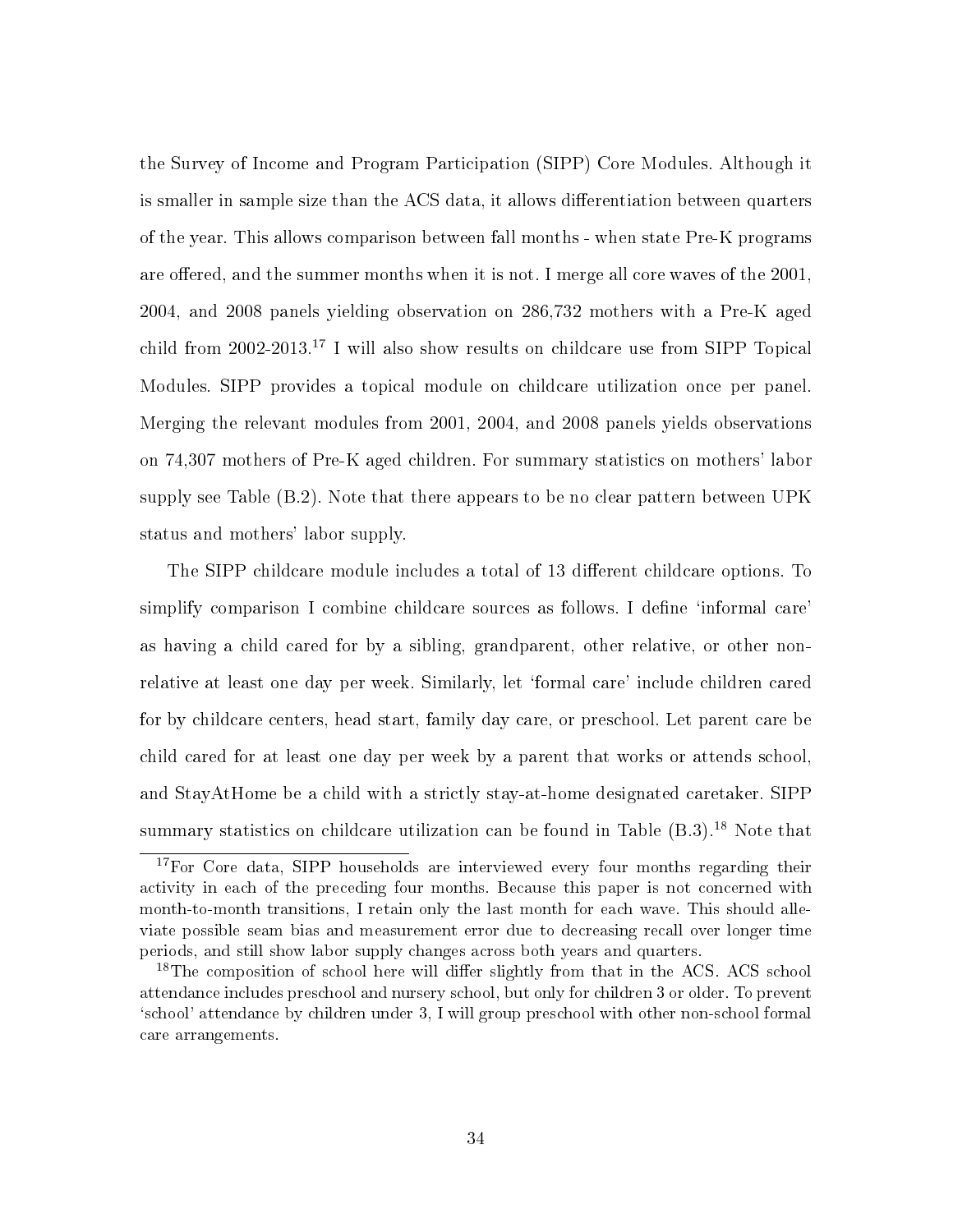the Survey of Income and Program Participation (SIPP) Core Modules. Although it is smaller in sample size than the ACS data, it allows differentiation between quarters of the year. This allows comparison between fall months - when state Pre-K programs are offered, and the summer months when it is not. I merge all core waves of the 2001, 2004, and 2008 panels yielding observation on 286,732 mothers with a Pre-K aged child from 2002-2013.[17] I will also show results on childcare use from SIPP Topical Modules. SIPP provides a topical module on childcare utilization once per panel. Merging the relevant modules from 2001, 2004, and 2008 panels yields observations on 74,307 mothers of Pre-K aged children. For summary statistics on mothers' labor supply see Table (B.2). Note that there appears to be no clear pattern between UPK status and mothers' labor supply.

The SIPP childcare module includes a total of 13 different childcare options. To simplify comparison I combine childcare sources as follows. I define 'informal care' as having a child cared for by a sibling, grandparent, other relative, or other non-relative at least one day per week. Similarly, let 'formal care' include children cared for by childcare centers, head start, family day care, or preschool. Let parent care be child cared for at least one day per week by a parent that works or attends school, and StayAtHome be a child with a strictly stay-at-home designated caretaker. SIPP summary statistics on childcare utilization can be found in Table (B.3).[18] Note that

[17] For Core data, SIPP households are interviewed every four months regarding their activity in each of the preceding four months. Because this paper is not concerned with month-to-month transitions, I retain only the last month for each wave. This should alleviate possible seam bias and measurement error due to decreasing recall over longer time periods, and still show labor supply changes across both years and quarters.

[18] The composition of school here will differ slightly from that in the ACS. ACS school attendance includes preschool and nursery school, but only for children 3 or older. To prevent 'school' attendance by children under 3, I will group preschool with other non-school formal care arrangements.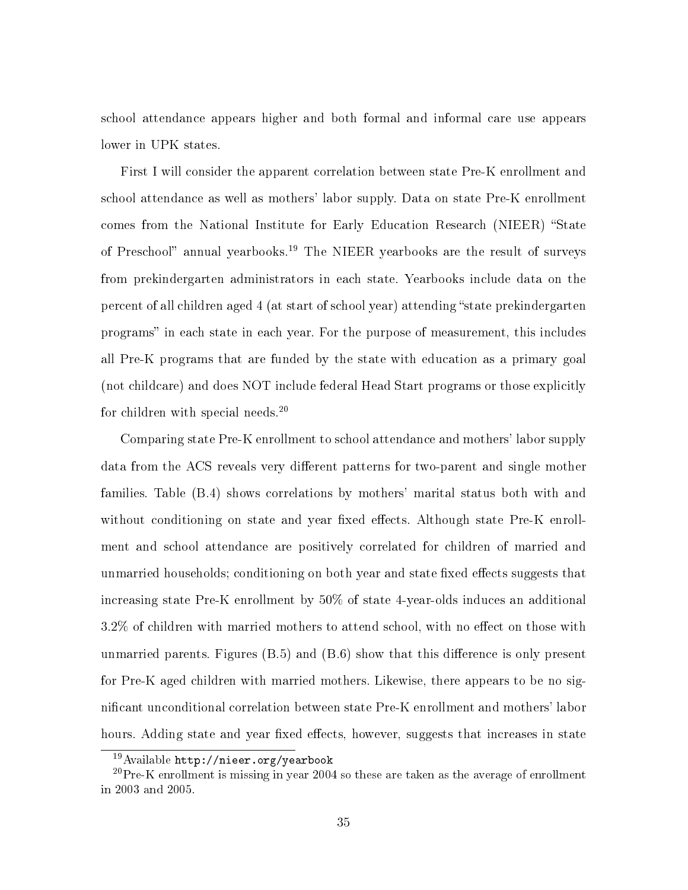school attendance appears higher and both formal and informal care use appears lower in UPK states.

First I will consider the apparent correlation between state Pre-K enrollment and school attendance as well as mothers' labor supply. Data on state Pre-K enrollment comes from the National Institute for Early Education Research (NIEER) "State of Preschool" annual yearbooks.[19] The NIEER yearbooks are the result of surveys from prekindergarten administrators in each state. Yearbooks include data on the percent of all children aged 4 (at start of school year) attending "state prekindergarten programs" in each state in each year. For the purpose of measurement, this includes all Pre-K programs that are funded by the state with education as a primary goal (not childcare) and does NOT include federal Head Start programs or those explicitly for children with special needs.[20]

Comparing state Pre-K enrollment to school attendance and mothers' labor supply data from the ACS reveals very different patterns for two-parent and single mother families. Table (B.4) shows correlations by mothers' marital status both with and without conditioning on state and year fixed effects. Although state Pre-K enrollment and school attendance are positively correlated for children of married and unmarried households; conditioning on both year and state fixed effects suggests that increasing state Pre-K enrollment by 50% of state 4-year-olds induces an additional 3.2% of children with married mothers to attend school, with no effect on those with unmarried parents. Figures (B.5) and (B.6) show that this difference is only present for Pre-K aged children with married mothers. Likewise, there appears to be no significant unconditional correlation between state Pre-K enrollment and mothers' labor hours. Adding state and year fixed effects, however, suggests that increases in state

[19] Available `http://nieer.org/yearbook`

[20] Pre-K enrollment is missing in year 2004 so these are taken as the average of enrollment in 2003 and 2005.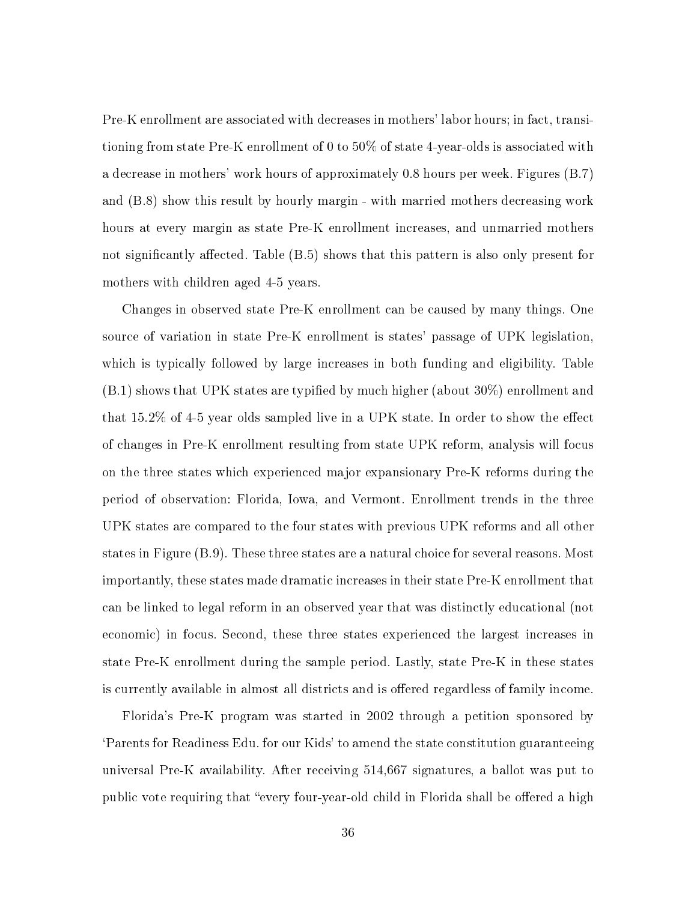Pre-K enrollment are associated with decreases in mothers' labor hours; in fact, transitioning from state Pre-K enrollment of 0 to 50% of state 4-year-olds is associated with a decrease in mothers' work hours of approximately 0.8 hours per week. Figures (B.7) and (B.8) show this result by hourly margin - with married mothers decreasing work hours at every margin as state Pre-K enrollment increases, and unmarried mothers not significantly affected. Table (B.5) shows that this pattern is also only present for mothers with children aged 4-5 years.

Changes in observed state Pre-K enrollment can be caused by many things. One source of variation in state Pre-K enrollment is states' passage of UPK legislation, which is typically followed by large increases in both funding and eligibility. Table (B.1) shows that UPK states are typified by much higher (about 30%) enrollment and that 15.2% of 4-5 year olds sampled live in a UPK state. In order to show the effect of changes in Pre-K enrollment resulting from state UPK reform, analysis will focus on the three states which experienced major expansionary Pre-K reforms during the period of observation: Florida, Iowa, and Vermont. Enrollment trends in the three UPK states are compared to the four states with previous UPK reforms and all other states in Figure (B.9). These three states are a natural choice for several reasons. Most importantly, these states made dramatic increases in their state Pre-K enrollment that can be linked to legal reform in an observed year that was distinctly educational (not economic) in focus. Second, these three states experienced the largest increases in state Pre-K enrollment during the sample period. Lastly, state Pre-K in these states is currently available in almost all districts and is offered regardless of family income.

Florida's Pre-K program was started in 2002 through a petition sponsored by 'Parents for Readiness Edu. for our Kids' to amend the state constitution guaranteeing universal Pre-K availability. After receiving 514,667 signatures, a ballot was put to public vote requiring that "every four-year-old child in Florida shall be offered a high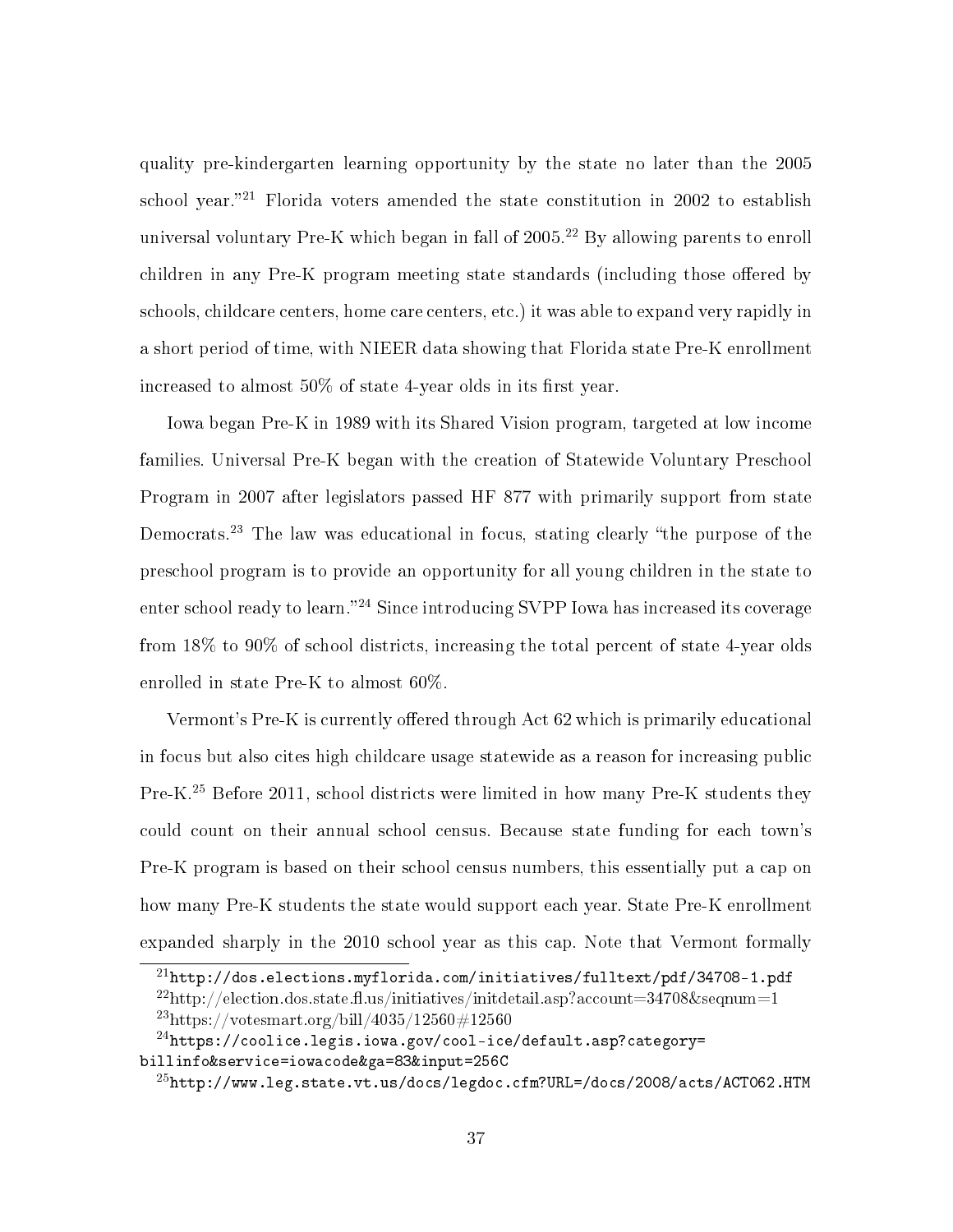quality pre-kindergarten learning opportunity by the state no later than the 2005 school year."[21] Florida voters amended the state constitution in 2002 to establish universal voluntary Pre-K which began in fall of 2005.[22] By allowing parents to enroll children in any Pre-K program meeting state standards (including those offered by schools, childcare centers, home care centers, etc.) it was able to expand very rapidly in a short period of time, with NIEER data showing that Florida state Pre-K enrollment increased to almost 50% of state 4-year olds in its first year.

Iowa began Pre-K in 1989 with its Shared Vision program, targeted at low income families. Universal Pre-K began with the creation of Statewide Voluntary Preschool Program in 2007 after legislators passed HF 877 with primarily support from state Democrats.[23] The law was educational in focus, stating clearly "the purpose of the preschool program is to provide an opportunity for all young children in the state to enter school ready to learn."[24] Since introducing SVPP Iowa has increased its coverage from 18% to 90% of school districts, increasing the total percent of state 4-year olds enrolled in state Pre-K to almost 60%.

Vermont's Pre-K is currently offered through Act 62 which is primarily educational in focus but also cites high childcare usage statewide as a reason for increasing public Pre-K.[25] Before 2011, school districts were limited in how many Pre-K students they could count on their annual school census. Because state funding for each town's Pre-K program is based on their school census numbers, this essentially put a cap on how many Pre-K students the state would support each year. State Pre-K enrollment expanded sharply in the 2010 school year as this cap. Note that Vermont formally

---

[21] http://dos.elections.myflorida.com/initiatives/fulltext/pdf/34708-1.pdf

[22] http://election.dos.state.fl.us/initiatives/initdetail.asp?account=34708&seqnum=1

[23] https://votesmart.org/bill/4035/12560#12560

[24] https://coolice.legis.iowa.gov/cool-ice/default.asp?category=billinfo&service=iowacode&ga=83&input=256C

[25] http://www.leg.state.vt.us/docs/legdoc.cfm?URL=/docs/2008/acts/ACT062.HTM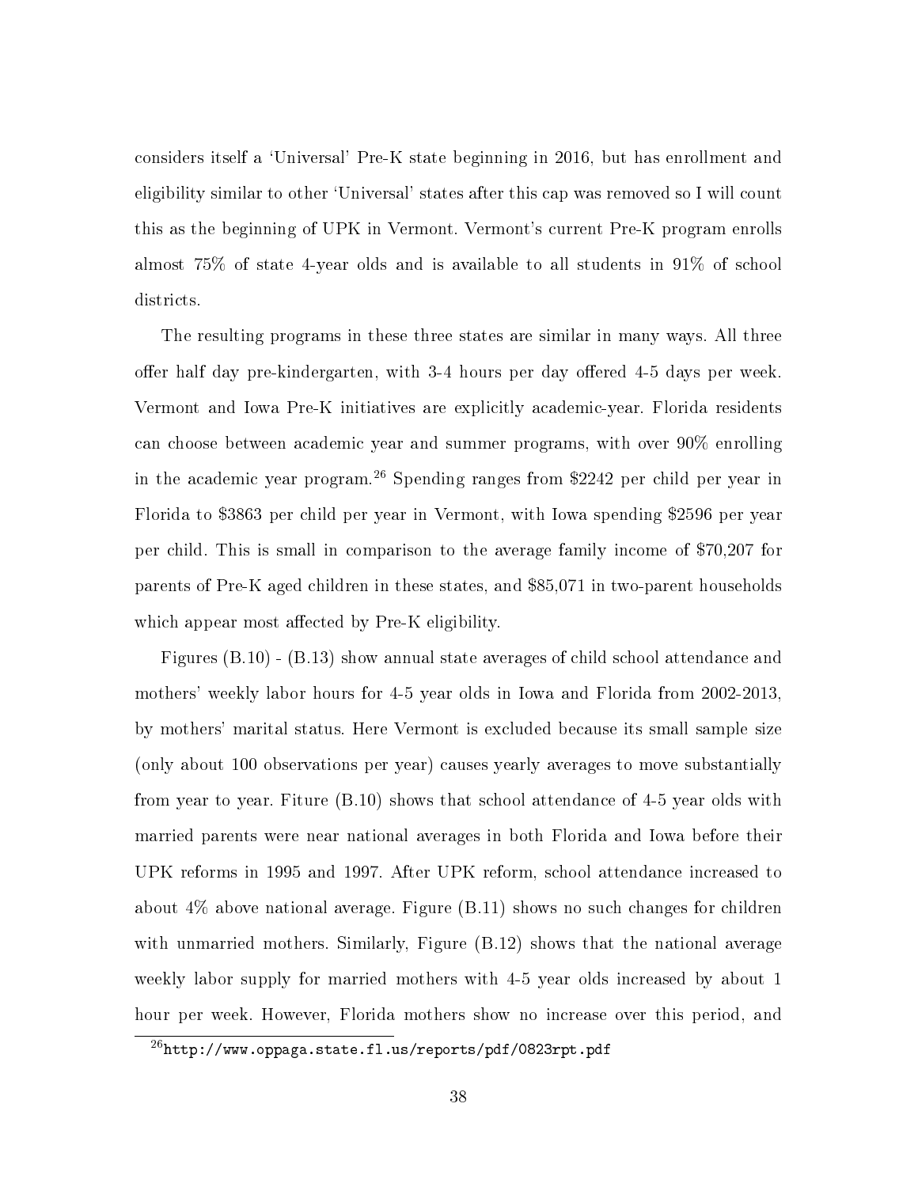considers itself a 'Universal' Pre-K state beginning in 2016, but has enrollment and eligibility similar to other 'Universal' states after this cap was removed so I will count this as the beginning of UPK in Vermont. Vermont's current Pre-K program enrolls almost 75% of state 4-year olds and is available to all students in 91% of school districts.

The resulting programs in these three states are similar in many ways. All three offer half day pre-kindergarten, with 3-4 hours per day offered 4-5 days per week. Vermont and Iowa Pre-K initiatives are explicitly academic-year. Florida residents can choose between academic year and summer programs, with over 90% enrolling in the academic year program.[26] Spending ranges from $2242 per child per year in Florida to $3863 per child per year in Vermont, with Iowa spending $2596 per year per child. This is small in comparison to the average family income of $70,207 for parents of Pre-K aged children in these states, and $85,071 in two-parent households which appear most affected by Pre-K eligibility.

Figures (B.10) - (B.13) show annual state averages of child school attendance and mothers' weekly labor hours for 4-5 year olds in Iowa and Florida from 2002-2013, by mothers' marital status. Here Vermont is excluded because its small sample size (only about 100 observations per year) causes yearly averages to move substantially from year to year. Fiture (B.10) shows that school attendance of 4-5 year olds with married parents were near national averages in both Florida and Iowa before their UPK reforms in 1995 and 1997. After UPK reform, school attendance increased to about 4% above national average. Figure (B.11) shows no such changes for children with unmarried mothers. Similarly, Figure (B.12) shows that the national average weekly labor supply for married mothers with 4-5 year olds increased by about 1 hour per week. However, Florida mothers show no increase over this period, and

[26] http://www.oppaga.state.fl.us/reports/pdf/0823rpt.pdf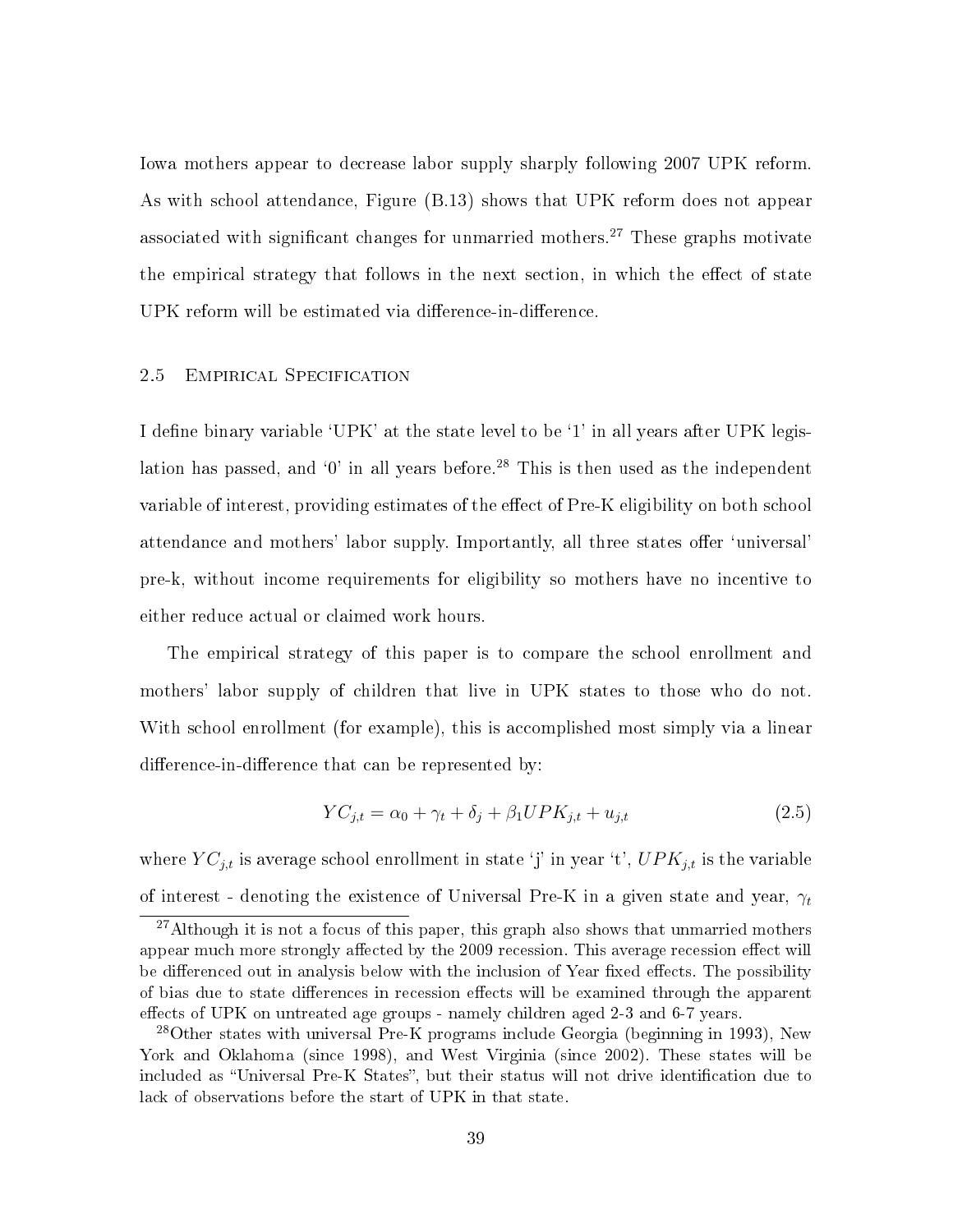Iowa mothers appear to decrease labor supply sharply following 2007 UPK reform. As with school attendance, Figure (B.13) shows that UPK reform does not appear associated with significant changes for unmarried mothers.[27] These graphs motivate the empirical strategy that follows in the next section, in which the effect of state UPK reform will be estimated via difference-in-difference.

### 2.5 Empirical Specification

I define binary variable 'UPK' at the state level to be '1' in all years after UPK legislation has passed, and '0' in all years before.[28] This is then used as the independent variable of interest, providing estimates of the effect of Pre-K eligibility on both school attendance and mothers' labor supply. Importantly, all three states offer 'universal' pre-k, without income requirements for eligibility so mothers have no incentive to either reduce actual or claimed work hours.

The empirical strategy of this paper is to compare the school enrollment and mothers' labor supply of children that live in UPK states to those who do not. With school enrollment (for example), this is accomplished most simply via a linear difference-in-difference that can be represented by:

$$YC_{j,t} = \alpha_0 + \gamma_t + \delta_j + \beta_1 UPK_{j,t} + u_{j,t} \tag{2.5}$$

where $YC_{j,t}$ is average school enrollment in state 'j' in year 't', $UPK_{j,t}$ is the variable of interest - denoting the existence of Universal Pre-K in a given state and year, $\gamma_t$

[27] Although it is not a focus of this paper, this graph also shows that unmarried mothers appear much more strongly affected by the 2009 recession. This average recession effect will be differenced out in analysis below with the inclusion of Year fixed effects. The possibility of bias due to state differences in recession effects will be examined through the apparent effects of UPK on untreated age groups - namely children aged 2-3 and 6-7 years.

[28] Other states with universal Pre-K programs include Georgia (beginning in 1993), New York and Oklahoma (since 1998), and West Virginia (since 2002). These states will be included as "Universal Pre-K States", but their status will not drive identification due to lack of observations before the start of UPK in that state.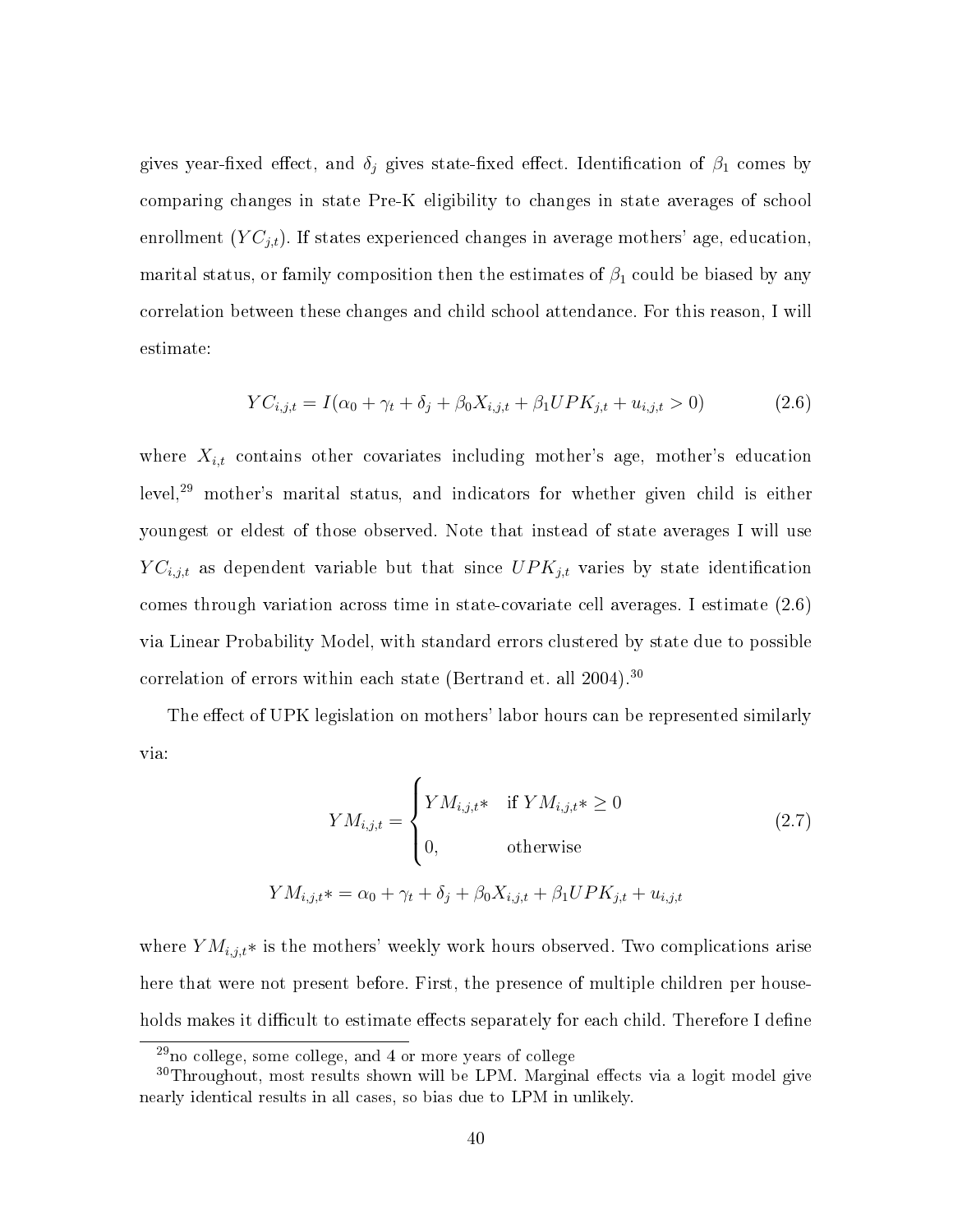gives year-fixed effect, and $\delta_j$ gives state-fixed effect. Identification of $\beta_1$ comes by comparing changes in state Pre-K eligibility to changes in state averages of school enrollment ($YC_{j,t}$). If states experienced changes in average mothers' age, education, marital status, or family composition then the estimates of $\beta_1$ could be biased by any correlation between these changes and child school attendance. For this reason, I will estimate:

$$YC_{i,j,t} = I(\alpha_0 + \gamma_t + \delta_j + \beta_0 X_{i,j,t} + \beta_1 UPK_{j,t} + u_{i,j,t} > 0) \tag{2.6}$$

where $X_{i,t}$ contains other covariates including mother's age, mother's education level,[29] mother's marital status, and indicators for whether given child is either youngest or eldest of those observed. Note that instead of state averages I will use $YC_{i,j,t}$ as dependent variable but that since $UPK_{j,t}$ varies by state identification comes through variation across time in state-covariate cell averages. I estimate (2.6) via Linear Probability Model, with standard errors clustered by state due to possible correlation of errors within each state (Bertrand et. all 2004).[30]

The effect of UPK legislation on mothers' labor hours can be represented similarly via:

$$YM_{i,j,t} = \begin{cases} YM_{i,j,t}* & \text{if } YM_{i,j,t}* \geq 0 \\ 0, & \text{otherwise} \end{cases} \tag{2.7}$$

$$YM_{i,j,t}* = \alpha_0 + \gamma_t + \delta_j + \beta_0 X_{i,j,t} + \beta_1 UPK_{j,t} + u_{i,j,t}$$

where $YM_{i,j,t}*$ is the mothers' weekly work hours observed. Two complications arise here that were not present before. First, the presence of multiple children per households makes it difficult to estimate effects separately for each child. Therefore I define

[29] no college, some college, and 4 or more years of college

[30] Throughout, most results shown will be LPM. Marginal effects via a logit model give nearly identical results in all cases, so bias due to LPM in unlikely.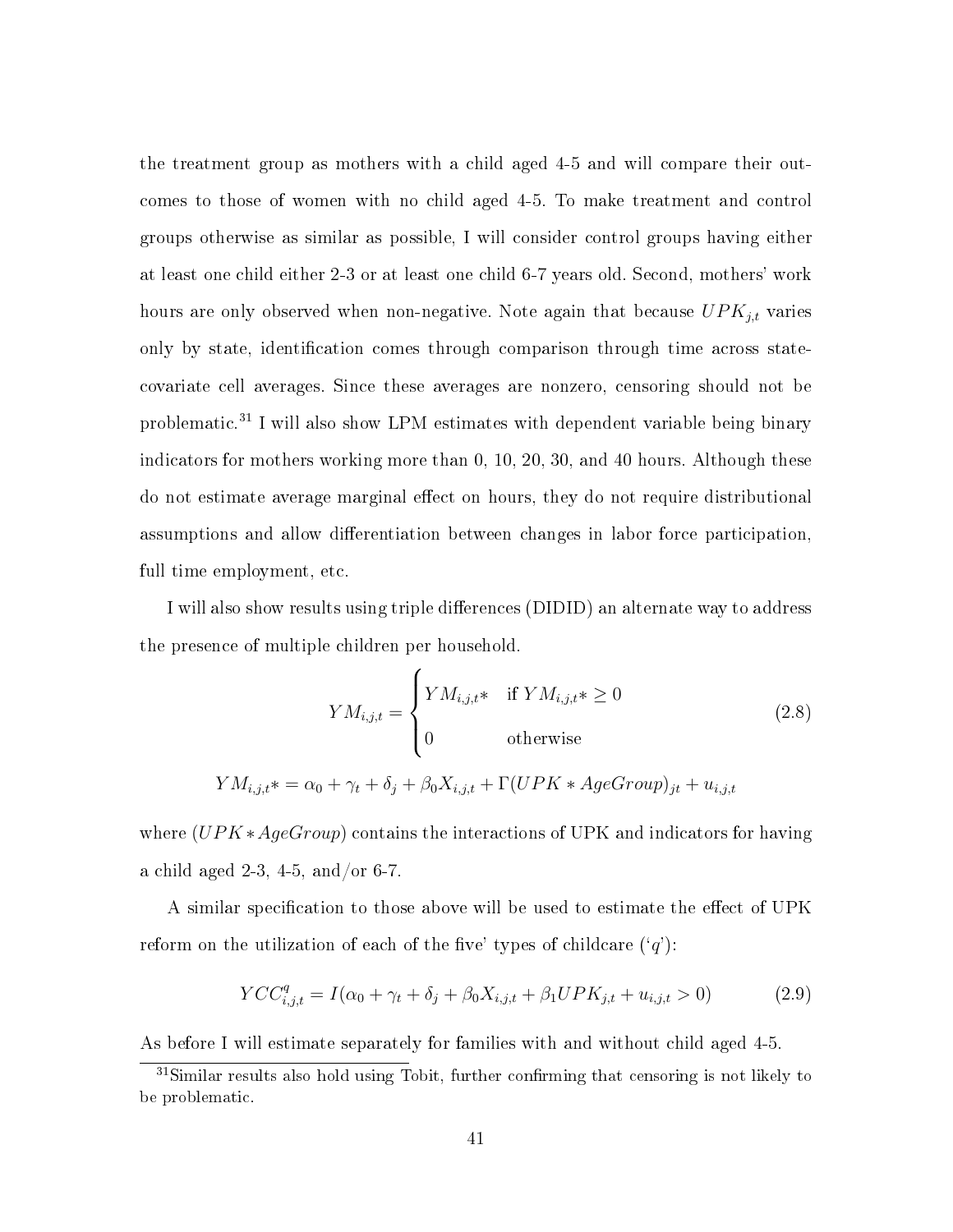the treatment group as mothers with a child aged 4-5 and will compare their outcomes to those of women with no child aged 4-5. To make treatment and control groups otherwise as similar as possible, I will consider control groups having either at least one child either 2-3 or at least one child 6-7 years old. Second, mothers' work hours are only observed when non-negative. Note again that because $UPK_{j,t}$ varies only by state, identification comes through comparison through time across state-covariate cell averages. Since these averages are nonzero, censoring should not be problematic.[31] I will also show LPM estimates with dependent variable being binary indicators for mothers working more than 0, 10, 20, 30, and 40 hours. Although these do not estimate average marginal effect on hours, they do not require distributional assumptions and allow differentiation between changes in labor force participation, full time employment, etc.

I will also show results using triple differences (DIDID) an alternate way to address the presence of multiple children per household.

$$YM_{i,j,t} = \begin{cases} YM_{i,j,t}* & \text{if } YM_{i,j,t}* \geq 0 \\ 0 & \text{otherwise} \end{cases} \tag{2.8}$$

$$YM_{i,j,t}* = \alpha_0 + \gamma_t + \delta_j + \beta_0 X_{i,j,t} + \Gamma(UPK * AgeGroup)_{jt} + u_{i,j,t}$$

where $(UPK * AgeGroup)$ contains the interactions of UPK and indicators for having a child aged 2-3, 4-5, and/or 6-7.

A similar specification to those above will be used to estimate the effect of UPK reform on the utilization of each of the five' types of childcare ('$q$'):

$$YCC^q_{i,j,t} = I(\alpha_0 + \gamma_t + \delta_j + \beta_0 X_{i,j,t} + \beta_1 UPK_{j,t} + u_{i,j,t} > 0) \tag{2.9}$$

As before I will estimate separately for families with and without child aged 4-5.

[31] Similar results also hold using Tobit, further confirming that censoring is not likely to be problematic.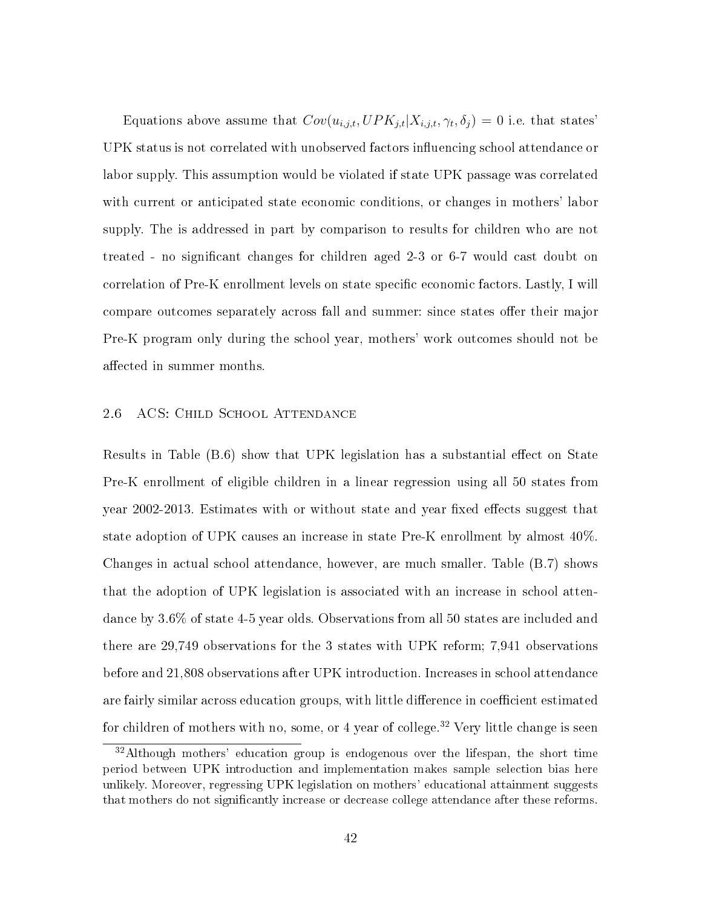Equations above assume that $Cov(u_{i,j,t}, UPK_{j,t}|X_{i,j,t}, \gamma_t, \delta_j) = 0$ i.e. that states' UPK status is not correlated with unobserved factors influencing school attendance or labor supply. This assumption would be violated if state UPK passage was correlated with current or anticipated state economic conditions, or changes in mothers' labor supply. The is addressed in part by comparison to results for children who are not treated - no significant changes for children aged 2-3 or 6-7 would cast doubt on correlation of Pre-K enrollment levels on state specific economic factors. Lastly, I will compare outcomes separately across fall and summer: since states offer their major Pre-K program only during the school year, mothers' work outcomes should not be affected in summer months.

## 2.6 ACS: Child School Attendance

Results in Table (B.6) show that UPK legislation has a substantial effect on State Pre-K enrollment of eligible children in a linear regression using all 50 states from year 2002-2013. Estimates with or without state and year fixed effects suggest that state adoption of UPK causes an increase in state Pre-K enrollment by almost 40%. Changes in actual school attendance, however, are much smaller. Table (B.7) shows that the adoption of UPK legislation is associated with an increase in school attendance by 3.6% of state 4-5 year olds. Observations from all 50 states are included and there are 29,749 observations for the 3 states with UPK reform; 7,941 observations before and 21,808 observations after UPK introduction. Increases in school attendance are fairly similar across education groups, with little difference in coefficient estimated for children of mothers with no, some, or 4 year of college.[32] Very little change is seen

[32] Although mothers' education group is endogenous over the lifespan, the short time period between UPK introduction and implementation makes sample selection bias here unlikely. Moreover, regressing UPK legislation on mothers' educational attainment suggests that mothers do not significantly increase or decrease college attendance after these reforms.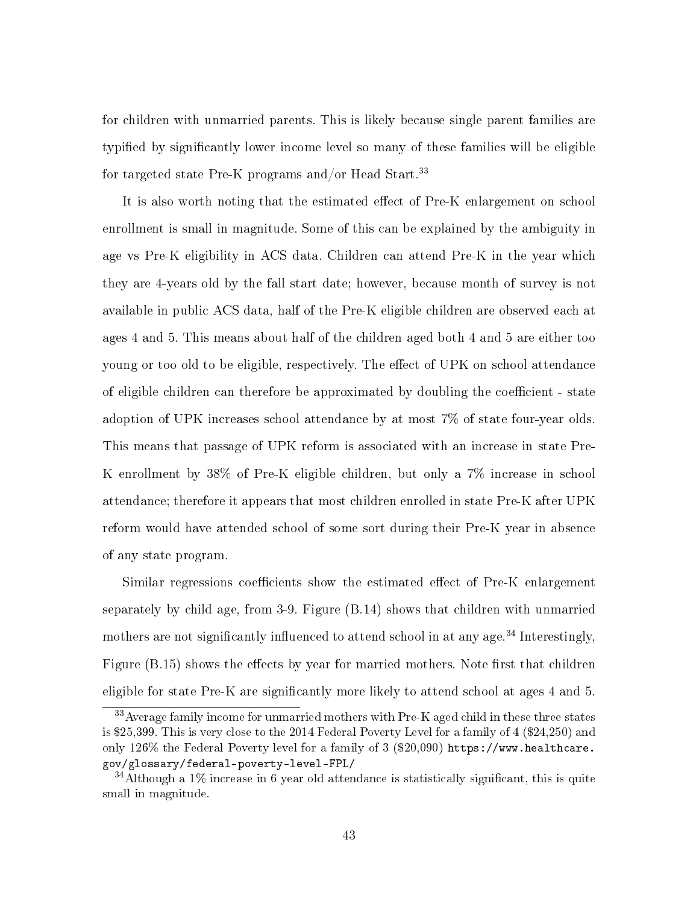for children with unmarried parents. This is likely because single parent families are typified by significantly lower income level so many of these families will be eligible for targeted state Pre-K programs and/or Head Start.[33]

It is also worth noting that the estimated effect of Pre-K enlargement on school enrollment is small in magnitude. Some of this can be explained by the ambiguity in age vs Pre-K eligibility in ACS data. Children can attend Pre-K in the year which they are 4-years old by the fall start date; however, because month of survey is not available in public ACS data, half of the Pre-K eligible children are observed each at ages 4 and 5. This means about half of the children aged both 4 and 5 are either too young or too old to be eligible, respectively. The effect of UPK on school attendance of eligible children can therefore be approximated by doubling the coefficient - state adoption of UPK increases school attendance by at most 7% of state four-year olds. This means that passage of UPK reform is associated with an increase in state Pre-K enrollment by 38% of Pre-K eligible children, but only a 7% increase in school attendance; therefore it appears that most children enrolled in state Pre-K after UPK reform would have attended school of some sort during their Pre-K year in absence of any state program.

Similar regressions coefficients show the estimated effect of Pre-K enlargement separately by child age, from 3-9. Figure (B.14) shows that children with unmarried mothers are not significantly influenced to attend school in at any age.[34] Interestingly, Figure (B.15) shows the effects by year for married mothers. Note first that children eligible for state Pre-K are significantly more likely to attend school at ages 4 and 5.

[33] Average family income for unmarried mothers with Pre-K aged child in these three states is $25,399. This is very close to the 2014 Federal Poverty Level for a family of 4 ($24,250) and only 126% the Federal Poverty level for a family of 3 ($20,090) https://www.healthcare.gov/glossary/federal-poverty-level-FPL/

[34] Although a 1% increase in 6 year old attendance is statistically significant, this is quite small in magnitude.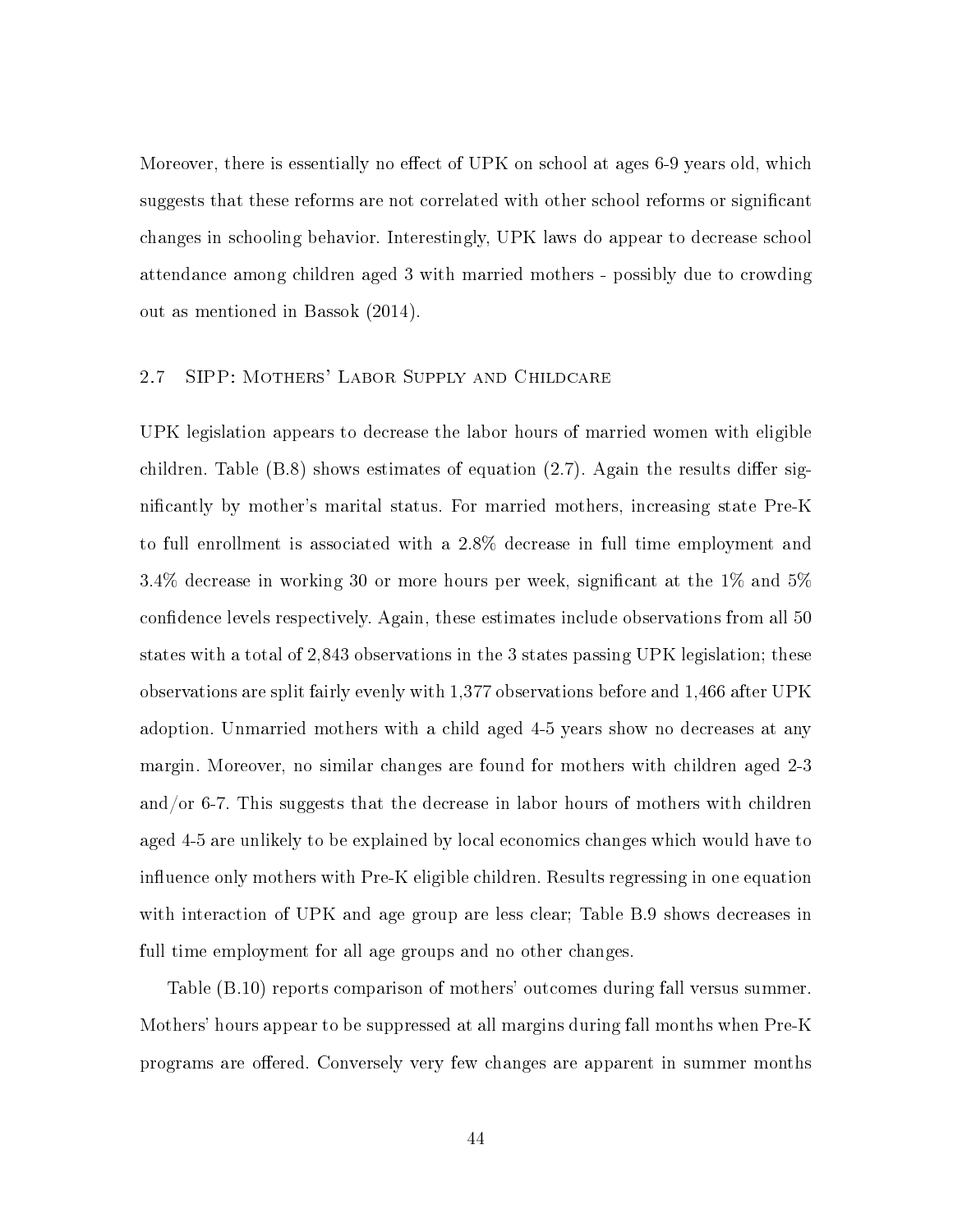Moreover, there is essentially no effect of UPK on school at ages 6-9 years old, which suggests that these reforms are not correlated with other school reforms or significant changes in schooling behavior. Interestingly, UPK laws do appear to decrease school attendance among children aged 3 with married mothers - possibly due to crowding out as mentioned in Bassok (2014).

## 2.7 SIPP: Mothers' Labor Supply and Childcare

UPK legislation appears to decrease the labor hours of married women with eligible children. Table (B.8) shows estimates of equation (2.7). Again the results differ significantly by mother's marital status. For married mothers, increasing state Pre-K to full enrollment is associated with a 2.8% decrease in full time employment and 3.4% decrease in working 30 or more hours per week, significant at the 1% and 5% confidence levels respectively. Again, these estimates include observations from all 50 states with a total of 2,843 observations in the 3 states passing UPK legislation; these observations are split fairly evenly with 1,377 observations before and 1,466 after UPK adoption. Unmarried mothers with a child aged 4-5 years show no decreases at any margin. Moreover, no similar changes are found for mothers with children aged 2-3 and/or 6-7. This suggests that the decrease in labor hours of mothers with children aged 4-5 are unlikely to be explained by local economics changes which would have to influence only mothers with Pre-K eligible children. Results regressing in one equation with interaction of UPK and age group are less clear; Table B.9 shows decreases in full time employment for all age groups and no other changes.

Table (B.10) reports comparison of mothers' outcomes during fall versus summer. Mothers' hours appear to be suppressed at all margins during fall months when Pre-K programs are offered. Conversely very few changes are apparent in summer months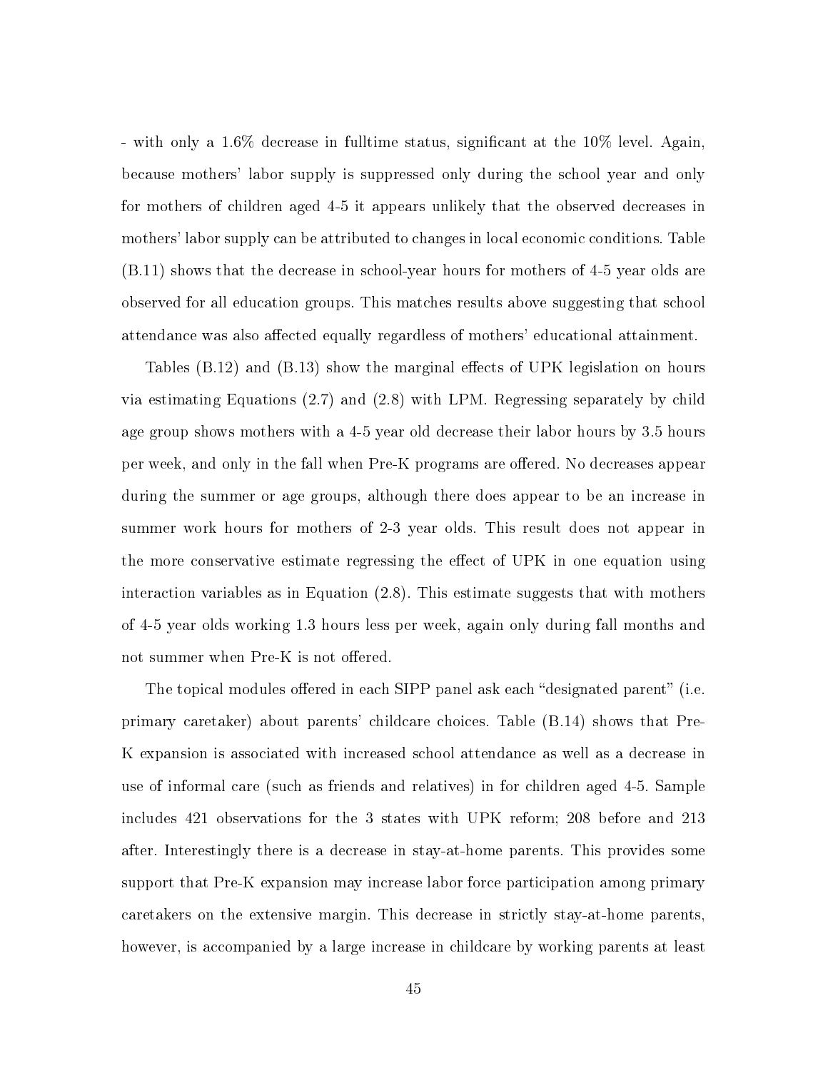- with only a 1.6% decrease in fulltime status, significant at the 10% level. Again, because mothers' labor supply is suppressed only during the school year and only for mothers of children aged 4-5 it appears unlikely that the observed decreases in mothers' labor supply can be attributed to changes in local economic conditions. Table (B.11) shows that the decrease in school-year hours for mothers of 4-5 year olds are observed for all education groups. This matches results above suggesting that school attendance was also affected equally regardless of mothers' educational attainment.

Tables (B.12) and (B.13) show the marginal effects of UPK legislation on hours via estimating Equations (2.7) and (2.8) with LPM. Regressing separately by child age group shows mothers with a 4-5 year old decrease their labor hours by 3.5 hours per week, and only in the fall when Pre-K programs are offered. No decreases appear during the summer or age groups, although there does appear to be an increase in summer work hours for mothers of 2-3 year olds. This result does not appear in the more conservative estimate regressing the effect of UPK in one equation using interaction variables as in Equation (2.8). This estimate suggests that with mothers of 4-5 year olds working 1.3 hours less per week, again only during fall months and not summer when Pre-K is not offered.

The topical modules offered in each SIPP panel ask each "designated parent" (i.e. primary caretaker) about parents' childcare choices. Table (B.14) shows that Pre-K expansion is associated with increased school attendance as well as a decrease in use of informal care (such as friends and relatives) in for children aged 4-5. Sample includes 421 observations for the 3 states with UPK reform; 208 before and 213 after. Interestingly there is a decrease in stay-at-home parents. This provides some support that Pre-K expansion may increase labor force participation among primary caretakers on the extensive margin. This decrease in strictly stay-at-home parents, however, is accompanied by a large increase in childcare by working parents at least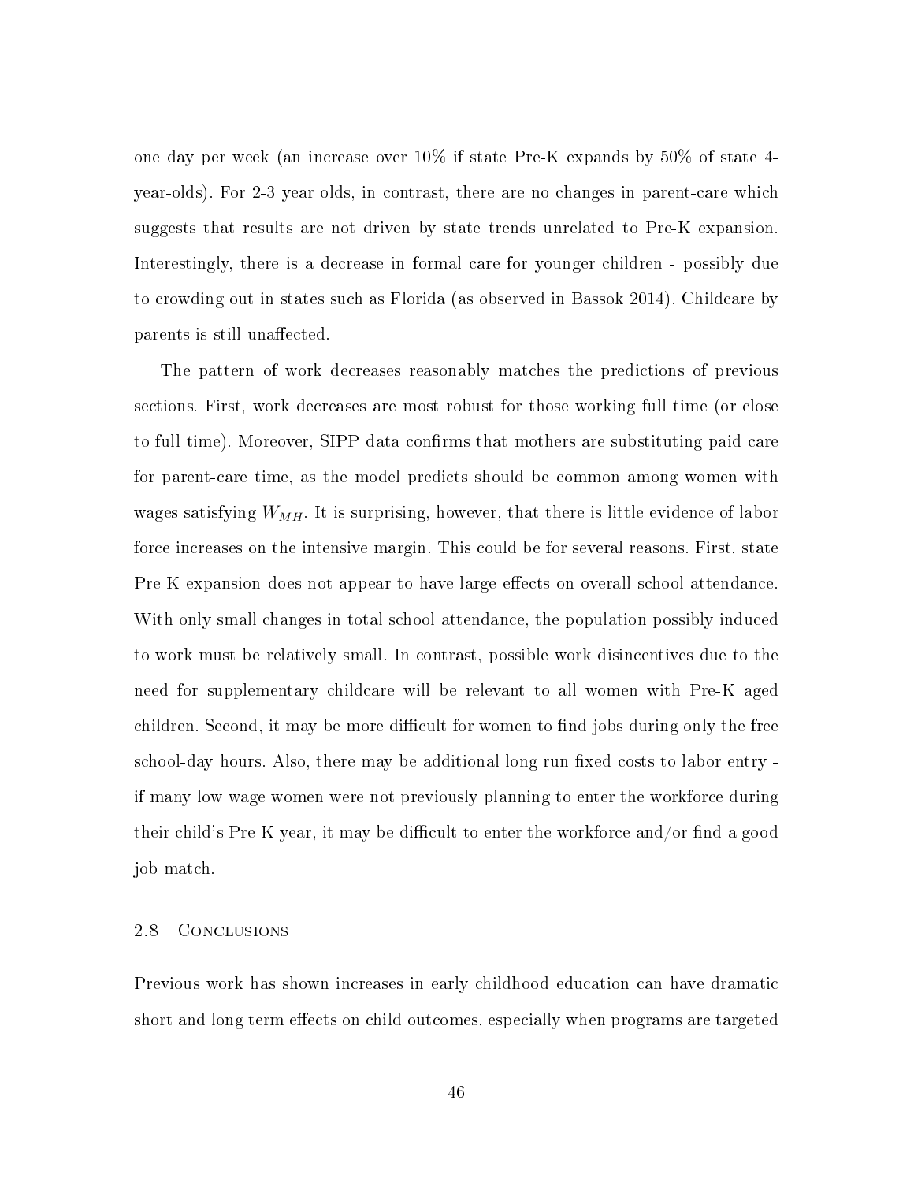one day per week (an increase over 10% if state Pre-K expands by 50% of state 4-year-olds). For 2-3 year olds, in contrast, there are no changes in parent-care which suggests that results are not driven by state trends unrelated to Pre-K expansion. Interestingly, there is a decrease in formal care for younger children - possibly due to crowding out in states such as Florida (as observed in Bassok 2014). Childcare by parents is still unaffected.

The pattern of work decreases reasonably matches the predictions of previous sections. First, work decreases are most robust for those working full time (or close to full time). Moreover, SIPP data confirms that mothers are substituting paid care for parent-care time, as the model predicts should be common among women with wages satisfying $W_{MH}$. It is surprising, however, that there is little evidence of labor force increases on the intensive margin. This could be for several reasons. First, state Pre-K expansion does not appear to have large effects on overall school attendance. With only small changes in total school attendance, the population possibly induced to work must be relatively small. In contrast, possible work disincentives due to the need for supplementary childcare will be relevant to all women with Pre-K aged children. Second, it may be more difficult for women to find jobs during only the free school-day hours. Also, there may be additional long run fixed costs to labor entry - if many low wage women were not previously planning to enter the workforce during their child's Pre-K year, it may be difficult to enter the workforce and/or find a good job match.

## 2.8 Conclusions

Previous work has shown increases in early childhood education can have dramatic short and long term effects on child outcomes, especially when programs are targeted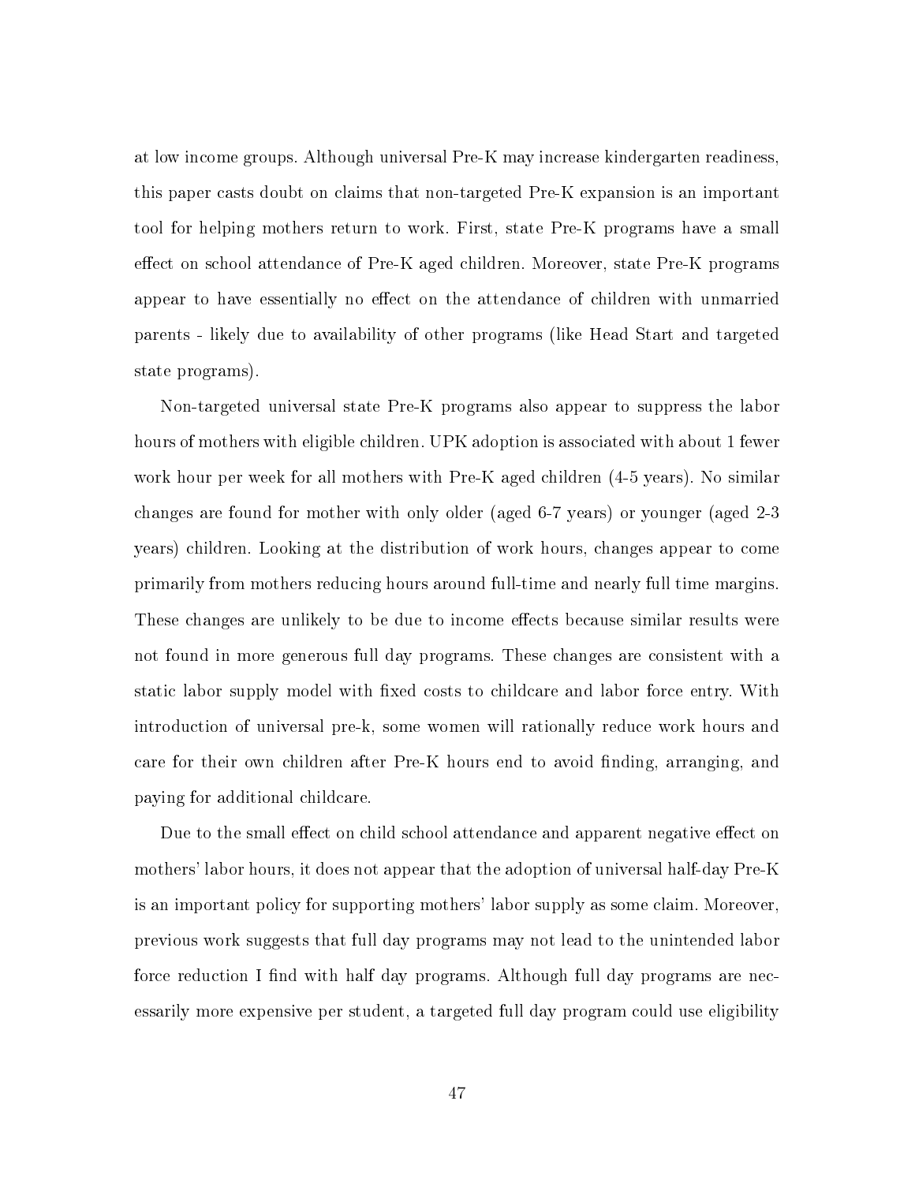at low income groups. Although universal Pre-K may increase kindergarten readiness, this paper casts doubt on claims that non-targeted Pre-K expansion is an important tool for helping mothers return to work. First, state Pre-K programs have a small effect on school attendance of Pre-K aged children. Moreover, state Pre-K programs appear to have essentially no effect on the attendance of children with unmarried parents - likely due to availability of other programs (like Head Start and targeted state programs).

Non-targeted universal state Pre-K programs also appear to suppress the labor hours of mothers with eligible children. UPK adoption is associated with about 1 fewer work hour per week for all mothers with Pre-K aged children (4-5 years). No similar changes are found for mother with only older (aged 6-7 years) or younger (aged 2-3 years) children. Looking at the distribution of work hours, changes appear to come primarily from mothers reducing hours around full-time and nearly full time margins. These changes are unlikely to be due to income effects because similar results were not found in more generous full day programs. These changes are consistent with a static labor supply model with fixed costs to childcare and labor force entry. With introduction of universal pre-k, some women will rationally reduce work hours and care for their own children after Pre-K hours end to avoid finding, arranging, and paying for additional childcare.

Due to the small effect on child school attendance and apparent negative effect on mothers' labor hours, it does not appear that the adoption of universal half-day Pre-K is an important policy for supporting mothers' labor supply as some claim. Moreover, previous work suggests that full day programs may not lead to the unintended labor force reduction I find with half day programs. Although full day programs are necessarily more expensive per student, a targeted full day program could use eligibility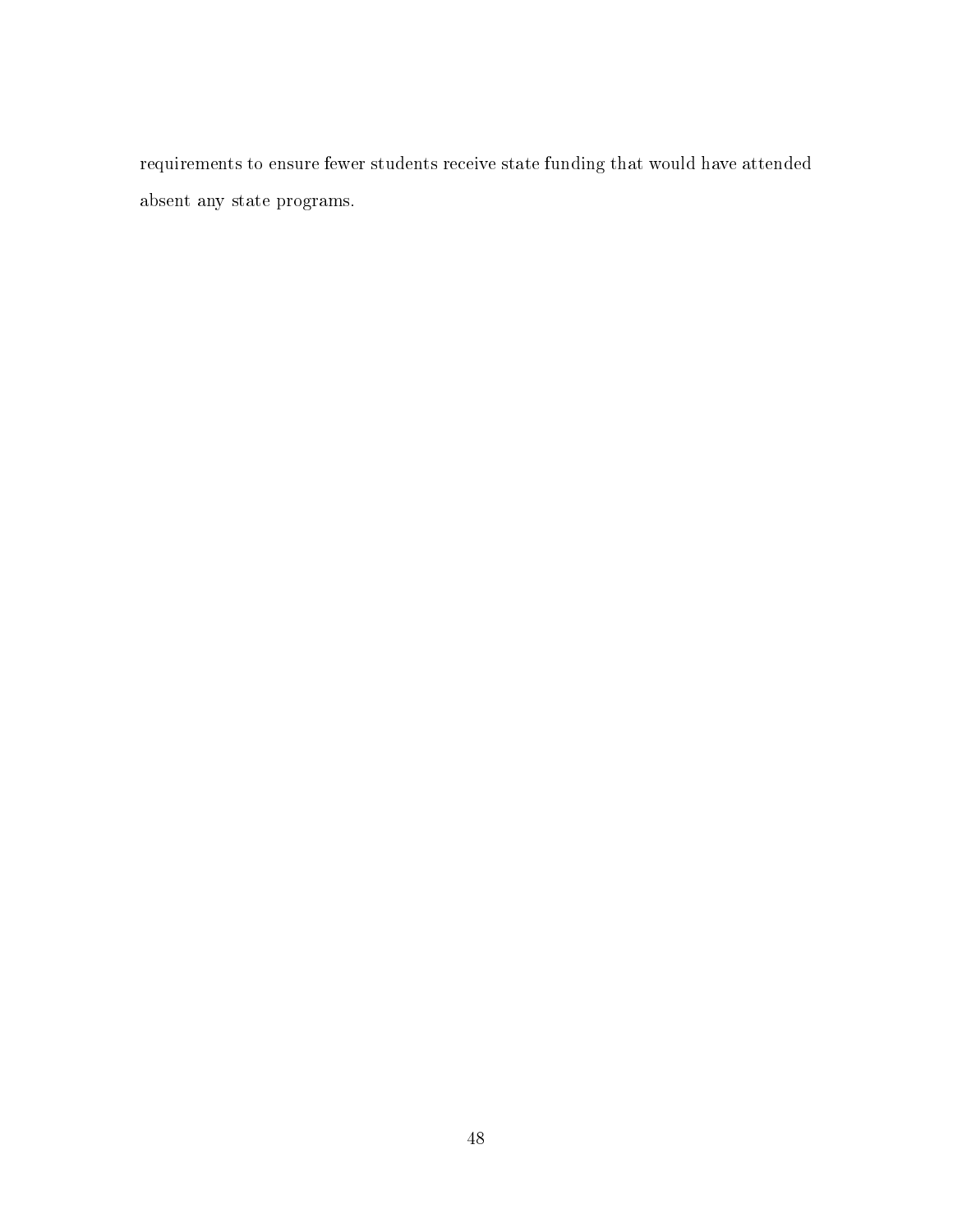requirements to ensure fewer students receive state funding that would have attended absent any state programs.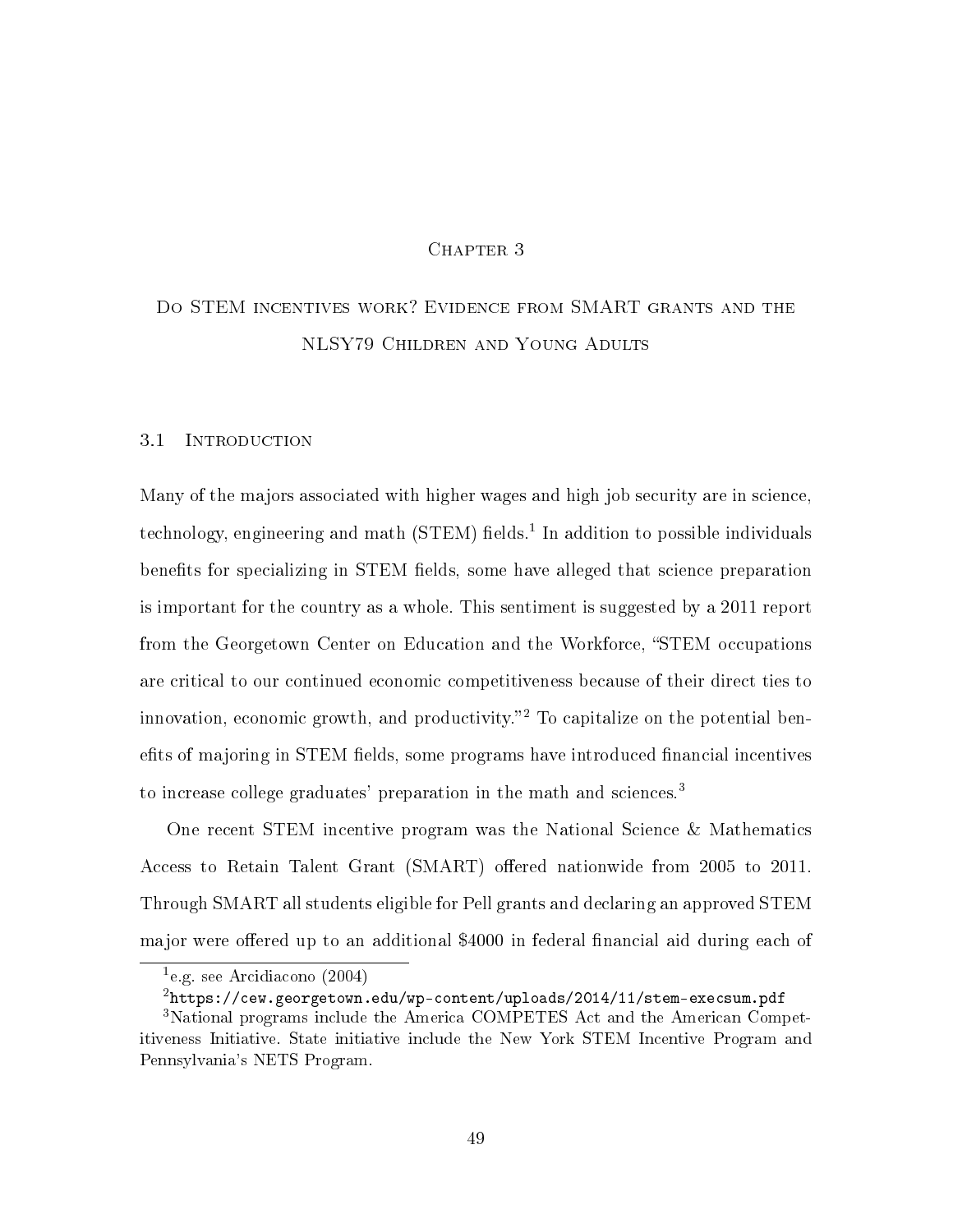# Chapter 3

# Do STEM incentives work? Evidence from SMART grants and the NLSY79 Children and Young Adults

## 3.1 Introduction

Many of the majors associated with higher wages and high job security are in science, technology, engineering and math (STEM) fields.[1] In addition to possible individuals benefits for specializing in STEM fields, some have alleged that science preparation is important for the country as a whole. This sentiment is suggested by a 2011 report from the Georgetown Center on Education and the Workforce, "STEM occupations are critical to our continued economic competitiveness because of their direct ties to innovation, economic growth, and productivity."[2] To capitalize on the potential benefits of majoring in STEM fields, some programs have introduced financial incentives to increase college graduates' preparation in the math and sciences.[3]

One recent STEM incentive program was the National Science & Mathematics Access to Retain Talent Grant (SMART) offered nationwide from 2005 to 2011. Through SMART all students eligible for Pell grants and declaring an approved STEM major were offered up to an additional $4000 in federal financial aid during each of

[1] e.g. see Arcidiacono (2004)

[2] `https://cew.georgetown.edu/wp-content/uploads/2014/11/stem-execsum.pdf`

[3] National programs include the America COMPETES Act and the American Competitiveness Initiative. State initiative include the New York STEM Incentive Program and Pennsylvania's NETS Program.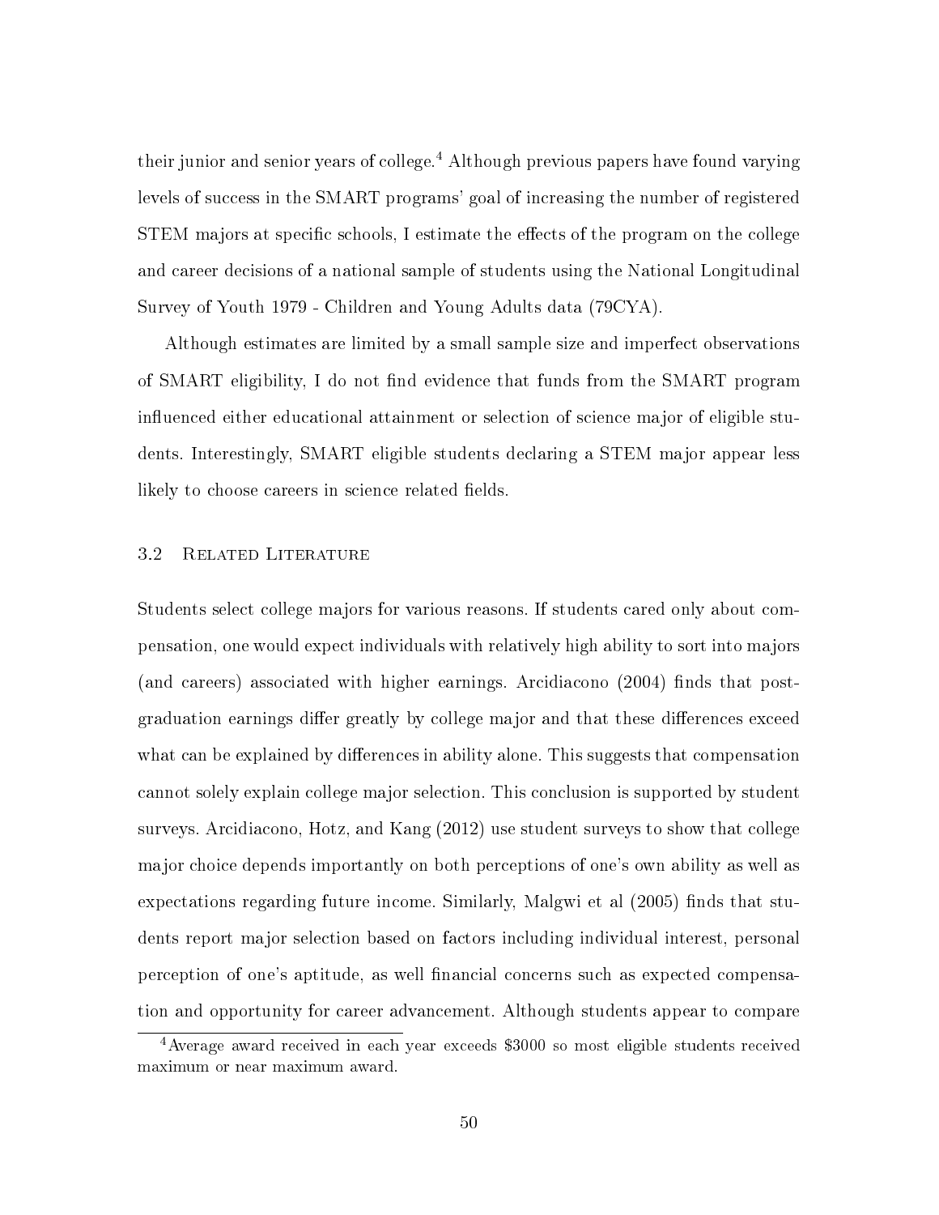their junior and senior years of college.[4] Although previous papers have found varying levels of success in the SMART programs' goal of increasing the number of registered STEM majors at specific schools, I estimate the effects of the program on the college and career decisions of a national sample of students using the National Longitudinal Survey of Youth 1979 - Children and Young Adults data (79CYA).

Although estimates are limited by a small sample size and imperfect observations of SMART eligibility, I do not find evidence that funds from the SMART program influenced either educational attainment or selection of science major of eligible students. Interestingly, SMART eligible students declaring a STEM major appear less likely to choose careers in science related fields.

### 3.2 Related Literature

Students select college majors for various reasons. If students cared only about compensation, one would expect individuals with relatively high ability to sort into majors (and careers) associated with higher earnings. Arcidiacono (2004) finds that post-graduation earnings differ greatly by college major and that these differences exceed what can be explained by differences in ability alone. This suggests that compensation cannot solely explain college major selection. This conclusion is supported by student surveys. Arcidiacono, Hotz, and Kang (2012) use student surveys to show that college major choice depends importantly on both perceptions of one's own ability as well as expectations regarding future income. Similarly, Malgwi et al (2005) finds that students report major selection based on factors including individual interest, personal perception of one's aptitude, as well financial concerns such as expected compensation and opportunity for career advancement. Although students appear to compare

[4] Average award received in each year exceeds $3000 so most eligible students received maximum or near maximum award.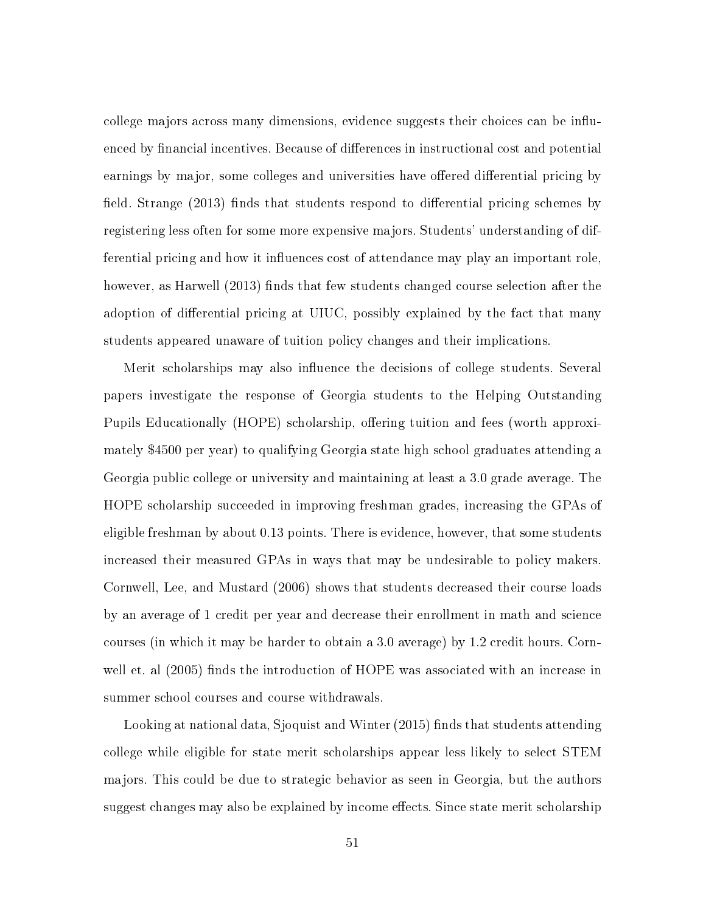college majors across many dimensions, evidence suggests their choices can be influenced by financial incentives. Because of differences in instructional cost and potential earnings by major, some colleges and universities have offered differential pricing by field. Strange (2013) finds that students respond to differential pricing schemes by registering less often for some more expensive majors. Students' understanding of differential pricing and how it influences cost of attendance may play an important role, however, as Harwell (2013) finds that few students changed course selection after the adoption of differential pricing at UIUC, possibly explained by the fact that many students appeared unaware of tuition policy changes and their implications.

Merit scholarships may also influence the decisions of college students. Several papers investigate the response of Georgia students to the Helping Outstanding Pupils Educationally (HOPE) scholarship, offering tuition and fees (worth approximately $4500 per year) to qualifying Georgia state high school graduates attending a Georgia public college or university and maintaining at least a 3.0 grade average. The HOPE scholarship succeeded in improving freshman grades, increasing the GPAs of eligible freshman by about 0.13 points. There is evidence, however, that some students increased their measured GPAs in ways that may be undesirable to policy makers. Cornwell, Lee, and Mustard (2006) shows that students decreased their course loads by an average of 1 credit per year and decrease their enrollment in math and science courses (in which it may be harder to obtain a 3.0 average) by 1.2 credit hours. Cornwell et. al (2005) finds the introduction of HOPE was associated with an increase in summer school courses and course withdrawals.

Looking at national data, Sjoquist and Winter (2015) finds that students attending college while eligible for state merit scholarships appear less likely to select STEM majors. This could be due to strategic behavior as seen in Georgia, but the authors suggest changes may also be explained by income effects. Since state merit scholarship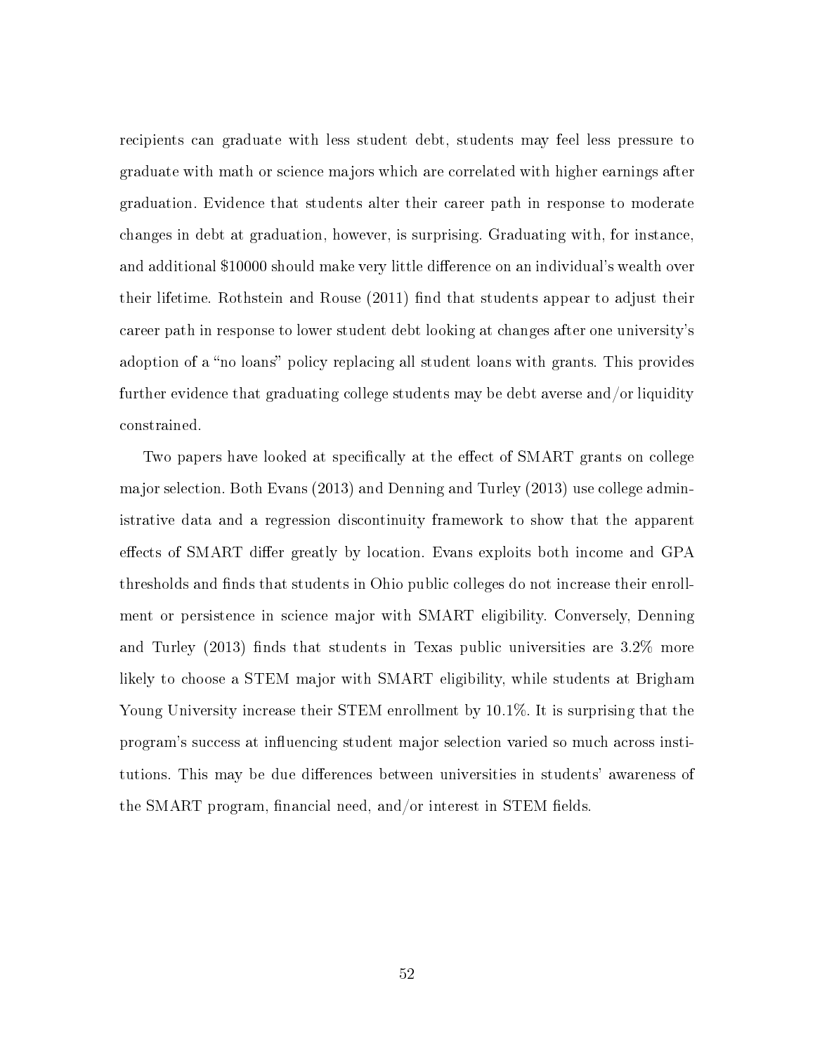recipients can graduate with less student debt, students may feel less pressure to graduate with math or science majors which are correlated with higher earnings after graduation. Evidence that students alter their career path in response to moderate changes in debt at graduation, however, is surprising. Graduating with, for instance, and additional \$10000 should make very little difference on an individual's wealth over their lifetime. Rothstein and Rouse (2011) find that students appear to adjust their career path in response to lower student debt looking at changes after one university's adoption of a "no loans" policy replacing all student loans with grants. This provides further evidence that graduating college students may be debt averse and/or liquidity constrained.

Two papers have looked at specifically at the effect of SMART grants on college major selection. Both Evans (2013) and Denning and Turley (2013) use college administrative data and a regression discontinuity framework to show that the apparent effects of SMART differ greatly by location. Evans exploits both income and GPA thresholds and finds that students in Ohio public colleges do not increase their enrollment or persistence in science major with SMART eligibility. Conversely, Denning and Turley (2013) finds that students in Texas public universities are 3.2% more likely to choose a STEM major with SMART eligibility, while students at Brigham Young University increase their STEM enrollment by 10.1%. It is surprising that the program's success at influencing student major selection varied so much across institutions. This may be due differences between universities in students' awareness of the SMART program, financial need, and/or interest in STEM fields.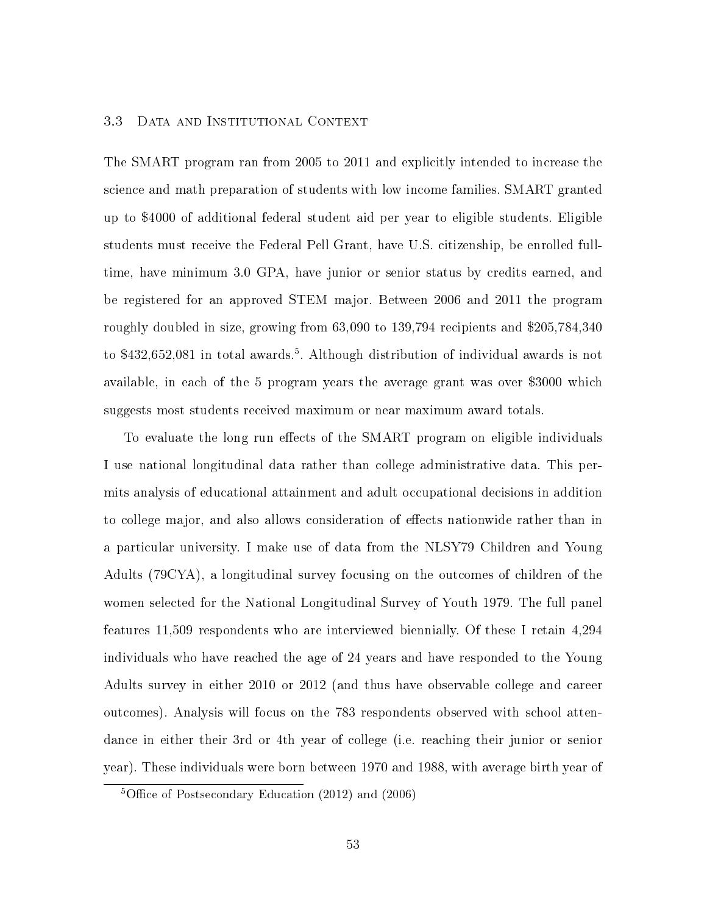### 3.3 Data and Institutional Context

The SMART program ran from 2005 to 2011 and explicitly intended to increase the science and math preparation of students with low income families. SMART granted up to $4000 of additional federal student aid per year to eligible students. Eligible students must receive the Federal Pell Grant, have U.S. citizenship, be enrolled full-time, have minimum 3.0 GPA, have junior or senior status by credits earned, and be registered for an approved STEM major. Between 2006 and 2011 the program roughly doubled in size, growing from 63,090 to 139,794 recipients and $205,784,340 to $432,652,081 in total awards.[5]. Although distribution of individual awards is not available, in each of the 5 program years the average grant was over $3000 which suggests most students received maximum or near maximum award totals.

To evaluate the long run effects of the SMART program on eligible individuals I use national longitudinal data rather than college administrative data. This permits analysis of educational attainment and adult occupational decisions in addition to college major, and also allows consideration of effects nationwide rather than in a particular university. I make use of data from the NLSY79 Children and Young Adults (79CYA), a longitudinal survey focusing on the outcomes of children of the women selected for the National Longitudinal Survey of Youth 1979. The full panel features 11,509 respondents who are interviewed biennially. Of these I retain 4,294 individuals who have reached the age of 24 years and have responded to the Young Adults survey in either 2010 or 2012 (and thus have observable college and career outcomes). Analysis will focus on the 783 respondents observed with school attendance in either their 3rd or 4th year of college (i.e. reaching their junior or senior year). These individuals were born between 1970 and 1988, with average birth year of

[5] Office of Postsecondary Education (2012) and (2006)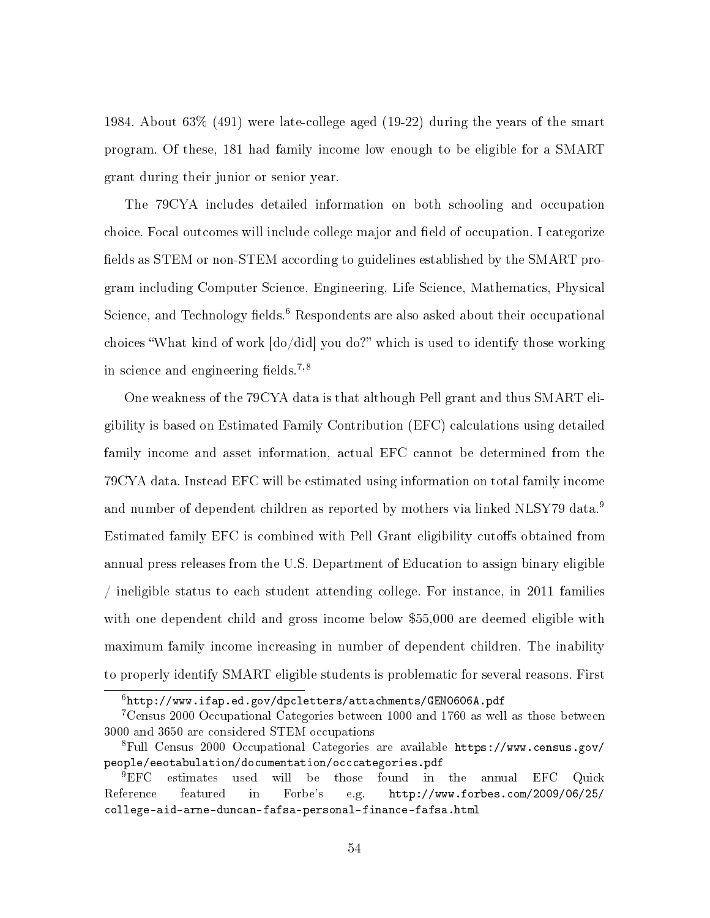1984. About 63% (491) were late-college aged (19-22) during the years of the smart program. Of these, 181 had family income low enough to be eligible for a SMART grant during their junior or senior year.

The 79CYA includes detailed information on both schooling and occupation choice. Focal outcomes will include college major and field of occupation. I categorize fields as STEM or non-STEM according to guidelines established by the SMART program including Computer Science, Engineering, Life Science, Mathematics, Physical Science, and Technology fields.[6] Respondents are also asked about their occupational choices "What kind of work [do/did] you do?" which is used to identify those working in science and engineering fields.[7,8]

One weakness of the 79CYA data is that although Pell grant and thus SMART eligibility is based on Estimated Family Contribution (EFC) calculations using detailed family income and asset information, actual EFC cannot be determined from the 79CYA data. Instead EFC will be estimated using information on total family income and number of dependent children as reported by mothers via linked NLSY79 data.[9] Estimated family EFC is combined with Pell Grant eligibility cutoffs obtained from annual press releases from the U.S. Department of Education to assign binary eligible / ineligible status to each student attending college. For instance, in 2011 families with one dependent child and gross income below $55,000 are deemed eligible with maximum family income increasing in number of dependent children. The inability to properly identify SMART eligible students is problematic for several reasons. First

---

[6] http://www.ifap.ed.gov/dpcletters/attachments/GEN0606A.pdf

[7] Census 2000 Occupational Categories between 1000 and 1760 as well as those between 3000 and 3650 are considered STEM occupations

[8] Full Census 2000 Occupational Categories are available https://www.census.gov/people/eeotabulation/documentation/occcategories.pdf

[9] EFC estimates used will be those found in the annual EFC Quick Reference featured in Forbe's e.g. http://www.forbes.com/2009/06/25/college-aid-arne-duncan-fafsa-personal-finance-fafsa.html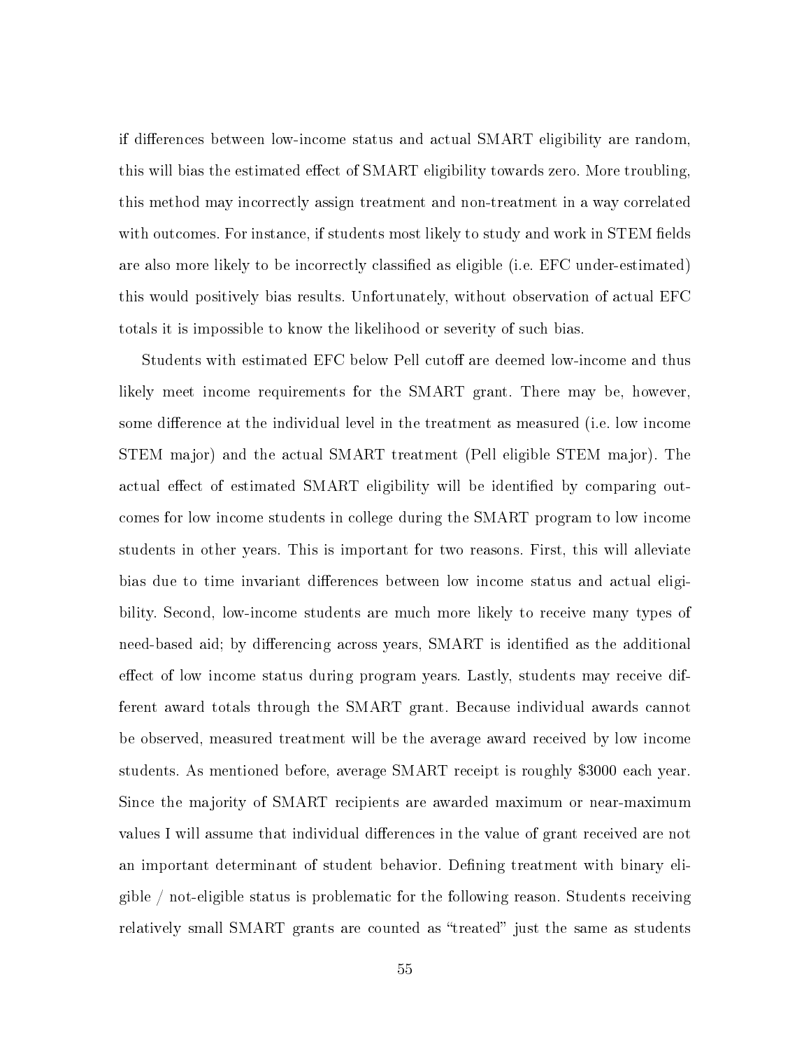if differences between low-income status and actual SMART eligibility are random, this will bias the estimated effect of SMART eligibility towards zero. More troubling, this method may incorrectly assign treatment and non-treatment in a way correlated with outcomes. For instance, if students most likely to study and work in STEM fields are also more likely to be incorrectly classified as eligible (i.e. EFC under-estimated) this would positively bias results. Unfortunately, without observation of actual EFC totals it is impossible to know the likelihood or severity of such bias.

Students with estimated EFC below Pell cutoff are deemed low-income and thus likely meet income requirements for the SMART grant. There may be, however, some difference at the individual level in the treatment as measured (i.e. low income STEM major) and the actual SMART treatment (Pell eligible STEM major). The actual effect of estimated SMART eligibility will be identified by comparing outcomes for low income students in college during the SMART program to low income students in other years. This is important for two reasons. First, this will alleviate bias due to time invariant differences between low income status and actual eligibility. Second, low-income students are much more likely to receive many types of need-based aid; by differencing across years, SMART is identified as the additional effect of low income status during program years. Lastly, students may receive different award totals through the SMART grant. Because individual awards cannot be observed, measured treatment will be the average award received by low income students. As mentioned before, average SMART receipt is roughly $3000 each year. Since the majority of SMART recipients are awarded maximum or near-maximum values I will assume that individual differences in the value of grant received are not an important determinant of student behavior. Defining treatment with binary eligible / not-eligible status is problematic for the following reason. Students receiving relatively small SMART grants are counted as "treated" just the same as students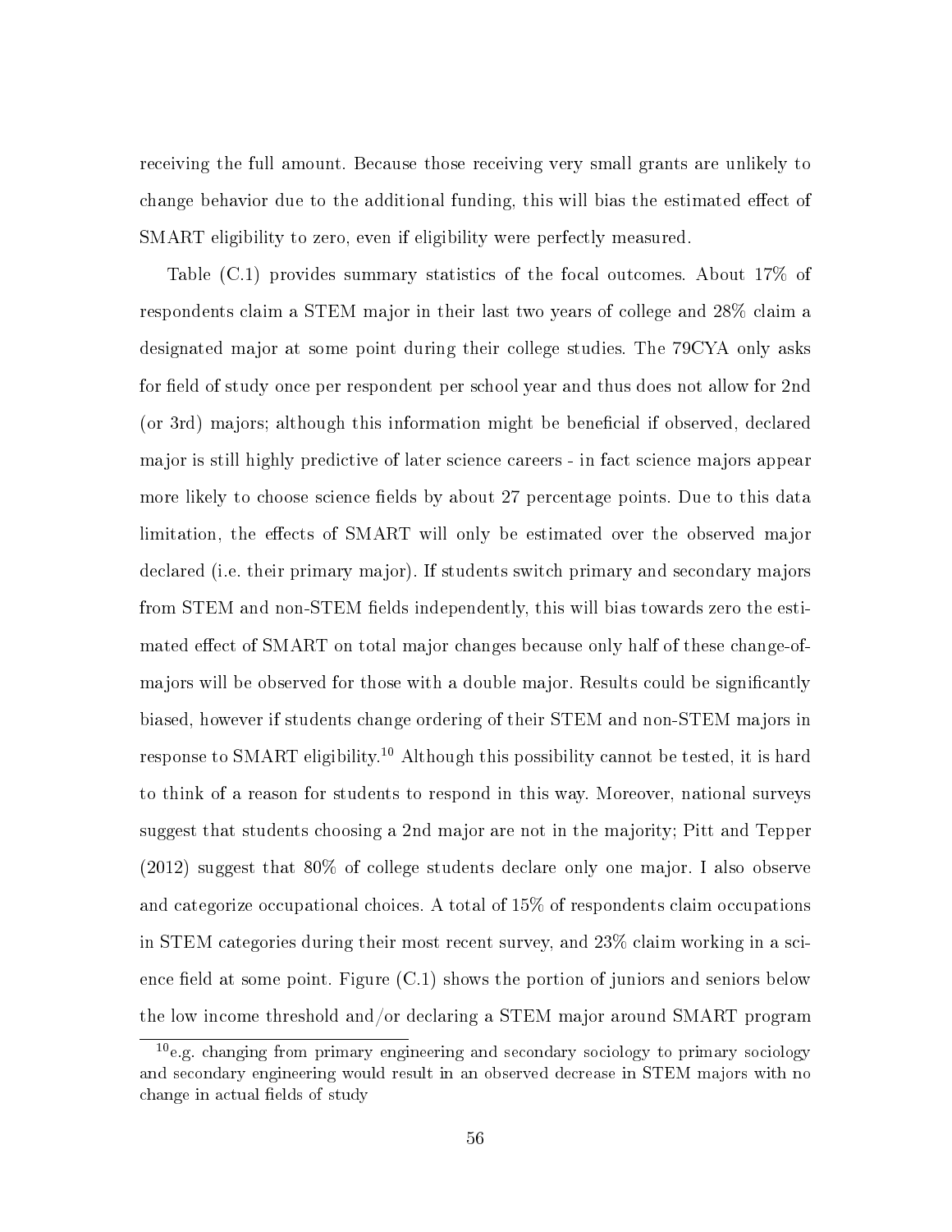receiving the full amount. Because those receiving very small grants are unlikely to change behavior due to the additional funding, this will bias the estimated effect of SMART eligibility to zero, even if eligibility were perfectly measured.

Table (C.1) provides summary statistics of the focal outcomes. About 17% of respondents claim a STEM major in their last two years of college and 28% claim a designated major at some point during their college studies. The 79CYA only asks for field of study once per respondent per school year and thus does not allow for 2nd (or 3rd) majors; although this information might be beneficial if observed, declared major is still highly predictive of later science careers - in fact science majors appear more likely to choose science fields by about 27 percentage points. Due to this data limitation, the effects of SMART will only be estimated over the observed major declared (i.e. their primary major). If students switch primary and secondary majors from STEM and non-STEM fields independently, this will bias towards zero the estimated effect of SMART on total major changes because only half of these change-of-majors will be observed for those with a double major. Results could be significantly biased, however if students change ordering of their STEM and non-STEM majors in response to SMART eligibility.[10] Although this possibility cannot be tested, it is hard to think of a reason for students to respond in this way. Moreover, national surveys suggest that students choosing a 2nd major are not in the majority; Pitt and Tepper (2012) suggest that 80% of college students declare only one major. I also observe and categorize occupational choices. A total of 15% of respondents claim occupations in STEM categories during their most recent survey, and 23% claim working in a science field at some point. Figure (C.1) shows the portion of juniors and seniors below the low income threshold and/or declaring a STEM major around SMART program

[10] e.g. changing from primary engineering and secondary sociology to primary sociology and secondary engineering would result in an observed decrease in STEM majors with no change in actual fields of study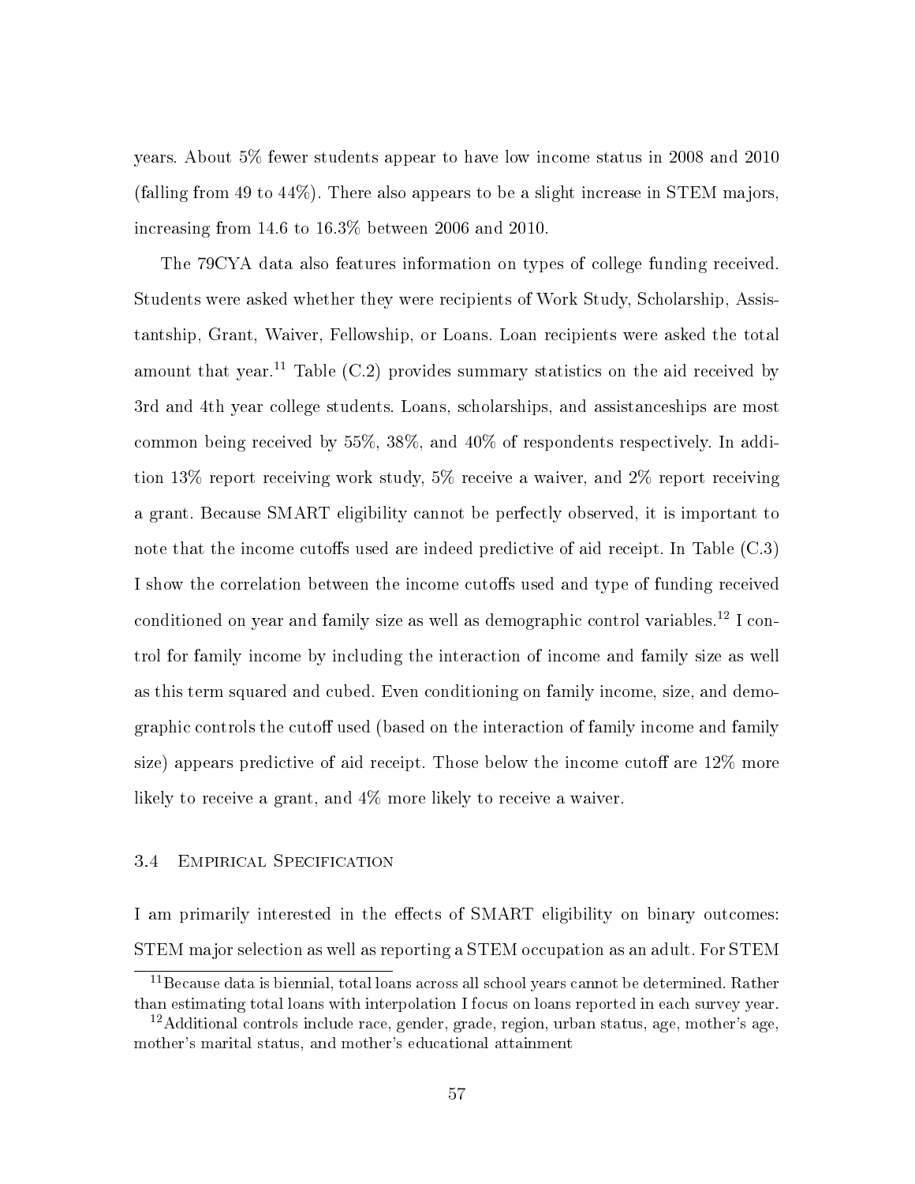years. About 5% fewer students appear to have low income status in 2008 and 2010 (falling from 49 to 44%). There also appears to be a slight increase in STEM majors, increasing from 14.6 to 16.3% between 2006 and 2010.

The 79CYA data also features information on types of college funding received. Students were asked whether they were recipients of Work Study, Scholarship, Assistantship, Grant, Waiver, Fellowship, or Loans. Loan recipients were asked the total amount that year.[11] Table (C.2) provides summary statistics on the aid received by 3rd and 4th year college students. Loans, scholarships, and assistanceships are most common being received by 55%, 38%, and 40% of respondents respectively. In addition 13% report receiving work study, 5% receive a waiver, and 2% report receiving a grant. Because SMART eligibility cannot be perfectly observed, it is important to note that the income cutoffs used are indeed predictive of aid receipt. In Table (C.3) I show the correlation between the income cutoffs used and type of funding received conditioned on year and family size as well as demographic control variables.[12] I control for family income by including the interaction of income and family size as well as this term squared and cubed. Even conditioning on family income, size, and demographic controls the cutoff used (based on the interaction of family income and family size) appears predictive of aid receipt. Those below the income cutoff are 12% more likely to receive a grant, and 4% more likely to receive a waiver.

### 3.4 Empirical Specification

I am primarily interested in the effects of SMART eligibility on binary outcomes: STEM major selection as well as reporting a STEM occupation as an adult. For STEM

[11] Because data is biennial, total loans across all school years cannot be determined. Rather than estimating total loans with interpolation I focus on loans reported in each survey year.

[12] Additional controls include race, gender, grade, region, urban status, age, mother's age, mother's marital status, and mother's educational attainment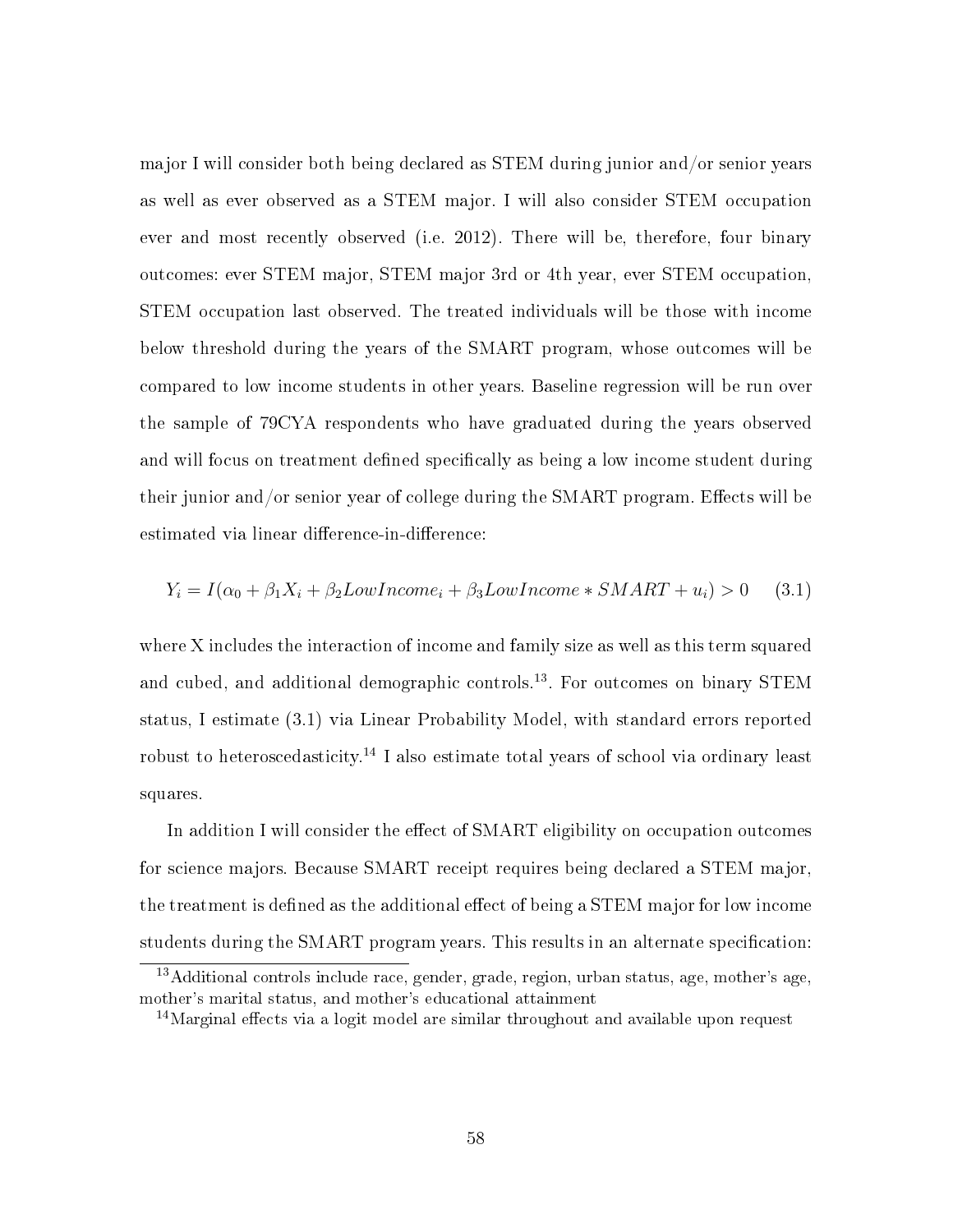major I will consider both being declared as STEM during junior and/or senior years as well as ever observed as a STEM major. I will also consider STEM occupation ever and most recently observed (i.e. 2012). There will be, therefore, four binary outcomes: ever STEM major, STEM major 3rd or 4th year, ever STEM occupation, STEM occupation last observed. The treated individuals will be those with income below threshold during the years of the SMART program, whose outcomes will be compared to low income students in other years. Baseline regression will be run over the sample of 79CYA respondents who have graduated during the years observed and will focus on treatment defined specifically as being a low income student during their junior and/or senior year of college during the SMART program. Effects will be estimated via linear difference-in-difference:

$$Y_i = I(\alpha_0 + \beta_1 X_i + \beta_2 LowIncome_i + \beta_3 LowIncome * SMART + u_i) > 0 \quad (3.1)$$

where X includes the interaction of income and family size as well as this term squared and cubed, and additional demographic controls.[13]. For outcomes on binary STEM status, I estimate (3.1) via Linear Probability Model, with standard errors reported robust to heteroscedasticity.[14] I also estimate total years of school via ordinary least squares.

In addition I will consider the effect of SMART eligibility on occupation outcomes for science majors. Because SMART receipt requires being declared a STEM major, the treatment is defined as the additional effect of being a STEM major for low income students during the SMART program years. This results in an alternate specification:

[13]Additional controls include race, gender, grade, region, urban status, age, mother's age, mother's marital status, and mother's educational attainment

[14]Marginal effects via a logit model are similar throughout and available upon request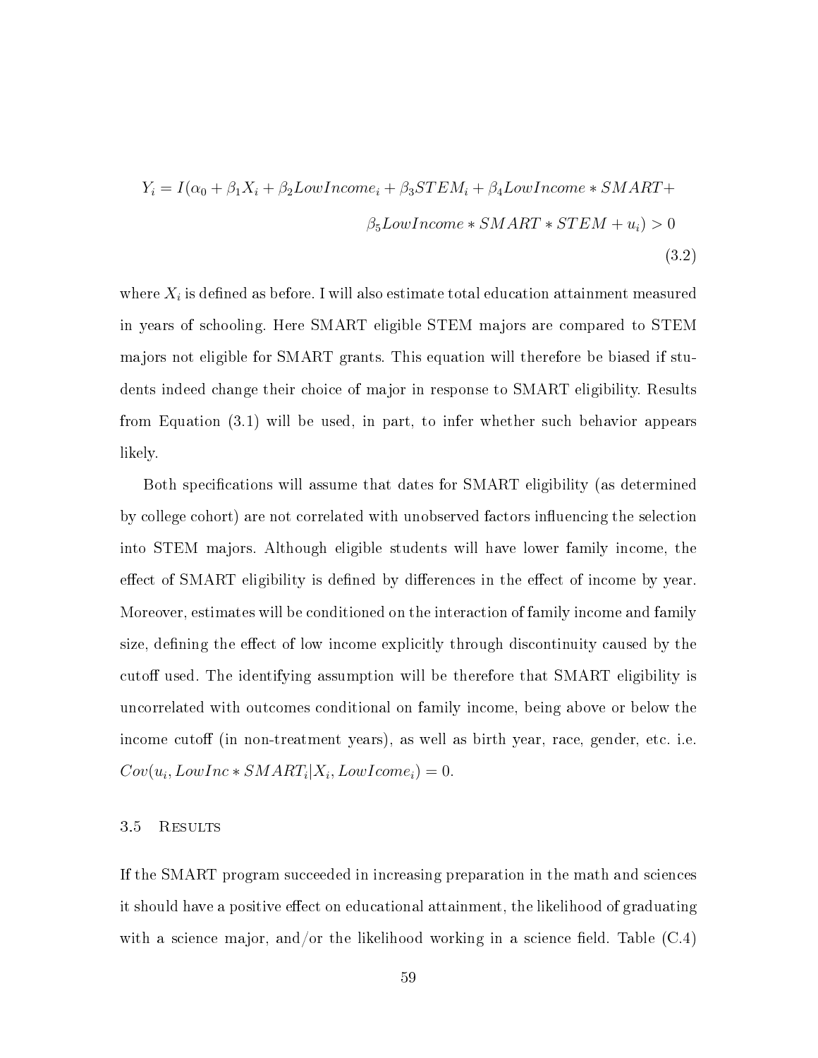$$Y_i = I(\alpha_0 + \beta_1 X_i + \beta_2 LowIncome_i + \beta_3 STEM_i + \beta_4 LowIncome * SMART + \beta_5 LowIncome * SMART * STEM + u_i) > 0 \tag{3.2}$$

where $X_i$ is defined as before. I will also estimate total education attainment measured in years of schooling. Here SMART eligible STEM majors are compared to STEM majors not eligible for SMART grants. This equation will therefore be biased if students indeed change their choice of major in response to SMART eligibility. Results from Equation (3.1) will be used, in part, to infer whether such behavior appears likely.

Both specifications will assume that dates for SMART eligibility (as determined by college cohort) are not correlated with unobserved factors influencing the selection into STEM majors. Although eligible students will have lower family income, the effect of SMART eligibility is defined by differences in the effect of income by year. Moreover, estimates will be conditioned on the interaction of family income and family size, defining the effect of low income explicitly through discontinuity caused by the cutoff used. The identifying assumption will be therefore that SMART eligibility is uncorrelated with outcomes conditional on family income, being above or below the income cutoff (in non-treatment years), as well as birth year, race, gender, etc. i.e. $Cov(u_i, LowInc * SMART_i | X_i, LowIcome_i) = 0$.

### 3.5 Results

If the SMART program succeeded in increasing preparation in the math and sciences it should have a positive effect on educational attainment, the likelihood of graduating with a science major, and/or the likelihood working in a science field. Table (C.4)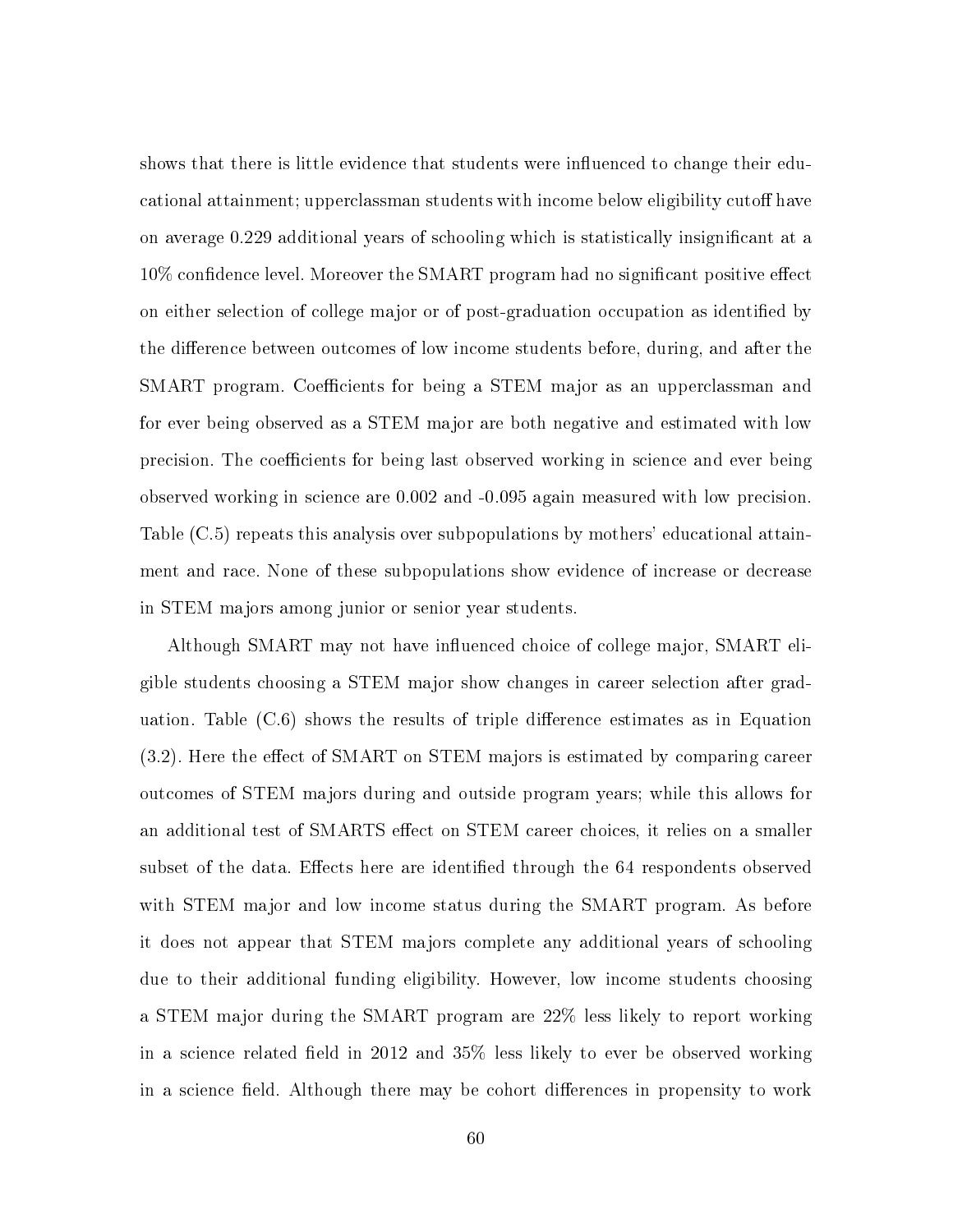shows that there is little evidence that students were influenced to change their educational attainment; upperclassman students with income below eligibility cutoff have on average 0.229 additional years of schooling which is statistically insignificant at a 10% confidence level. Moreover the SMART program had no significant positive effect on either selection of college major or of post-graduation occupation as identified by the difference between outcomes of low income students before, during, and after the SMART program. Coefficients for being a STEM major as an upperclassman and for ever being observed as a STEM major are both negative and estimated with low precision. The coefficients for being last observed working in science and ever being observed working in science are 0.002 and -0.095 again measured with low precision. Table (C.5) repeats this analysis over subpopulations by mothers' educational attainment and race. None of these subpopulations show evidence of increase or decrease in STEM majors among junior or senior year students.

Although SMART may not have influenced choice of college major, SMART eligible students choosing a STEM major show changes in career selection after graduation. Table (C.6) shows the results of triple difference estimates as in Equation (3.2). Here the effect of SMART on STEM majors is estimated by comparing career outcomes of STEM majors during and outside program years; while this allows for an additional test of SMARTS effect on STEM career choices, it relies on a smaller subset of the data. Effects here are identified through the 64 respondents observed with STEM major and low income status during the SMART program. As before it does not appear that STEM majors complete any additional years of schooling due to their additional funding eligibility. However, low income students choosing a STEM major during the SMART program are 22% less likely to report working in a science related field in 2012 and 35% less likely to ever be observed working in a science field. Although there may be cohort differences in propensity to work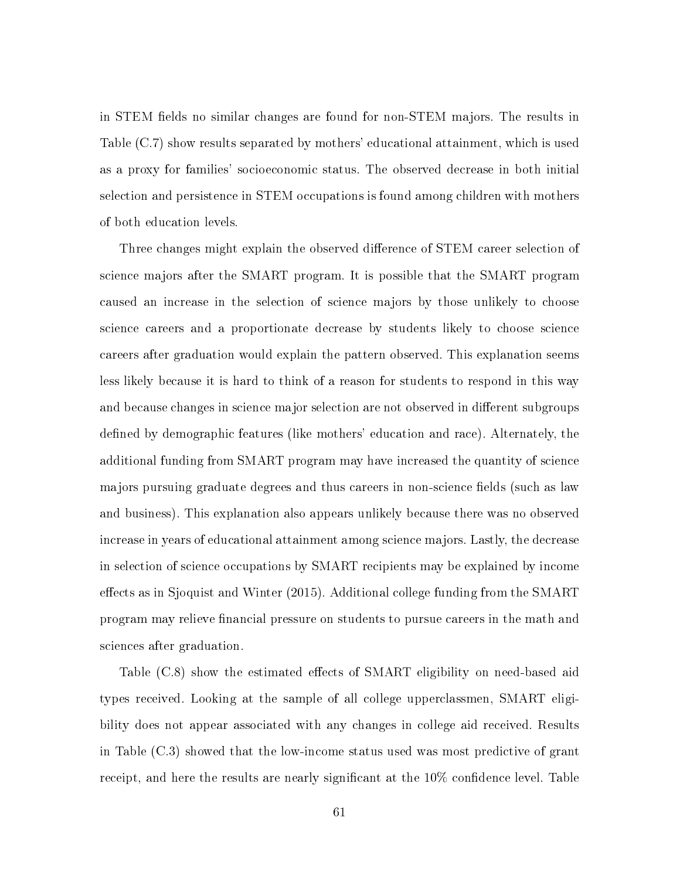in STEM fields no similar changes are found for non-STEM majors. The results in Table (C.7) show results separated by mothers' educational attainment, which is used as a proxy for families' socioeconomic status. The observed decrease in both initial selection and persistence in STEM occupations is found among children with mothers of both education levels.

Three changes might explain the observed difference of STEM career selection of science majors after the SMART program. It is possible that the SMART program caused an increase in the selection of science majors by those unlikely to choose science careers and a proportionate decrease by students likely to choose science careers after graduation would explain the pattern observed. This explanation seems less likely because it is hard to think of a reason for students to respond in this way and because changes in science major selection are not observed in different subgroups defined by demographic features (like mothers' education and race). Alternately, the additional funding from SMART program may have increased the quantity of science majors pursuing graduate degrees and thus careers in non-science fields (such as law and business). This explanation also appears unlikely because there was no observed increase in years of educational attainment among science majors. Lastly, the decrease in selection of science occupations by SMART recipients may be explained by income effects as in Sjoquist and Winter (2015). Additional college funding from the SMART program may relieve financial pressure on students to pursue careers in the math and sciences after graduation.

Table (C.8) show the estimated effects of SMART eligibility on need-based aid types received. Looking at the sample of all college upperclassmen, SMART eligibility does not appear associated with any changes in college aid received. Results in Table (C.3) showed that the low-income status used was most predictive of grant receipt, and here the results are nearly significant at the 10% confidence level. Table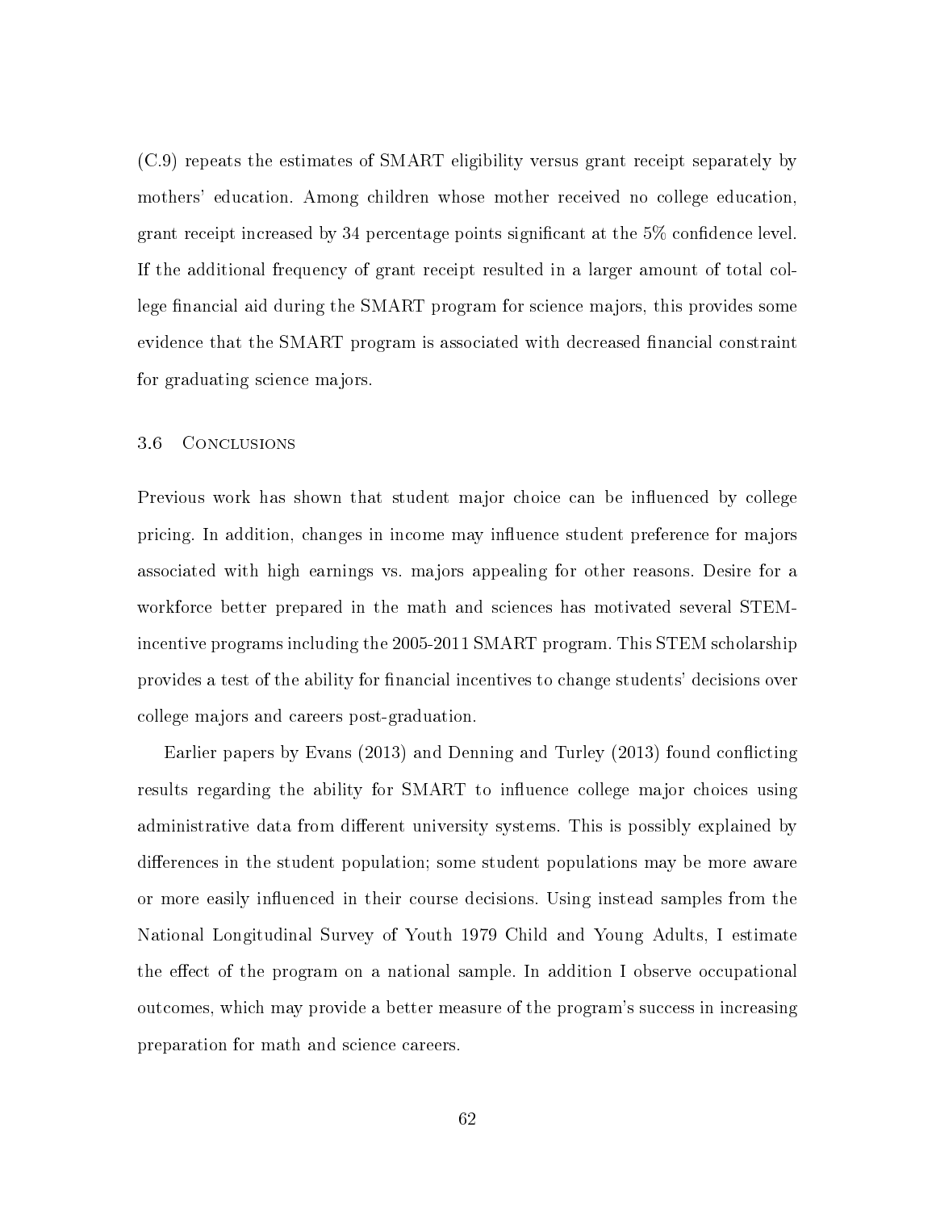(C.9) repeats the estimates of SMART eligibility versus grant receipt separately by mothers' education. Among children whose mother received no college education, grant receipt increased by 34 percentage points significant at the 5% confidence level. If the additional frequency of grant receipt resulted in a larger amount of total college financial aid during the SMART program for science majors, this provides some evidence that the SMART program is associated with decreased financial constraint for graduating science majors.

## 3.6 Conclusions

Previous work has shown that student major choice can be influenced by college pricing. In addition, changes in income may influence student preference for majors associated with high earnings vs. majors appealing for other reasons. Desire for a workforce better prepared in the math and sciences has motivated several STEM-incentive programs including the 2005-2011 SMART program. This STEM scholarship provides a test of the ability for financial incentives to change students' decisions over college majors and careers post-graduation.

Earlier papers by Evans (2013) and Denning and Turley (2013) found conflicting results regarding the ability for SMART to influence college major choices using administrative data from different university systems. This is possibly explained by differences in the student population; some student populations may be more aware or more easily influenced in their course decisions. Using instead samples from the National Longitudinal Survey of Youth 1979 Child and Young Adults, I estimate the effect of the program on a national sample. In addition I observe occupational outcomes, which may provide a better measure of the program's success in increasing preparation for math and science careers.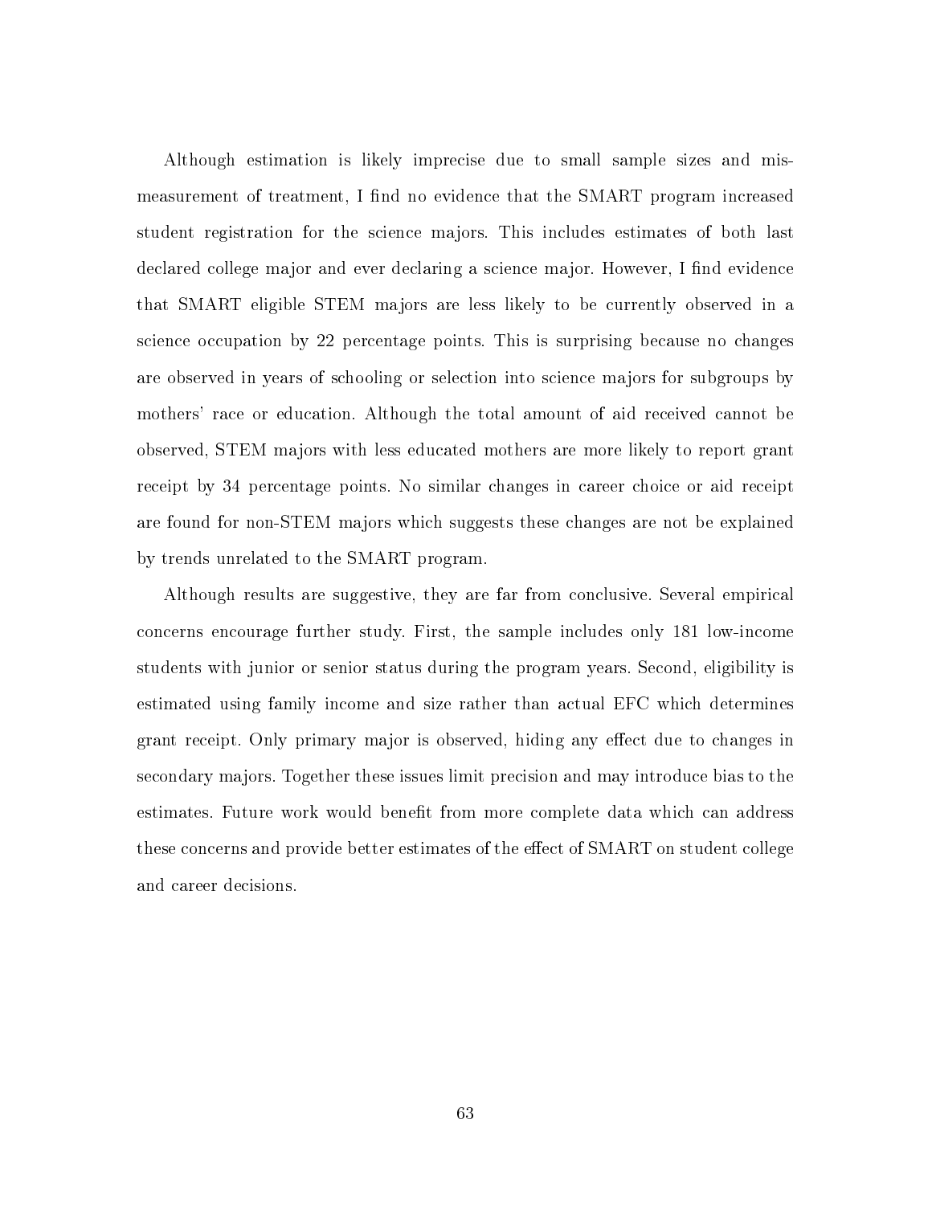Although estimation is likely imprecise due to small sample sizes and mismeasurement of treatment, I find no evidence that the SMART program increased student registration for the science majors. This includes estimates of both last declared college major and ever declaring a science major. However, I find evidence that SMART eligible STEM majors are less likely to be currently observed in a science occupation by 22 percentage points. This is surprising because no changes are observed in years of schooling or selection into science majors for subgroups by mothers' race or education. Although the total amount of aid received cannot be observed, STEM majors with less educated mothers are more likely to report grant receipt by 34 percentage points. No similar changes in career choice or aid receipt are found for non-STEM majors which suggests these changes are not be explained by trends unrelated to the SMART program.

Although results are suggestive, they are far from conclusive. Several empirical concerns encourage further study. First, the sample includes only 181 low-income students with junior or senior status during the program years. Second, eligibility is estimated using family income and size rather than actual EFC which determines grant receipt. Only primary major is observed, hiding any effect due to changes in secondary majors. Together these issues limit precision and may introduce bias to the estimates. Future work would benefit from more complete data which can address these concerns and provide better estimates of the effect of SMART on student college and career decisions.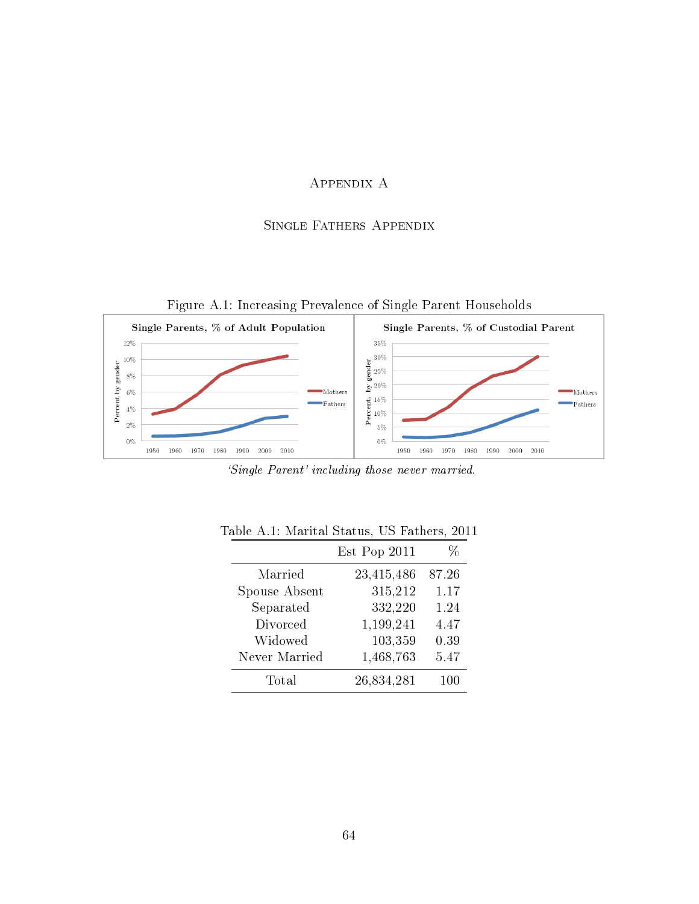# Appendix A

## Single Fathers Appendix

Figure A.1: Increasing Prevalence of Single Parent Households

*'Single Parent' including those never married.*

Table A.1: Marital Status, US Fathers, 2011

| | Est Pop 2011 | % |
|---|---|---|
| Married | 23,415,486 | 87.26 |
| Spouse Absent | 315,212 | 1.17 |
| Separated | 332,220 | 1.24 |
| Divorced | 1,199,241 | 4.47 |
| Widowed | 103,359 | 0.39 |
| Never Married | 1,468,763 | 5.47 |
| Total | 26,834,281 | 100 |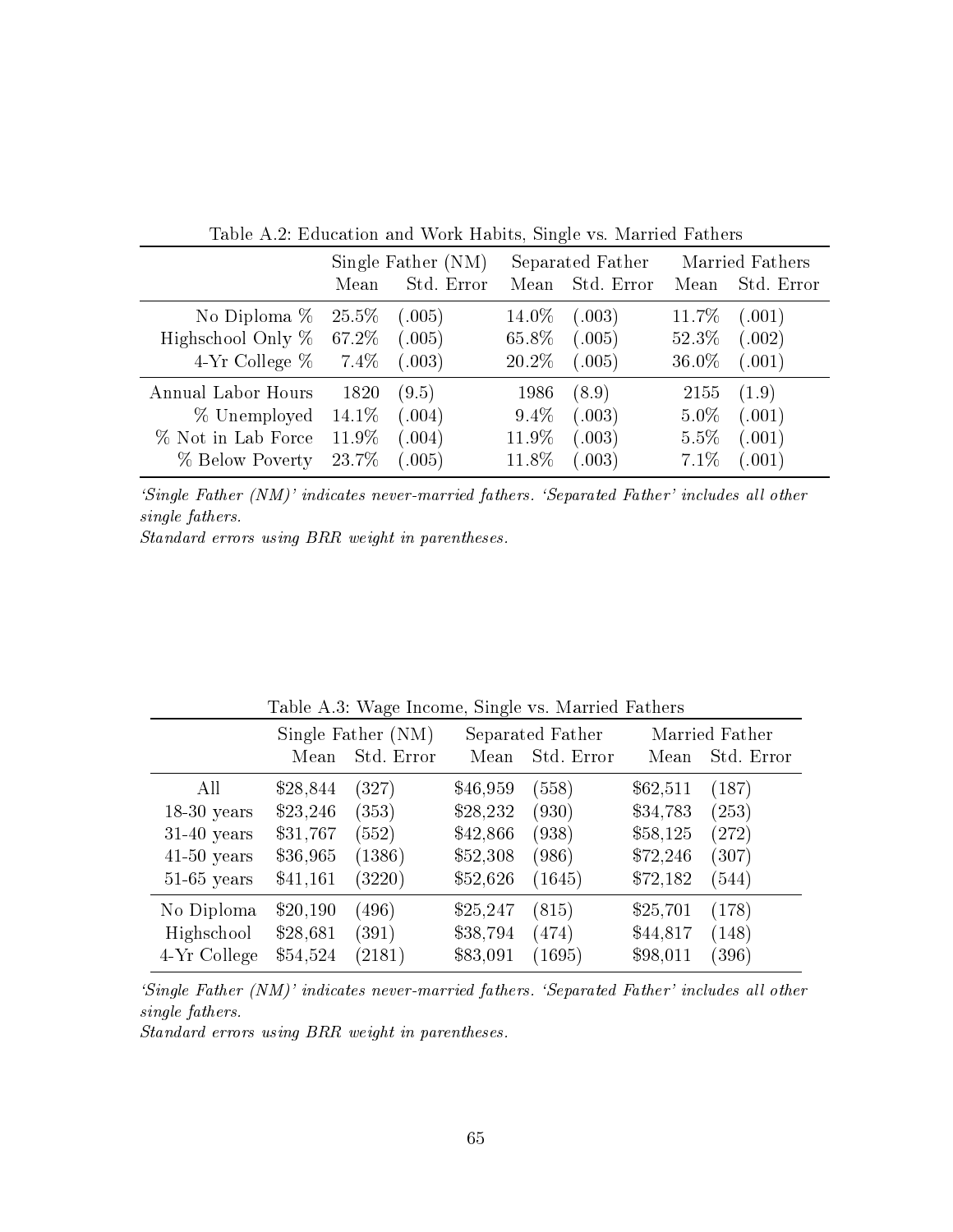Table A.2: Education and Work Habits, Single vs. Married Fathers

| | Single Father (NM) | | Separated Father | | Married Fathers | |
|---|---|---|---|---|---|---|
| | Mean | Std. Error | Mean | Std. Error | Mean | Std. Error |
| No Diploma % | 25.5% | (.005) | 14.0% | (.003) | 11.7% | (.001) |
| Highschool Only % | 67.2% | (.005) | 65.8% | (.005) | 52.3% | (.002) |
| 4-Yr College % | 7.4% | (.003) | 20.2% | (.005) | 36.0% | (.001) |
| Annual Labor Hours | 1820 | (9.5) | 1986 | (8.9) | 2155 | (1.9) |
| % Unemployed | 14.1% | (.004) | 9.4% | (.003) | 5.0% | (.001) |
| % Not in Lab Force | 11.9% | (.004) | 11.9% | (.003) | 5.5% | (.001) |
| % Below Poverty | 23.7% | (.005) | 11.8% | (.003) | 7.1% | (.001) |

*'Single Father (NM)' indicates never-married fathers. 'Separated Father' includes all other single fathers.*

*Standard errors using BRR weight in parentheses.*

Table A.3: Wage Income, Single vs. Married Fathers

| | Single Father (NM) | | Separated Father | | Married Father | |
|---|---|---|---|---|---|---|
| | Mean | Std. Error | Mean | Std. Error | Mean | Std. Error |
| All | $28,844 | (327) | $46,959 | (558) | $62,511 | (187) |
| 18-30 years | $23,246 | (353) | $28,232 | (930) | $34,783 | (253) |
| 31-40 years | $31,767 | (552) | $42,866 | (938) | $58,125 | (272) |
| 41-50 years | $36,965 | (1386) | $52,308 | (986) | $72,246 | (307) |
| 51-65 years | $41,161 | (3220) | $52,626 | (1645) | $72,182 | (544) |
| No Diploma | $20,190 | (496) | $25,247 | (815) | $25,701 | (178) |
| Highschool | $28,681 | (391) | $38,794 | (474) | $44,817 | (148) |
| 4-Yr College | $54,524 | (2181) | $83,091 | (1695) | $98,011 | (396) |

*'Single Father (NM)' indicates never-married fathers. 'Separated Father' includes all other single fathers.*

*Standard errors using BRR weight in parentheses.*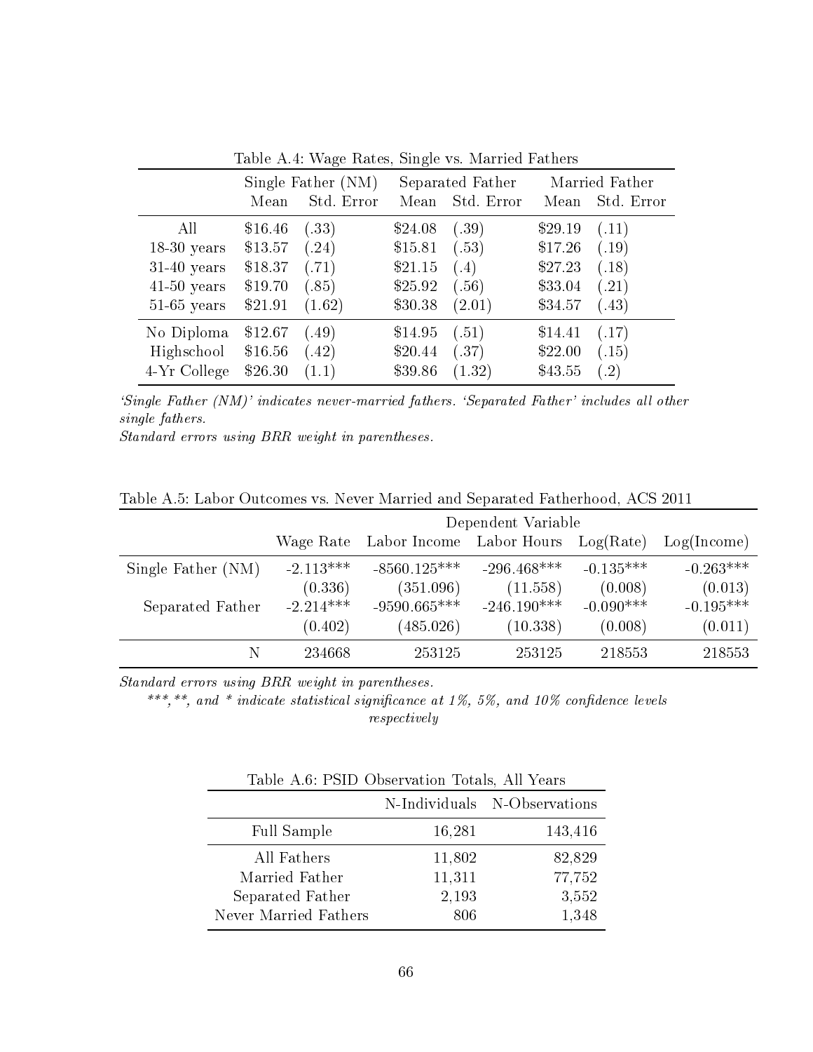Table A.4: Wage Rates, Single vs. Married Fathers

| | Single Father (NM) | | Separated Father | | Married Father | |
|---|---|---|---|---|---|---|
| | Mean | Std. Error | Mean | Std. Error | Mean | Std. Error |
| All | $16.46 | (.33) | $24.08 | (.39) | $29.19 | (.11) |
| 18-30 years | $13.57 | (.24) | $15.81 | (.53) | $17.26 | (.19) |
| 31-40 years | $18.37 | (.71) | $21.15 | (.4) | $27.23 | (.18) |
| 41-50 years | $19.70 | (.85) | $25.92 | (.56) | $33.04 | (.21) |
| 51-65 years | $21.91 | (1.62) | $30.38 | (2.01) | $34.57 | (.43) |
| No Diploma | $12.67 | (.49) | $14.95 | (.51) | $14.41 | (.17) |
| Highschool | $16.56 | (.42) | $20.44 | (.37) | $22.00 | (.15) |
| 4-Yr College | $26.30 | (1.1) | $39.86 | (1.32) | $43.55 | (.2) |

*'Single Father (NM)' indicates never-married fathers. 'Separated Father' includes all other single fathers.*
*Standard errors using BRR weight in parentheses.*

Table A.5: Labor Outcomes vs. Never Married and Separated Fatherhood, ACS 2011

| | Dependent Variable | | | | |
|---|---|---|---|---|---|
| | Wage Rate | Labor Income | Labor Hours | Log(Rate) | Log(Income) |
| Single Father (NM) | -2.113*** | -8560.125*** | -296.468*** | -0.135*** | -0.263*** |
| | (0.336) | (351.096) | (11.558) | (0.008) | (0.013) |
| Separated Father | -2.214*** | -9590.665*** | -246.190*** | -0.090*** | -0.195*** |
| | (0.402) | (485.026) | (10.338) | (0.008) | (0.011) |
| N | 234668 | 253125 | 253125 | 218553 | 218553 |

*Standard errors using BRR weight in parentheses.*
*\*\*\*,\*\*, and \* indicate statistical significance at 1%, 5%, and 10% confidence levels respectively*

Table A.6: PSID Observation Totals, All Years

| | N-Individuals | N-Observations |
|---|---|---|
| Full Sample | 16,281 | 143,416 |
| All Fathers | 11,802 | 82,829 |
| Married Father | 11,311 | 77,752 |
| Separated Father | 2,193 | 3,552 |
| Never Married Fathers | 806 | 1,348 |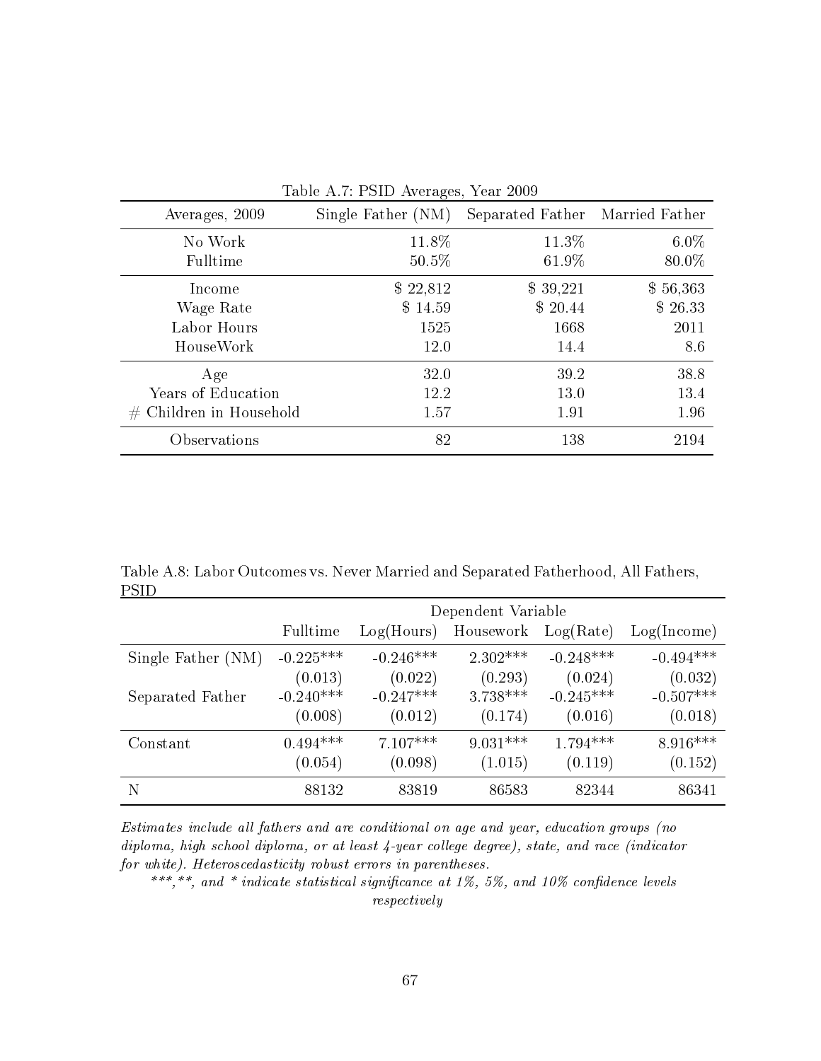Table A.7: PSID Averages, Year 2009

| Averages, 2009 | Single Father (NM) | Separated Father | Married Father |
|---|---|---|---|
| No Work | 11.8% | 11.3% | 6.0% |
| Fulltime | 50.5% | 61.9% | 80.0% |
| Income | $ 22,812 | $ 39,221 | $ 56,363 |
| Wage Rate | $ 14.59 | $ 20.44 | $ 26.33 |
| Labor Hours | 1525 | 1668 | 2011 |
| HouseWork | 12.0 | 14.4 | 8.6 |
| Age | 32.0 | 39.2 | 38.8 |
| Years of Education | 12.2 | 13.0 | 13.4 |
| # Children in Household | 1.57 | 1.91 | 1.96 |
| Observations | 82 | 138 | 2194 |

Table A.8: Labor Outcomes vs. Never Married and Separated Fatherhood, All Fathers, PSID

| | Dependent Variable | | | | |
|---|---|---|---|---|---|
| | Fulltime | Log(Hours) | Housework | Log(Rate) | Log(Income) |
| Single Father (NM) | -0.225*** | -0.246*** | 2.302*** | -0.248*** | -0.494*** |
| | (0.013) | (0.022) | (0.293) | (0.024) | (0.032) |
| Separated Father | -0.240*** | -0.247*** | 3.738*** | -0.245*** | -0.507*** |
| | (0.008) | (0.012) | (0.174) | (0.016) | (0.018) |
| Constant | 0.494*** | 7.107*** | 9.031*** | 1.794*** | 8.916*** |
| | (0.054) | (0.098) | (1.015) | (0.119) | (0.152) |
| N | 88132 | 83819 | 86583 | 82344 | 86341 |

*Estimates include all fathers and are conditional on age and year, education groups (no diploma, high school diploma, or at least 4-year college degree), state, and race (indicator for white). Heteroscedasticity robust errors in parentheses.*

*\*\*\*,\*\*, and \* indicate statistical significance at 1%, 5%, and 10% confidence levels respectively*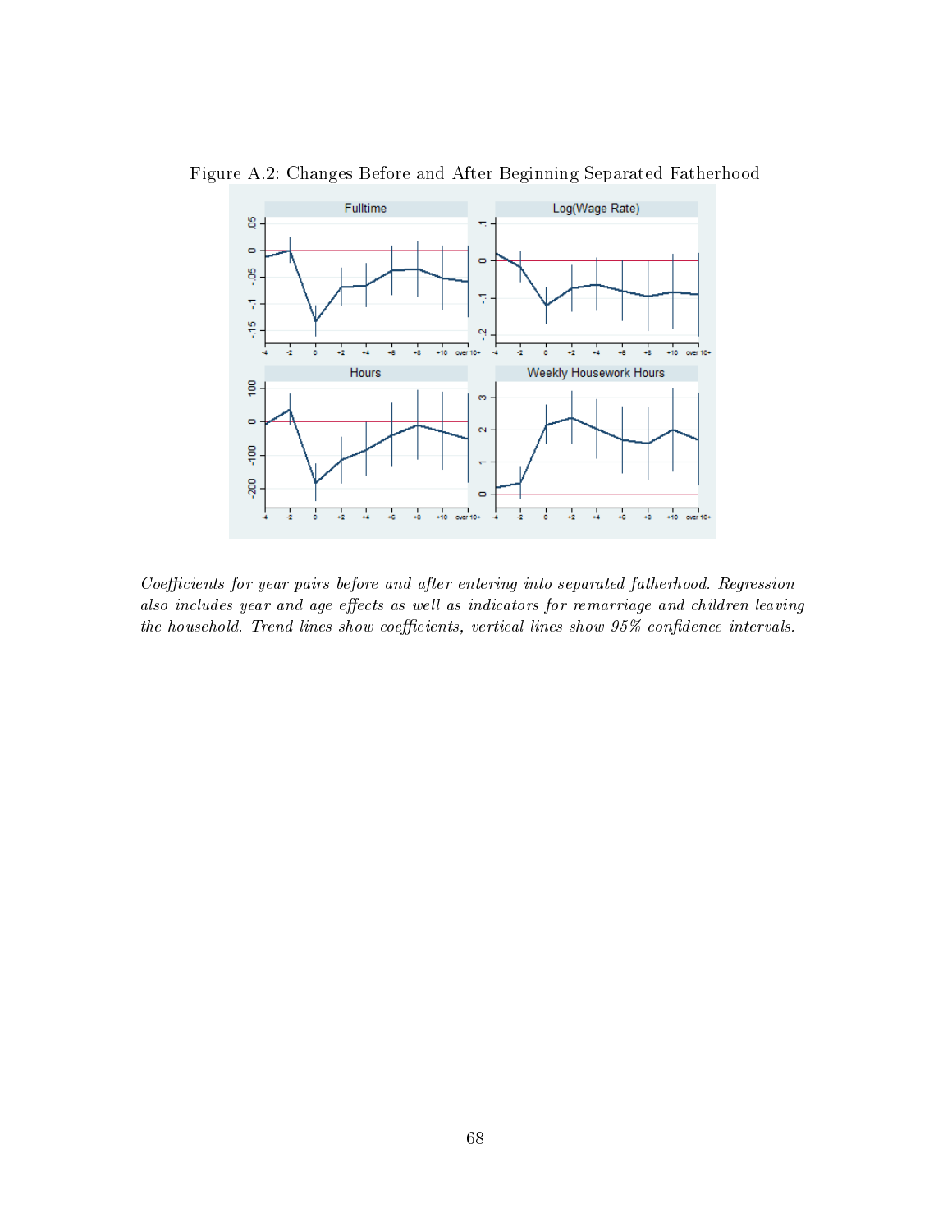Figure A.2: Changes Before and After Beginning Separated Fatherhood

*Coefficients for year pairs before and after entering into separated fatherhood. Regression also includes year and age effects as well as indicators for remarriage and children leaving the household. Trend lines show coefficients, vertical lines show 95% confidence intervals.*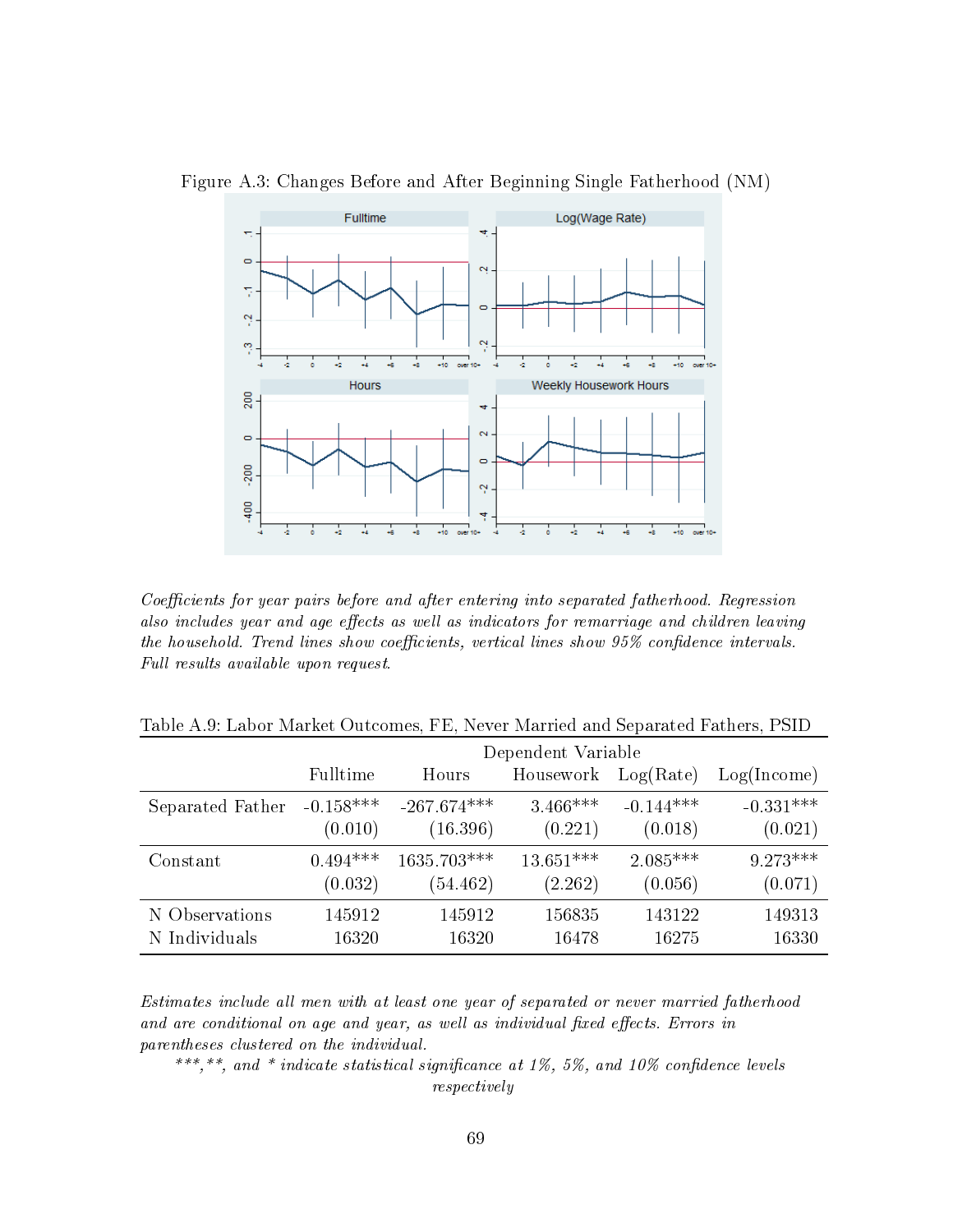Figure A.3: Changes Before and After Beginning Single Fatherhood (NM)

*Coefficients for year pairs before and after entering into separated fatherhood. Regression also includes year and age effects as well as indicators for remarriage and children leaving the household. Trend lines show coefficients, vertical lines show 95% confidence intervals. Full results available upon request.*

Table A.9: Labor Market Outcomes, FE, Never Married and Separated Fathers, PSID

| | Dependent Variable | | | | |
|---|---|---|---|---|---|
| | Fulltime | Hours | Housework | Log(Rate) | Log(Income) |
| Separated Father | -0.158*** | -267.674*** | 3.466*** | -0.144*** | -0.331*** |
| | (0.010) | (16.396) | (0.221) | (0.018) | (0.021) |
| Constant | 0.494*** | 1635.703*** | 13.651*** | 2.085*** | 9.273*** |
| | (0.032) | (54.462) | (2.262) | (0.056) | (0.071) |
| N Observations | 145912 | 145912 | 156835 | 143122 | 149313 |
| N Individuals | 16320 | 16320 | 16478 | 16275 | 16330 |

*Estimates include all men with at least one year of separated or never married fatherhood and are conditional on age and year, as well as individual fixed effects. Errors in parentheses clustered on the individual.*

*\*\*\*,\*\*, and \* indicate statistical significance at 1%, 5%, and 10% confidence levels respectively*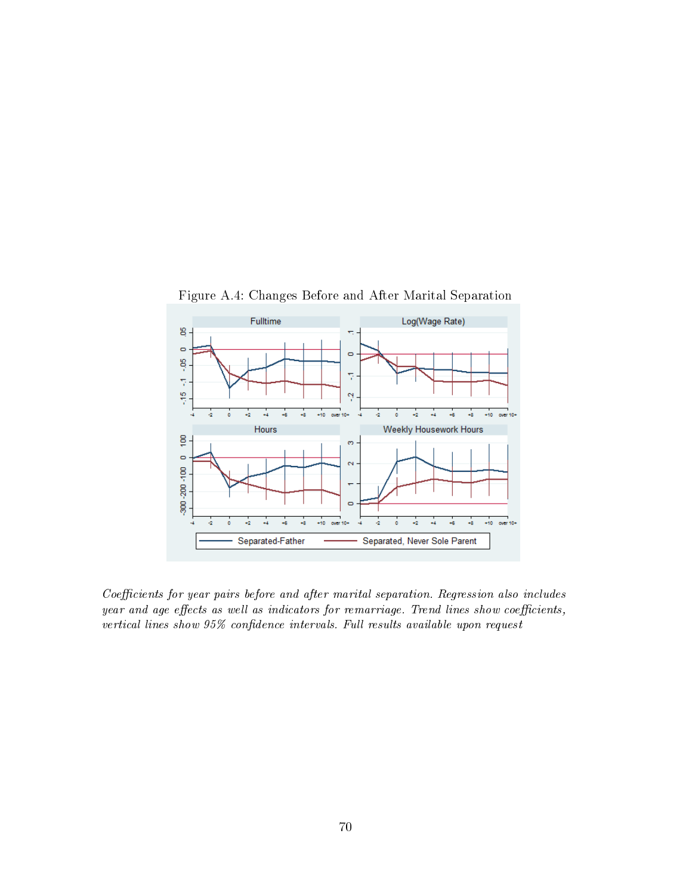Figure A.4: Changes Before and After Marital Separation

*Coefficients for year pairs before and after marital separation. Regression also includes year and age effects as well as indicators for remarriage. Trend lines show coefficients, vertical lines show 95% confidence intervals. Full results available upon request*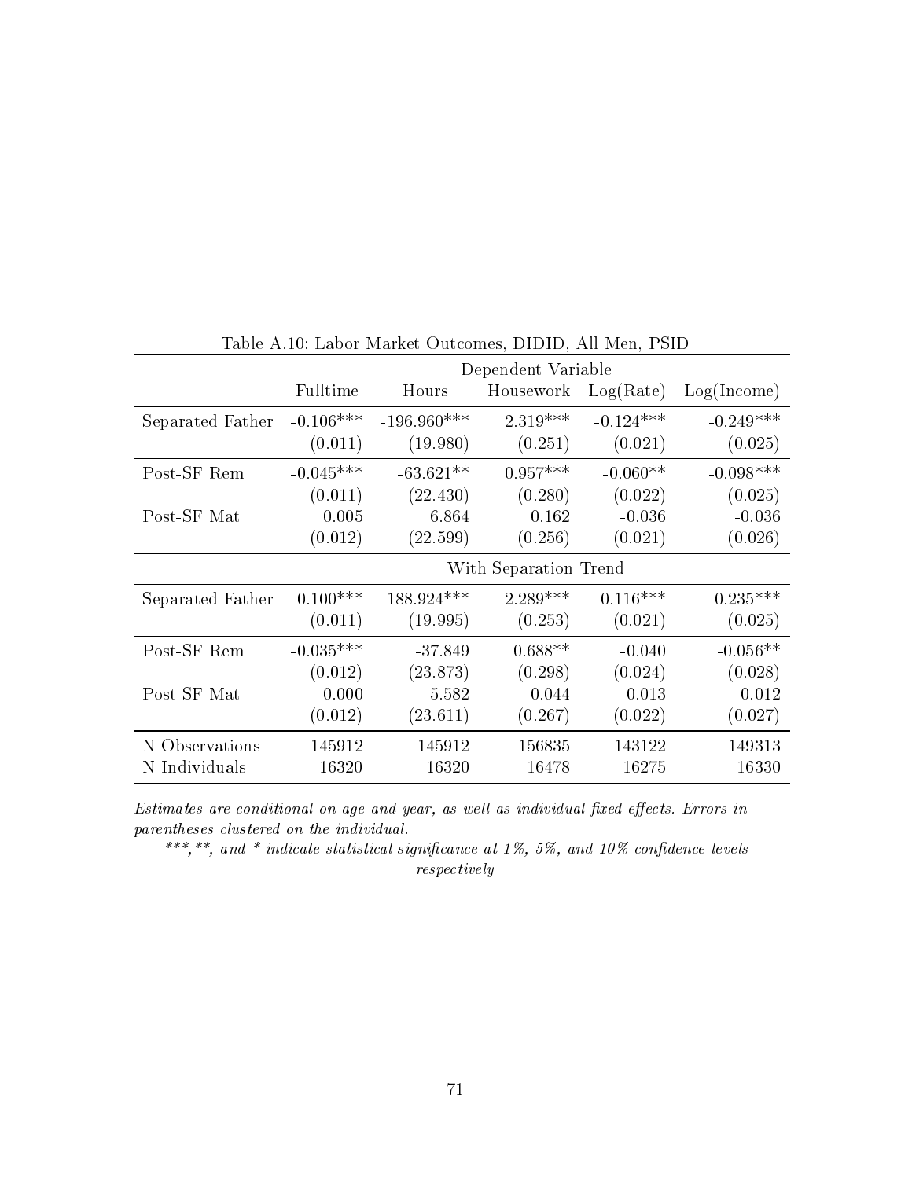Table A.10: Labor Market Outcomes, DIDID, All Men, PSID

| | Dependent Variable | | | | |
|---|---|---|---|---|---|
| | Fulltime | Hours | Housework | Log(Rate) | Log(Income) |
| Separated Father | -0.106*** | -196.960*** | 2.319*** | -0.124*** | -0.249*** |
| | (0.011) | (19.980) | (0.251) | (0.021) | (0.025) |
| Post-SF Rem | -0.045*** | -63.621** | 0.957*** | -0.060** | -0.098*** |
| | (0.011) | (22.430) | (0.280) | (0.022) | (0.025) |
| Post-SF Mat | 0.005 | 6.864 | 0.162 | -0.036 | -0.036 |
| | (0.012) | (22.599) | (0.256) | (0.021) | (0.026) |
| | With Separation Trend | | | | |
| Separated Father | -0.100*** | -188.924*** | 2.289*** | -0.116*** | -0.235*** |
| | (0.011) | (19.995) | (0.253) | (0.021) | (0.025) |
| Post-SF Rem | -0.035*** | -37.849 | 0.688** | -0.040 | -0.056** |
| | (0.012) | (23.873) | (0.298) | (0.024) | (0.028) |
| Post-SF Mat | 0.000 | 5.582 | 0.044 | -0.013 | -0.012 |
| | (0.012) | (23.611) | (0.267) | (0.022) | (0.027) |
| N Observations | 145912 | 145912 | 156835 | 143122 | 149313 |
| N Individuals | 16320 | 16320 | 16478 | 16275 | 16330 |

*Estimates are conditional on age and year, as well as individual fixed effects. Errors in parentheses clustered on the individual.*

*\*\*\*,\*\*, and \* indicate statistical significance at 1%, 5%, and 10% confidence levels respectively*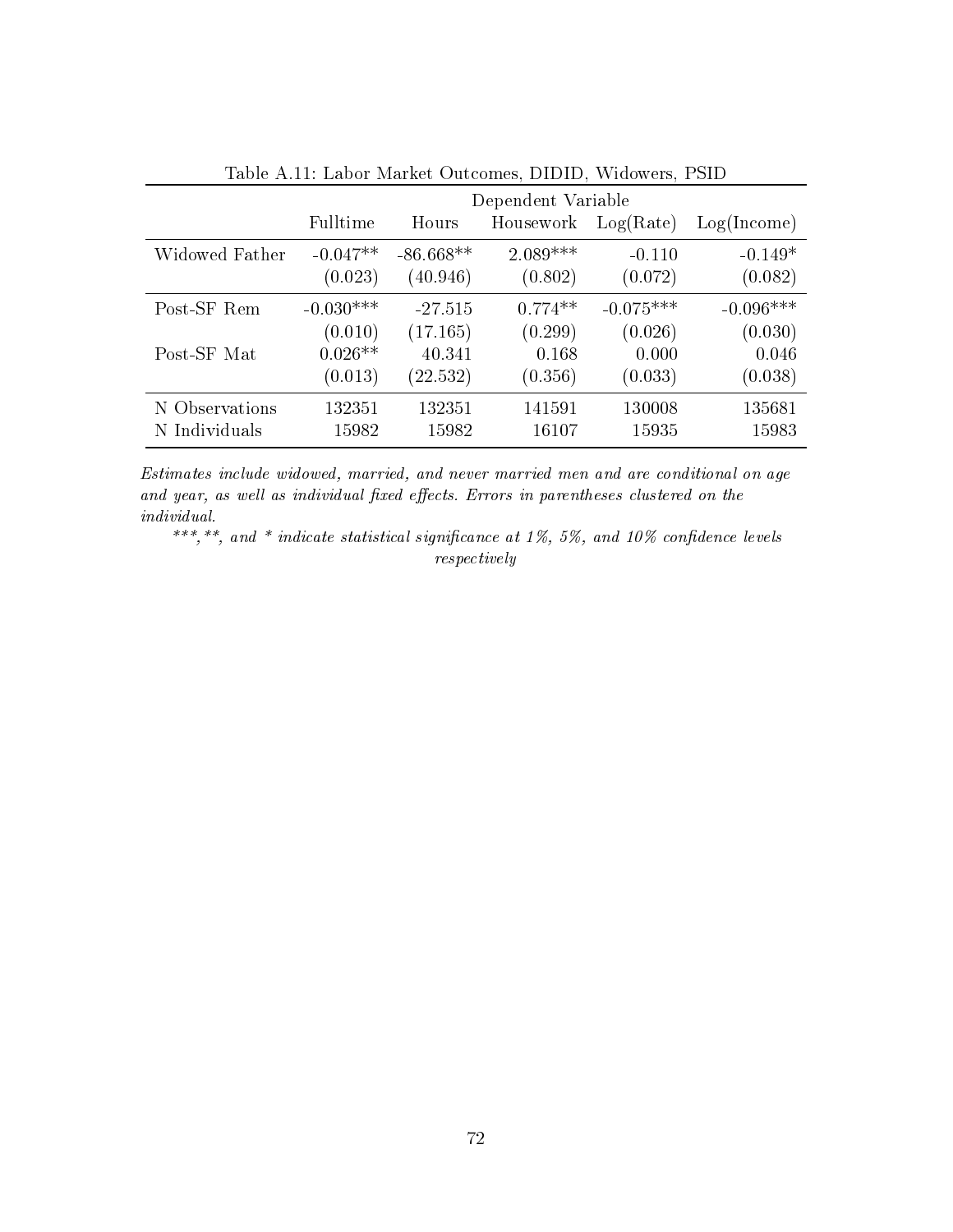Table A.11: Labor Market Outcomes, DIDID, Widowers, PSID

| | Dependent Variable | | | | |
|---|---|---|---|---|---|
| | Fulltime | Hours | Housework | Log(Rate) | Log(Income) |
| Widowed Father | -0.047** | -86.668** | 2.089*** | -0.110 | -0.149* |
| | (0.023) | (40.946) | (0.802) | (0.072) | (0.082) |
| Post-SF Rem | -0.030*** | -27.515 | 0.774** | -0.075*** | -0.096*** |
| | (0.010) | (17.165) | (0.299) | (0.026) | (0.030) |
| Post-SF Mat | 0.026** | 40.341 | 0.168 | 0.000 | 0.046 |
| | (0.013) | (22.532) | (0.356) | (0.033) | (0.038) |
| N Observations | 132351 | 132351 | 141591 | 130008 | 135681 |
| N Individuals | 15982 | 15982 | 16107 | 15935 | 15983 |

*Estimates include widowed, married, and never married men and are conditional on age and year, as well as individual fixed effects. Errors in parentheses clustered on the individual.*

*\*\*\*, \*\*, and \* indicate statistical significance at 1%, 5%, and 10% confidence levels respectively*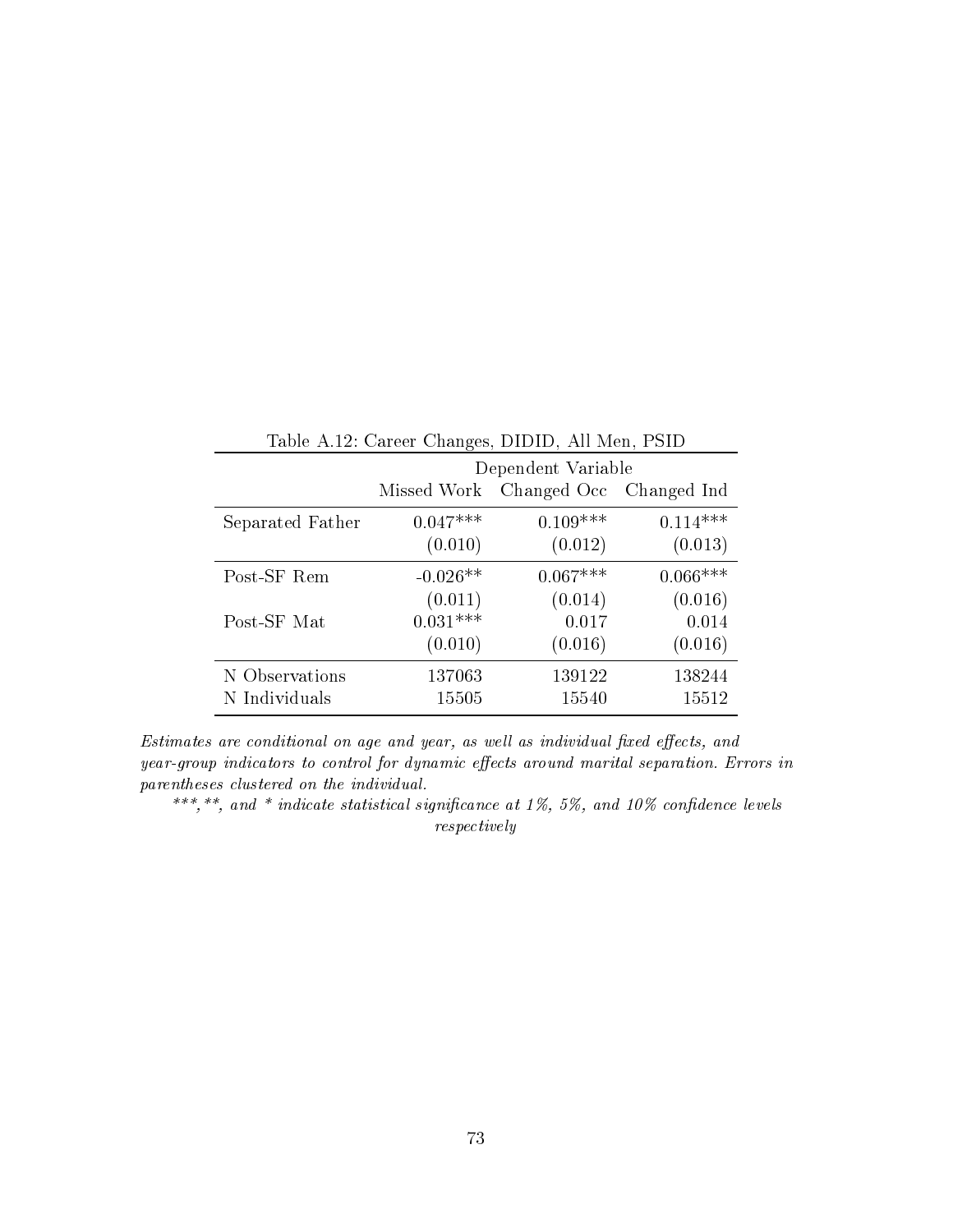Table A.12: Career Changes, DIDID, All Men, PSID

| | Dependent Variable | | |
|---|---|---|---|
| | Missed Work | Changed Occ | Changed Ind |
| Separated Father | 0.047*** | 0.109*** | 0.114*** |
| | (0.010) | (0.012) | (0.013) |
| Post-SF Rem | -0.026** | 0.067*** | 0.066*** |
| | (0.011) | (0.014) | (0.016) |
| Post-SF Mat | 0.031*** | 0.017 | 0.014 |
| | (0.010) | (0.016) | (0.016) |
| N Observations | 137063 | 139122 | 138244 |
| N Individuals | 15505 | 15540 | 15512 |

*Estimates are conditional on age and year, as well as individual fixed effects, and year-group indicators to control for dynamic effects around marital separation. Errors in parentheses clustered on the individual.*

*\*\*\*, \*\*, and \* indicate statistical significance at 1%, 5%, and 10% confidence levels respectively*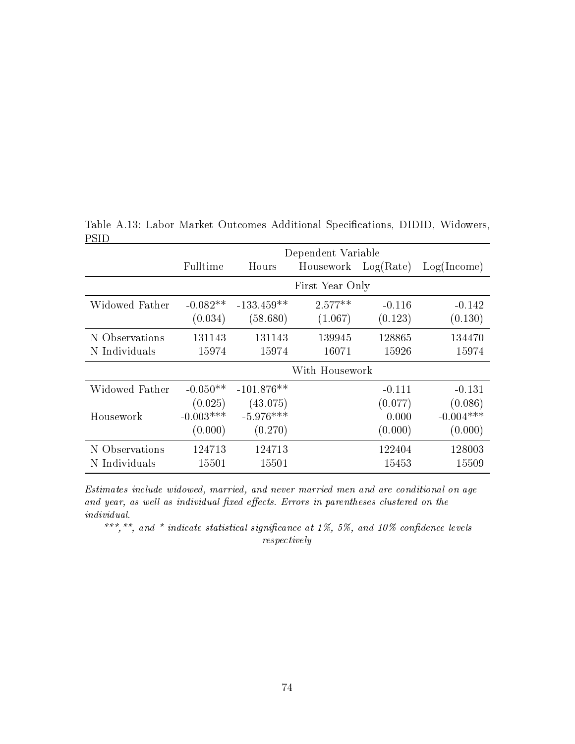Table A.13: Labor Market Outcomes Additional Specifications, DIDID, Widowers, PSID

| | Dependent Variable | | | | |
|---|---|---|---|---|---|
| | Fulltime | Hours | Housework | Log(Rate) | Log(Income) |
| | | | First Year Only | | |
| Widowed Father | -0.082** | -133.459** | 2.577** | -0.116 | -0.142 |
| | (0.034) | (58.680) | (1.067) | (0.123) | (0.130) |
| N Observations | 131143 | 131143 | 139945 | 128865 | 134470 |
| N Individuals | 15974 | 15974 | 16071 | 15926 | 15974 |
| | | | With Housework | | |
| Widowed Father | -0.050** | -101.876** | | -0.111 | -0.131 |
| | (0.025) | (43.075) | | (0.077) | (0.086) |
| Housework | -0.003*** | -5.976*** | | 0.000 | -0.004*** |
| | (0.000) | (0.270) | | (0.000) | (0.000) |
| N Observations | 124713 | 124713 | | 122404 | 128003 |
| N Individuals | 15501 | 15501 | | 15453 | 15509 |

*Estimates include widowed, married, and never married men and are conditional on age and year, as well as individual fixed effects. Errors in parentheses clustered on the individual.*

*\*\*\*, \*\*, and \* indicate statistical significance at 1%, 5%, and 10% confidence levels respectively*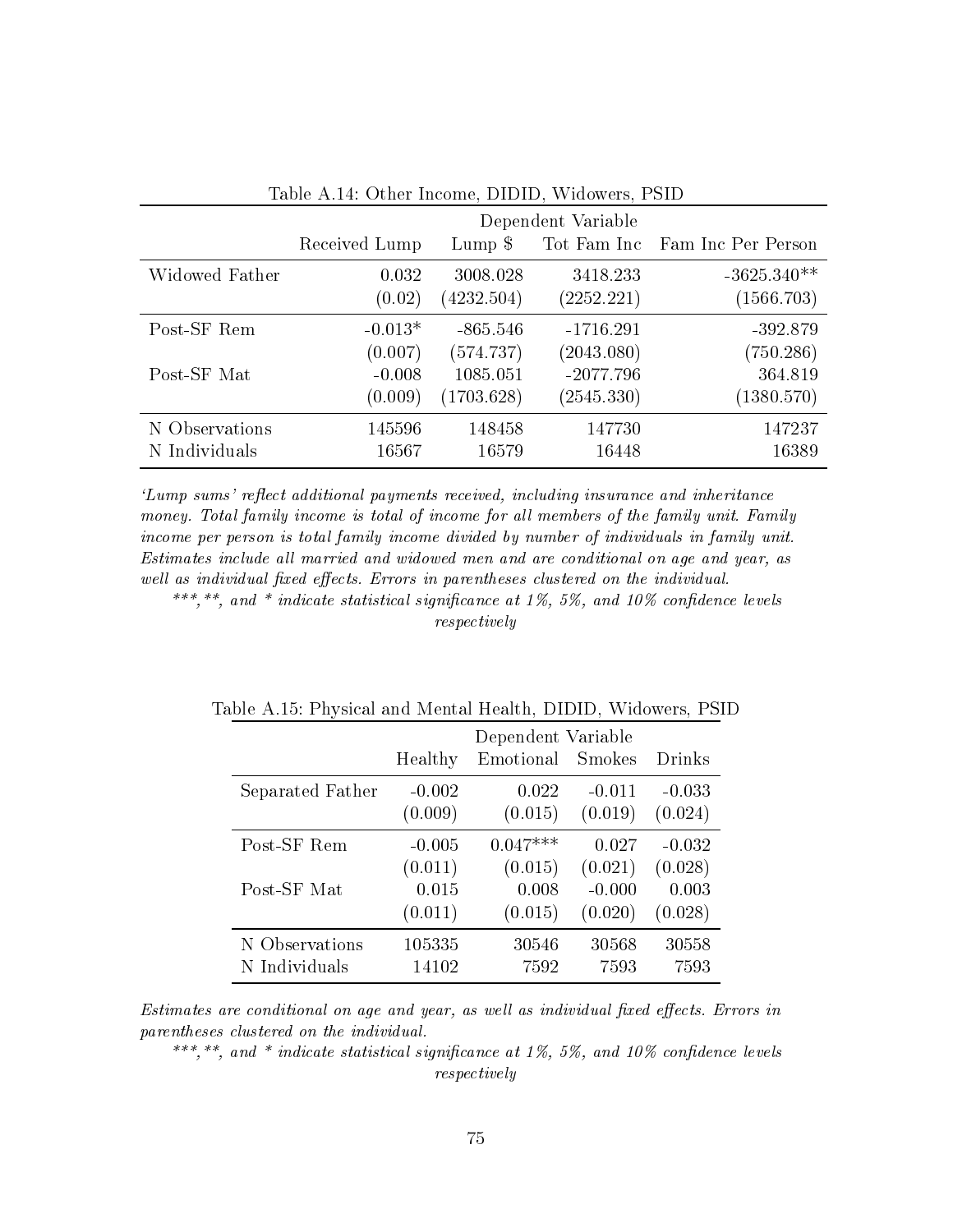Table A.14: Other Income, DIDID, Widowers, PSID

| | Dependent Variable | | | |
|---|---|---|---|---|
| | Received Lump | Lump $ | Tot Fam Inc | Fam Inc Per Person |
| Widowed Father | 0.032 | 3008.028 | 3418.233 | -3625.340** |
| | (0.02) | (4232.504) | (2252.221) | (1566.703) |
| Post-SF Rem | -0.013* | -865.546 | -1716.291 | -392.879 |
| | (0.007) | (574.737) | (2043.080) | (750.286) |
| Post-SF Mat | -0.008 | 1085.051 | -2077.796 | 364.819 |
| | (0.009) | (1703.628) | (2545.330) | (1380.570) |
| N Observations | 145596 | 148458 | 147730 | 147237 |
| N Individuals | 16567 | 16579 | 16448 | 16389 |

*'Lump sums' reflect additional payments received, including insurance and inheritance money. Total family income is total of income for all members of the family unit. Family income per person is total family income divided by number of individuals in family unit. Estimates include all married and widowed men and are conditional on age and year, as well as individual fixed effects. Errors in parentheses clustered on the individual.*

*\*\*\*,\*\*, and \* indicate statistical significance at 1%, 5%, and 10% confidence levels respectively*

Table A.15: Physical and Mental Health, DIDID, Widowers, PSID

| | Dependent Variable | | | |
|---|---|---|---|---|
| | Healthy | Emotional | Smokes | Drinks |
| Separated Father | -0.002 | 0.022 | -0.011 | -0.033 |
| | (0.009) | (0.015) | (0.019) | (0.024) |
| Post-SF Rem | -0.005 | 0.047*** | 0.027 | -0.032 |
| | (0.011) | (0.015) | (0.021) | (0.028) |
| Post-SF Mat | 0.015 | 0.008 | -0.000 | 0.003 |
| | (0.011) | (0.015) | (0.020) | (0.028) |
| N Observations | 105335 | 30546 | 30568 | 30558 |
| N Individuals | 14102 | 7592 | 7593 | 7593 |

*Estimates are conditional on age and year, as well as individual fixed effects. Errors in parentheses clustered on the individual.*

*\*\*\*,\*\*, and \* indicate statistical significance at 1%, 5%, and 10% confidence levels respectively*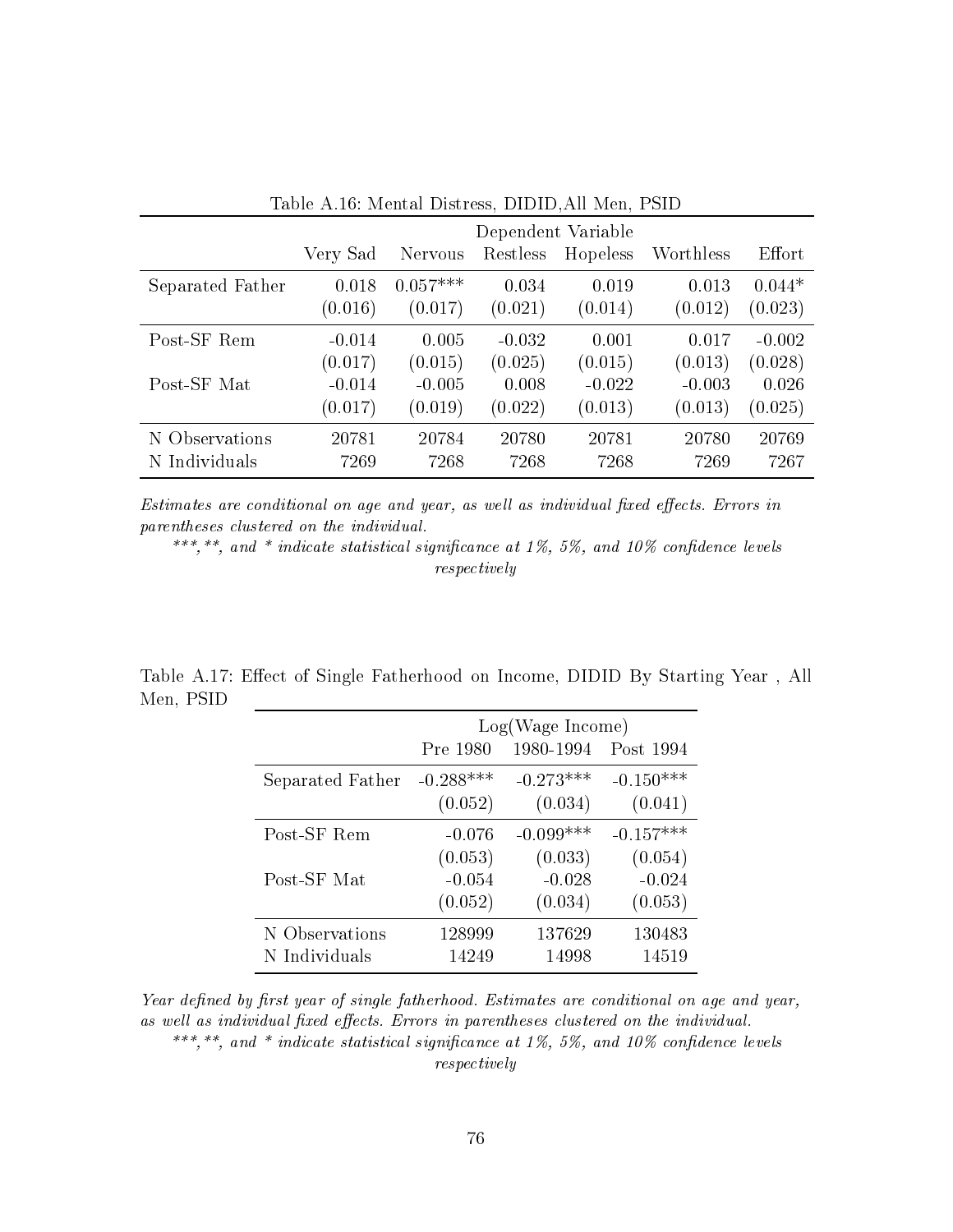Table A.16: Mental Distress, DIDID,All Men, PSID

| | Dependent Variable | | | | | |
|---|---|---|---|---|---|---|
| | Very Sad | Nervous | Restless | Hopeless | Worthless | Effort |
| Separated Father | 0.018 | 0.057*** | 0.034 | 0.019 | 0.013 | 0.044* |
| | (0.016) | (0.017) | (0.021) | (0.014) | (0.012) | (0.023) |
| Post-SF Rem | -0.014 | 0.005 | -0.032 | 0.001 | 0.017 | -0.002 |
| | (0.017) | (0.015) | (0.025) | (0.015) | (0.013) | (0.028) |
| Post-SF Mat | -0.014 | -0.005 | 0.008 | -0.022 | -0.003 | 0.026 |
| | (0.017) | (0.019) | (0.022) | (0.013) | (0.013) | (0.025) |
| N Observations | 20781 | 20784 | 20780 | 20781 | 20780 | 20769 |
| N Individuals | 7269 | 7268 | 7268 | 7268 | 7269 | 7267 |

*Estimates are conditional on age and year, as well as individual fixed effects. Errors in parentheses clustered on the individual.*

*\*\*\*,\*\*, and \* indicate statistical significance at 1%, 5%, and 10% confidence levels respectively*

Table A.17: Effect of Single Fatherhood on Income, DIDID By Starting Year , All Men, PSID

| | Log(Wage Income) | | |
|---|---|---|---|
| | Pre 1980 | 1980-1994 | Post 1994 |
| Separated Father | -0.288*** | -0.273*** | -0.150*** |
| | (0.052) | (0.034) | (0.041) |
| Post-SF Rem | -0.076 | -0.099*** | -0.157*** |
| | (0.053) | (0.033) | (0.054) |
| Post-SF Mat | -0.054 | -0.028 | -0.024 |
| | (0.052) | (0.034) | (0.053) |
| N Observations | 128999 | 137629 | 130483 |
| N Individuals | 14249 | 14998 | 14519 |

*Year defined by first year of single fatherhood. Estimates are conditional on age and year, as well as individual fixed effects. Errors in parentheses clustered on the individual.*

*\*\*\*,\*\*, and \* indicate statistical significance at 1%, 5%, and 10% confidence levels respectively*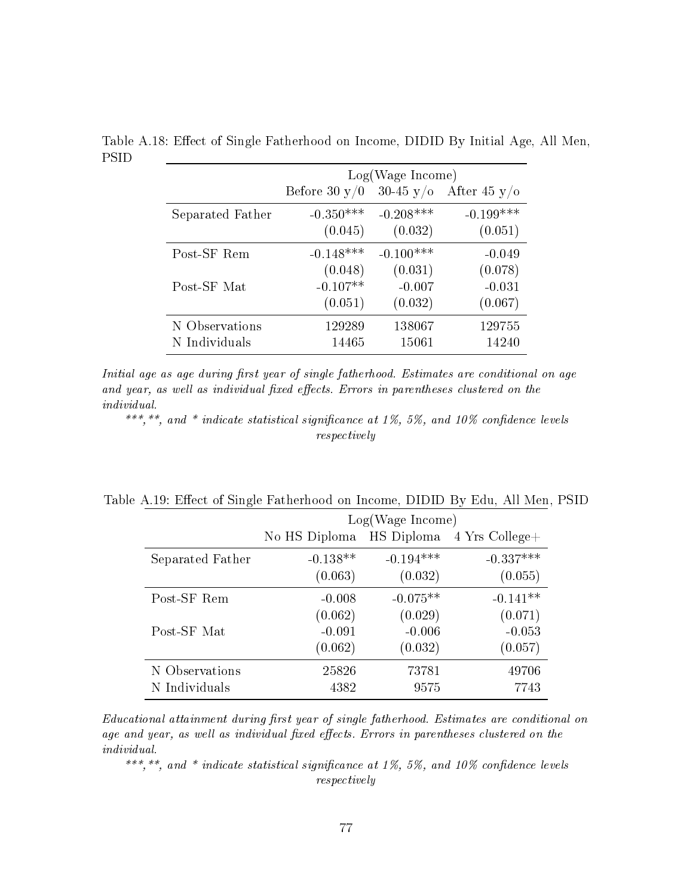Table A.18: Effect of Single Fatherhood on Income, DIDID By Initial Age, All Men, PSID

| | Log(Wage Income) | | |
|---|---|---|---|
| | Before 30 y/0 | 30-45 y/o | After 45 y/o |
| Separated Father | -0.350*** | -0.208*** | -0.199*** |
| | (0.045) | (0.032) | (0.051) |
| Post-SF Rem | -0.148*** | -0.100*** | -0.049 |
| | (0.048) | (0.031) | (0.078) |
| Post-SF Mat | -0.107** | -0.007 | -0.031 |
| | (0.051) | (0.032) | (0.067) |
| N Observations | 129289 | 138067 | 129755 |
| N Individuals | 14465 | 15061 | 14240 |

*Initial age as age during first year of single fatherhood. Estimates are conditional on age and year, as well as individual fixed effects. Errors in parentheses clustered on the individual.*

*\*\*\*,\*\*, and \* indicate statistical significance at 1%, 5%, and 10% confidence levels respectively*

Table A.19: Effect of Single Fatherhood on Income, DIDID By Edu, All Men, PSID

| | Log(Wage Income) | | |
|---|---|---|---|
| | No HS Diploma | HS Diploma | 4 Yrs College+ |
| Separated Father | -0.138** | -0.194*** | -0.337*** |
| | (0.063) | (0.032) | (0.055) |
| Post-SF Rem | -0.008 | -0.075** | -0.141** |
| | (0.062) | (0.029) | (0.071) |
| Post-SF Mat | -0.091 | -0.006 | -0.053 |
| | (0.062) | (0.032) | (0.057) |
| N Observations | 25826 | 73781 | 49706 |
| N Individuals | 4382 | 9575 | 7743 |

*Educational attainment during first year of single fatherhood. Estimates are conditional on age and year, as well as individual fixed effects. Errors in parentheses clustered on the individual.*

*\*\*\*,\*\*, and \* indicate statistical significance at 1%, 5%, and 10% confidence levels respectively*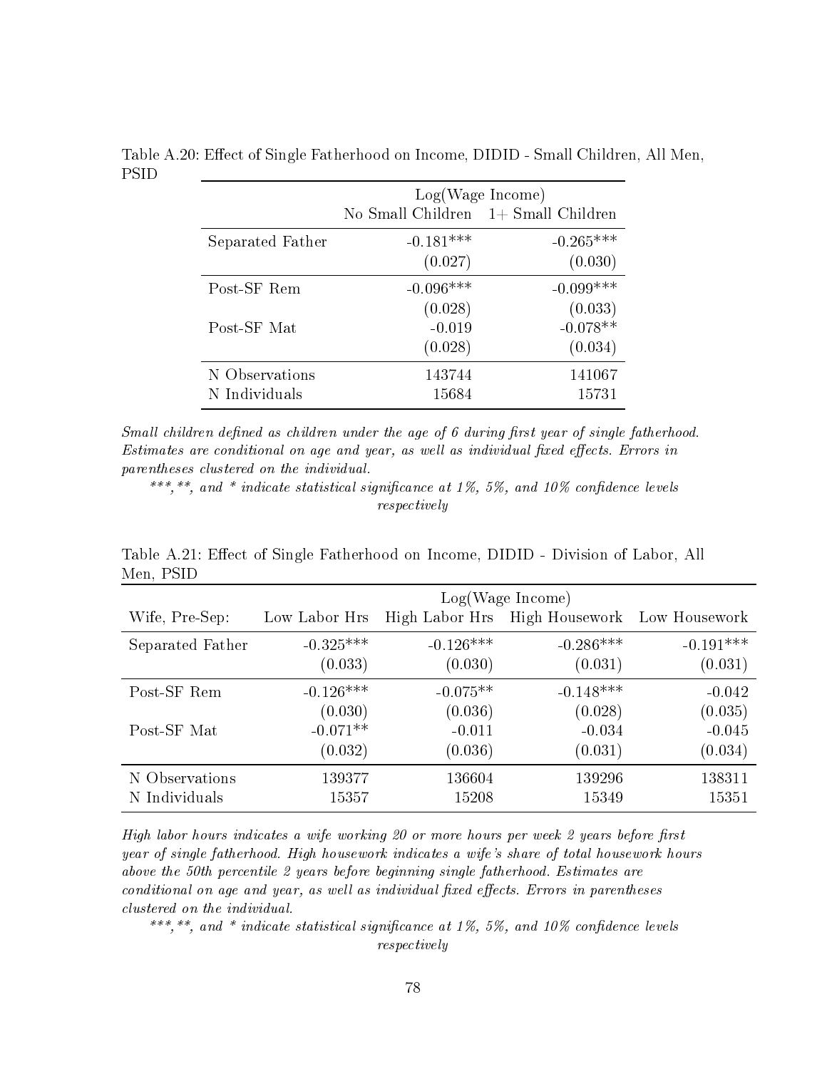Table A.20: Effect of Single Fatherhood on Income, DIDID - Small Children, All Men, PSID

| | Log(Wage Income) | |
|---|---|---|
| | No Small Children | 1+ Small Children |
| Separated Father | -0.181*** | -0.265*** |
| | (0.027) | (0.030) |
| Post-SF Rem | -0.096*** | -0.099*** |
| | (0.028) | (0.033) |
| Post-SF Mat | -0.019 | -0.078** |
| | (0.028) | (0.034) |
| N Observations | 143744 | 141067 |
| N Individuals | 15684 | 15731 |

*Small children defined as children under the age of 6 during first year of single fatherhood. Estimates are conditional on age and year, as well as individual fixed effects. Errors in parentheses clustered on the individual.*

*\*\*\*,\*\*, and \* indicate statistical significance at 1%, 5%, and 10% confidence levels respectively*

Table A.21: Effect of Single Fatherhood on Income, DIDID - Division of Labor, All Men, PSID

| | Log(Wage Income) | | | |
|---|---|---|---|---|
| Wife, Pre-Sep: | Low Labor Hrs | High Labor Hrs | High Housework | Low Housework |
| Separated Father | -0.325*** | -0.126*** | -0.286*** | -0.191*** |
| | (0.033) | (0.030) | (0.031) | (0.031) |
| Post-SF Rem | -0.126*** | -0.075** | -0.148*** | -0.042 |
| | (0.030) | (0.036) | (0.028) | (0.035) |
| Post-SF Mat | -0.071** | -0.011 | -0.034 | -0.045 |
| | (0.032) | (0.036) | (0.031) | (0.034) |
| N Observations | 139377 | 136604 | 139296 | 138311 |
| N Individuals | 15357 | 15208 | 15349 | 15351 |

*High labor hours indicates a wife working 20 or more hours per week 2 years before first year of single fatherhood. High housework indicates a wife's share of total housework hours above the 50th percentile 2 years before beginning single fatherhood. Estimates are conditional on age and year, as well as individual fixed effects. Errors in parentheses clustered on the individual.*

*\*\*\*,\*\*, and \* indicate statistical significance at 1%, 5%, and 10% confidence levels respectively*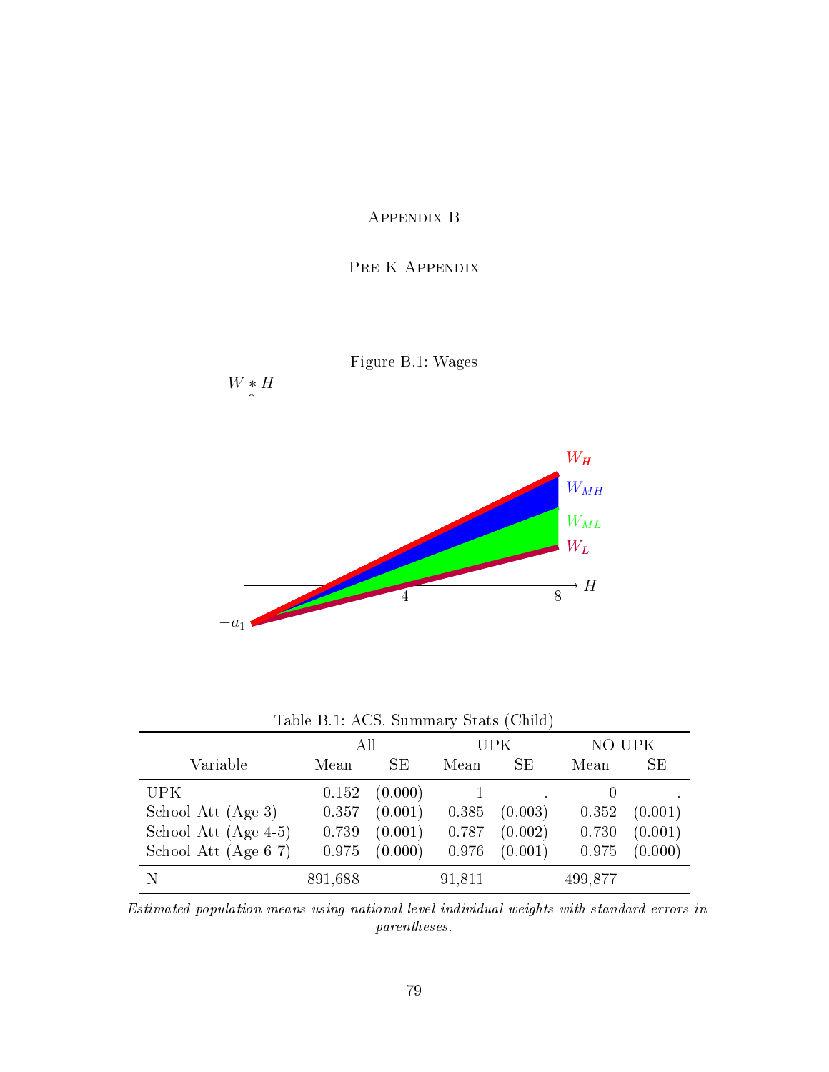# Appendix B

## Pre-K Appendix

Figure B.1: Wages

Table B.1: ACS, Summary Stats (Child)

| Variable | All | | UPK | | NO UPK | |
|---|---|---|---|---|---|---|
| | Mean | SE | Mean | SE | Mean | SE |
| UPK | 0.152 | (0.000) | 1 | . | 0 | . |
| School Att (Age 3) | 0.357 | (0.001) | 0.385 | (0.003) | 0.352 | (0.001) |
| School Att (Age 4-5) | 0.739 | (0.001) | 0.787 | (0.002) | 0.730 | (0.001) |
| School Att (Age 6-7) | 0.975 | (0.000) | 0.976 | (0.001) | 0.975 | (0.000) |
| N | 891,688 | | 91,811 | | 499,877 | |

*Estimated population means using national-level individual weights with standard errors in parentheses.*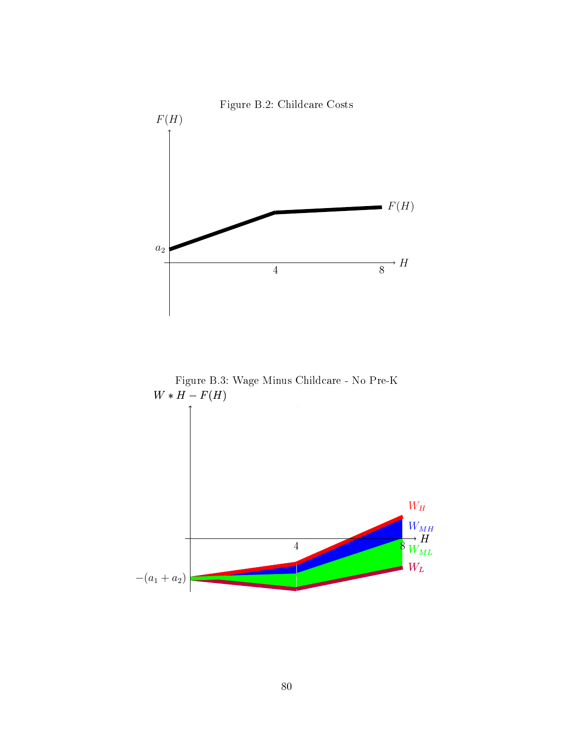Figure B.2: Childcare Costs

Figure B.3: Wage Minus Childcare - No Pre-K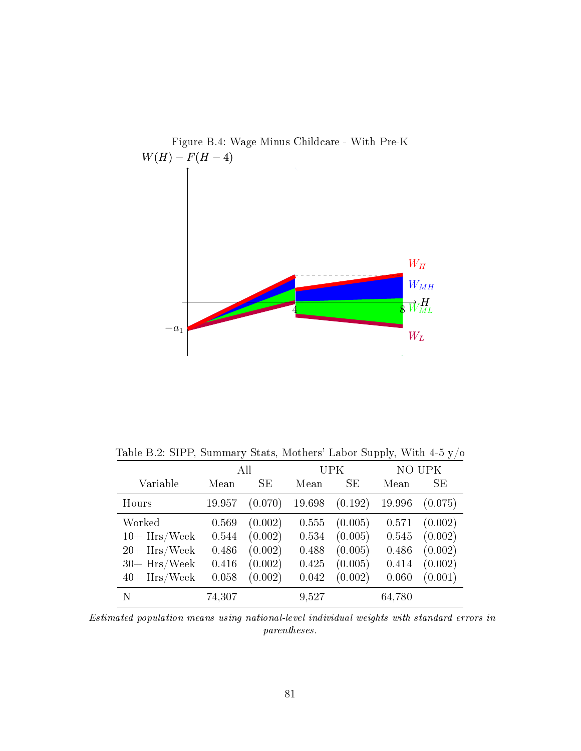Figure B.4: Wage Minus Childcare - With Pre-K

Table B.2: SIPP, Summary Stats, Mothers' Labor Supply, With 4-5 y/o

| Variable | All Mean | All SE | UPK Mean | UPK SE | NO UPK Mean | NO UPK SE |
|---|---|---|---|---|---|---|
| Hours | 19.957 | (0.070) | 19.698 | (0.192) | 19.996 | (0.075) |
| Worked | 0.569 | (0.002) | 0.555 | (0.005) | 0.571 | (0.002) |
| 10+ Hrs/Week | 0.544 | (0.002) | 0.534 | (0.005) | 0.545 | (0.002) |
| 20+ Hrs/Week | 0.486 | (0.002) | 0.488 | (0.005) | 0.486 | (0.002) |
| 30+ Hrs/Week | 0.416 | (0.002) | 0.425 | (0.005) | 0.414 | (0.002) |
| 40+ Hrs/Week | 0.058 | (0.002) | 0.042 | (0.002) | 0.060 | (0.001) |
| N | 74,307 | | 9,527 | | 64,780 | |

*Estimated population means using national-level individual weights with standard errors in parentheses.*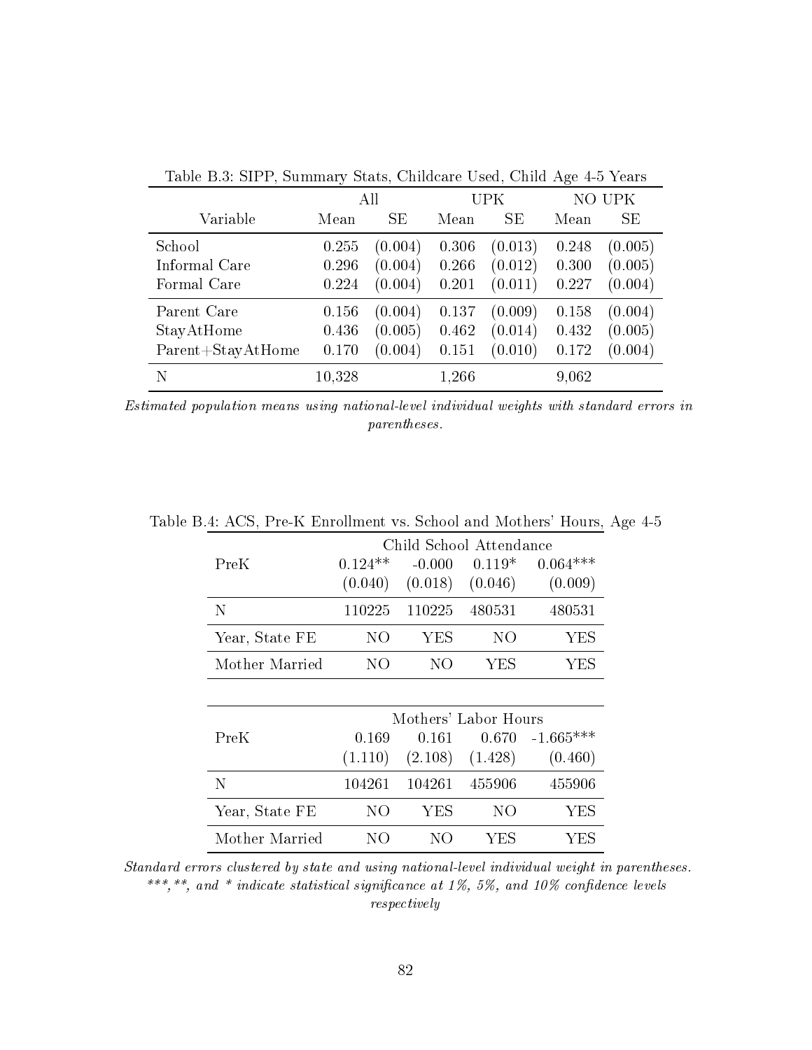Table B.3: SIPP, Summary Stats, Childcare Used, Child Age 4-5 Years

| Variable | All Mean | All SE | UPK Mean | UPK SE | NO UPK Mean | NO UPK SE |
|---|---|---|---|---|---|---|
| School | 0.255 | (0.004) | 0.306 | (0.013) | 0.248 | (0.005) |
| Informal Care | 0.296 | (0.004) | 0.266 | (0.012) | 0.300 | (0.005) |
| Formal Care | 0.224 | (0.004) | 0.201 | (0.011) | 0.227 | (0.004) |
| Parent Care | 0.156 | (0.004) | 0.137 | (0.009) | 0.158 | (0.004) |
| StayAtHome | 0.436 | (0.005) | 0.462 | (0.014) | 0.432 | (0.005) |
| Parent+StayAtHome | 0.170 | (0.004) | 0.151 | (0.010) | 0.172 | (0.004) |
| N | 10,328 | | 1,266 | | 9,062 | |

*Estimated population means using national-level individual weights with standard errors in parentheses.*

Table B.4: ACS, Pre-K Enrollment vs. School and Mothers' Hours, Age 4-5

| | Child School Attendance | | | |
|---|---|---|---|---|
| PreK | 0.124** | -0.000 | 0.119* | 0.064*** |
| | (0.040) | (0.018) | (0.046) | (0.009) |
| N | 110225 | 110225 | 480531 | 480531 |
| Year, State FE | NO | YES | NO | YES |
| Mother Married | NO | NO | YES | YES |

| | Mothers' Labor Hours | | | |
|---|---|---|---|---|
| PreK | 0.169 | 0.161 | 0.670 | -1.665*** |
| | (1.110) | (2.108) | (1.428) | (0.460) |
| N | 104261 | 104261 | 455906 | 455906 |
| Year, State FE | NO | YES | NO | YES |
| Mother Married | NO | NO | YES | YES |

*Standard errors clustered by state and using national-level individual weight in parentheses. ***, **, and * indicate statistical significance at 1%, 5%, and 10% confidence levels respectively*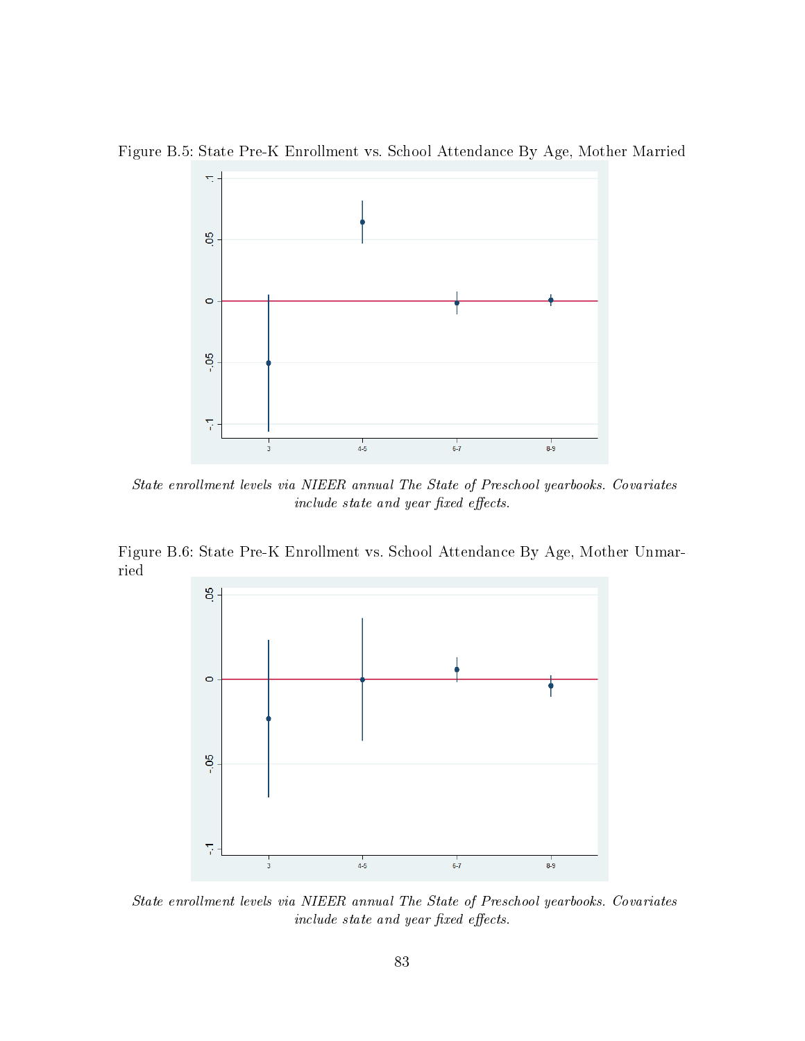Figure B.5: State Pre-K Enrollment vs. School Attendance By Age, Mother Married

*State enrollment levels via NIEER annual The State of Preschool yearbooks. Covariates include state and year fixed effects.*

Figure B.6: State Pre-K Enrollment vs. School Attendance By Age, Mother Unmarried

*State enrollment levels via NIEER annual The State of Preschool yearbooks. Covariates include state and year fixed effects.*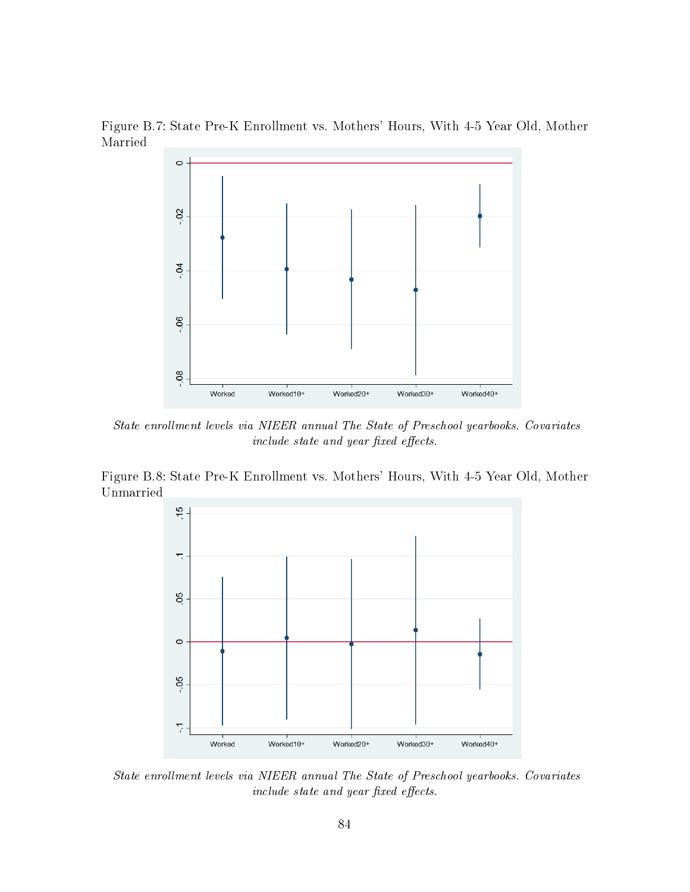Figure B.7: State Pre-K Enrollment vs. Mothers' Hours, With 4-5 Year Old, Mother Married

*State enrollment levels via NIEER annual The State of Preschool yearbooks. Covariates include state and year fixed effects.*

Figure B.8: State Pre-K Enrollment vs. Mothers' Hours, With 4-5 Year Old, Mother Unmarried

*State enrollment levels via NIEER annual The State of Preschool yearbooks. Covariates include state and year fixed effects.*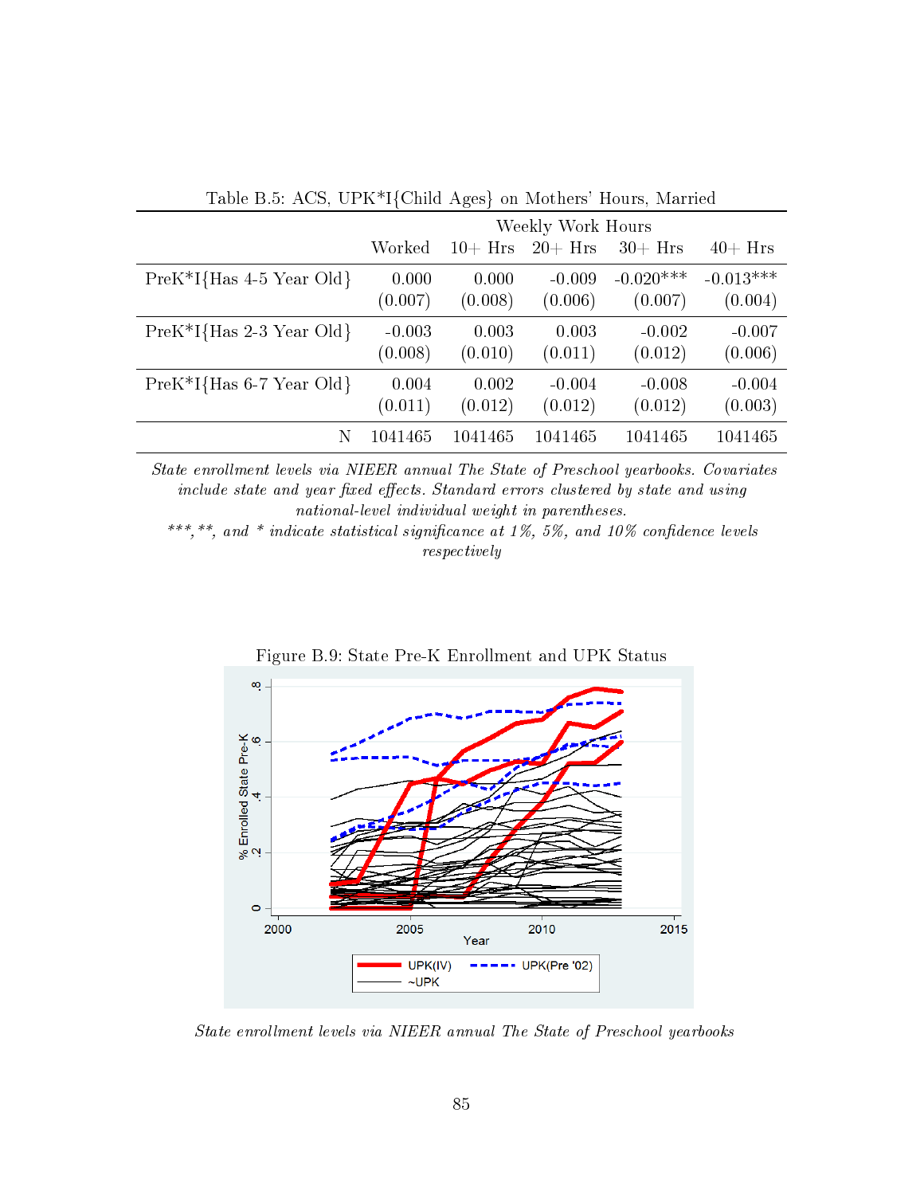Table B.5: ACS, UPK*I{Child Ages} on Mothers' Hours, Married

| | Worked | Weekly Work Hours 10+ Hrs | 20+ Hrs | 30+ Hrs | 40+ Hrs |
|---|---|---|---|---|---|
| PreK*I{Has 4-5 Year Old} | 0.000 | 0.000 | -0.009 | -0.020*** | -0.013*** |
| | (0.007) | (0.008) | (0.006) | (0.007) | (0.004) |
| PreK*I{Has 2-3 Year Old} | -0.003 | 0.003 | 0.003 | -0.002 | -0.007 |
| | (0.008) | (0.010) | (0.011) | (0.012) | (0.006) |
| PreK*I{Has 6-7 Year Old} | 0.004 | 0.002 | -0.004 | -0.008 | -0.004 |
| | (0.011) | (0.012) | (0.012) | (0.012) | (0.003) |
| N | 1041465 | 1041465 | 1041465 | 1041465 | 1041465 |

*State enrollment levels via NIEER annual The State of Preschool yearbooks. Covariates include state and year fixed effects. Standard errors clustered by state and using national-level individual weight in parentheses.*

*\*\*\*, \*\*, and \* indicate statistical significance at 1%, 5%, and 10% confidence levels respectively*

Figure B.9: State Pre-K Enrollment and UPK Status

*State enrollment levels via NIEER annual The State of Preschool yearbooks*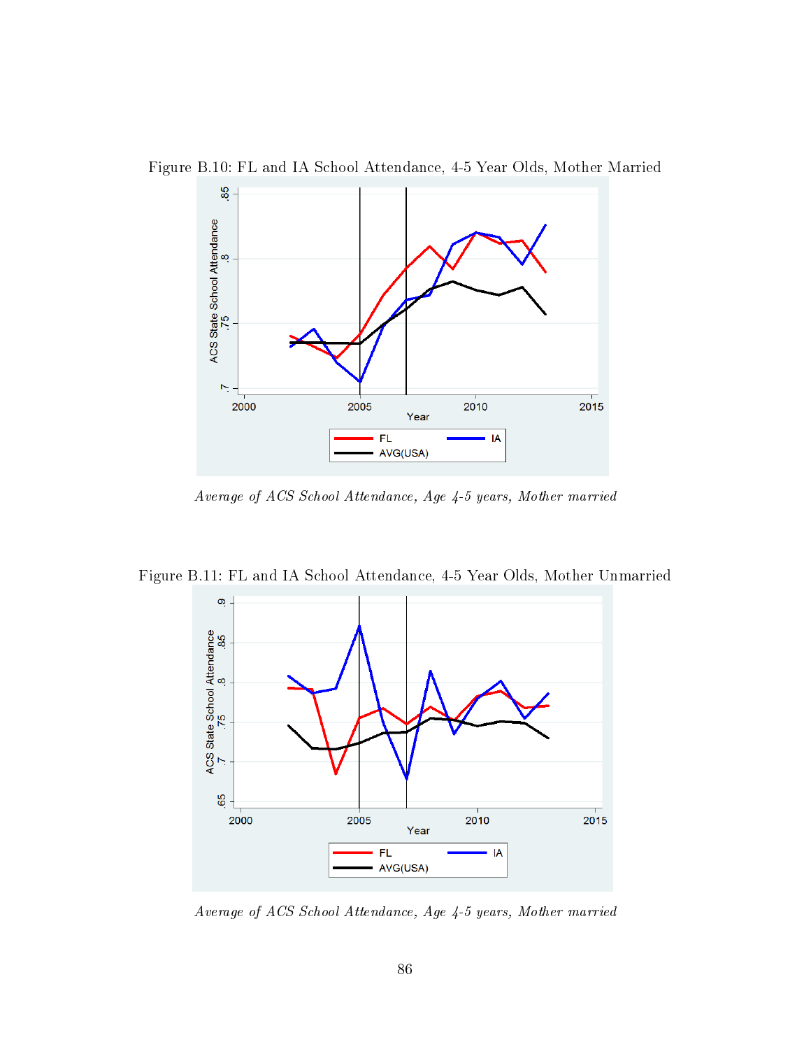Figure B.10: FL and IA School Attendance, 4-5 Year Olds, Mother Married

*Average of ACS School Attendance, Age 4-5 years, Mother married*

Figure B.11: FL and IA School Attendance, 4-5 Year Olds, Mother Unmarried

*Average of ACS School Attendance, Age 4-5 years, Mother married*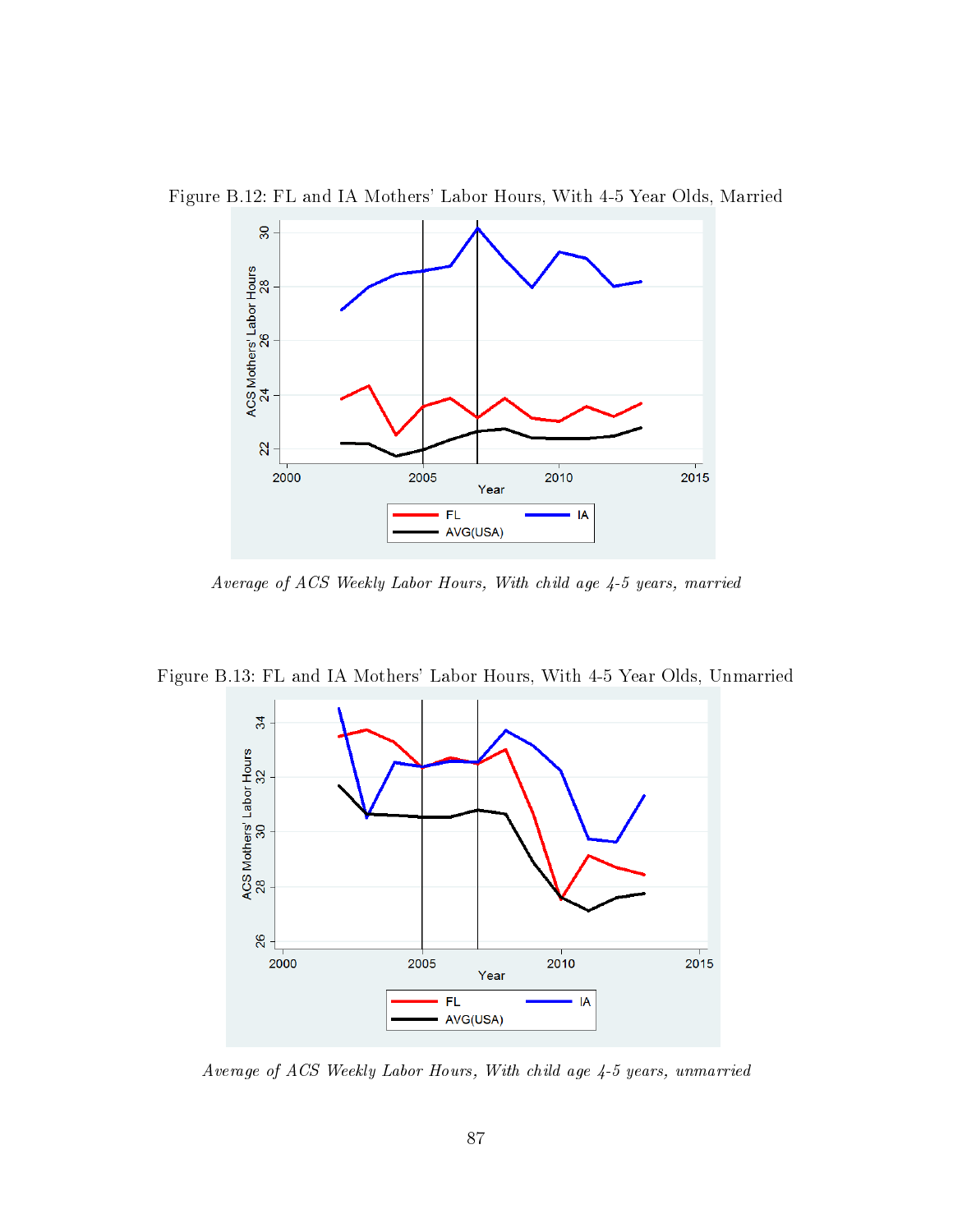Figure B.12: FL and IA Mothers' Labor Hours, With 4-5 Year Olds, Married

*Average of ACS Weekly Labor Hours, With child age 4-5 years, married*

Figure B.13: FL and IA Mothers' Labor Hours, With 4-5 Year Olds, Unmarried

*Average of ACS Weekly Labor Hours, With child age 4-5 years, unmarried*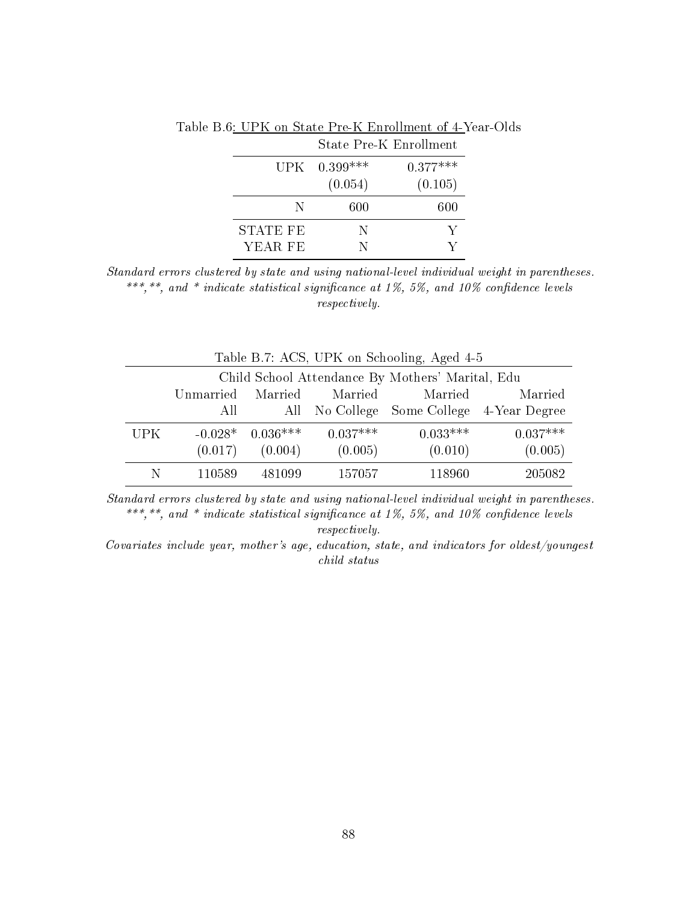Table B.6: UPK on State Pre-K Enrollment of 4-Year-Olds

| | State Pre-K Enrollment | |
|---|---|---|
| UPK | 0.399*** | 0.377*** |
| | (0.054) | (0.105) |
| N | 600 | 600 |
| STATE FE | N | Y |
| YEAR FE | N | Y |

*Standard errors clustered by state and using national-level individual weight in parentheses. ***,**, and * indicate statistical significance at 1%, 5%, and 10% confidence levels respectively.*

Table B.7: ACS, UPK on Schooling, Aged 4-5

| | Child School Attendance By Mothers' Marital, Edu | | | | |
|---|---|---|---|---|---|
| | Unmarried All | Married All | Married No College | Married Some College | Married 4-Year Degree |
| UPK | -0.028* | 0.036*** | 0.037*** | 0.033*** | 0.037*** |
| | (0.017) | (0.004) | (0.005) | (0.010) | (0.005) |
| N | 110589 | 481099 | 157057 | 118960 | 205082 |

*Standard errors clustered by state and using national-level individual weight in parentheses. ***,**, and * indicate statistical significance at 1%, 5%, and 10% confidence levels respectively.*

*Covariates include year, mother's age, education, state, and indicators for oldest/youngest child status*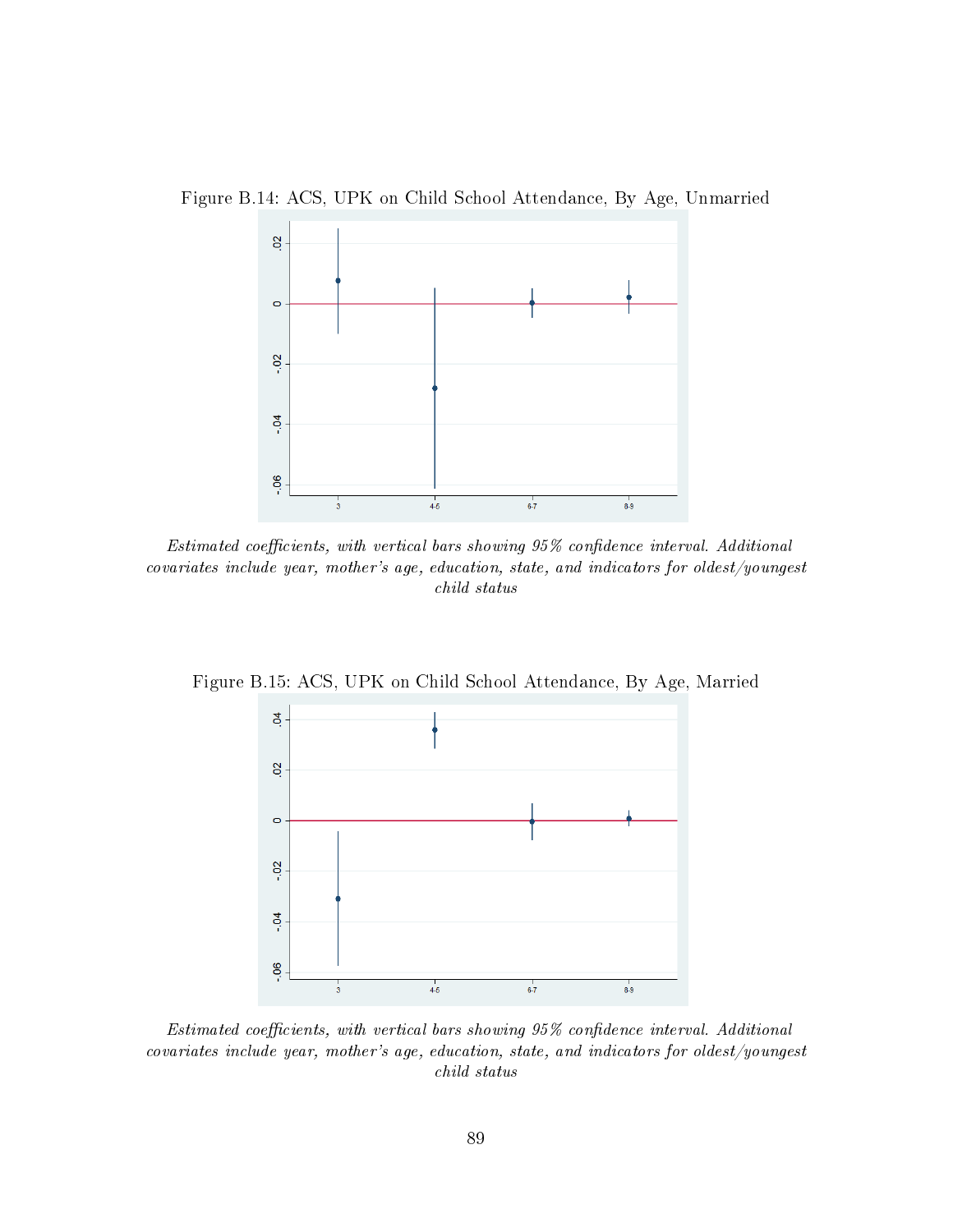Figure B.14: ACS, UPK on Child School Attendance, By Age, Unmarried

*Estimated coefficients, with vertical bars showing 95% confidence interval. Additional covariates include year, mother's age, education, state, and indicators for oldest/youngest child status*

Figure B.15: ACS, UPK on Child School Attendance, By Age, Married

*Estimated coefficients, with vertical bars showing 95% confidence interval. Additional covariates include year, mother's age, education, state, and indicators for oldest/youngest child status*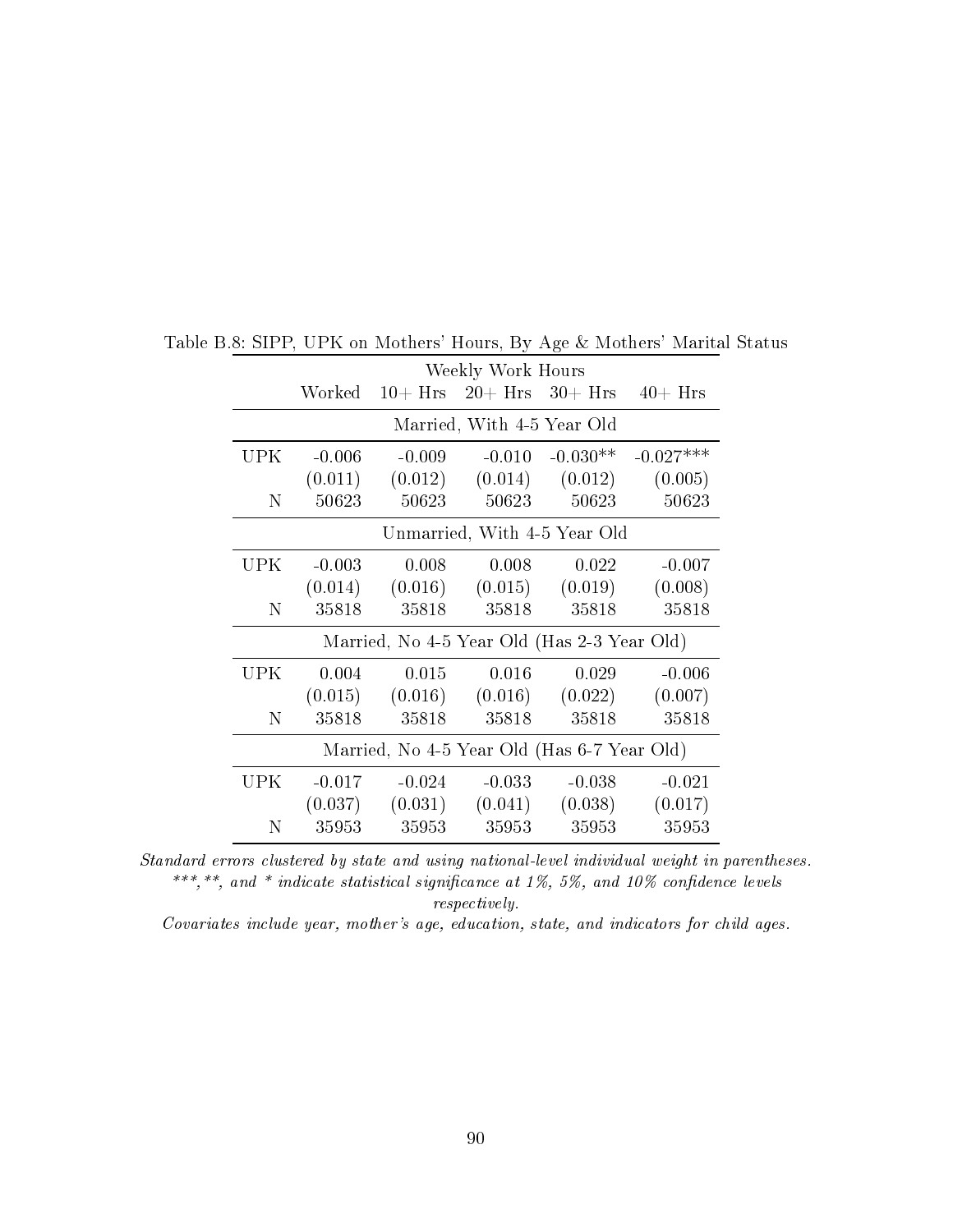Table B.8: SIPP, UPK on Mothers' Hours, By Age & Mothers' Marital Status

| | Weekly Work Hours | | | | |
|---|---|---|---|---|---|
| | Worked | 10+ Hrs | 20+ Hrs | 30+ Hrs | 40+ Hrs |
| | Married, With 4-5 Year Old | | | | |
| UPK | -0.006 | -0.009 | -0.010 | -0.030** | -0.027*** |
| | (0.011) | (0.012) | (0.014) | (0.012) | (0.005) |
| N | 50623 | 50623 | 50623 | 50623 | 50623 |
| | Unmarried, With 4-5 Year Old | | | | |
| UPK | -0.003 | 0.008 | 0.008 | 0.022 | -0.007 |
| | (0.014) | (0.016) | (0.015) | (0.019) | (0.008) |
| N | 35818 | 35818 | 35818 | 35818 | 35818 |
| | Married, No 4-5 Year Old (Has 2-3 Year Old) | | | | |
| UPK | 0.004 | 0.015 | 0.016 | 0.029 | -0.006 |
| | (0.015) | (0.016) | (0.016) | (0.022) | (0.007) |
| N | 35818 | 35818 | 35818 | 35818 | 35818 |
| | Married, No 4-5 Year Old (Has 6-7 Year Old) | | | | |
| UPK | -0.017 | -0.024 | -0.033 | -0.038 | -0.021 |
| | (0.037) | (0.031) | (0.041) | (0.038) | (0.017) |
| N | 35953 | 35953 | 35953 | 35953 | 35953 |

*Standard errors clustered by state and using national-level individual weight in parentheses.*
*\*\*\*,\*\*, and \* indicate statistical significance at 1%, 5%, and 10% confidence levels respectively.*
*Covariates include year, mother's age, education, state, and indicators for child ages.*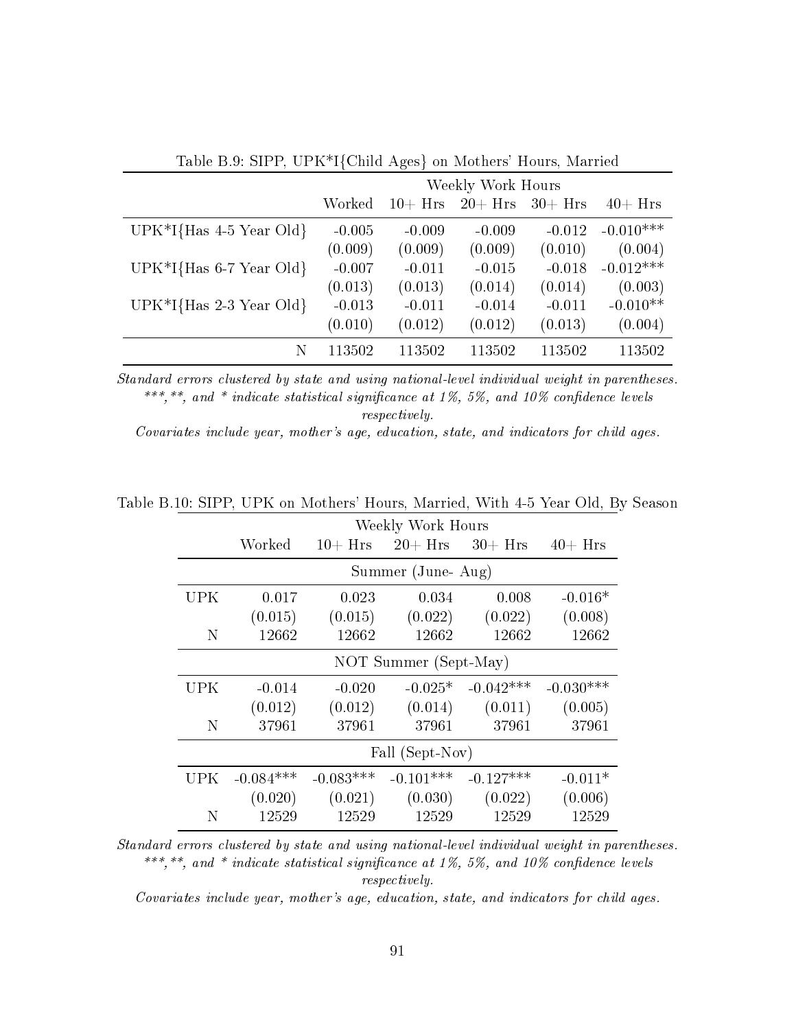Table B.9: SIPP, UPK*I{Child Ages} on Mothers' Hours, Married

| | Weekly Work Hours | | | | |
|---|---|---|---|---|---|
| | Worked | 10+ Hrs | 20+ Hrs | 30+ Hrs | 40+ Hrs |
| UPK*I{Has 4-5 Year Old} | -0.005 | -0.009 | -0.009 | -0.012 | -0.010*** |
| | (0.009) | (0.009) | (0.009) | (0.010) | (0.004) |
| UPK*I{Has 6-7 Year Old} | -0.007 | -0.011 | -0.015 | -0.018 | -0.012*** |
| | (0.013) | (0.013) | (0.014) | (0.014) | (0.003) |
| UPK*I{Has 2-3 Year Old} | -0.013 | -0.011 | -0.014 | -0.011 | -0.010** |
| | (0.010) | (0.012) | (0.012) | (0.013) | (0.004) |
| N | 113502 | 113502 | 113502 | 113502 | 113502 |

*Standard errors clustered by state and using national-level individual weight in parentheses. ***,**, and * indicate statistical significance at 1%, 5%, and 10% confidence levels respectively.*

*Covariates include year, mother's age, education, state, and indicators for child ages.*

Table B.10: SIPP, UPK on Mothers' Hours, Married, With 4-5 Year Old, By Season

| | Weekly Work Hours | | | | |
|---|---|---|---|---|---|
| | Worked | 10+ Hrs | 20+ Hrs | 30+ Hrs | 40+ Hrs |
| | Summer (June- Aug) | | | | |
| UPK | 0.017 | 0.023 | 0.034 | 0.008 | -0.016* |
| | (0.015) | (0.015) | (0.022) | (0.022) | (0.008) |
| N | 12662 | 12662 | 12662 | 12662 | 12662 |
| | NOT Summer (Sept-May) | | | | |
| UPK | -0.014 | -0.020 | -0.025* | -0.042*** | -0.030*** |
| | (0.012) | (0.012) | (0.014) | (0.011) | (0.005) |
| N | 37961 | 37961 | 37961 | 37961 | 37961 |
| | Fall (Sept-Nov) | | | | |
| UPK | -0.084*** | -0.083*** | -0.101*** | -0.127*** | -0.011* |
| | (0.020) | (0.021) | (0.030) | (0.022) | (0.006) |
| N | 12529 | 12529 | 12529 | 12529 | 12529 |

*Standard errors clustered by state and using national-level individual weight in parentheses. ***,**, and * indicate statistical significance at 1%, 5%, and 10% confidence levels respectively.*

*Covariates include year, mother's age, education, state, and indicators for child ages.*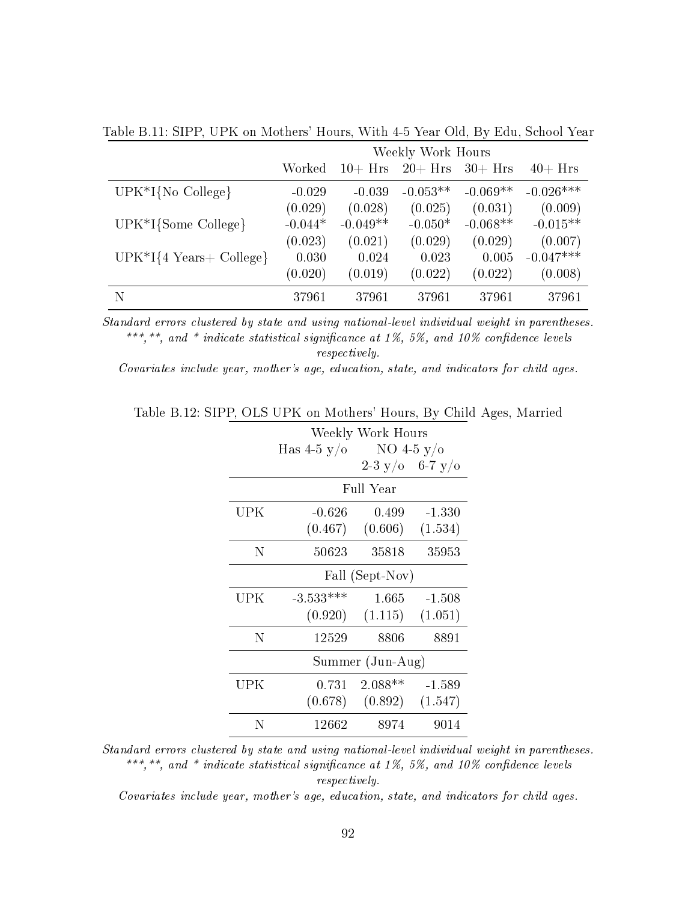Table B.11: SIPP, UPK on Mothers' Hours, With 4-5 Year Old, By Edu, School Year

| | Weekly Work Hours | | | | |
|---|---|---|---|---|---|
| | Worked | 10+ Hrs | 20+ Hrs | 30+ Hrs | 40+ Hrs |
| UPK*I{No College} | -0.029 | -0.039 | -0.053** | -0.069** | -0.026*** |
| | (0.029) | (0.028) | (0.025) | (0.031) | (0.009) |
| UPK*I{Some College} | -0.044* | -0.049** | -0.050* | -0.068** | -0.015** |
| | (0.023) | (0.021) | (0.029) | (0.029) | (0.007) |
| UPK*I{4 Years+ College} | 0.030 | 0.024 | 0.023 | 0.005 | -0.047*** |
| | (0.020) | (0.019) | (0.022) | (0.022) | (0.008) |
| N | 37961 | 37961 | 37961 | 37961 | 37961 |

*Standard errors clustered by state and using national-level individual weight in parentheses.*
*\*\*\*,\*\*, and \* indicate statistical significance at 1%, 5%, and 10% confidence levels respectively.*
*Covariates include year, mother's age, education, state, and indicators for child ages.*

Table B.12: SIPP, OLS UPK on Mothers' Hours, By Child Ages, Married

| | Weekly Work Hours | | |
|---|---|---|---|
| | Has 4-5 y/o | NO 4-5 y/o | |
| | | 2-3 y/o | 6-7 y/o |
| | Full Year | | |
| UPK | -0.626 | 0.499 | -1.330 |
| | (0.467) | (0.606) | (1.534) |
| N | 50623 | 35818 | 35953 |
| | Fall (Sept-Nov) | | |
| UPK | -3.533*** | 1.665 | -1.508 |
| | (0.920) | (1.115) | (1.051) |
| N | 12529 | 8806 | 8891 |
| | Summer (Jun-Aug) | | |
| UPK | 0.731 | 2.088** | -1.589 |
| | (0.678) | (0.892) | (1.547) |
| N | 12662 | 8974 | 9014 |

*Standard errors clustered by state and using national-level individual weight in parentheses.*
*\*\*\*,\*\*, and \* indicate statistical significance at 1%, 5%, and 10% confidence levels respectively.*
*Covariates include year, mother's age, education, state, and indicators for child ages.*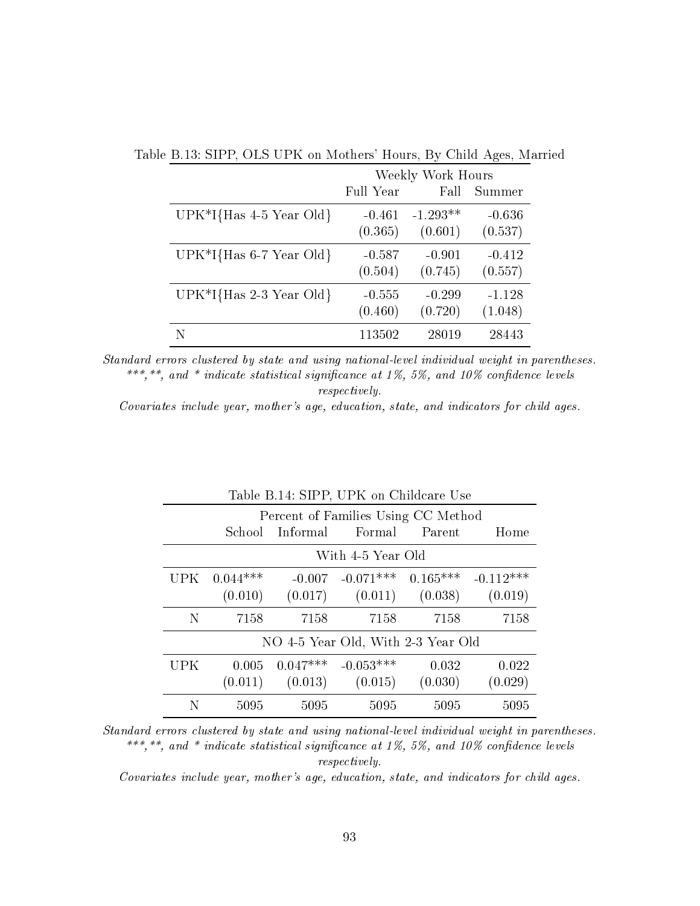Table B.13: SIPP, OLS UPK on Mothers' Hours, By Child Ages, Married

| | Weekly Work Hours | | |
|---|---|---|---|
| | Full Year | Fall | Summer |
| UPK*I{Has 4-5 Year Old} | -0.461 | -1.293** | -0.636 |
| | (0.365) | (0.601) | (0.537) |
| UPK*I{Has 6-7 Year Old} | -0.587 | -0.901 | -0.412 |
| | (0.504) | (0.745) | (0.557) |
| UPK*I{Has 2-3 Year Old} | -0.555 | -0.299 | -1.128 |
| | (0.460) | (0.720) | (1.048) |
| N | 113502 | 28019 | 28443 |

*Standard errors clustered by state and using national-level individual weight in parentheses.*
*\*\*\*,\*\*, and \* indicate statistical significance at 1%, 5%, and 10% confidence levels respectively.*
*Covariates include year, mother's age, education, state, and indicators for child ages.*

Table B.14: SIPP, UPK on Childcare Use

| | Percent of Families Using CC Method | | | | |
|---|---|---|---|---|---|
| | School | Informal | Formal | Parent | Home |
| | With 4-5 Year Old | | | | |
| UPK | 0.044*** | -0.007 | -0.071*** | 0.165*** | -0.112*** |
| | (0.010) | (0.017) | (0.011) | (0.038) | (0.019) |
| N | 7158 | 7158 | 7158 | 7158 | 7158 |
| | NO 4-5 Year Old, With 2-3 Year Old | | | | |
| UPK | 0.005 | 0.047*** | -0.053*** | 0.032 | 0.022 |
| | (0.011) | (0.013) | (0.015) | (0.030) | (0.029) |
| N | 5095 | 5095 | 5095 | 5095 | 5095 |

*Standard errors clustered by state and using national-level individual weight in parentheses.*
*\*\*\*,\*\*, and \* indicate statistical significance at 1%, 5%, and 10% confidence levels respectively.*
*Covariates include year, mother's age, education, state, and indicators for child ages.*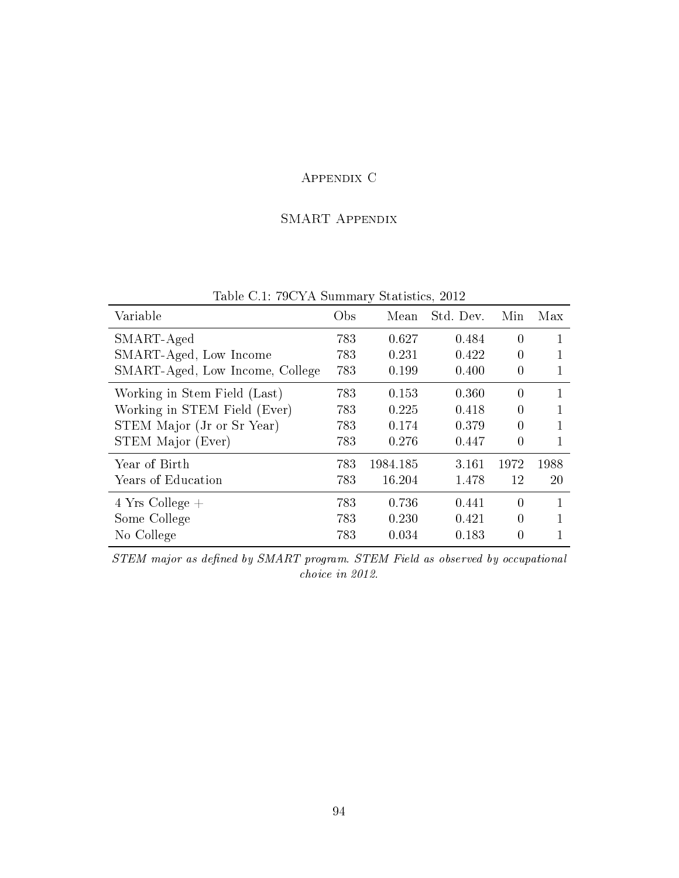# Appendix C

## SMART Appendix

Table C.1: 79CYA Summary Statistics, 2012

| Variable | Obs | Mean | Std. Dev. | Min | Max |
|---|---|---|---|---|---|
| SMART-Aged | 783 | 0.627 | 0.484 | 0 | 1 |
| SMART-Aged, Low Income | 783 | 0.231 | 0.422 | 0 | 1 |
| SMART-Aged, Low Income, College | 783 | 0.199 | 0.400 | 0 | 1 |
| Working in Stem Field (Last) | 783 | 0.153 | 0.360 | 0 | 1 |
| Working in STEM Field (Ever) | 783 | 0.225 | 0.418 | 0 | 1 |
| STEM Major (Jr or Sr Year) | 783 | 0.174 | 0.379 | 0 | 1 |
| STEM Major (Ever) | 783 | 0.276 | 0.447 | 0 | 1 |
| Year of Birth | 783 | 1984.185 | 3.161 | 1972 | 1988 |
| Years of Education | 783 | 16.204 | 1.478 | 12 | 20 |
| 4 Yrs College + | 783 | 0.736 | 0.441 | 0 | 1 |
| Some College | 783 | 0.230 | 0.421 | 0 | 1 |
| No College | 783 | 0.034 | 0.183 | 0 | 1 |

*STEM major as defined by SMART program. STEM Field as observed by occupational choice in 2012.*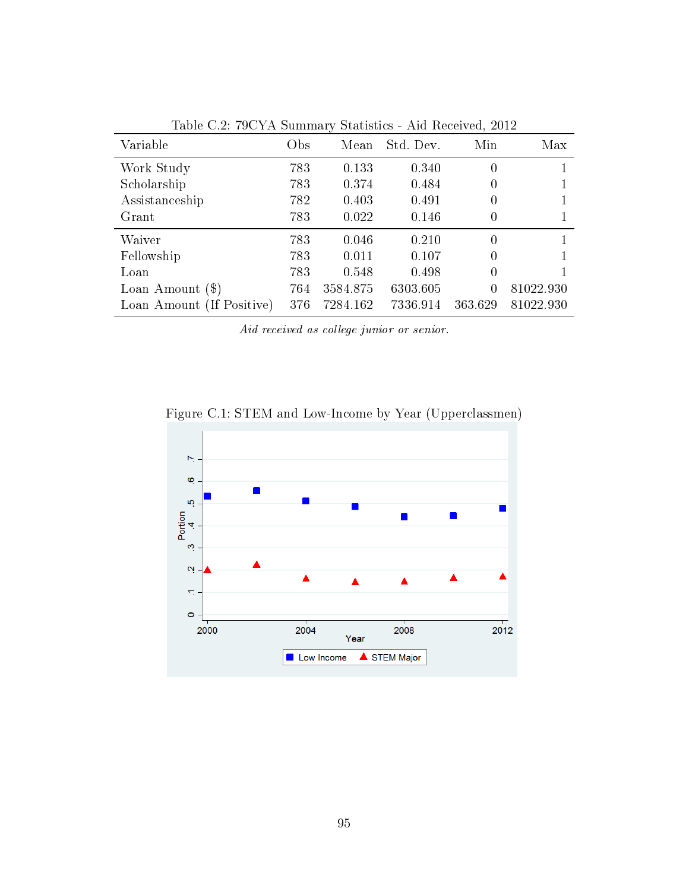Table C.2: 79CYA Summary Statistics - Aid Received, 2012

| Variable | Obs | Mean | Std. Dev. | Min | Max |
|---|---|---|---|---|---|
| Work Study | 783 | 0.133 | 0.340 | 0 | 1 |
| Scholarship | 783 | 0.374 | 0.484 | 0 | 1 |
| Assistanceship | 782 | 0.403 | 0.491 | 0 | 1 |
| Grant | 783 | 0.022 | 0.146 | 0 | 1 |
| Waiver | 783 | 0.046 | 0.210 | 0 | 1 |
| Fellowship | 783 | 0.011 | 0.107 | 0 | 1 |
| Loan | 783 | 0.548 | 0.498 | 0 | 1 |
| Loan Amount ($) | 764 | 3584.875 | 6303.605 | 0 | 81022.930 |
| Loan Amount (If Positive) | 376 | 7284.162 | 7336.914 | 363.629 | 81022.930 |

*Aid received as college junior or senior.*

Figure C.1: STEM and Low-Income by Year (Upperclassmen)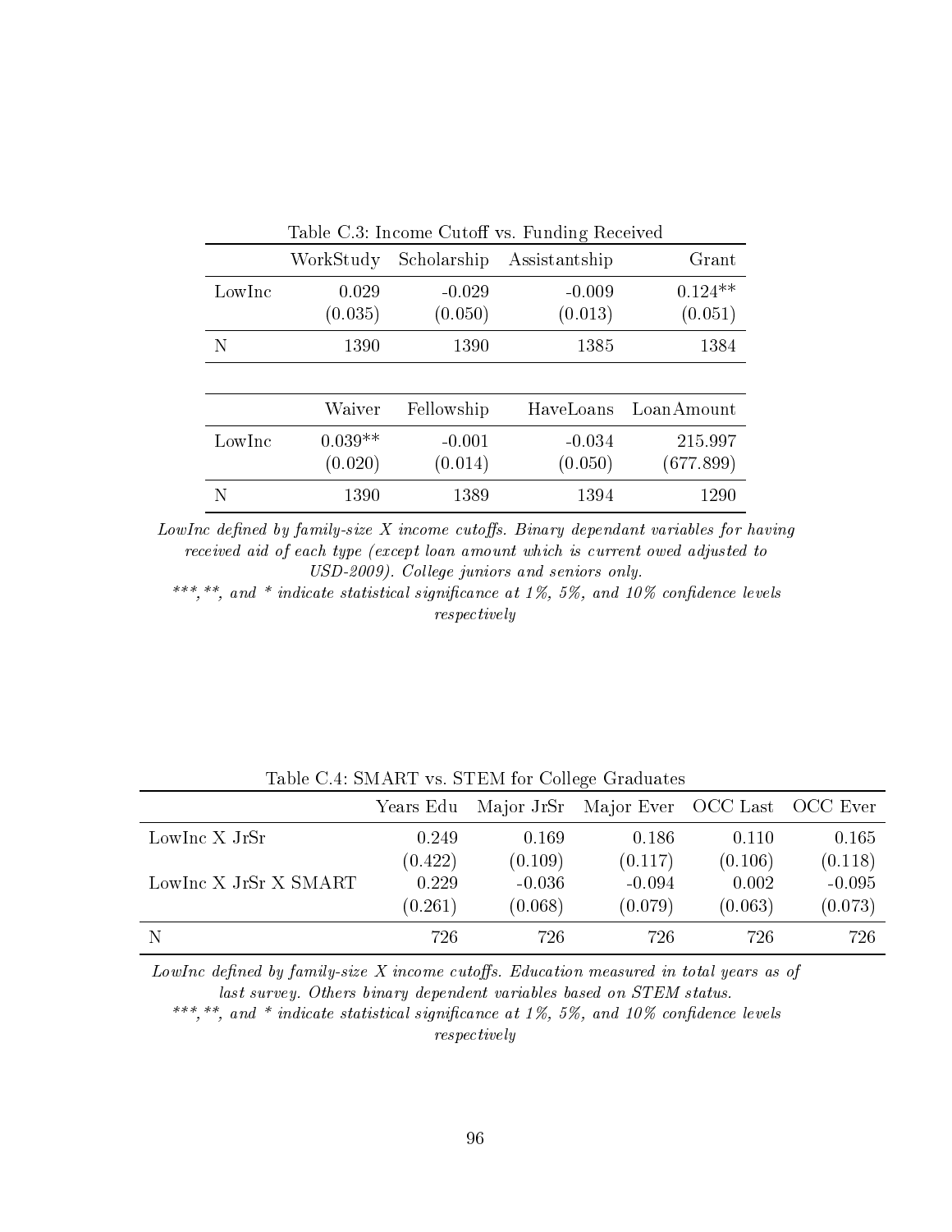Table C.3: Income Cutoff vs. Funding Received

| | WorkStudy | Scholarship | Assistantship | Grant |
|---|---|---|---|---|
| LowInc | 0.029 | -0.029 | -0.009 | 0.124** |
| | (0.035) | (0.050) | (0.013) | (0.051) |
| N | 1390 | 1390 | 1385 | 1384 |

| | Waiver | Fellowship | HaveLoans | LoanAmount |
|---|---|---|---|---|
| LowInc | 0.039** | -0.001 | -0.034 | 215.997 |
| | (0.020) | (0.014) | (0.050) | (677.899) |
| N | 1390 | 1389 | 1394 | 1290 |

*LowInc defined by family-size X income cutoffs. Binary dependant variables for having received aid of each type (except loan amount which is current owed adjusted to USD-2009). College juniors and seniors only.*
*\*\*\*,\*\*, and \* indicate statistical significance at 1%, 5%, and 10% confidence levels respectively*

Table C.4: SMART vs. STEM for College Graduates

| | Years Edu | Major JrSr | Major Ever | OCC Last | OCC Ever |
|---|---|---|---|---|---|
| LowInc X JrSr | 0.249 | 0.169 | 0.186 | 0.110 | 0.165 |
| | (0.422) | (0.109) | (0.117) | (0.106) | (0.118) |
| LowInc X JrSr X SMART | 0.229 | -0.036 | -0.094 | 0.002 | -0.095 |
| | (0.261) | (0.068) | (0.079) | (0.063) | (0.073) |
| N | 726 | 726 | 726 | 726 | 726 |

*LowInc defined by family-size X income cutoffs. Education measured in total years as of last survey. Others binary dependent variables based on STEM status.*
*\*\*\*,\*\*, and \* indicate statistical significance at 1%, 5%, and 10% confidence levels respectively*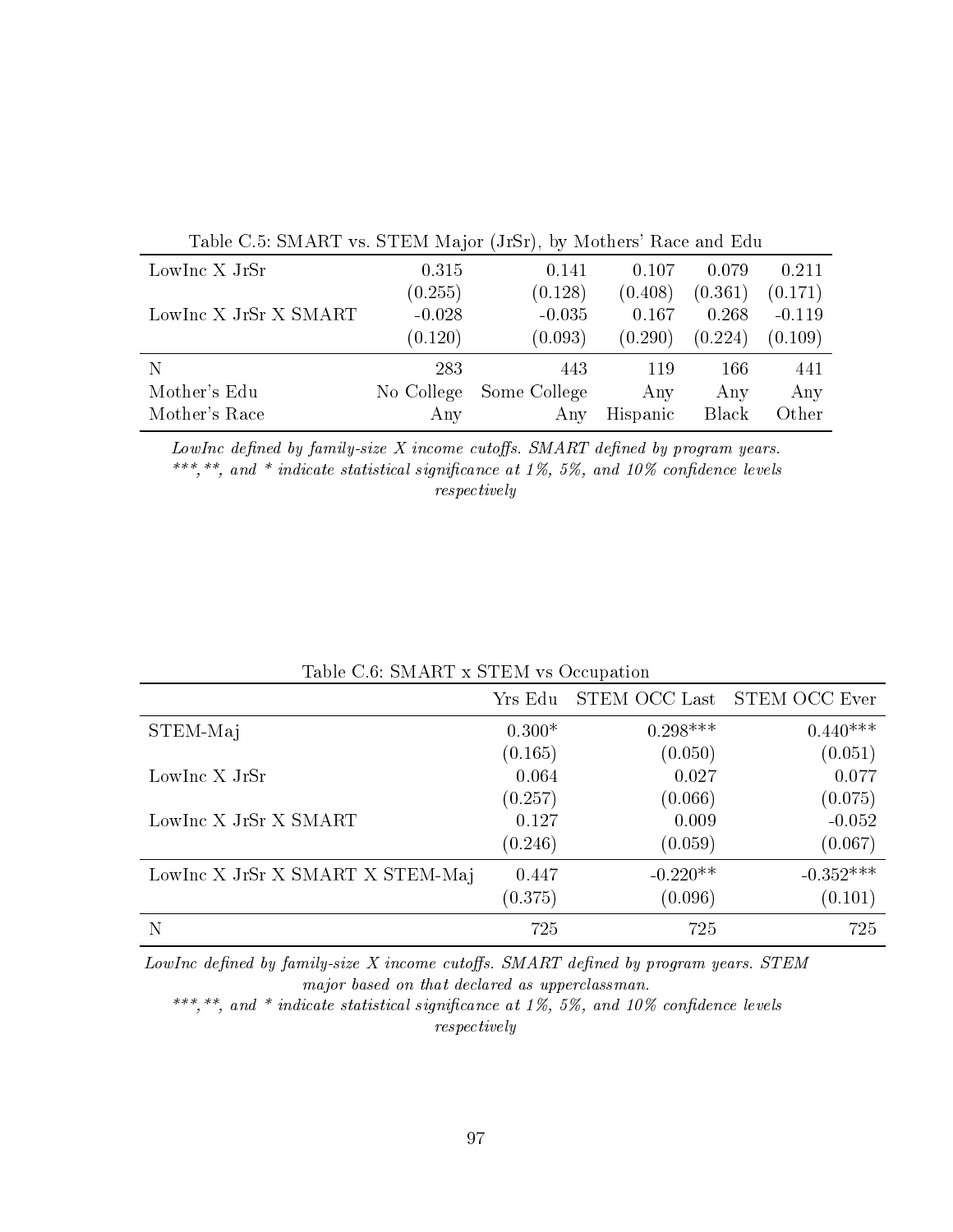Table C.5: SMART vs. STEM Major (JrSr), by Mothers' Race and Edu

| | | | | | |
|---|---|---|---|---|---|
| LowInc X JrSr | 0.315 | 0.141 | 0.107 | 0.079 | 0.211 |
| | (0.255) | (0.128) | (0.408) | (0.361) | (0.171) |
| LowInc X JrSr X SMART | -0.028 | -0.035 | 0.167 | 0.268 | -0.119 |
| | (0.120) | (0.093) | (0.290) | (0.224) | (0.109) |
| N | 283 | 443 | 119 | 166 | 441 |
| Mother's Edu | No College | Some College | Any | Any | Any |
| Mother's Race | Any | Any | Hispanic | Black | Other |

*LowInc defined by family-size X income cutoffs. SMART defined by program years.*
*\*\*\*,\*\*, and \* indicate statistical significance at 1%, 5%, and 10% confidence levels respectively*

Table C.6: SMART x STEM vs Occupation

| | Yrs Edu | STEM OCC Last | STEM OCC Ever |
|---|---|---|---|
| STEM-Maj | 0.300* | 0.298*** | 0.440*** |
| | (0.165) | (0.050) | (0.051) |
| LowInc X JrSr | 0.064 | 0.027 | 0.077 |
| | (0.257) | (0.066) | (0.075) |
| LowInc X JrSr X SMART | 0.127 | 0.009 | -0.052 |
| | (0.246) | (0.059) | (0.067) |
| LowInc X JrSr X SMART X STEM-Maj | 0.447 | -0.220** | -0.352*** |
| | (0.375) | (0.096) | (0.101) |
| N | 725 | 725 | 725 |

*LowInc defined by family-size X income cutoffs. SMART defined by program years. STEM major based on that declared as upperclassman.*
*\*\*\*,\*\*, and \* indicate statistical significance at 1%, 5%, and 10% confidence levels respectively*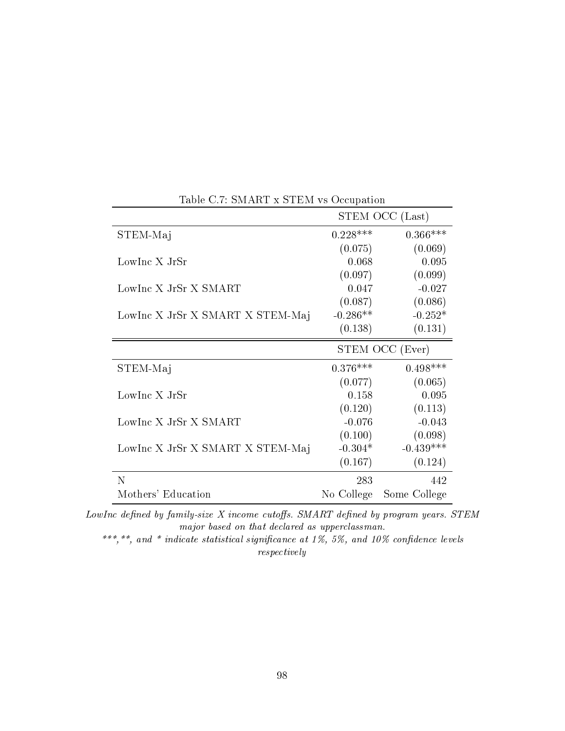Table C.7: SMART x STEM vs Occupation

| | STEM OCC (Last) | |
|---|---|---|
| STEM-Maj | 0.228*** | 0.366*** |
| | (0.075) | (0.069) |
| LowInc X JrSr | 0.068 | 0.095 |
| | (0.097) | (0.099) |
| LowInc X JrSr X SMART | 0.047 | -0.027 |
| | (0.087) | (0.086) |
| LowInc X JrSr X SMART X STEM-Maj | -0.286** | -0.252* |
| | (0.138) | (0.131) |
| | **STEM OCC (Ever)** | |
| STEM-Maj | 0.376*** | 0.498*** |
| | (0.077) | (0.065) |
| LowInc X JrSr | 0.158 | 0.095 |
| | (0.120) | (0.113) |
| LowInc X JrSr X SMART | -0.076 | -0.043 |
| | (0.100) | (0.098) |
| LowInc X JrSr X SMART X STEM-Maj | -0.304* | -0.439*** |
| | (0.167) | (0.124) |
| N | 283 | 442 |
| Mothers' Education | No College | Some College |

*LowInc defined by family-size X income cutoffs. SMART defined by program years. STEM major based on that declared as upperclassman.*

*\*\*\*,\*\*, and \* indicate statistical significance at 1%, 5%, and 10% confidence levels respectively*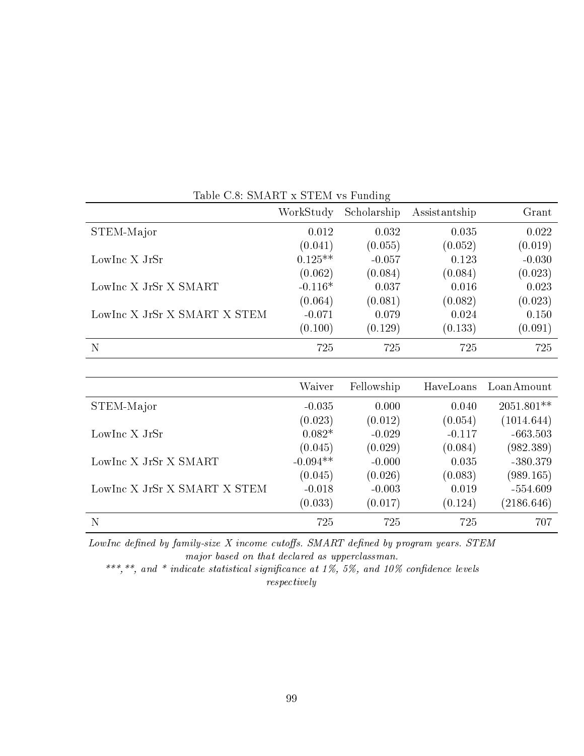Table C.8: SMART x STEM vs Funding

| | WorkStudy | Scholarship | Assistantship | Grant |
|---|---|---|---|---|
| STEM-Major | 0.012 | 0.032 | 0.035 | 0.022 |
| | (0.041) | (0.055) | (0.052) | (0.019) |
| LowInc X JrSr | 0.125** | -0.057 | 0.123 | -0.030 |
| | (0.062) | (0.084) | (0.084) | (0.023) |
| LowInc X JrSr X SMART | -0.116* | 0.037 | 0.016 | 0.023 |
| | (0.064) | (0.081) | (0.082) | (0.023) |
| LowInc X JrSr X SMART X STEM | -0.071 | 0.079 | 0.024 | 0.150 |
| | (0.100) | (0.129) | (0.133) | (0.091) |
| N | 725 | 725 | 725 | 725 |

| | Waiver | Fellowship | HaveLoans | LoanAmount |
|---|---|---|---|---|
| STEM-Major | -0.035 | 0.000 | 0.040 | 2051.801** |
| | (0.023) | (0.012) | (0.054) | (1014.644) |
| LowInc X JrSr | 0.082* | -0.029 | -0.117 | -663.503 |
| | (0.045) | (0.029) | (0.084) | (982.389) |
| LowInc X JrSr X SMART | -0.094** | -0.000 | 0.035 | -380.379 |
| | (0.045) | (0.026) | (0.083) | (989.165) |
| LowInc X JrSr X SMART X STEM | -0.018 | -0.003 | 0.019 | -554.609 |
| | (0.033) | (0.017) | (0.124) | (2186.646) |
| N | 725 | 725 | 725 | 707 |

*LowInc defined by family-size X income cutoffs. SMART defined by program years. STEM major based on that declared as upperclassman.*
*\*\*\*,\*\*, and \* indicate statistical significance at 1%, 5%, and 10% confidence levels respectively*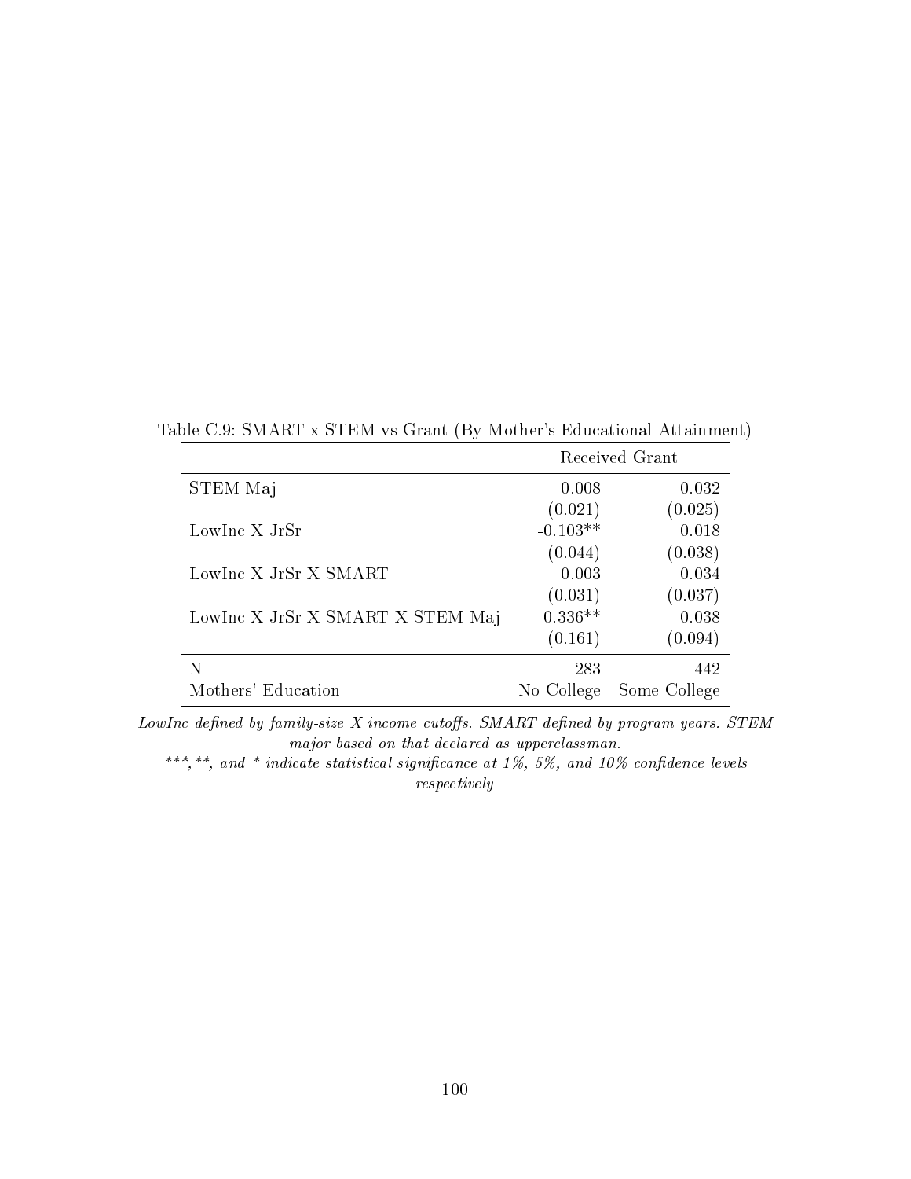Table C.9: SMART x STEM vs Grant (By Mother's Educational Attainment)

| | Received Grant | |
|---|---|---|
| STEM-Maj | 0.008 | 0.032 |
| | (0.021) | (0.025) |
| LowInc X JrSr | -0.103** | 0.018 |
| | (0.044) | (0.038) |
| LowInc X JrSr X SMART | 0.003 | 0.034 |
| | (0.031) | (0.037) |
| LowInc X JrSr X SMART X STEM-Maj | 0.336** | 0.038 |
| | (0.161) | (0.094) |
| N | 283 | 442 |
| Mothers' Education | No College | Some College |

*LowInc defined by family-size X income cutoffs. SMART defined by program years. STEM major based on that declared as upperclassman.*

*\*\*\*,\*\*, and \* indicate statistical significance at 1%, 5%, and 10% confidence levels respectively*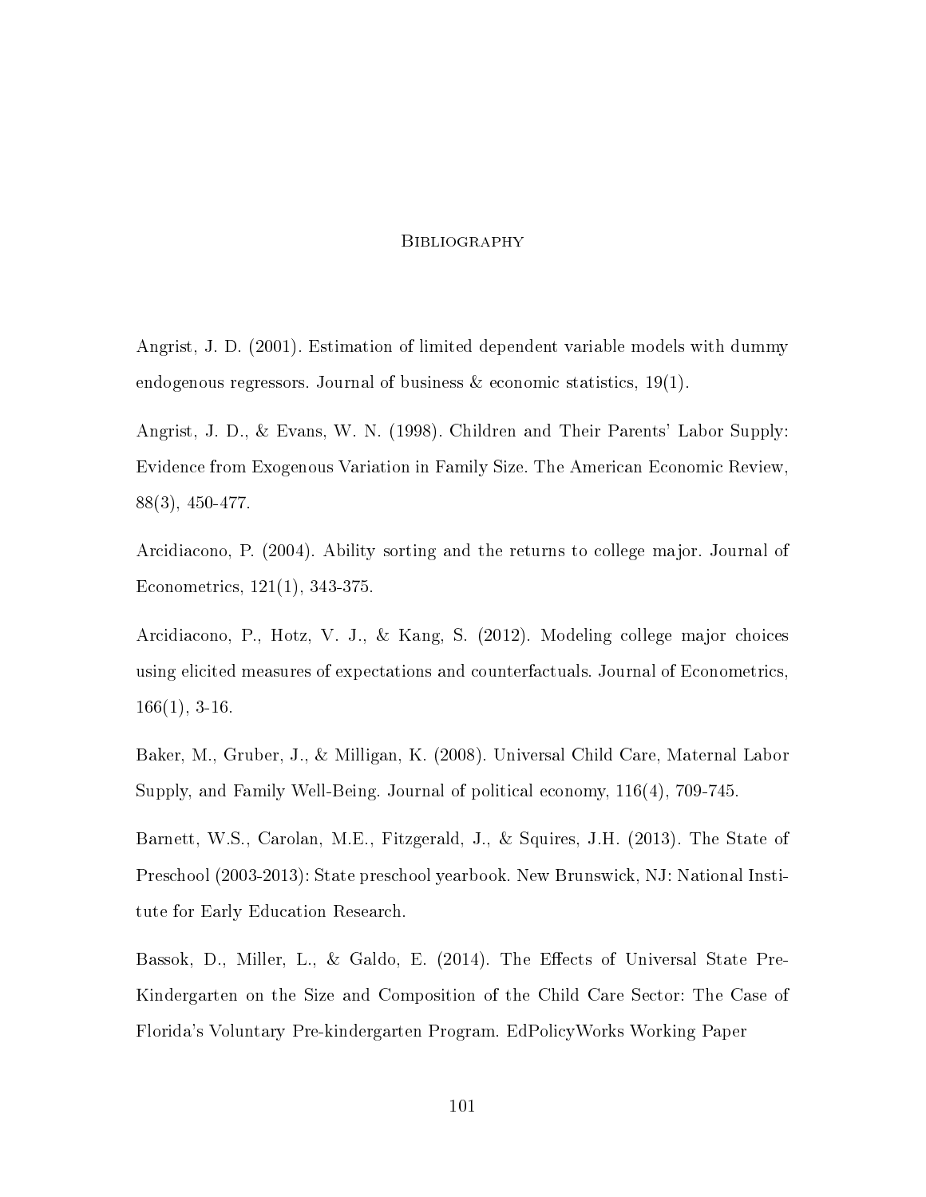# Bibliography

Angrist, J. D. (2001). Estimation of limited dependent variable models with dummy endogenous regressors. Journal of business & economic statistics, 19(1).

Angrist, J. D., & Evans, W. N. (1998). Children and Their Parents' Labor Supply: Evidence from Exogenous Variation in Family Size. The American Economic Review, 88(3), 450-477.

Arcidiacono, P. (2004). Ability sorting and the returns to college major. Journal of Econometrics, 121(1), 343-375.

Arcidiacono, P., Hotz, V. J., & Kang, S. (2012). Modeling college major choices using elicited measures of expectations and counterfactuals. Journal of Econometrics, 166(1), 3-16.

Baker, M., Gruber, J., & Milligan, K. (2008). Universal Child Care, Maternal Labor Supply, and Family Well-Being. Journal of political economy, 116(4), 709-745.

Barnett, W.S., Carolan, M.E., Fitzgerald, J., & Squires, J.H. (2013). The State of Preschool (2003-2013): State preschool yearbook. New Brunswick, NJ: National Institute for Early Education Research.

Bassok, D., Miller, L., & Galdo, E. (2014). The Effects of Universal State Pre-Kindergarten on the Size and Composition of the Child Care Sector: The Case of Florida's Voluntary Pre-kindergarten Program. EdPolicyWorks Working Paper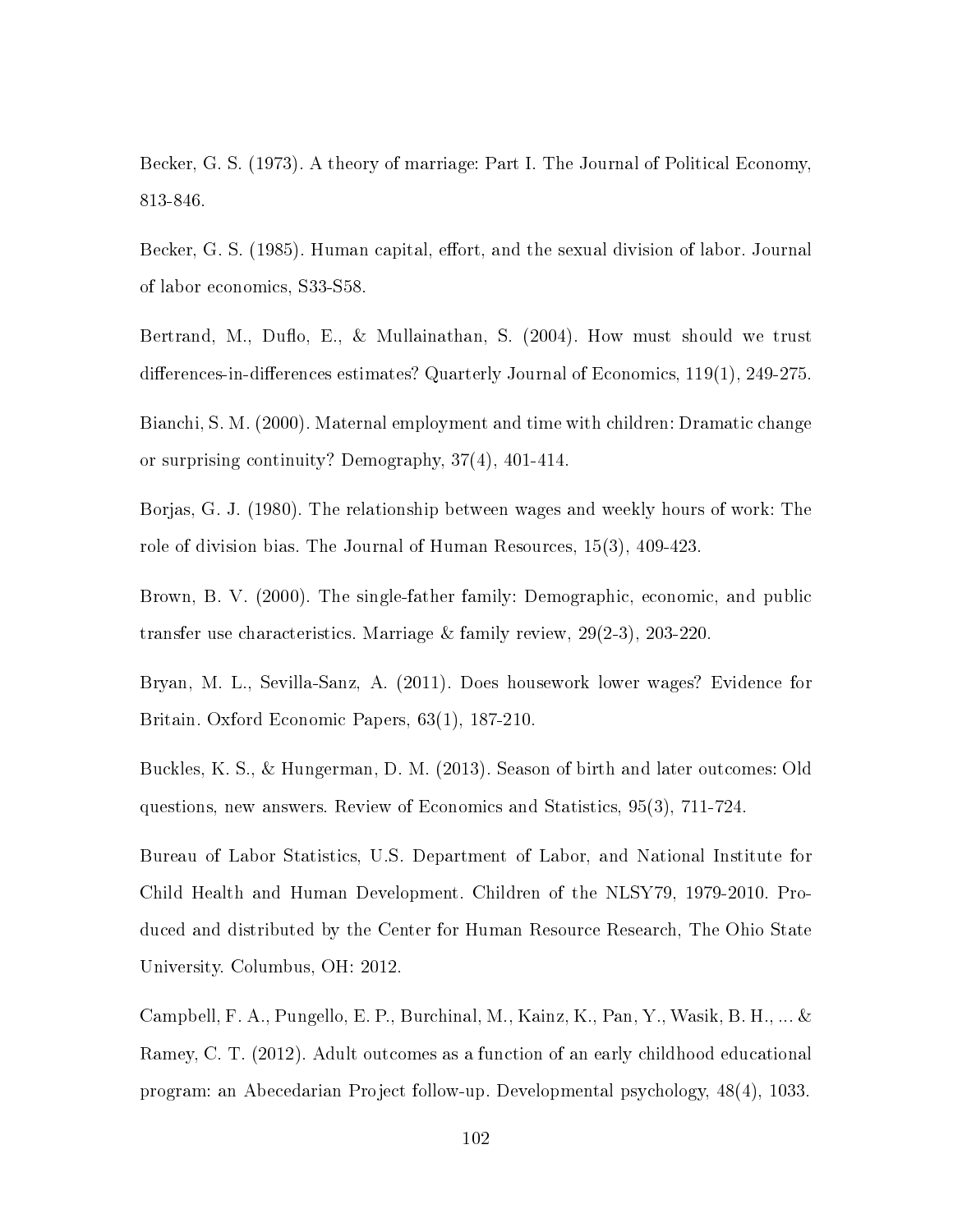Becker, G. S. (1973). A theory of marriage: Part I. The Journal of Political Economy, 813-846.

Becker, G. S. (1985). Human capital, effort, and the sexual division of labor. Journal of labor economics, S33-S58.

Bertrand, M., Duflo, E., & Mullainathan, S. (2004). How must should we trust differences-in-differences estimates? Quarterly Journal of Economics, 119(1), 249-275.

Bianchi, S. M. (2000). Maternal employment and time with children: Dramatic change or surprising continuity? Demography, 37(4), 401-414.

Borjas, G. J. (1980). The relationship between wages and weekly hours of work: The role of division bias. The Journal of Human Resources, 15(3), 409-423.

Brown, B. V. (2000). The single-father family: Demographic, economic, and public transfer use characteristics. Marriage & family review, 29(2-3), 203-220.

Bryan, M. L., Sevilla-Sanz, A. (2011). Does housework lower wages? Evidence for Britain. Oxford Economic Papers, 63(1), 187-210.

Buckles, K. S., & Hungerman, D. M. (2013). Season of birth and later outcomes: Old questions, new answers. Review of Economics and Statistics, 95(3), 711-724.

Bureau of Labor Statistics, U.S. Department of Labor, and National Institute for Child Health and Human Development. Children of the NLSY79, 1979-2010. Produced and distributed by the Center for Human Resource Research, The Ohio State University. Columbus, OH: 2012.

Campbell, F. A., Pungello, E. P., Burchinal, M., Kainz, K., Pan, Y., Wasik, B. H., ... & Ramey, C. T. (2012). Adult outcomes as a function of an early childhood educational program: an Abecedarian Project follow-up. Developmental psychology, 48(4), 1033.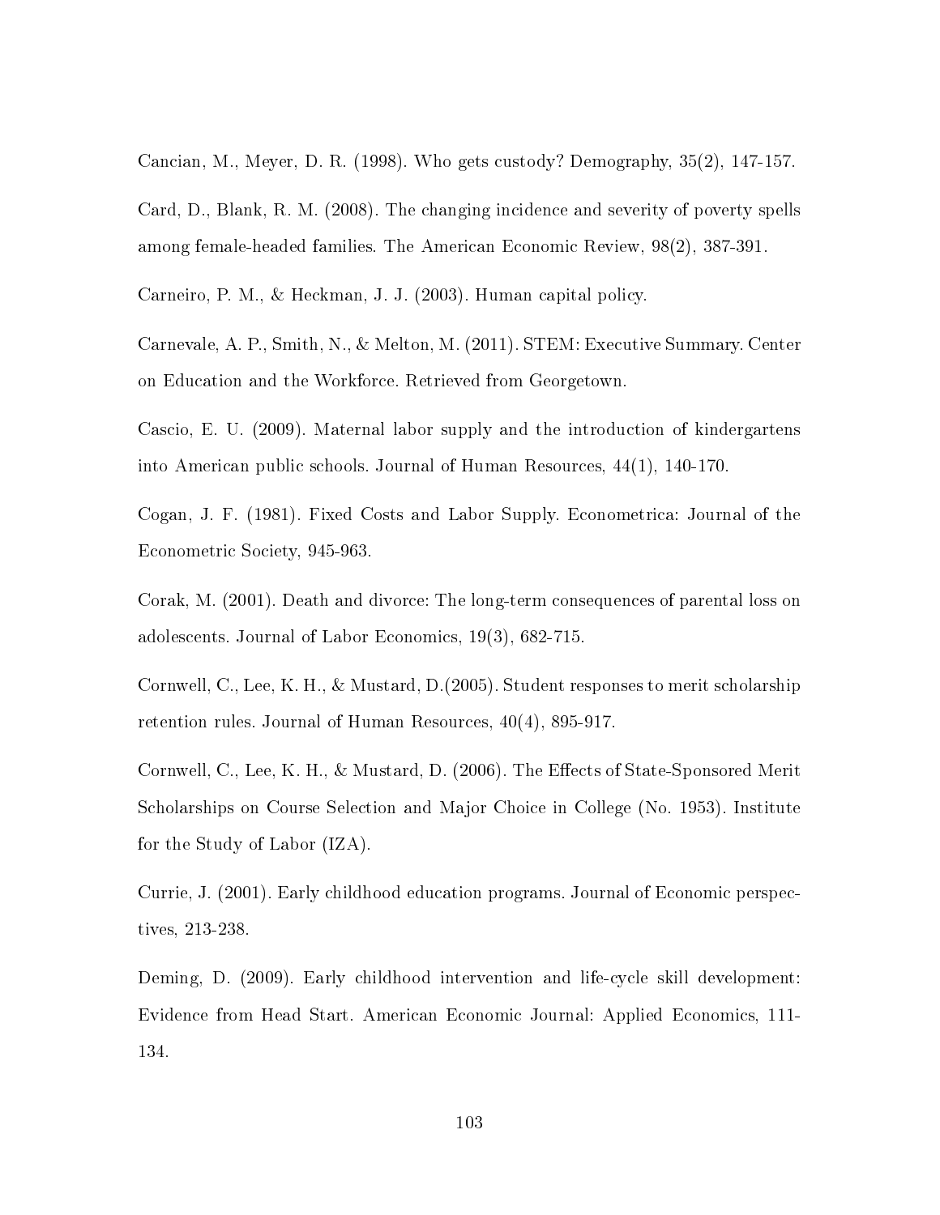Cancian, M., Meyer, D. R. (1998). Who gets custody? Demography, 35(2), 147-157.

Card, D., Blank, R. M. (2008). The changing incidence and severity of poverty spells among female-headed families. The American Economic Review, 98(2), 387-391.

Carneiro, P. M., & Heckman, J. J. (2003). Human capital policy.

Carnevale, A. P., Smith, N., & Melton, M. (2011). STEM: Executive Summary. Center on Education and the Workforce. Retrieved from Georgetown.

Cascio, E. U. (2009). Maternal labor supply and the introduction of kindergartens into American public schools. Journal of Human Resources, 44(1), 140-170.

Cogan, J. F. (1981). Fixed Costs and Labor Supply. Econometrica: Journal of the Econometric Society, 945-963.

Corak, M. (2001). Death and divorce: The long-term consequences of parental loss on adolescents. Journal of Labor Economics, 19(3), 682-715.

Cornwell, C., Lee, K. H., & Mustard, D.(2005). Student responses to merit scholarship retention rules. Journal of Human Resources, 40(4), 895-917.

Cornwell, C., Lee, K. H., & Mustard, D. (2006). The Effects of State-Sponsored Merit Scholarships on Course Selection and Major Choice in College (No. 1953). Institute for the Study of Labor (IZA).

Currie, J. (2001). Early childhood education programs. Journal of Economic perspectives, 213-238.

Deming, D. (2009). Early childhood intervention and life-cycle skill development: Evidence from Head Start. American Economic Journal: Applied Economics, 111-134.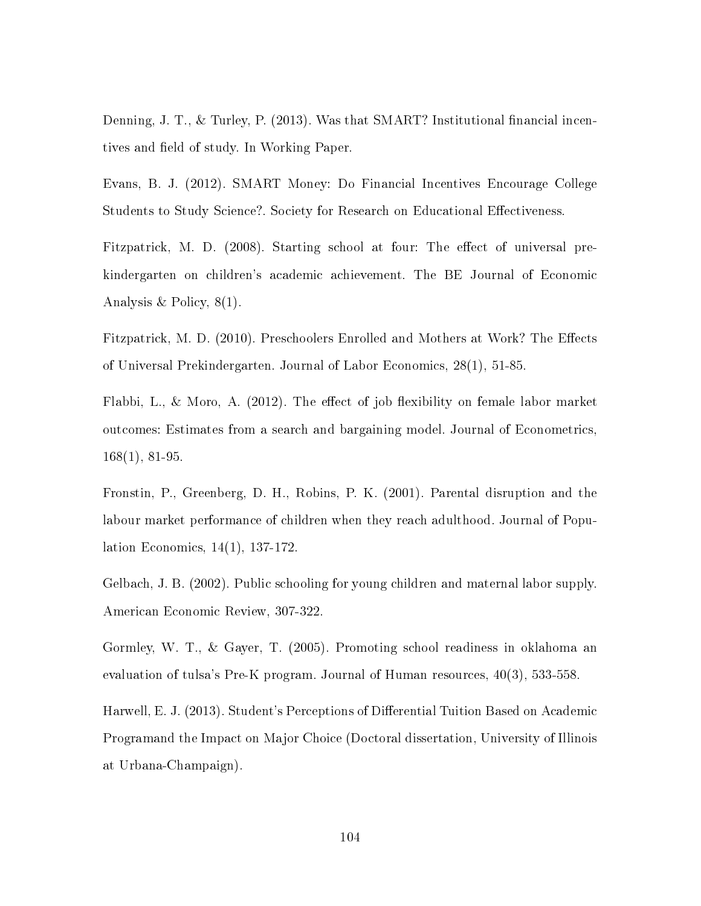Denning, J. T., & Turley, P. (2013). Was that SMART? Institutional financial incentives and field of study. In Working Paper.

Evans, B. J. (2012). SMART Money: Do Financial Incentives Encourage College Students to Study Science?. Society for Research on Educational Effectiveness.

Fitzpatrick, M. D. (2008). Starting school at four: The effect of universal pre-kindergarten on children's academic achievement. The BE Journal of Economic Analysis & Policy, 8(1).

Fitzpatrick, M. D. (2010). Preschoolers Enrolled and Mothers at Work? The Effects of Universal Prekindergarten. Journal of Labor Economics, 28(1), 51-85.

Flabbi, L., & Moro, A. (2012). The effect of job flexibility on female labor market outcomes: Estimates from a search and bargaining model. Journal of Econometrics, 168(1), 81-95.

Fronstin, P., Greenberg, D. H., Robins, P. K. (2001). Parental disruption and the labour market performance of children when they reach adulthood. Journal of Population Economics, 14(1), 137-172.

Gelbach, J. B. (2002). Public schooling for young children and maternal labor supply. American Economic Review, 307-322.

Gormley, W. T., & Gayer, T. (2005). Promoting school readiness in oklahoma an evaluation of tulsa's Pre-K program. Journal of Human resources, 40(3), 533-558.

Harwell, E. J. (2013). Student's Perceptions of Differential Tuition Based on Academic Programand the Impact on Major Choice (Doctoral dissertation, University of Illinois at Urbana-Champaign).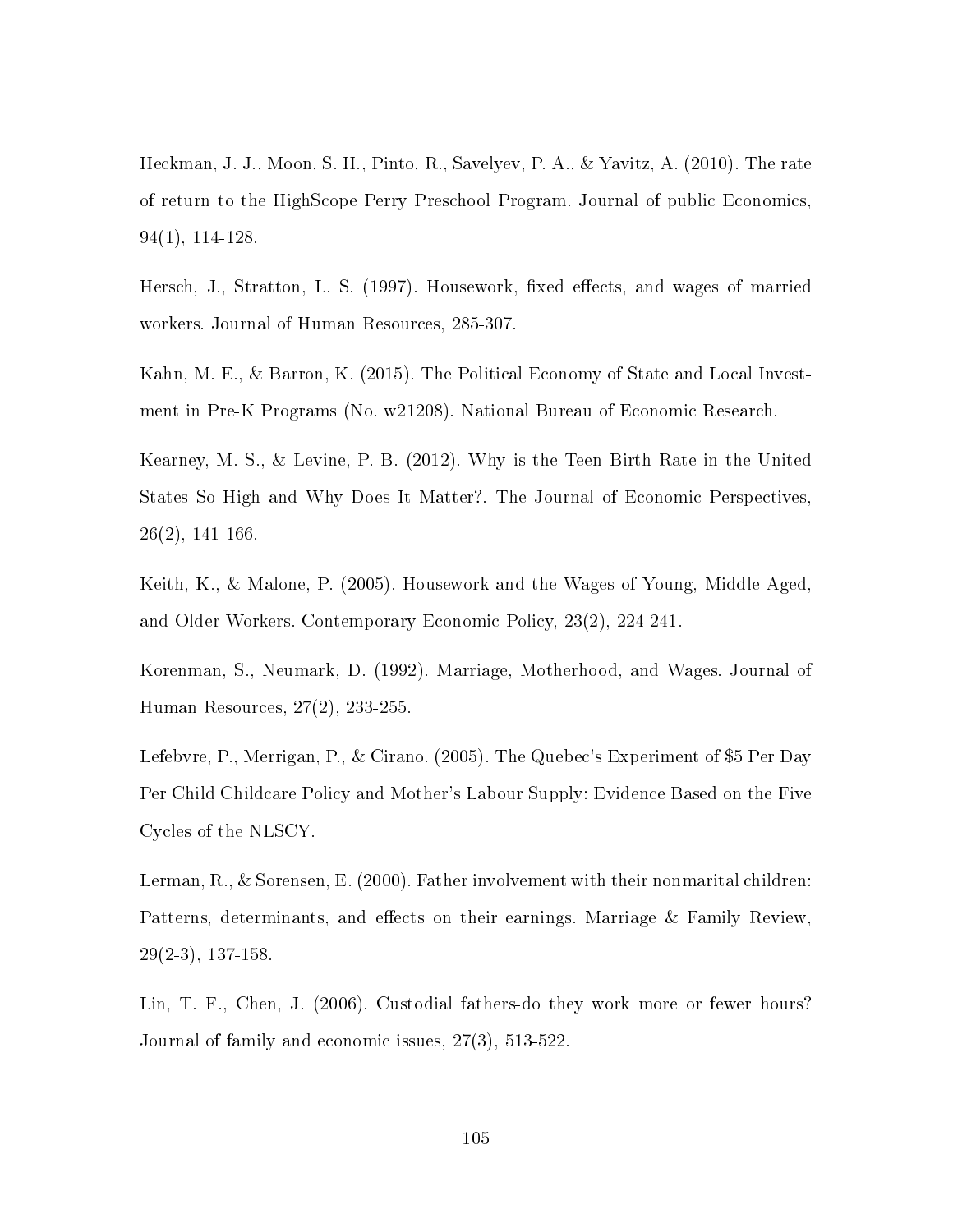Heckman, J. J., Moon, S. H., Pinto, R., Savelyev, P. A., & Yavitz, A. (2010). The rate of return to the HighScope Perry Preschool Program. Journal of public Economics, 94(1), 114-128.

Hersch, J., Stratton, L. S. (1997). Housework, fixed effects, and wages of married workers. Journal of Human Resources, 285-307.

Kahn, M. E., & Barron, K. (2015). The Political Economy of State and Local Investment in Pre-K Programs (No. w21208). National Bureau of Economic Research.

Kearney, M. S., & Levine, P. B. (2012). Why is the Teen Birth Rate in the United States So High and Why Does It Matter?. The Journal of Economic Perspectives, 26(2), 141-166.

Keith, K., & Malone, P. (2005). Housework and the Wages of Young, Middle-Aged, and Older Workers. Contemporary Economic Policy, 23(2), 224-241.

Korenman, S., Neumark, D. (1992). Marriage, Motherhood, and Wages. Journal of Human Resources, 27(2), 233-255.

Lefebvre, P., Merrigan, P., & Cirano. (2005). The Quebec's Experiment of $5 Per Day Per Child Childcare Policy and Mother's Labour Supply: Evidence Based on the Five Cycles of the NLSCY.

Lerman, R., & Sorensen, E. (2000). Father involvement with their nonmarital children: Patterns, determinants, and effects on their earnings. Marriage & Family Review, 29(2-3), 137-158.

Lin, T. F., Chen, J. (2006). Custodial fathers-do they work more or fewer hours? Journal of family and economic issues, 27(3), 513-522.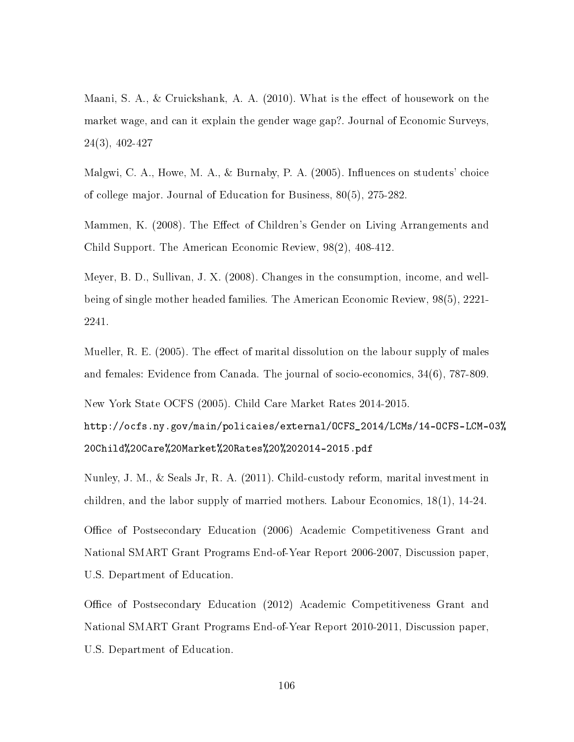Maani, S. A., & Cruickshank, A. A. (2010). What is the effect of housework on the market wage, and can it explain the gender wage gap?. Journal of Economic Surveys, 24(3), 402-427

Malgwi, C. A., Howe, M. A., & Burnaby, P. A. (2005). Influences on students' choice of college major. Journal of Education for Business, 80(5), 275-282.

Mammen, K. (2008). The Effect of Children's Gender on Living Arrangements and Child Support. The American Economic Review, 98(2), 408-412.

Meyer, B. D., Sullivan, J. X. (2008). Changes in the consumption, income, and well-being of single mother headed families. The American Economic Review, 98(5), 2221-2241.

Mueller, R. E. (2005). The effect of marital dissolution on the labour supply of males and females: Evidence from Canada. The journal of socio-economics, 34(6), 787-809.

New York State OCFS (2005). Child Care Market Rates 2014-2015. `http://ocfs.ny.gov/main/policaies/external/OCFS_2014/LCMs/14-OCFS-LCM-03%20Child%20Care%20Market%20Rates%20%202014-2015.pdf`

Nunley, J. M., & Seals Jr, R. A. (2011). Child-custody reform, marital investment in children, and the labor supply of married mothers. Labour Economics, 18(1), 14-24.

Office of Postsecondary Education (2006) Academic Competitiveness Grant and National SMART Grant Programs End-of-Year Report 2006-2007, Discussion paper, U.S. Department of Education.

Office of Postsecondary Education (2012) Academic Competitiveness Grant and National SMART Grant Programs End-of-Year Report 2010-2011, Discussion paper, U.S. Department of Education.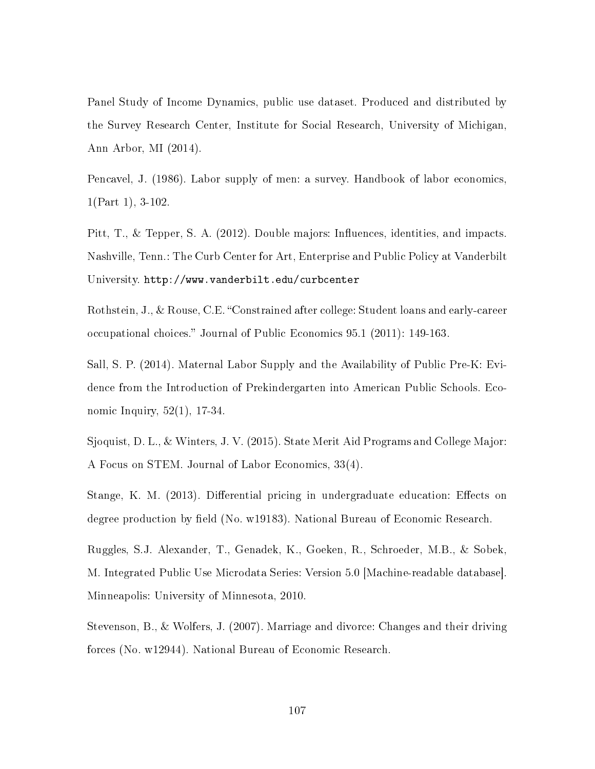Panel Study of Income Dynamics, public use dataset. Produced and distributed by the Survey Research Center, Institute for Social Research, University of Michigan, Ann Arbor, MI (2014).

Pencavel, J. (1986). Labor supply of men: a survey. Handbook of labor economics, 1(Part 1), 3-102.

Pitt, T., & Tepper, S. A. (2012). Double majors: Influences, identities, and impacts. Nashville, Tenn.: The Curb Center for Art, Enterprise and Public Policy at Vanderbilt University. `http://www.vanderbilt.edu/curbcenter`

Rothstein, J., & Rouse, C.E. "Constrained after college: Student loans and early-career occupational choices." Journal of Public Economics 95.1 (2011): 149-163.

Sall, S. P. (2014). Maternal Labor Supply and the Availability of Public Pre-K: Evidence from the Introduction of Prekindergarten into American Public Schools. Economic Inquiry, 52(1), 17-34.

Sjoquist, D. L., & Winters, J. V. (2015). State Merit Aid Programs and College Major: A Focus on STEM. Journal of Labor Economics, 33(4).

Stange, K. M. (2013). Differential pricing in undergraduate education: Effects on degree production by field (No. w19183). National Bureau of Economic Research.

Ruggles, S.J. Alexander, T., Genadek, K., Goeken, R., Schroeder, M.B., & Sobek, M. Integrated Public Use Microdata Series: Version 5.0 [Machine-readable database]. Minneapolis: University of Minnesota, 2010.

Stevenson, B., & Wolfers, J. (2007). Marriage and divorce: Changes and their driving forces (No. w12944). National Bureau of Economic Research.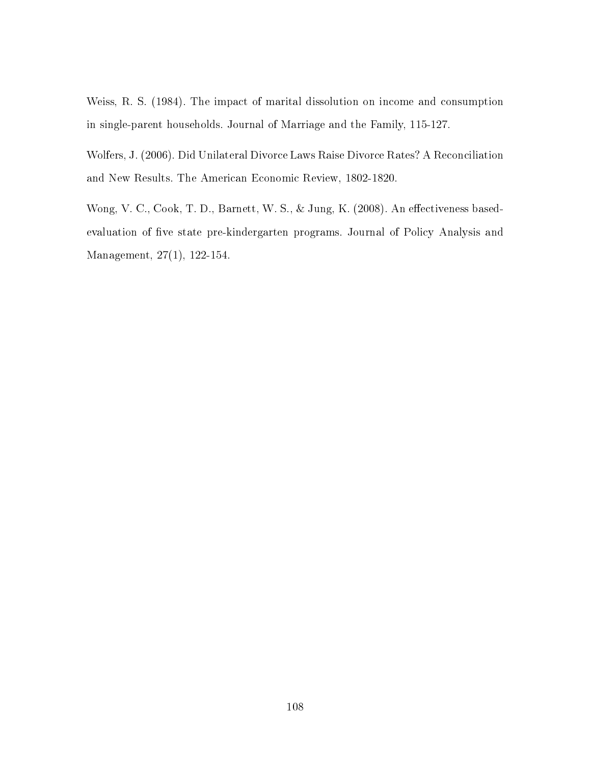Weiss, R. S. (1984). The impact of marital dissolution on income and consumption in single-parent households. Journal of Marriage and the Family, 115-127.

Wolfers, J. (2006). Did Unilateral Divorce Laws Raise Divorce Rates? A Reconciliation and New Results. The American Economic Review, 1802-1820.

Wong, V. C., Cook, T. D., Barnett, W. S., & Jung, K. (2008). An effectiveness based-evaluation of five state pre-kindergarten programs. Journal of Policy Analysis and Management, 27(1), 122-154.